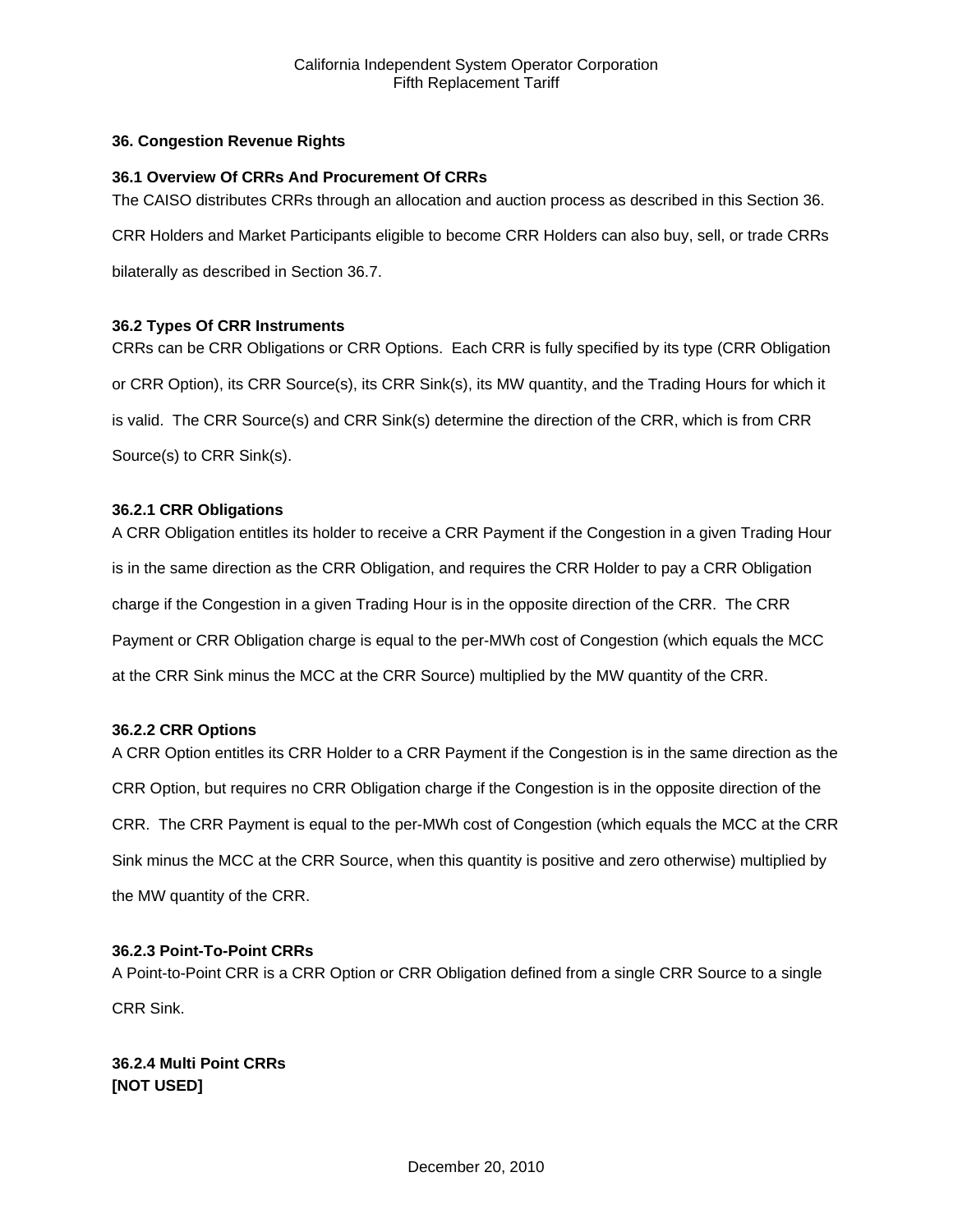# 36. Congestion Revenue Rights

## 36.1 Overview Of CRRs And Procurement Of CRRs

The CAISO distributes CRRs through an allocation and auction process as described in this Section 36. CRR Holders and Market Participants eligible to become CRR Holders can also buy, sell, or trade CRRs bilaterally as described in Section 36.7.

## 36.2 Types Of CRR Instruments

CRRs can be CRR Obligations or CRR Options. Each CRR is fully specified by its type (CRR Obligation or CRR Option), its CRR Source(s), its CRR Sink(s), its MW quantity, and the Trading Hours for which it is valid. The CRR Source(s) and CRR Sink(s) determine the direction of the CRR, which is from CRR Source(s) to CRR Sink(s).

### 36.2.1 CRR Obligations

A CRR Obligation entitles its holder to receive a CRR Payment if the Congestion in a given Trading Hour is in the same direction as the CRR Obligation, and requires the CRR Holder to pay a CRR Obligation charge if the Congestion in a given Trading Hour is in the opposite direction of the CRR. The CRR Payment or CRR Obligation charge is equal to the per-MWh cost of Congestion (which equals the MCC at the CRR Sink minus the MCC at the CRR Source) multiplied by the MW quantity of the CRR.

### 36.2.2 CRR Options

A CRR Option entitles its CRR Holder to a CRR Payment if the Congestion is in the same direction as the CRR Option, but requires no CRR Obligation charge if the Congestion is in the opposite direction of the CRR. The CRR Payment is equal to the per-MWh cost of Congestion (which equals the MCC at the CRR Sink minus the MCC at the CRR Source, when this quantity is positive and zero otherwise) multiplied by the MW quantity of the CRR.

### 36.2.3 Point-To-Point CRRs

A Point-to-Point CRR is a CRR Option or CRR Obligation defined from a single CRR Source to a single CRR Sink.

### 36.2.4 Multi Point CRRs

**[NOT USED]**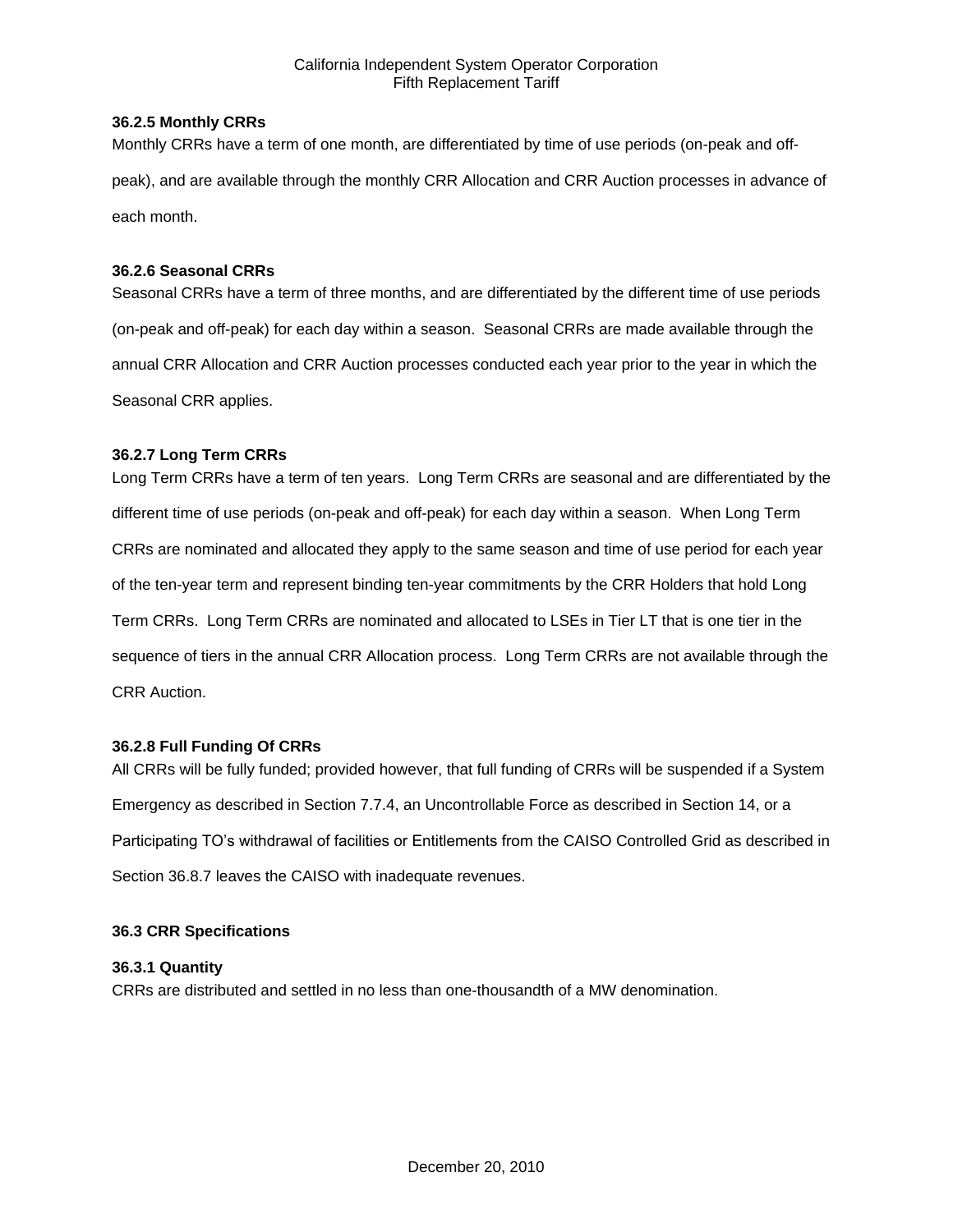### 36.2.5 Monthly CRRs

Monthly CRRs have a term of one month, are differentiated by time of use periods (on-peak and off-peak), and are available through the monthly CRR Allocation and CRR Auction processes in advance of each month.

### 36.2.6 Seasonal CRRs

Seasonal CRRs have a term of three months, and are differentiated by the different time of use periods (on-peak and off-peak) for each day within a season. Seasonal CRRs are made available through the annual CRR Allocation and CRR Auction processes conducted each year prior to the year in which the Seasonal CRR applies.

### 36.2.7 Long Term CRRs

Long Term CRRs have a term of ten years. Long Term CRRs are seasonal and are differentiated by the different time of use periods (on-peak and off-peak) for each day within a season. When Long Term CRRs are nominated and allocated they apply to the same season and time of use period for each year of the ten-year term and represent binding ten-year commitments by the CRR Holders that hold Long Term CRRs. Long Term CRRs are nominated and allocated to LSEs in Tier LT that is one tier in the sequence of tiers in the annual CRR Allocation process. Long Term CRRs are not available through the CRR Auction.

### 36.2.8 Full Funding Of CRRs

All CRRs will be fully funded; provided however, that full funding of CRRs will be suspended if a System Emergency as described in Section 7.7.4, an Uncontrollable Force as described in Section 14, or a Participating TO's withdrawal of facilities or Entitlements from the CAISO Controlled Grid as described in Section 36.8.7 leaves the CAISO with inadequate revenues.

## 36.3 CRR Specifications

### 36.3.1 Quantity

CRRs are distributed and settled in no less than one-thousandth of a MW denomination.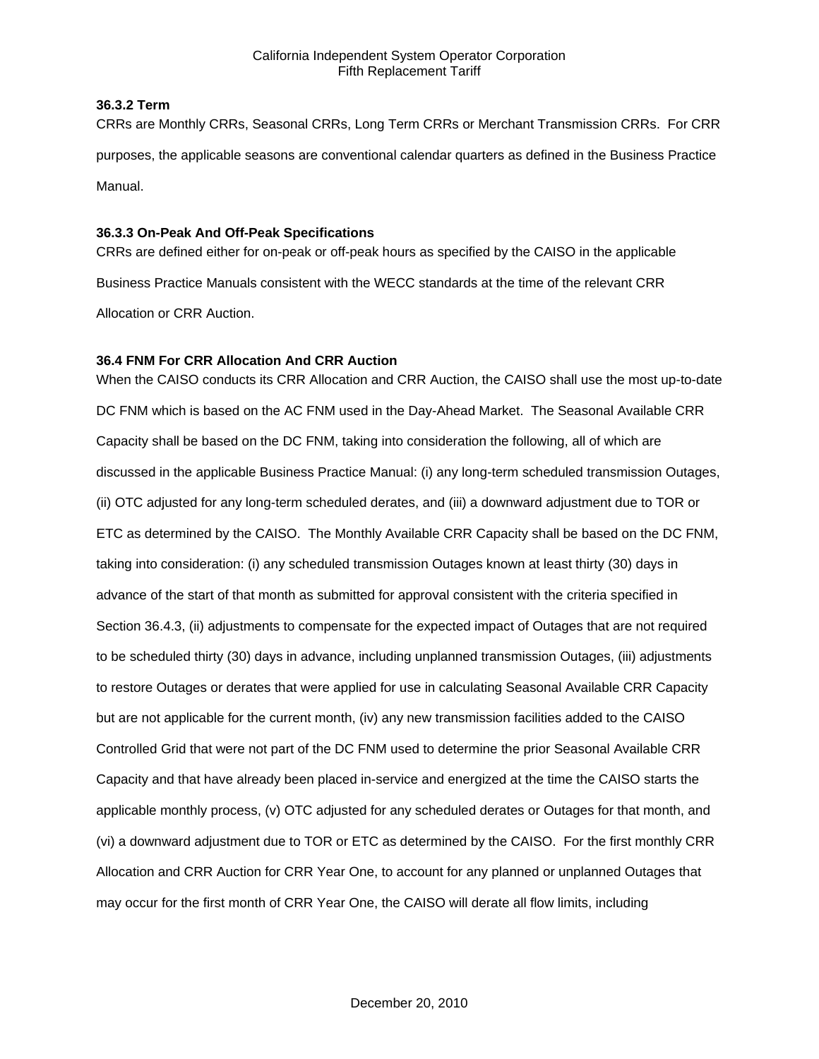### 36.3.2 Term

CRRs are Monthly CRRs, Seasonal CRRs, Long Term CRRs or Merchant Transmission CRRs. For CRR purposes, the applicable seasons are conventional calendar quarters as defined in the Business Practice Manual.

### 36.3.3 On-Peak And Off-Peak Specifications

CRRs are defined either for on-peak or off-peak hours as specified by the CAISO in the applicable Business Practice Manuals consistent with the WECC standards at the time of the relevant CRR Allocation or CRR Auction.

## 36.4 FNM For CRR Allocation And CRR Auction

When the CAISO conducts its CRR Allocation and CRR Auction, the CAISO shall use the most up-to-date DC FNM which is based on the AC FNM used in the Day-Ahead Market. The Seasonal Available CRR Capacity shall be based on the DC FNM, taking into consideration the following, all of which are discussed in the applicable Business Practice Manual: (i) any long-term scheduled transmission Outages, (ii) OTC adjusted for any long-term scheduled derates, and (iii) a downward adjustment due to TOR or ETC as determined by the CAISO. The Monthly Available CRR Capacity shall be based on the DC FNM, taking into consideration: (i) any scheduled transmission Outages known at least thirty (30) days in advance of the start of that month as submitted for approval consistent with the criteria specified in Section 36.4.3, (ii) adjustments to compensate for the expected impact of Outages that are not required to be scheduled thirty (30) days in advance, including unplanned transmission Outages, (iii) adjustments to restore Outages or derates that were applied for use in calculating Seasonal Available CRR Capacity but are not applicable for the current month, (iv) any new transmission facilities added to the CAISO Controlled Grid that were not part of the DC FNM used to determine the prior Seasonal Available CRR Capacity and that have already been placed in-service and energized at the time the CAISO starts the applicable monthly process, (v) OTC adjusted for any scheduled derates or Outages for that month, and (vi) a downward adjustment due to TOR or ETC as determined by the CAISO. For the first monthly CRR Allocation and CRR Auction for CRR Year One, to account for any planned or unplanned Outages that may occur for the first month of CRR Year One, the CAISO will derate all flow limits, including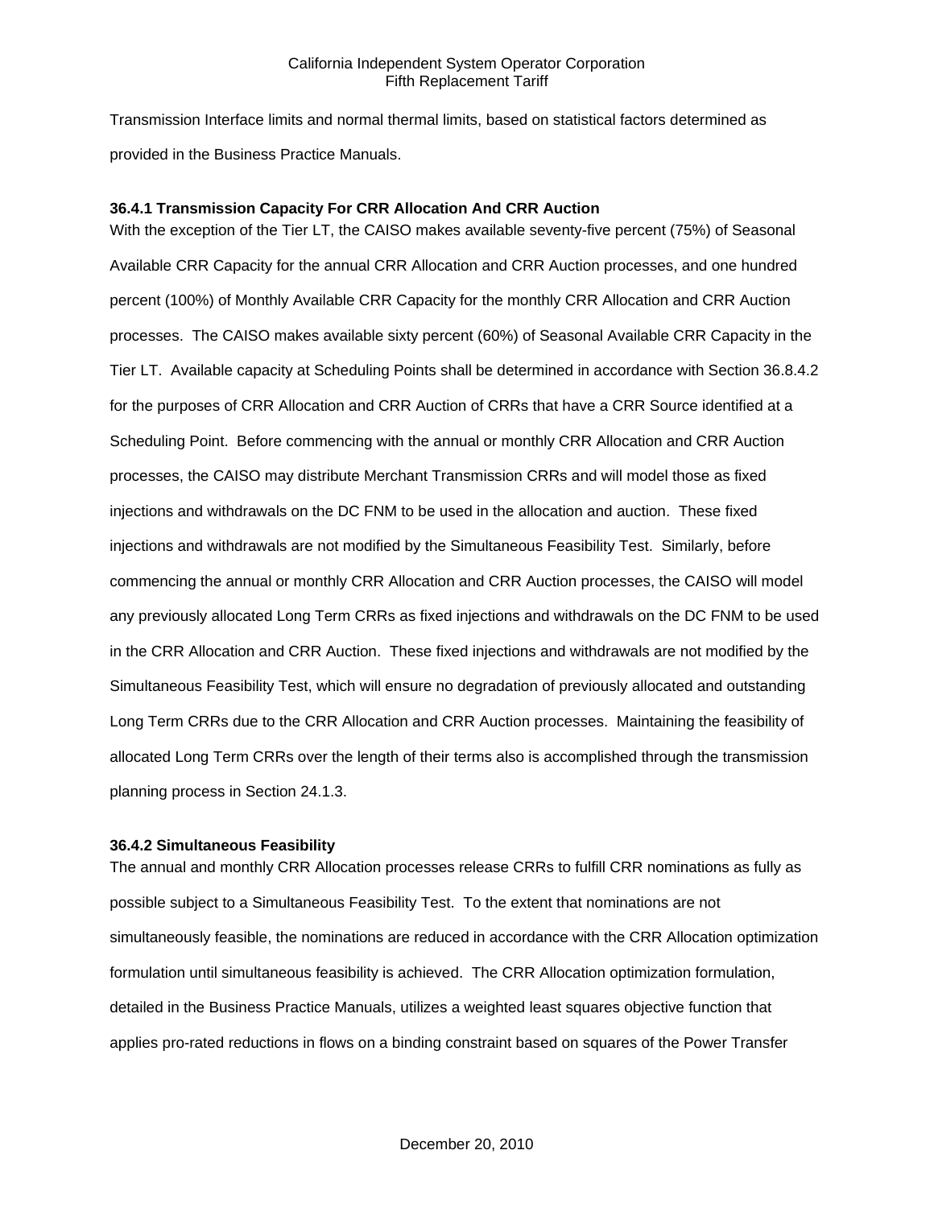Transmission Interface limits and normal thermal limits, based on statistical factors determined as provided in the Business Practice Manuals.

### 36.4.1 Transmission Capacity For CRR Allocation And CRR Auction

With the exception of the Tier LT, the CAISO makes available seventy-five percent (75%) of Seasonal Available CRR Capacity for the annual CRR Allocation and CRR Auction processes, and one hundred percent (100%) of Monthly Available CRR Capacity for the monthly CRR Allocation and CRR Auction processes. The CAISO makes available sixty percent (60%) of Seasonal Available CRR Capacity in the Tier LT. Available capacity at Scheduling Points shall be determined in accordance with Section 36.8.4.2 for the purposes of CRR Allocation and CRR Auction of CRRs that have a CRR Source identified at a Scheduling Point. Before commencing with the annual or monthly CRR Allocation and CRR Auction processes, the CAISO may distribute Merchant Transmission CRRs and will model those as fixed injections and withdrawals on the DC FNM to be used in the allocation and auction. These fixed injections and withdrawals are not modified by the Simultaneous Feasibility Test. Similarly, before commencing the annual or monthly CRR Allocation and CRR Auction processes, the CAISO will model any previously allocated Long Term CRRs as fixed injections and withdrawals on the DC FNM to be used in the CRR Allocation and CRR Auction. These fixed injections and withdrawals are not modified by the Simultaneous Feasibility Test, which will ensure no degradation of previously allocated and outstanding Long Term CRRs due to the CRR Allocation and CRR Auction processes. Maintaining the feasibility of allocated Long Term CRRs over the length of their terms also is accomplished through the transmission planning process in Section 24.1.3.

### 36.4.2 Simultaneous Feasibility

The annual and monthly CRR Allocation processes release CRRs to fulfill CRR nominations as fully as possible subject to a Simultaneous Feasibility Test. To the extent that nominations are not simultaneously feasible, the nominations are reduced in accordance with the CRR Allocation optimization formulation until simultaneous feasibility is achieved. The CRR Allocation optimization formulation, detailed in the Business Practice Manuals, utilizes a weighted least squares objective function that applies pro-rated reductions in flows on a binding constraint based on squares of the Power Transfer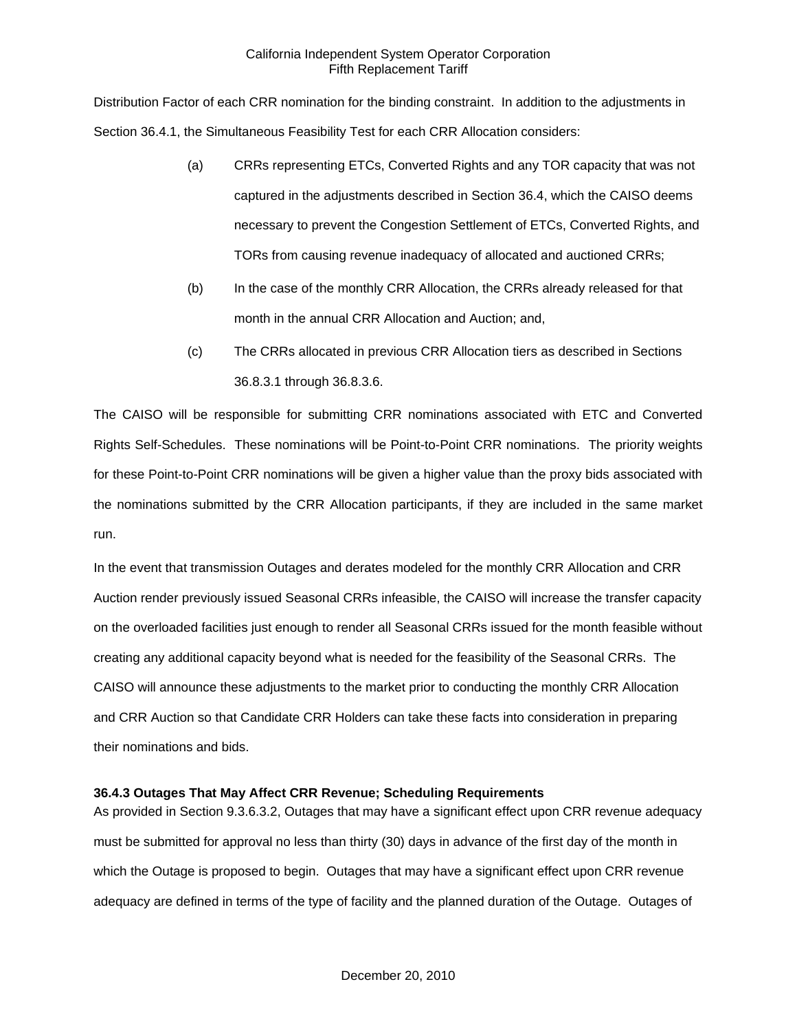Distribution Factor of each CRR nomination for the binding constraint. In addition to the adjustments in Section 36.4.1, the Simultaneous Feasibility Test for each CRR Allocation considers:

(a) CRRs representing ETCs, Converted Rights and any TOR capacity that was not captured in the adjustments described in Section 36.4, which the CAISO deems necessary to prevent the Congestion Settlement of ETCs, Converted Rights, and TORs from causing revenue inadequacy of allocated and auctioned CRRs;

(b) In the case of the monthly CRR Allocation, the CRRs already released for that month in the annual CRR Allocation and Auction; and,

(c) The CRRs allocated in previous CRR Allocation tiers as described in Sections 36.8.3.1 through 36.8.3.6.

The CAISO will be responsible for submitting CRR nominations associated with ETC and Converted Rights Self-Schedules. These nominations will be Point-to-Point CRR nominations. The priority weights for these Point-to-Point CRR nominations will be given a higher value than the proxy bids associated with the nominations submitted by the CRR Allocation participants, if they are included in the same market run.

In the event that transmission Outages and derates modeled for the monthly CRR Allocation and CRR Auction render previously issued Seasonal CRRs infeasible, the CAISO will increase the transfer capacity on the overloaded facilities just enough to render all Seasonal CRRs issued for the month feasible without creating any additional capacity beyond what is needed for the feasibility of the Seasonal CRRs. The CAISO will announce these adjustments to the market prior to conducting the monthly CRR Allocation and CRR Auction so that Candidate CRR Holders can take these facts into consideration in preparing their nominations and bids.

### 36.4.3 Outages That May Affect CRR Revenue; Scheduling Requirements

As provided in Section 9.3.6.3.2, Outages that may have a significant effect upon CRR revenue adequacy must be submitted for approval no less than thirty (30) days in advance of the first day of the month in which the Outage is proposed to begin. Outages that may have a significant effect upon CRR revenue adequacy are defined in terms of the type of facility and the planned duration of the Outage. Outages of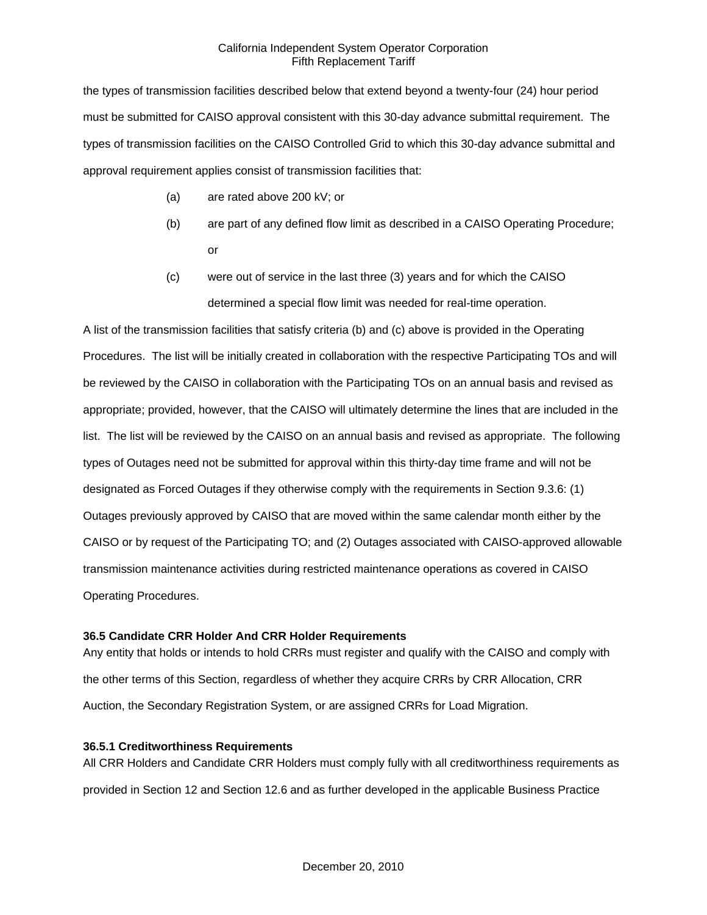the types of transmission facilities described below that extend beyond a twenty-four (24) hour period must be submitted for CAISO approval consistent with this 30-day advance submittal requirement. The types of transmission facilities on the CAISO Controlled Grid to which this 30-day advance submittal and approval requirement applies consist of transmission facilities that:

(a) are rated above 200 kV; or

(b) are part of any defined flow limit as described in a CAISO Operating Procedure; or

(c) were out of service in the last three (3) years and for which the CAISO determined a special flow limit was needed for real-time operation.

A list of the transmission facilities that satisfy criteria (b) and (c) above is provided in the Operating Procedures. The list will be initially created in collaboration with the respective Participating TOs and will be reviewed by the CAISO in collaboration with the Participating TOs on an annual basis and revised as appropriate; provided, however, that the CAISO will ultimately determine the lines that are included in the list. The list will be reviewed by the CAISO on an annual basis and revised as appropriate. The following types of Outages need not be submitted for approval within this thirty-day time frame and will not be designated as Forced Outages if they otherwise comply with the requirements in Section 9.3.6: (1) Outages previously approved by CAISO that are moved within the same calendar month either by the CAISO or by request of the Participating TO; and (2) Outages associated with CAISO-approved allowable transmission maintenance activities during restricted maintenance operations as covered in CAISO Operating Procedures.

### 36.5 Candidate CRR Holder And CRR Holder Requirements

Any entity that holds or intends to hold CRRs must register and qualify with the CAISO and comply with the other terms of this Section, regardless of whether they acquire CRRs by CRR Allocation, CRR Auction, the Secondary Registration System, or are assigned CRRs for Load Migration.

### 36.5.1 Creditworthiness Requirements

All CRR Holders and Candidate CRR Holders must comply fully with all creditworthiness requirements as provided in Section 12 and Section 12.6 and as further developed in the applicable Business Practice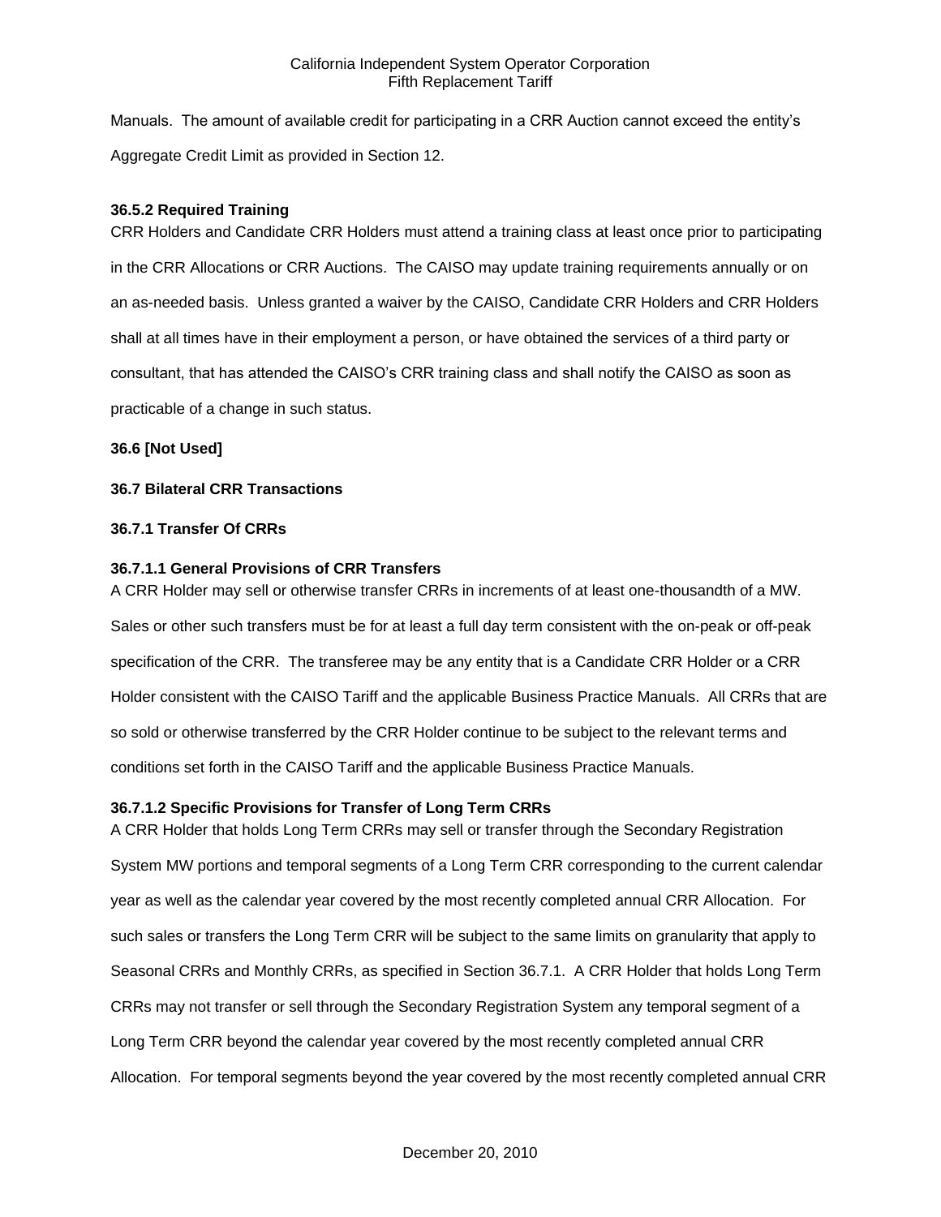Manuals. The amount of available credit for participating in a CRR Auction cannot exceed the entity's Aggregate Credit Limit as provided in Section 12.

**36.5.2 Required Training**

CRR Holders and Candidate CRR Holders must attend a training class at least once prior to participating in the CRR Allocations or CRR Auctions. The CAISO may update training requirements annually or on an as-needed basis. Unless granted a waiver by the CAISO, Candidate CRR Holders and CRR Holders shall at all times have in their employment a person, or have obtained the services of a third party or consultant, that has attended the CAISO's CRR training class and shall notify the CAISO as soon as practicable of a change in such status.

**36.6 [Not Used]**

**36.7 Bilateral CRR Transactions**

**36.7.1 Transfer Of CRRs**

**36.7.1.1 General Provisions of CRR Transfers**

A CRR Holder may sell or otherwise transfer CRRs in increments of at least one-thousandth of a MW. Sales or other such transfers must be for at least a full day term consistent with the on-peak or off-peak specification of the CRR. The transferee may be any entity that is a Candidate CRR Holder or a CRR Holder consistent with the CAISO Tariff and the applicable Business Practice Manuals. All CRRs that are so sold or otherwise transferred by the CRR Holder continue to be subject to the relevant terms and conditions set forth in the CAISO Tariff and the applicable Business Practice Manuals.

**36.7.1.2 Specific Provisions for Transfer of Long Term CRRs**

A CRR Holder that holds Long Term CRRs may sell or transfer through the Secondary Registration System MW portions and temporal segments of a Long Term CRR corresponding to the current calendar year as well as the calendar year covered by the most recently completed annual CRR Allocation. For such sales or transfers the Long Term CRR will be subject to the same limits on granularity that apply to Seasonal CRRs and Monthly CRRs, as specified in Section 36.7.1. A CRR Holder that holds Long Term CRRs may not transfer or sell through the Secondary Registration System any temporal segment of a Long Term CRR beyond the calendar year covered by the most recently completed annual CRR Allocation. For temporal segments beyond the year covered by the most recently completed annual CRR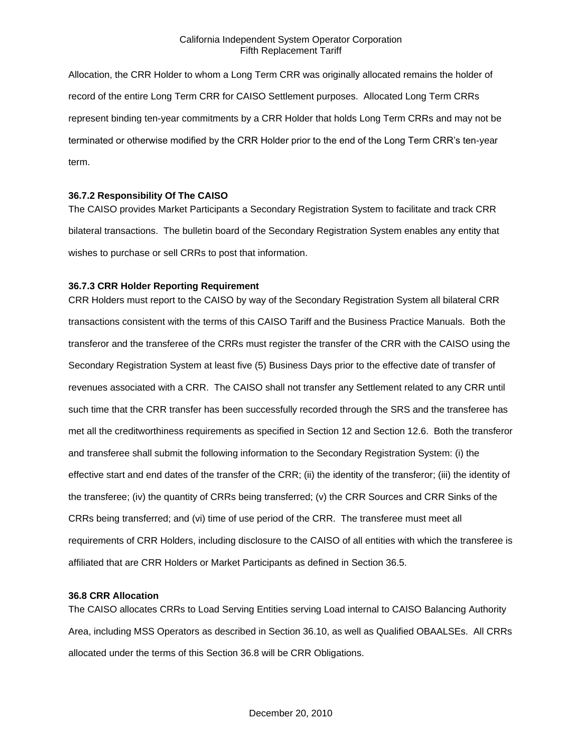Allocation, the CRR Holder to whom a Long Term CRR was originally allocated remains the holder of record of the entire Long Term CRR for CAISO Settlement purposes. Allocated Long Term CRRs represent binding ten-year commitments by a CRR Holder that holds Long Term CRRs and may not be terminated or otherwise modified by the CRR Holder prior to the end of the Long Term CRR's ten-year term.

### 36.7.2 Responsibility Of The CAISO

The CAISO provides Market Participants a Secondary Registration System to facilitate and track CRR bilateral transactions. The bulletin board of the Secondary Registration System enables any entity that wishes to purchase or sell CRRs to post that information.

### 36.7.3 CRR Holder Reporting Requirement

CRR Holders must report to the CAISO by way of the Secondary Registration System all bilateral CRR transactions consistent with the terms of this CAISO Tariff and the Business Practice Manuals. Both the transferor and the transferee of the CRRs must register the transfer of the CRR with the CAISO using the Secondary Registration System at least five (5) Business Days prior to the effective date of transfer of revenues associated with a CRR. The CAISO shall not transfer any Settlement related to any CRR until such time that the CRR transfer has been successfully recorded through the SRS and the transferee has met all the creditworthiness requirements as specified in Section 12 and Section 12.6. Both the transferor and transferee shall submit the following information to the Secondary Registration System: (i) the effective start and end dates of the transfer of the CRR; (ii) the identity of the transferor; (iii) the identity of the transferee; (iv) the quantity of CRRs being transferred; (v) the CRR Sources and CRR Sinks of the CRRs being transferred; and (vi) time of use period of the CRR. The transferee must meet all requirements of CRR Holders, including disclosure to the CAISO of all entities with which the transferee is affiliated that are CRR Holders or Market Participants as defined in Section 36.5.

## 36.8 CRR Allocation

The CAISO allocates CRRs to Load Serving Entities serving Load internal to CAISO Balancing Authority Area, including MSS Operators as described in Section 36.10, as well as Qualified OBAALSEs. All CRRs allocated under the terms of this Section 36.8 will be CRR Obligations.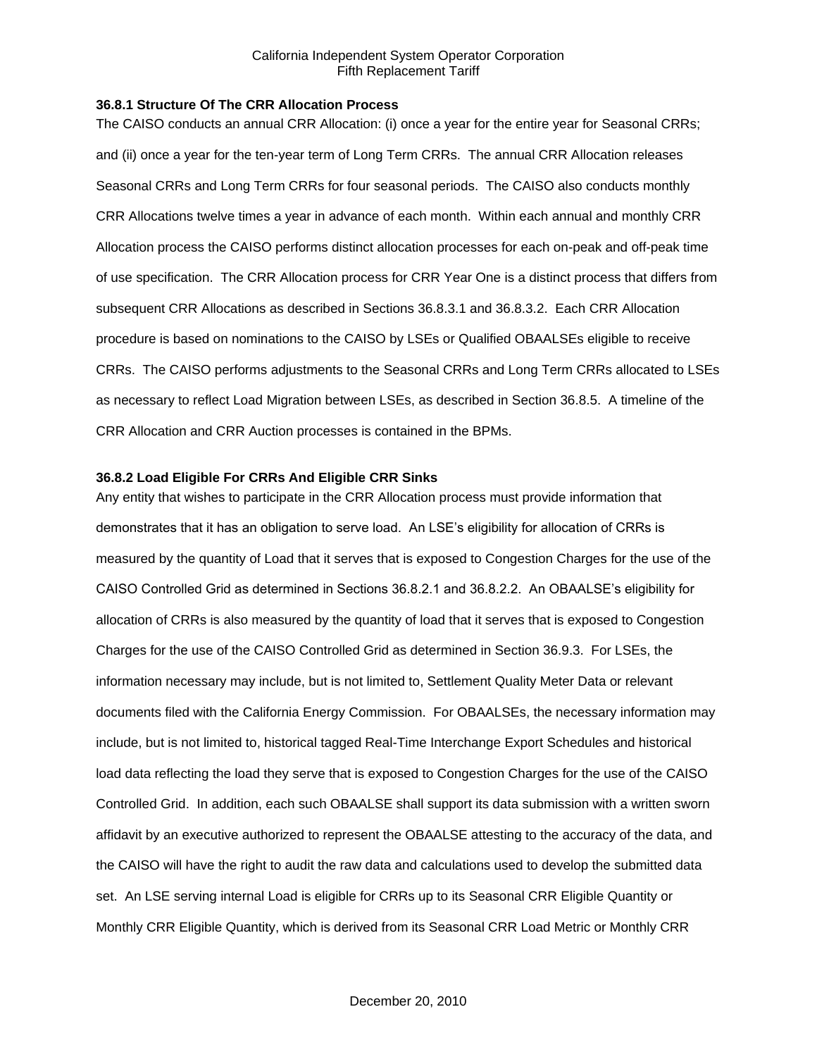### 36.8.1 Structure Of The CRR Allocation Process

The CAISO conducts an annual CRR Allocation: (i) once a year for the entire year for Seasonal CRRs; and (ii) once a year for the ten-year term of Long Term CRRs. The annual CRR Allocation releases Seasonal CRRs and Long Term CRRs for four seasonal periods. The CAISO also conducts monthly CRR Allocations twelve times a year in advance of each month. Within each annual and monthly CRR Allocation process the CAISO performs distinct allocation processes for each on-peak and off-peak time of use specification. The CRR Allocation process for CRR Year One is a distinct process that differs from subsequent CRR Allocations as described in Sections 36.8.3.1 and 36.8.3.2. Each CRR Allocation procedure is based on nominations to the CAISO by LSEs or Qualified OBAALSEs eligible to receive CRRs. The CAISO performs adjustments to the Seasonal CRRs and Long Term CRRs allocated to LSEs as necessary to reflect Load Migration between LSEs, as described in Section 36.8.5. A timeline of the CRR Allocation and CRR Auction processes is contained in the BPMs.

### 36.8.2 Load Eligible For CRRs And Eligible CRR Sinks

Any entity that wishes to participate in the CRR Allocation process must provide information that demonstrates that it has an obligation to serve load. An LSE's eligibility for allocation of CRRs is measured by the quantity of Load that it serves that is exposed to Congestion Charges for the use of the CAISO Controlled Grid as determined in Sections 36.8.2.1 and 36.8.2.2. An OBAALSE's eligibility for allocation of CRRs is also measured by the quantity of load that it serves that is exposed to Congestion Charges for the use of the CAISO Controlled Grid as determined in Section 36.9.3. For LSEs, the information necessary may include, but is not limited to, Settlement Quality Meter Data or relevant documents filed with the California Energy Commission. For OBAALSEs, the necessary information may include, but is not limited to, historical tagged Real-Time Interchange Export Schedules and historical load data reflecting the load they serve that is exposed to Congestion Charges for the use of the CAISO Controlled Grid. In addition, each such OBAALSE shall support its data submission with a written sworn affidavit by an executive authorized to represent the OBAALSE attesting to the accuracy of the data, and the CAISO will have the right to audit the raw data and calculations used to develop the submitted data set. An LSE serving internal Load is eligible for CRRs up to its Seasonal CRR Eligible Quantity or Monthly CRR Eligible Quantity, which is derived from its Seasonal CRR Load Metric or Monthly CRR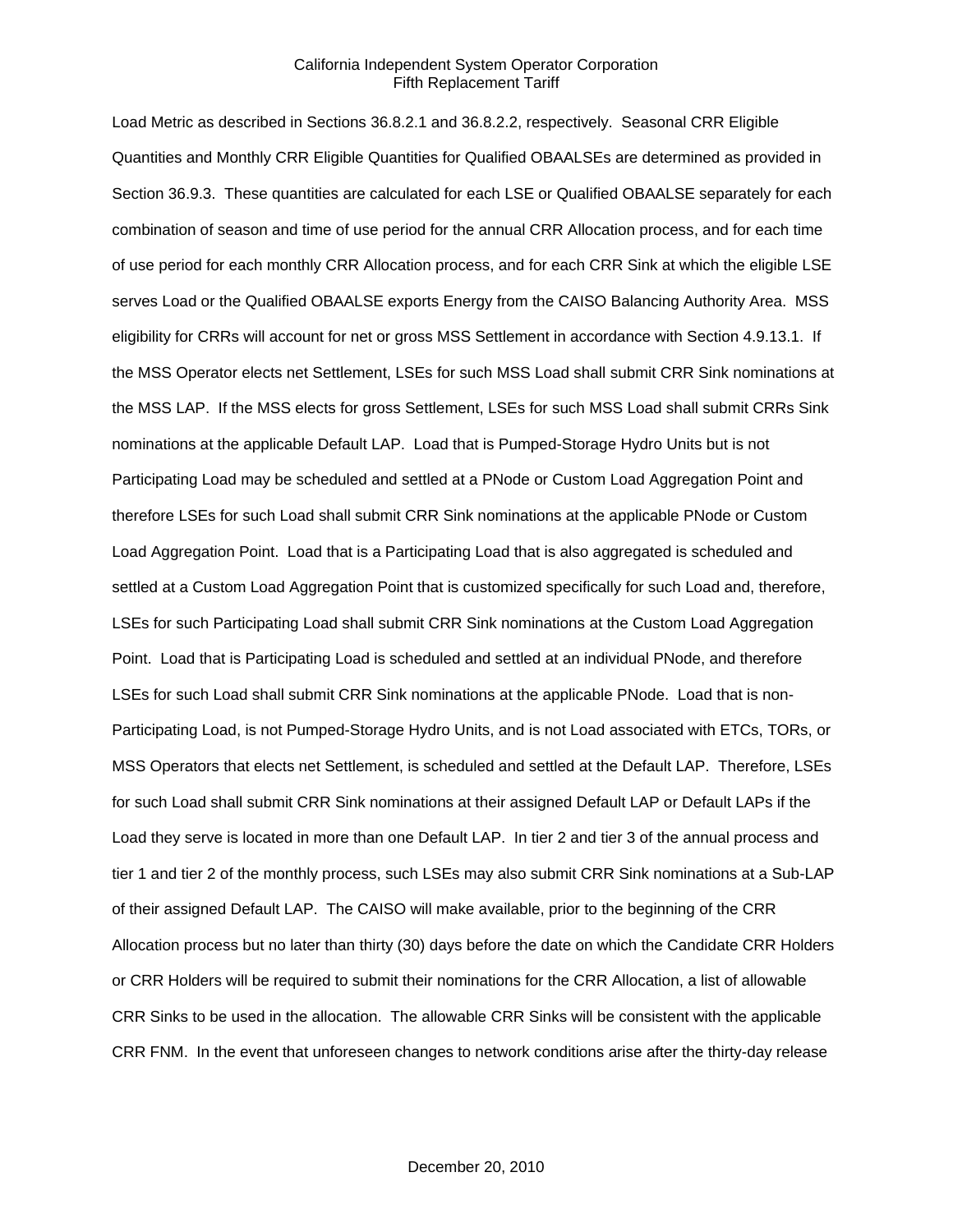Load Metric as described in Sections 36.8.2.1 and 36.8.2.2, respectively. Seasonal CRR Eligible Quantities and Monthly CRR Eligible Quantities for Qualified OBAALSEs are determined as provided in Section 36.9.3. These quantities are calculated for each LSE or Qualified OBAALSE separately for each combination of season and time of use period for the annual CRR Allocation process, and for each time of use period for each monthly CRR Allocation process, and for each CRR Sink at which the eligible LSE serves Load or the Qualified OBAALSE exports Energy from the CAISO Balancing Authority Area. MSS eligibility for CRRs will account for net or gross MSS Settlement in accordance with Section 4.9.13.1. If the MSS Operator elects net Settlement, LSEs for such MSS Load shall submit CRR Sink nominations at the MSS LAP. If the MSS elects for gross Settlement, LSEs for such MSS Load shall submit CRRs Sink nominations at the applicable Default LAP. Load that is Pumped-Storage Hydro Units but is not Participating Load may be scheduled and settled at a PNode or Custom Load Aggregation Point and therefore LSEs for such Load shall submit CRR Sink nominations at the applicable PNode or Custom Load Aggregation Point. Load that is a Participating Load that is also aggregated is scheduled and settled at a Custom Load Aggregation Point that is customized specifically for such Load and, therefore, LSEs for such Participating Load shall submit CRR Sink nominations at the Custom Load Aggregation Point. Load that is Participating Load is scheduled and settled at an individual PNode, and therefore LSEs for such Load shall submit CRR Sink nominations at the applicable PNode. Load that is non-Participating Load, is not Pumped-Storage Hydro Units, and is not Load associated with ETCs, TORs, or MSS Operators that elects net Settlement, is scheduled and settled at the Default LAP. Therefore, LSEs for such Load shall submit CRR Sink nominations at their assigned Default LAP or Default LAPs if the Load they serve is located in more than one Default LAP. In tier 2 and tier 3 of the annual process and tier 1 and tier 2 of the monthly process, such LSEs may also submit CRR Sink nominations at a Sub-LAP of their assigned Default LAP. The CAISO will make available, prior to the beginning of the CRR Allocation process but no later than thirty (30) days before the date on which the Candidate CRR Holders or CRR Holders will be required to submit their nominations for the CRR Allocation, a list of allowable CRR Sinks to be used in the allocation. The allowable CRR Sinks will be consistent with the applicable CRR FNM. In the event that unforeseen changes to network conditions arise after the thirty-day release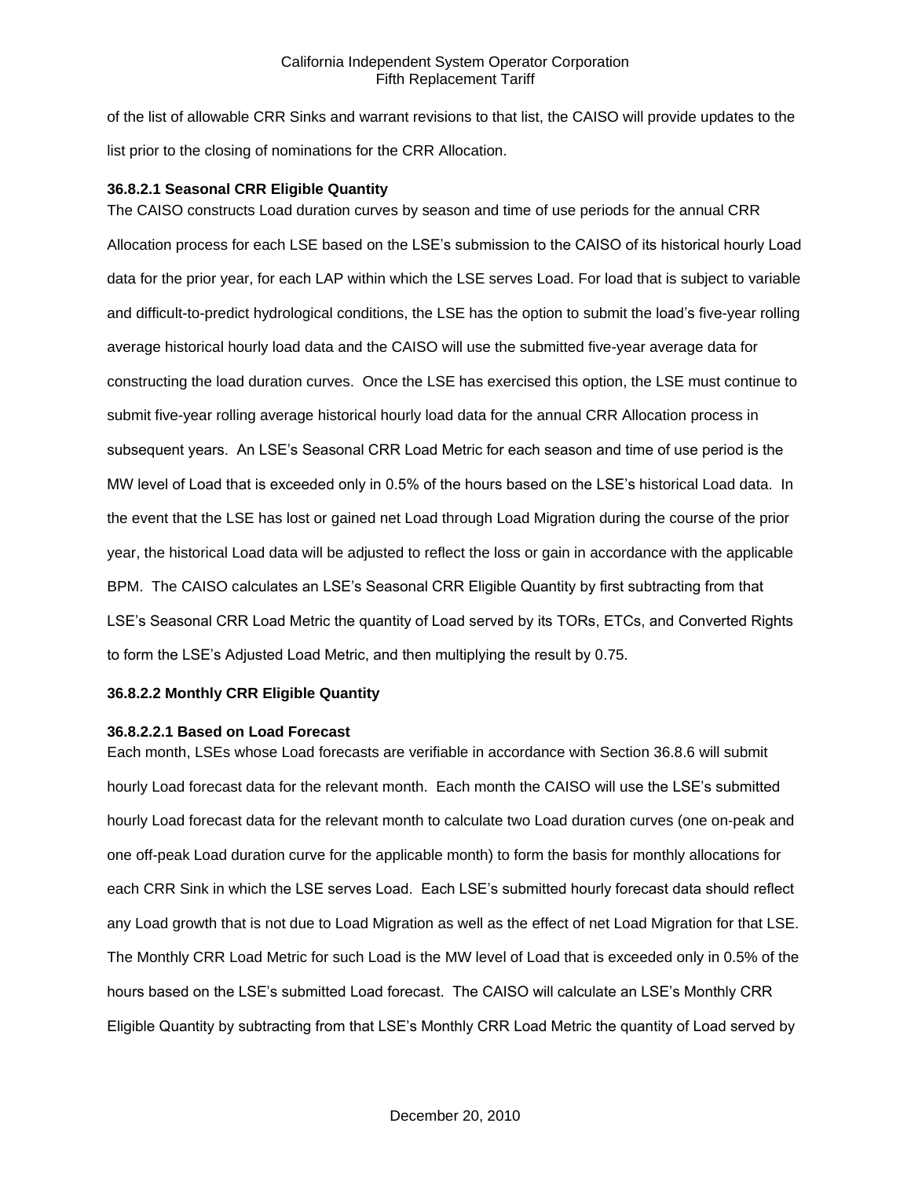of the list of allowable CRR Sinks and warrant revisions to that list, the CAISO will provide updates to the list prior to the closing of nominations for the CRR Allocation.

**36.8.2.1 Seasonal CRR Eligible Quantity**

The CAISO constructs Load duration curves by season and time of use periods for the annual CRR Allocation process for each LSE based on the LSE's submission to the CAISO of its historical hourly Load data for the prior year, for each LAP within which the LSE serves Load. For load that is subject to variable and difficult-to-predict hydrological conditions, the LSE has the option to submit the load's five-year rolling average historical hourly load data and the CAISO will use the submitted five-year average data for constructing the load duration curves. Once the LSE has exercised this option, the LSE must continue to submit five-year rolling average historical hourly load data for the annual CRR Allocation process in subsequent years. An LSE's Seasonal CRR Load Metric for each season and time of use period is the MW level of Load that is exceeded only in 0.5% of the hours based on the LSE's historical Load data. In the event that the LSE has lost or gained net Load through Load Migration during the course of the prior year, the historical Load data will be adjusted to reflect the loss or gain in accordance with the applicable BPM. The CAISO calculates an LSE's Seasonal CRR Eligible Quantity by first subtracting from that LSE's Seasonal CRR Load Metric the quantity of Load served by its TORs, ETCs, and Converted Rights to form the LSE's Adjusted Load Metric, and then multiplying the result by 0.75.

**36.8.2.2 Monthly CRR Eligible Quantity**

**36.8.2.2.1 Based on Load Forecast**

Each month, LSEs whose Load forecasts are verifiable in accordance with Section 36.8.6 will submit hourly Load forecast data for the relevant month. Each month the CAISO will use the LSE's submitted hourly Load forecast data for the relevant month to calculate two Load duration curves (one on-peak and one off-peak Load duration curve for the applicable month) to form the basis for monthly allocations for each CRR Sink in which the LSE serves Load. Each LSE's submitted hourly forecast data should reflect any Load growth that is not due to Load Migration as well as the effect of net Load Migration for that LSE. The Monthly CRR Load Metric for such Load is the MW level of Load that is exceeded only in 0.5% of the hours based on the LSE's submitted Load forecast. The CAISO will calculate an LSE's Monthly CRR Eligible Quantity by subtracting from that LSE's Monthly CRR Load Metric the quantity of Load served by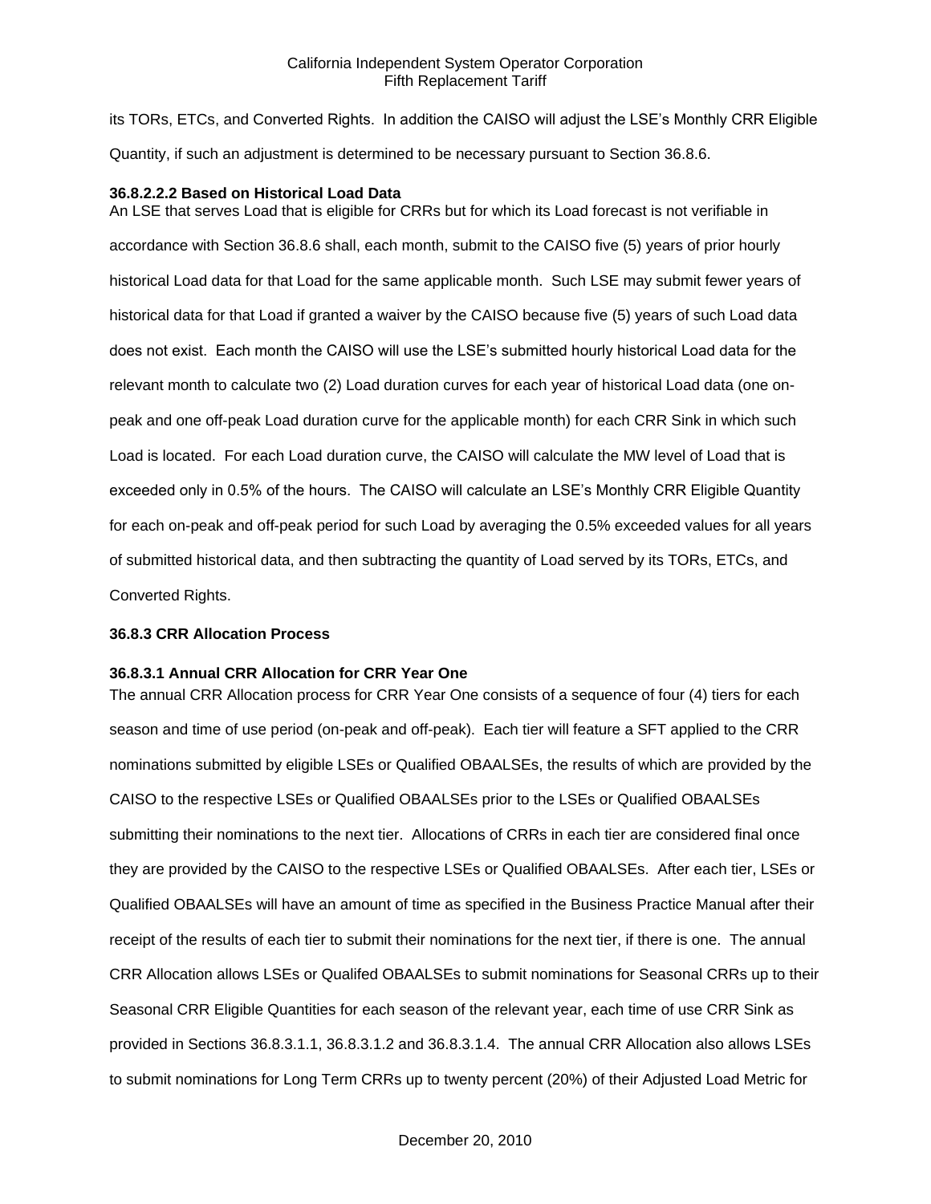its TORs, ETCs, and Converted Rights. In addition the CAISO will adjust the LSE's Monthly CRR Eligible Quantity, if such an adjustment is determined to be necessary pursuant to Section 36.8.6.

**36.8.2.2.2 Based on Historical Load Data**

An LSE that serves Load that is eligible for CRRs but for which its Load forecast is not verifiable in accordance with Section 36.8.6 shall, each month, submit to the CAISO five (5) years of prior hourly historical Load data for that Load for the same applicable month. Such LSE may submit fewer years of historical data for that Load if granted a waiver by the CAISO because five (5) years of such Load data does not exist. Each month the CAISO will use the LSE's submitted hourly historical Load data for the relevant month to calculate two (2) Load duration curves for each year of historical Load data (one on-peak and one off-peak Load duration curve for the applicable month) for each CRR Sink in which such Load is located. For each Load duration curve, the CAISO will calculate the MW level of Load that is exceeded only in 0.5% of the hours. The CAISO will calculate an LSE's Monthly CRR Eligible Quantity for each on-peak and off-peak period for such Load by averaging the 0.5% exceeded values for all years of submitted historical data, and then subtracting the quantity of Load served by its TORs, ETCs, and Converted Rights.

**36.8.3 CRR Allocation Process**

**36.8.3.1 Annual CRR Allocation for CRR Year One**

The annual CRR Allocation process for CRR Year One consists of a sequence of four (4) tiers for each season and time of use period (on-peak and off-peak). Each tier will feature a SFT applied to the CRR nominations submitted by eligible LSEs or Qualified OBAALSEs, the results of which are provided by the CAISO to the respective LSEs or Qualified OBAALSEs prior to the LSEs or Qualified OBAALSEs submitting their nominations to the next tier. Allocations of CRRs in each tier are considered final once they are provided by the CAISO to the respective LSEs or Qualified OBAALSEs. After each tier, LSEs or Qualified OBAALSEs will have an amount of time as specified in the Business Practice Manual after their receipt of the results of each tier to submit their nominations for the next tier, if there is one. The annual CRR Allocation allows LSEs or Qualifed OBAALSEs to submit nominations for Seasonal CRRs up to their Seasonal CRR Eligible Quantities for each season of the relevant year, each time of use CRR Sink as provided in Sections 36.8.3.1.1, 36.8.3.1.2 and 36.8.3.1.4. The annual CRR Allocation also allows LSEs to submit nominations for Long Term CRRs up to twenty percent (20%) of their Adjusted Load Metric for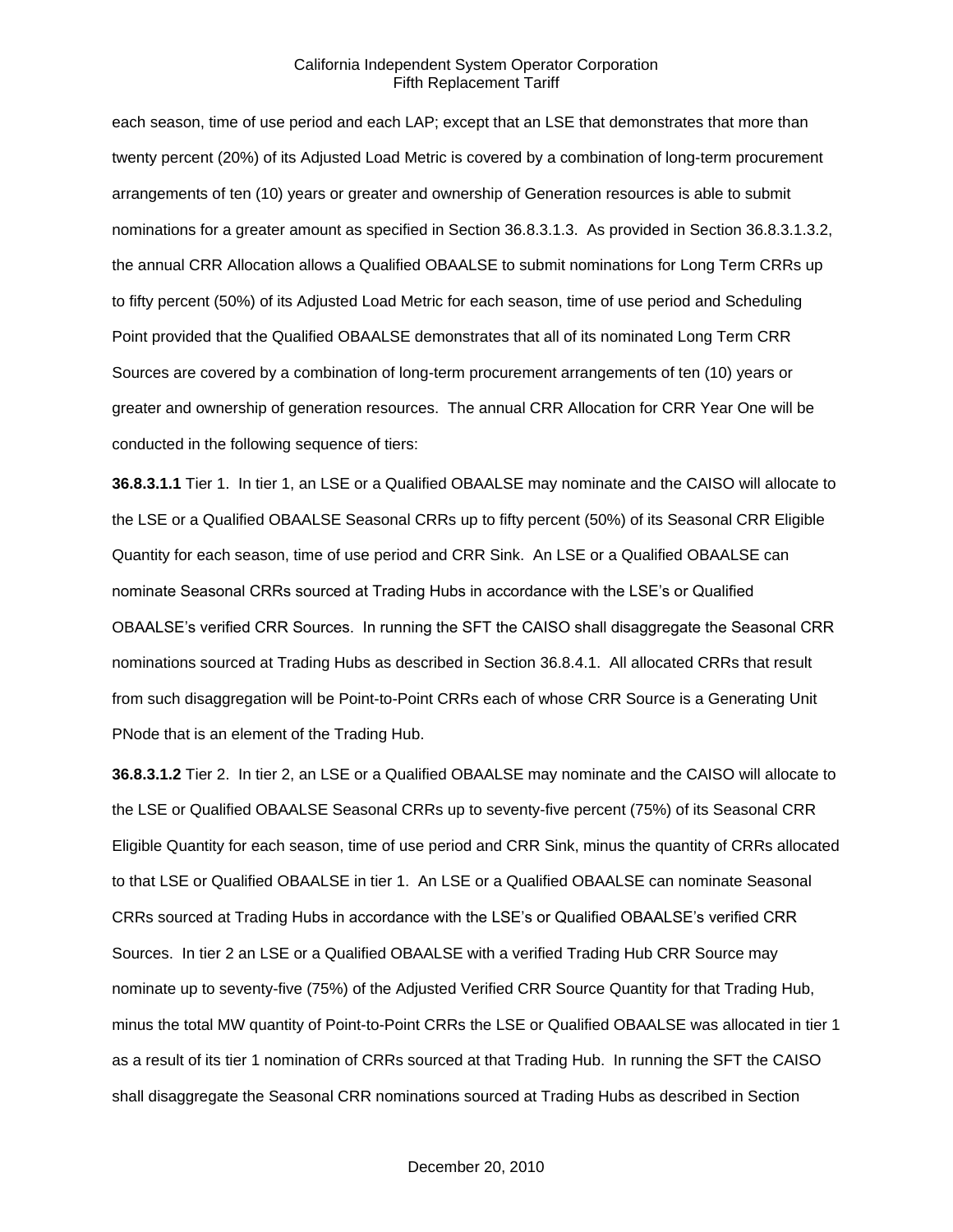each season, time of use period and each LAP; except that an LSE that demonstrates that more than twenty percent (20%) of its Adjusted Load Metric is covered by a combination of long-term procurement arrangements of ten (10) years or greater and ownership of Generation resources is able to submit nominations for a greater amount as specified in Section 36.8.3.1.3. As provided in Section 36.8.3.1.3.2, the annual CRR Allocation allows a Qualified OBAALSE to submit nominations for Long Term CRRs up to fifty percent (50%) of its Adjusted Load Metric for each season, time of use period and Scheduling Point provided that the Qualified OBAALSE demonstrates that all of its nominated Long Term CRR Sources are covered by a combination of long-term procurement arrangements of ten (10) years or greater and ownership of generation resources. The annual CRR Allocation for CRR Year One will be conducted in the following sequence of tiers:

**36.8.3.1.1** Tier 1. In tier 1, an LSE or a Qualified OBAALSE may nominate and the CAISO will allocate to the LSE or a Qualified OBAALSE Seasonal CRRs up to fifty percent (50%) of its Seasonal CRR Eligible Quantity for each season, time of use period and CRR Sink. An LSE or a Qualified OBAALSE can nominate Seasonal CRRs sourced at Trading Hubs in accordance with the LSE's or Qualified OBAALSE's verified CRR Sources. In running the SFT the CAISO shall disaggregate the Seasonal CRR nominations sourced at Trading Hubs as described in Section 36.8.4.1. All allocated CRRs that result from such disaggregation will be Point-to-Point CRRs each of whose CRR Source is a Generating Unit PNode that is an element of the Trading Hub.

**36.8.3.1.2** Tier 2. In tier 2, an LSE or a Qualified OBAALSE may nominate and the CAISO will allocate to the LSE or Qualified OBAALSE Seasonal CRRs up to seventy-five percent (75%) of its Seasonal CRR Eligible Quantity for each season, time of use period and CRR Sink, minus the quantity of CRRs allocated to that LSE or Qualified OBAALSE in tier 1. An LSE or a Qualified OBAALSE can nominate Seasonal CRRs sourced at Trading Hubs in accordance with the LSE's or Qualified OBAALSE's verified CRR Sources. In tier 2 an LSE or a Qualified OBAALSE with a verified Trading Hub CRR Source may nominate up to seventy-five (75%) of the Adjusted Verified CRR Source Quantity for that Trading Hub, minus the total MW quantity of Point-to-Point CRRs the LSE or Qualified OBAALSE was allocated in tier 1 as a result of its tier 1 nomination of CRRs sourced at that Trading Hub. In running the SFT the CAISO shall disaggregate the Seasonal CRR nominations sourced at Trading Hubs as described in Section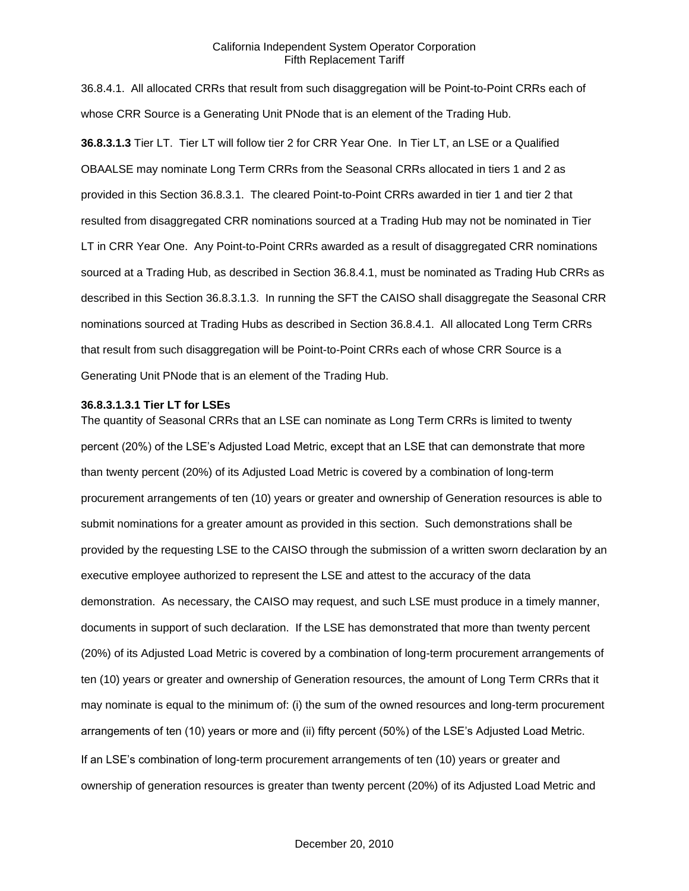36.8.4.1. All allocated CRRs that result from such disaggregation will be Point-to-Point CRRs each of whose CRR Source is a Generating Unit PNode that is an element of the Trading Hub.

**36.8.3.1.3** Tier LT. Tier LT will follow tier 2 for CRR Year One. In Tier LT, an LSE or a Qualified OBAALSE may nominate Long Term CRRs from the Seasonal CRRs allocated in tiers 1 and 2 as provided in this Section 36.8.3.1. The cleared Point-to-Point CRRs awarded in tier 1 and tier 2 that resulted from disaggregated CRR nominations sourced at a Trading Hub may not be nominated in Tier LT in CRR Year One. Any Point-to-Point CRRs awarded as a result of disaggregated CRR nominations sourced at a Trading Hub, as described in Section 36.8.4.1, must be nominated as Trading Hub CRRs as described in this Section 36.8.3.1.3. In running the SFT the CAISO shall disaggregate the Seasonal CRR nominations sourced at Trading Hubs as described in Section 36.8.4.1. All allocated Long Term CRRs that result from such disaggregation will be Point-to-Point CRRs each of whose CRR Source is a Generating Unit PNode that is an element of the Trading Hub.

**36.8.3.1.3.1 Tier LT for LSEs**

The quantity of Seasonal CRRs that an LSE can nominate as Long Term CRRs is limited to twenty percent (20%) of the LSE's Adjusted Load Metric, except that an LSE that can demonstrate that more than twenty percent (20%) of its Adjusted Load Metric is covered by a combination of long-term procurement arrangements of ten (10) years or greater and ownership of Generation resources is able to submit nominations for a greater amount as provided in this section. Such demonstrations shall be provided by the requesting LSE to the CAISO through the submission of a written sworn declaration by an executive employee authorized to represent the LSE and attest to the accuracy of the data demonstration. As necessary, the CAISO may request, and such LSE must produce in a timely manner, documents in support of such declaration. If the LSE has demonstrated that more than twenty percent (20%) of its Adjusted Load Metric is covered by a combination of long-term procurement arrangements of ten (10) years or greater and ownership of Generation resources, the amount of Long Term CRRs that it may nominate is equal to the minimum of: (i) the sum of the owned resources and long-term procurement arrangements of ten (10) years or more and (ii) fifty percent (50%) of the LSE's Adjusted Load Metric. If an LSE's combination of long-term procurement arrangements of ten (10) years or greater and ownership of generation resources is greater than twenty percent (20%) of its Adjusted Load Metric and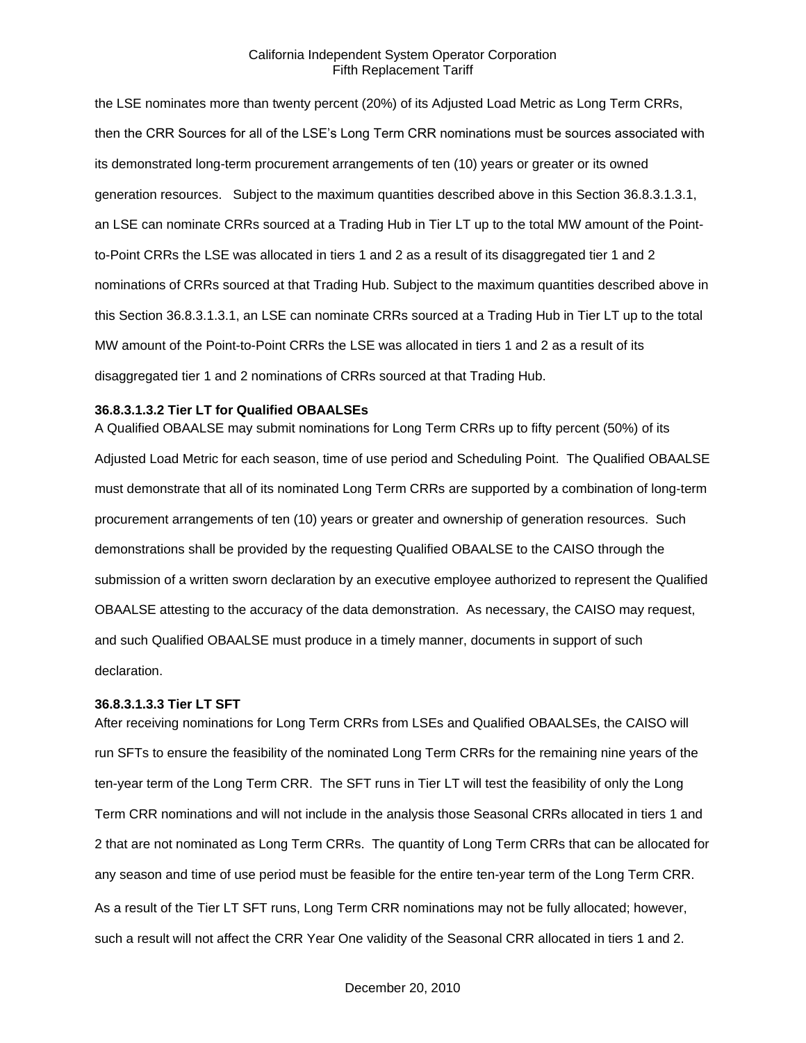the LSE nominates more than twenty percent (20%) of its Adjusted Load Metric as Long Term CRRs, then the CRR Sources for all of the LSE's Long Term CRR nominations must be sources associated with its demonstrated long-term procurement arrangements of ten (10) years or greater or its owned generation resources. Subject to the maximum quantities described above in this Section 36.8.3.1.3.1, an LSE can nominate CRRs sourced at a Trading Hub in Tier LT up to the total MW amount of the Point-to-Point CRRs the LSE was allocated in tiers 1 and 2 as a result of its disaggregated tier 1 and 2 nominations of CRRs sourced at that Trading Hub. Subject to the maximum quantities described above in this Section 36.8.3.1.3.1, an LSE can nominate CRRs sourced at a Trading Hub in Tier LT up to the total MW amount of the Point-to-Point CRRs the LSE was allocated in tiers 1 and 2 as a result of its disaggregated tier 1 and 2 nominations of CRRs sourced at that Trading Hub.

**36.8.3.1.3.2 Tier LT for Qualified OBAALSEs**

A Qualified OBAALSE may submit nominations for Long Term CRRs up to fifty percent (50%) of its Adjusted Load Metric for each season, time of use period and Scheduling Point. The Qualified OBAALSE must demonstrate that all of its nominated Long Term CRRs are supported by a combination of long-term procurement arrangements of ten (10) years or greater and ownership of generation resources. Such demonstrations shall be provided by the requesting Qualified OBAALSE to the CAISO through the submission of a written sworn declaration by an executive employee authorized to represent the Qualified OBAALSE attesting to the accuracy of the data demonstration. As necessary, the CAISO may request, and such Qualified OBAALSE must produce in a timely manner, documents in support of such declaration.

**36.8.3.1.3.3 Tier LT SFT**

After receiving nominations for Long Term CRRs from LSEs and Qualified OBAALSEs, the CAISO will run SFTs to ensure the feasibility of the nominated Long Term CRRs for the remaining nine years of the ten-year term of the Long Term CRR. The SFT runs in Tier LT will test the feasibility of only the Long Term CRR nominations and will not include in the analysis those Seasonal CRRs allocated in tiers 1 and 2 that are not nominated as Long Term CRRs. The quantity of Long Term CRRs that can be allocated for any season and time of use period must be feasible for the entire ten-year term of the Long Term CRR. As a result of the Tier LT SFT runs, Long Term CRR nominations may not be fully allocated; however, such a result will not affect the CRR Year One validity of the Seasonal CRR allocated in tiers 1 and 2.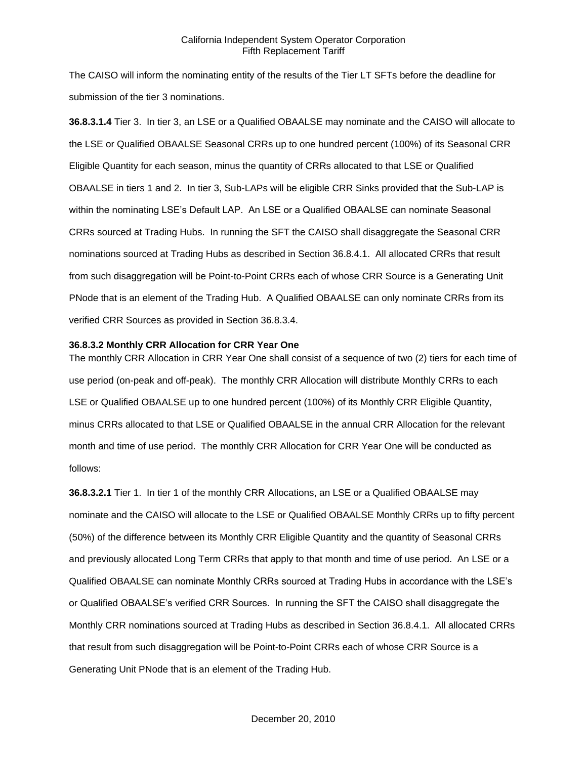The CAISO will inform the nominating entity of the results of the Tier LT SFTs before the deadline for submission of the tier 3 nominations.

**36.8.3.1.4** Tier 3. In tier 3, an LSE or a Qualified OBAALSE may nominate and the CAISO will allocate to the LSE or Qualified OBAALSE Seasonal CRRs up to one hundred percent (100%) of its Seasonal CRR Eligible Quantity for each season, minus the quantity of CRRs allocated to that LSE or Qualified OBAALSE in tiers 1 and 2. In tier 3, Sub-LAPs will be eligible CRR Sinks provided that the Sub-LAP is within the nominating LSE's Default LAP. An LSE or a Qualified OBAALSE can nominate Seasonal CRRs sourced at Trading Hubs. In running the SFT the CAISO shall disaggregate the Seasonal CRR nominations sourced at Trading Hubs as described in Section 36.8.4.1. All allocated CRRs that result from such disaggregation will be Point-to-Point CRRs each of whose CRR Source is a Generating Unit PNode that is an element of the Trading Hub. A Qualified OBAALSE can only nominate CRRs from its verified CRR Sources as provided in Section 36.8.3.4.

**36.8.3.2 Monthly CRR Allocation for CRR Year One**

The monthly CRR Allocation in CRR Year One shall consist of a sequence of two (2) tiers for each time of use period (on-peak and off-peak). The monthly CRR Allocation will distribute Monthly CRRs to each LSE or Qualified OBAALSE up to one hundred percent (100%) of its Monthly CRR Eligible Quantity, minus CRRs allocated to that LSE or Qualified OBAALSE in the annual CRR Allocation for the relevant month and time of use period. The monthly CRR Allocation for CRR Year One will be conducted as follows:

**36.8.3.2.1** Tier 1. In tier 1 of the monthly CRR Allocations, an LSE or a Qualified OBAALSE may nominate and the CAISO will allocate to the LSE or Qualified OBAALSE Monthly CRRs up to fifty percent (50%) of the difference between its Monthly CRR Eligible Quantity and the quantity of Seasonal CRRs and previously allocated Long Term CRRs that apply to that month and time of use period. An LSE or a Qualified OBAALSE can nominate Monthly CRRs sourced at Trading Hubs in accordance with the LSE's or Qualified OBAALSE's verified CRR Sources. In running the SFT the CAISO shall disaggregate the Monthly CRR nominations sourced at Trading Hubs as described in Section 36.8.4.1. All allocated CRRs that result from such disaggregation will be Point-to-Point CRRs each of whose CRR Source is a Generating Unit PNode that is an element of the Trading Hub.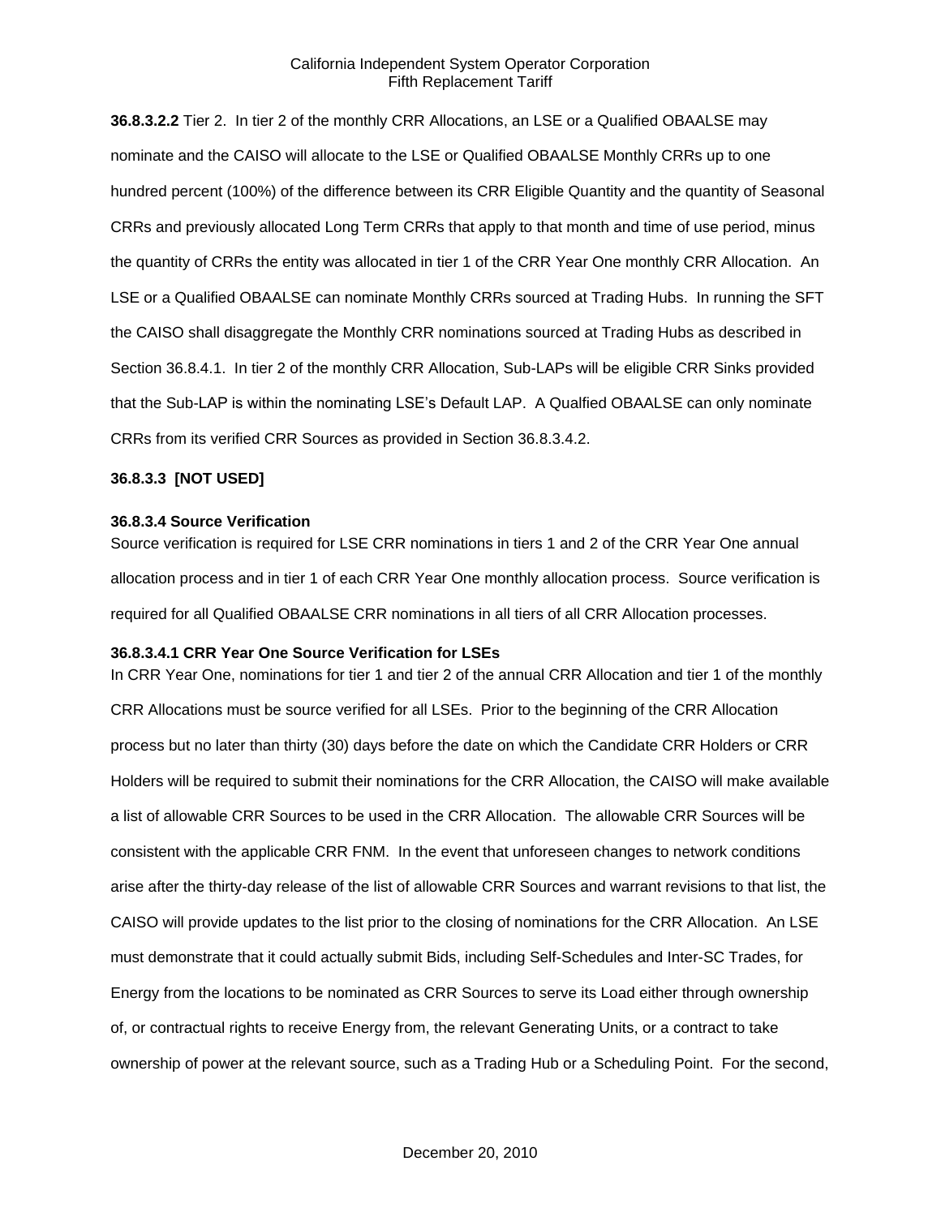**36.8.3.2.2** Tier 2. In tier 2 of the monthly CRR Allocations, an LSE or a Qualified OBAALSE may nominate and the CAISO will allocate to the LSE or Qualified OBAALSE Monthly CRRs up to one hundred percent (100%) of the difference between its CRR Eligible Quantity and the quantity of Seasonal CRRs and previously allocated Long Term CRRs that apply to that month and time of use period, minus the quantity of CRRs the entity was allocated in tier 1 of the CRR Year One monthly CRR Allocation. An LSE or a Qualified OBAALSE can nominate Monthly CRRs sourced at Trading Hubs. In running the SFT the CAISO shall disaggregate the Monthly CRR nominations sourced at Trading Hubs as described in Section 36.8.4.1. In tier 2 of the monthly CRR Allocation, Sub-LAPs will be eligible CRR Sinks provided that the Sub-LAP is within the nominating LSE's Default LAP. A Qualfied OBAALSE can only nominate CRRs from its verified CRR Sources as provided in Section 36.8.3.4.2.

**36.8.3.3 [NOT USED]**

**36.8.3.4 Source Verification**

Source verification is required for LSE CRR nominations in tiers 1 and 2 of the CRR Year One annual allocation process and in tier 1 of each CRR Year One monthly allocation process. Source verification is required for all Qualified OBAALSE CRR nominations in all tiers of all CRR Allocation processes.

**36.8.3.4.1 CRR Year One Source Verification for LSEs**

In CRR Year One, nominations for tier 1 and tier 2 of the annual CRR Allocation and tier 1 of the monthly CRR Allocations must be source verified for all LSEs. Prior to the beginning of the CRR Allocation process but no later than thirty (30) days before the date on which the Candidate CRR Holders or CRR Holders will be required to submit their nominations for the CRR Allocation, the CAISO will make available a list of allowable CRR Sources to be used in the CRR Allocation. The allowable CRR Sources will be consistent with the applicable CRR FNM. In the event that unforeseen changes to network conditions arise after the thirty-day release of the list of allowable CRR Sources and warrant revisions to that list, the CAISO will provide updates to the list prior to the closing of nominations for the CRR Allocation. An LSE must demonstrate that it could actually submit Bids, including Self-Schedules and Inter-SC Trades, for Energy from the locations to be nominated as CRR Sources to serve its Load either through ownership of, or contractual rights to receive Energy from, the relevant Generating Units, or a contract to take ownership of power at the relevant source, such as a Trading Hub or a Scheduling Point. For the second,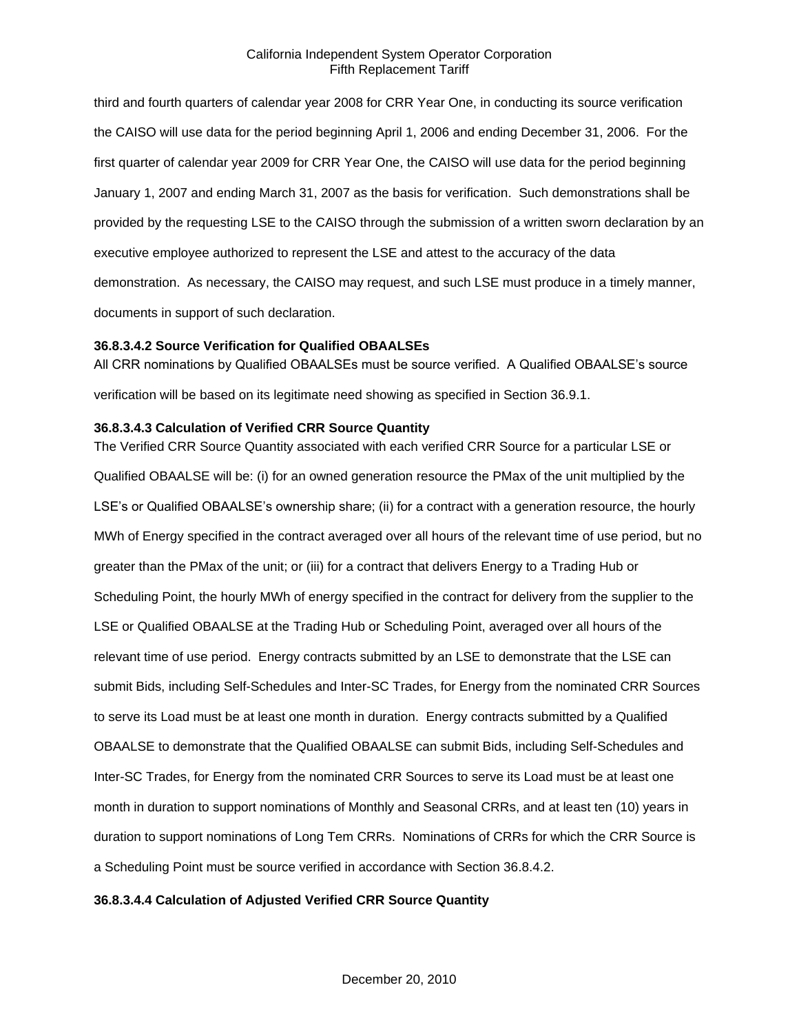third and fourth quarters of calendar year 2008 for CRR Year One, in conducting its source verification the CAISO will use data for the period beginning April 1, 2006 and ending December 31, 2006. For the first quarter of calendar year 2009 for CRR Year One, the CAISO will use data for the period beginning January 1, 2007 and ending March 31, 2007 as the basis for verification. Such demonstrations shall be provided by the requesting LSE to the CAISO through the submission of a written sworn declaration by an executive employee authorized to represent the LSE and attest to the accuracy of the data demonstration. As necessary, the CAISO may request, and such LSE must produce in a timely manner, documents in support of such declaration.

**36.8.3.4.2 Source Verification for Qualified OBAALSEs**

All CRR nominations by Qualified OBAALSEs must be source verified. A Qualified OBAALSE's source verification will be based on its legitimate need showing as specified in Section 36.9.1.

**36.8.3.4.3 Calculation of Verified CRR Source Quantity**

The Verified CRR Source Quantity associated with each verified CRR Source for a particular LSE or Qualified OBAALSE will be: (i) for an owned generation resource the PMax of the unit multiplied by the LSE's or Qualified OBAALSE's ownership share; (ii) for a contract with a generation resource, the hourly MWh of Energy specified in the contract averaged over all hours of the relevant time of use period, but no greater than the PMax of the unit; or (iii) for a contract that delivers Energy to a Trading Hub or Scheduling Point, the hourly MWh of energy specified in the contract for delivery from the supplier to the LSE or Qualified OBAALSE at the Trading Hub or Scheduling Point, averaged over all hours of the relevant time of use period. Energy contracts submitted by an LSE to demonstrate that the LSE can submit Bids, including Self-Schedules and Inter-SC Trades, for Energy from the nominated CRR Sources to serve its Load must be at least one month in duration. Energy contracts submitted by a Qualified OBAALSE to demonstrate that the Qualified OBAALSE can submit Bids, including Self-Schedules and Inter-SC Trades, for Energy from the nominated CRR Sources to serve its Load must be at least one month in duration to support nominations of Monthly and Seasonal CRRs, and at least ten (10) years in duration to support nominations of Long Tem CRRs. Nominations of CRRs for which the CRR Source is a Scheduling Point must be source verified in accordance with Section 36.8.4.2.

**36.8.3.4.4 Calculation of Adjusted Verified CRR Source Quantity**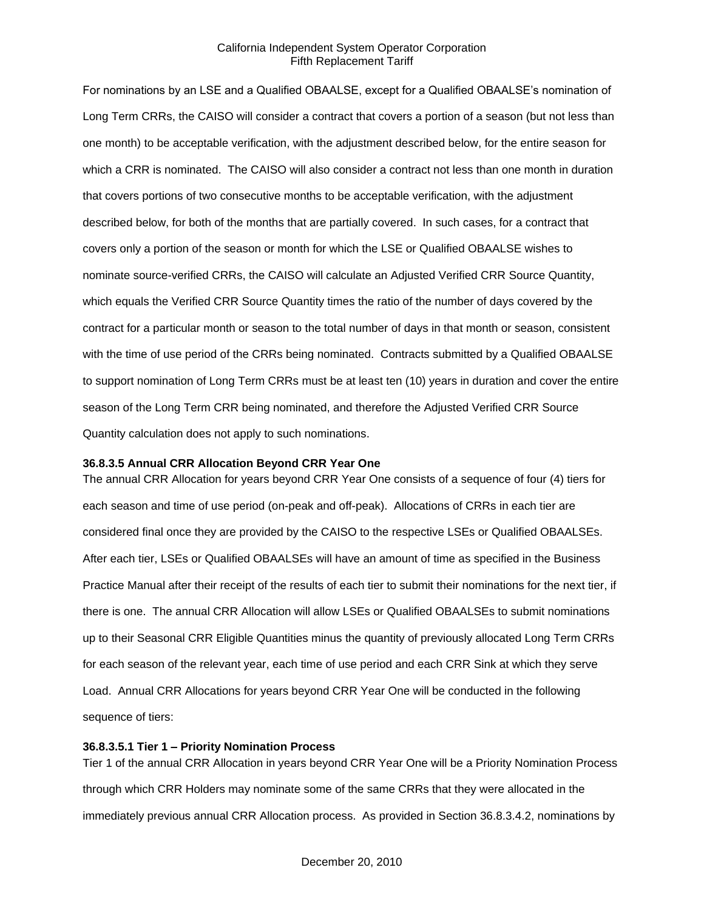For nominations by an LSE and a Qualified OBAALSE, except for a Qualified OBAALSE's nomination of Long Term CRRs, the CAISO will consider a contract that covers a portion of a season (but not less than one month) to be acceptable verification, with the adjustment described below, for the entire season for which a CRR is nominated. The CAISO will also consider a contract not less than one month in duration that covers portions of two consecutive months to be acceptable verification, with the adjustment described below, for both of the months that are partially covered. In such cases, for a contract that covers only a portion of the season or month for which the LSE or Qualified OBAALSE wishes to nominate source-verified CRRs, the CAISO will calculate an Adjusted Verified CRR Source Quantity, which equals the Verified CRR Source Quantity times the ratio of the number of days covered by the contract for a particular month or season to the total number of days in that month or season, consistent with the time of use period of the CRRs being nominated. Contracts submitted by a Qualified OBAALSE to support nomination of Long Term CRRs must be at least ten (10) years in duration and cover the entire season of the Long Term CRR being nominated, and therefore the Adjusted Verified CRR Source Quantity calculation does not apply to such nominations.

**36.8.3.5 Annual CRR Allocation Beyond CRR Year One**

The annual CRR Allocation for years beyond CRR Year One consists of a sequence of four (4) tiers for each season and time of use period (on-peak and off-peak). Allocations of CRRs in each tier are considered final once they are provided by the CAISO to the respective LSEs or Qualified OBAALSEs. After each tier, LSEs or Qualified OBAALSEs will have an amount of time as specified in the Business Practice Manual after their receipt of the results of each tier to submit their nominations for the next tier, if there is one. The annual CRR Allocation will allow LSEs or Qualified OBAALSEs to submit nominations up to their Seasonal CRR Eligible Quantities minus the quantity of previously allocated Long Term CRRs for each season of the relevant year, each time of use period and each CRR Sink at which they serve Load. Annual CRR Allocations for years beyond CRR Year One will be conducted in the following sequence of tiers:

**36.8.3.5.1 Tier 1 – Priority Nomination Process**

Tier 1 of the annual CRR Allocation in years beyond CRR Year One will be a Priority Nomination Process through which CRR Holders may nominate some of the same CRRs that they were allocated in the immediately previous annual CRR Allocation process. As provided in Section 36.8.3.4.2, nominations by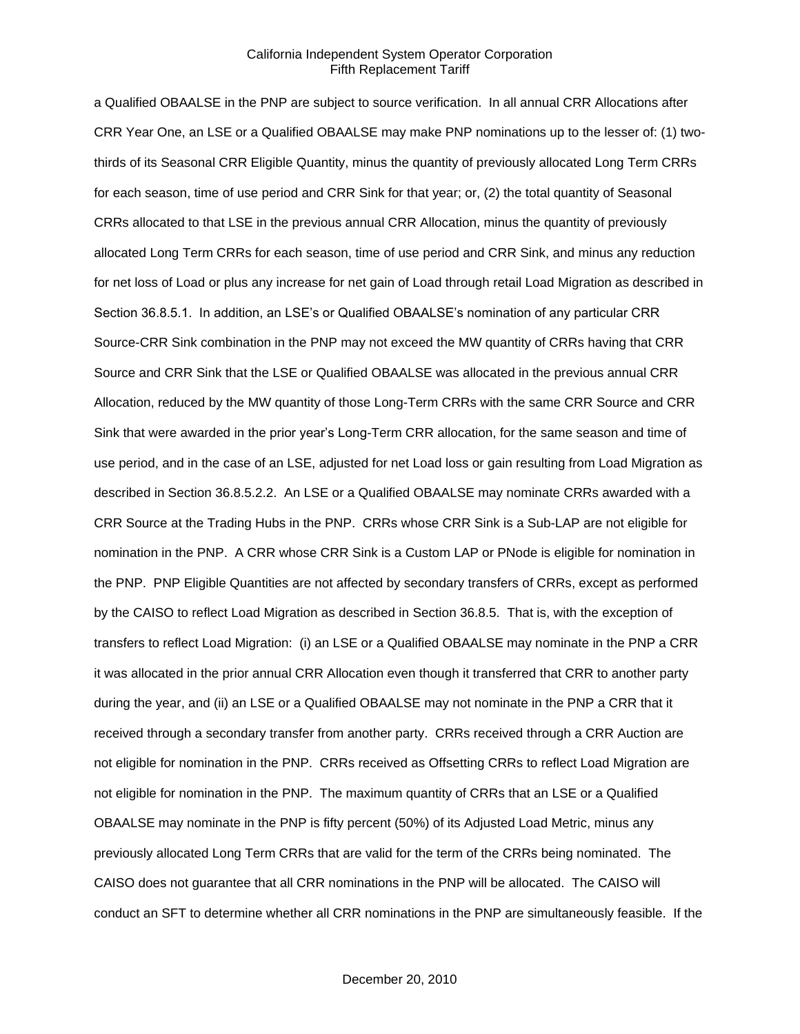a Qualified OBAALSE in the PNP are subject to source verification. In all annual CRR Allocations after CRR Year One, an LSE or a Qualified OBAALSE may make PNP nominations up to the lesser of: (1) two-thirds of its Seasonal CRR Eligible Quantity, minus the quantity of previously allocated Long Term CRRs for each season, time of use period and CRR Sink for that year; or, (2) the total quantity of Seasonal CRRs allocated to that LSE in the previous annual CRR Allocation, minus the quantity of previously allocated Long Term CRRs for each season, time of use period and CRR Sink, and minus any reduction for net loss of Load or plus any increase for net gain of Load through retail Load Migration as described in Section 36.8.5.1. In addition, an LSE's or Qualified OBAALSE's nomination of any particular CRR Source-CRR Sink combination in the PNP may not exceed the MW quantity of CRRs having that CRR Source and CRR Sink that the LSE or Qualified OBAALSE was allocated in the previous annual CRR Allocation, reduced by the MW quantity of those Long-Term CRRs with the same CRR Source and CRR Sink that were awarded in the prior year's Long-Term CRR allocation, for the same season and time of use period, and in the case of an LSE, adjusted for net Load loss or gain resulting from Load Migration as described in Section 36.8.5.2.2. An LSE or a Qualified OBAALSE may nominate CRRs awarded with a CRR Source at the Trading Hubs in the PNP. CRRs whose CRR Sink is a Sub-LAP are not eligible for nomination in the PNP. A CRR whose CRR Sink is a Custom LAP or PNode is eligible for nomination in the PNP. PNP Eligible Quantities are not affected by secondary transfers of CRRs, except as performed by the CAISO to reflect Load Migration as described in Section 36.8.5. That is, with the exception of transfers to reflect Load Migration: (i) an LSE or a Qualified OBAALSE may nominate in the PNP a CRR it was allocated in the prior annual CRR Allocation even though it transferred that CRR to another party during the year, and (ii) an LSE or a Qualified OBAALSE may not nominate in the PNP a CRR that it received through a secondary transfer from another party. CRRs received through a CRR Auction are not eligible for nomination in the PNP. CRRs received as Offsetting CRRs to reflect Load Migration are not eligible for nomination in the PNP. The maximum quantity of CRRs that an LSE or a Qualified OBAALSE may nominate in the PNP is fifty percent (50%) of its Adjusted Load Metric, minus any previously allocated Long Term CRRs that are valid for the term of the CRRs being nominated. The CAISO does not guarantee that all CRR nominations in the PNP will be allocated. The CAISO will conduct an SFT to determine whether all CRR nominations in the PNP are simultaneously feasible. If the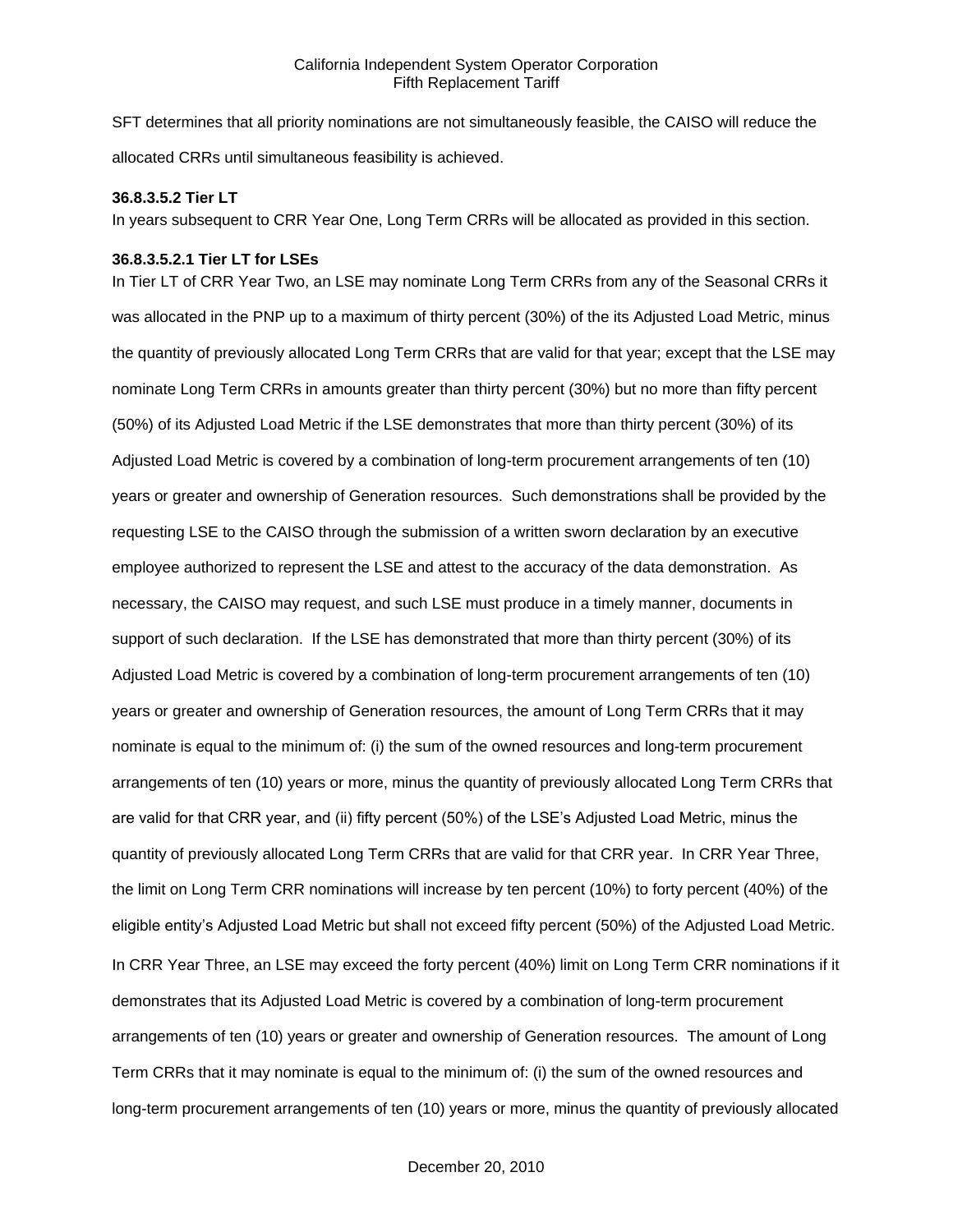SFT determines that all priority nominations are not simultaneously feasible, the CAISO will reduce the allocated CRRs until simultaneous feasibility is achieved.

**36.8.3.5.2 Tier LT**

In years subsequent to CRR Year One, Long Term CRRs will be allocated as provided in this section.

**36.8.3.5.2.1 Tier LT for LSEs**

In Tier LT of CRR Year Two, an LSE may nominate Long Term CRRs from any of the Seasonal CRRs it was allocated in the PNP up to a maximum of thirty percent (30%) of the its Adjusted Load Metric, minus the quantity of previously allocated Long Term CRRs that are valid for that year; except that the LSE may nominate Long Term CRRs in amounts greater than thirty percent (30%) but no more than fifty percent (50%) of its Adjusted Load Metric if the LSE demonstrates that more than thirty percent (30%) of its Adjusted Load Metric is covered by a combination of long-term procurement arrangements of ten (10) years or greater and ownership of Generation resources. Such demonstrations shall be provided by the requesting LSE to the CAISO through the submission of a written sworn declaration by an executive employee authorized to represent the LSE and attest to the accuracy of the data demonstration. As necessary, the CAISO may request, and such LSE must produce in a timely manner, documents in support of such declaration. If the LSE has demonstrated that more than thirty percent (30%) of its Adjusted Load Metric is covered by a combination of long-term procurement arrangements of ten (10) years or greater and ownership of Generation resources, the amount of Long Term CRRs that it may nominate is equal to the minimum of: (i) the sum of the owned resources and long-term procurement arrangements of ten (10) years or more, minus the quantity of previously allocated Long Term CRRs that are valid for that CRR year, and (ii) fifty percent (50%) of the LSE's Adjusted Load Metric, minus the quantity of previously allocated Long Term CRRs that are valid for that CRR year. In CRR Year Three, the limit on Long Term CRR nominations will increase by ten percent (10%) to forty percent (40%) of the eligible entity's Adjusted Load Metric but shall not exceed fifty percent (50%) of the Adjusted Load Metric. In CRR Year Three, an LSE may exceed the forty percent (40%) limit on Long Term CRR nominations if it demonstrates that its Adjusted Load Metric is covered by a combination of long-term procurement arrangements of ten (10) years or greater and ownership of Generation resources. The amount of Long Term CRRs that it may nominate is equal to the minimum of: (i) the sum of the owned resources and long-term procurement arrangements of ten (10) years or more, minus the quantity of previously allocated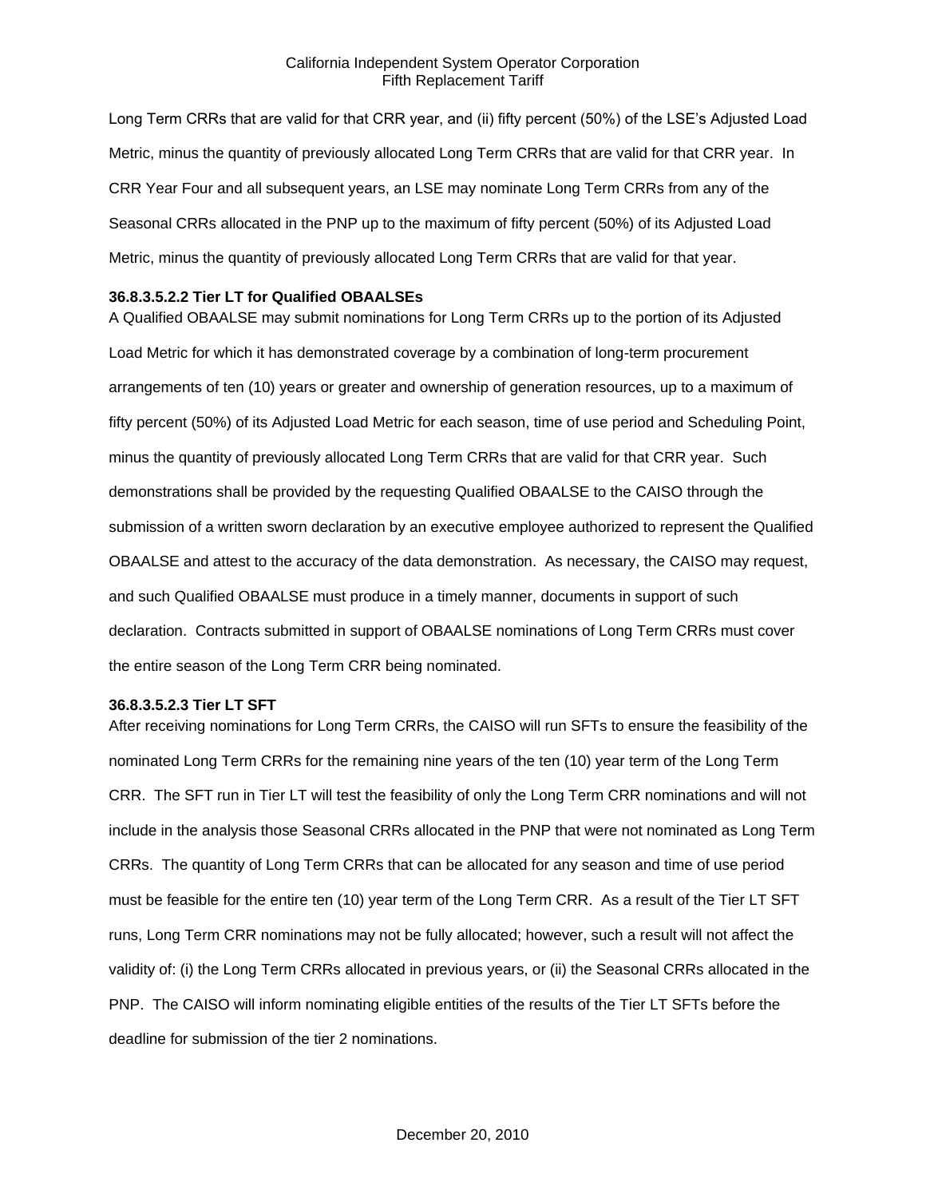Long Term CRRs that are valid for that CRR year, and (ii) fifty percent (50%) of the LSE's Adjusted Load Metric, minus the quantity of previously allocated Long Term CRRs that are valid for that CRR year. In CRR Year Four and all subsequent years, an LSE may nominate Long Term CRRs from any of the Seasonal CRRs allocated in the PNP up to the maximum of fifty percent (50%) of its Adjusted Load Metric, minus the quantity of previously allocated Long Term CRRs that are valid for that year.

**36.8.3.5.2.2 Tier LT for Qualified OBAALSEs**

A Qualified OBAALSE may submit nominations for Long Term CRRs up to the portion of its Adjusted Load Metric for which it has demonstrated coverage by a combination of long-term procurement arrangements of ten (10) years or greater and ownership of generation resources, up to a maximum of fifty percent (50%) of its Adjusted Load Metric for each season, time of use period and Scheduling Point, minus the quantity of previously allocated Long Term CRRs that are valid for that CRR year. Such demonstrations shall be provided by the requesting Qualified OBAALSE to the CAISO through the submission of a written sworn declaration by an executive employee authorized to represent the Qualified OBAALSE and attest to the accuracy of the data demonstration. As necessary, the CAISO may request, and such Qualified OBAALSE must produce in a timely manner, documents in support of such declaration. Contracts submitted in support of OBAALSE nominations of Long Term CRRs must cover the entire season of the Long Term CRR being nominated.

**36.8.3.5.2.3 Tier LT SFT**

After receiving nominations for Long Term CRRs, the CAISO will run SFTs to ensure the feasibility of the nominated Long Term CRRs for the remaining nine years of the ten (10) year term of the Long Term CRR. The SFT run in Tier LT will test the feasibility of only the Long Term CRR nominations and will not include in the analysis those Seasonal CRRs allocated in the PNP that were not nominated as Long Term CRRs. The quantity of Long Term CRRs that can be allocated for any season and time of use period must be feasible for the entire ten (10) year term of the Long Term CRR. As a result of the Tier LT SFT runs, Long Term CRR nominations may not be fully allocated; however, such a result will not affect the validity of: (i) the Long Term CRRs allocated in previous years, or (ii) the Seasonal CRRs allocated in the PNP. The CAISO will inform nominating eligible entities of the results of the Tier LT SFTs before the deadline for submission of the tier 2 nominations.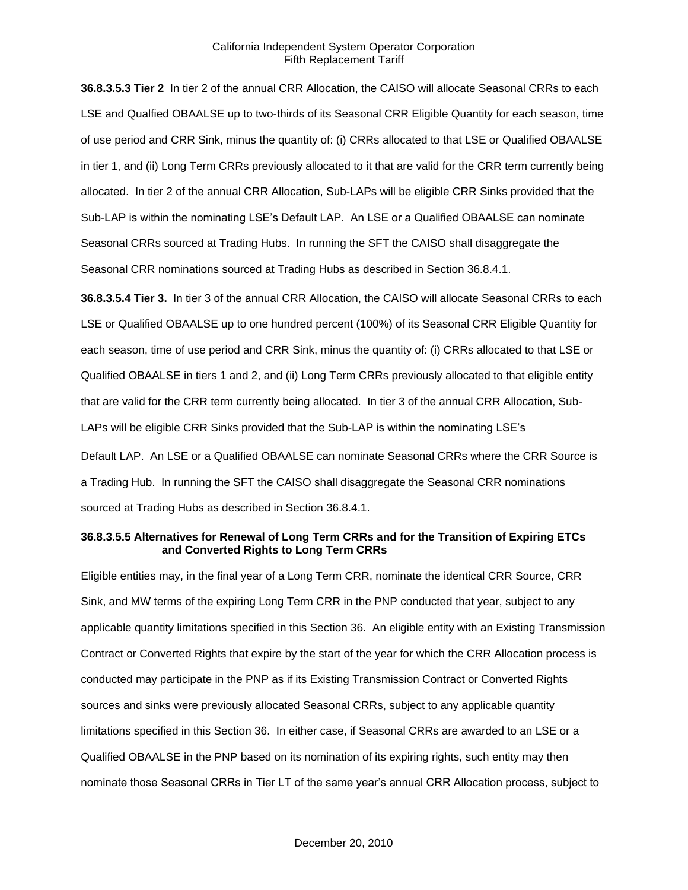**36.8.3.5.3 Tier 2** In tier 2 of the annual CRR Allocation, the CAISO will allocate Seasonal CRRs to each LSE and Qualfied OBAALSE up to two-thirds of its Seasonal CRR Eligible Quantity for each season, time of use period and CRR Sink, minus the quantity of: (i) CRRs allocated to that LSE or Qualified OBAALSE in tier 1, and (ii) Long Term CRRs previously allocated to it that are valid for the CRR term currently being allocated. In tier 2 of the annual CRR Allocation, Sub-LAPs will be eligible CRR Sinks provided that the Sub-LAP is within the nominating LSE's Default LAP. An LSE or a Qualified OBAALSE can nominate Seasonal CRRs sourced at Trading Hubs. In running the SFT the CAISO shall disaggregate the Seasonal CRR nominations sourced at Trading Hubs as described in Section 36.8.4.1.

**36.8.3.5.4 Tier 3.** In tier 3 of the annual CRR Allocation, the CAISO will allocate Seasonal CRRs to each LSE or Qualified OBAALSE up to one hundred percent (100%) of its Seasonal CRR Eligible Quantity for each season, time of use period and CRR Sink, minus the quantity of: (i) CRRs allocated to that LSE or Qualified OBAALSE in tiers 1 and 2, and (ii) Long Term CRRs previously allocated to that eligible entity that are valid for the CRR term currently being allocated. In tier 3 of the annual CRR Allocation, Sub-LAPs will be eligible CRR Sinks provided that the Sub-LAP is within the nominating LSE's Default LAP. An LSE or a Qualified OBAALSE can nominate Seasonal CRRs where the CRR Source is a Trading Hub. In running the SFT the CAISO shall disaggregate the Seasonal CRR nominations sourced at Trading Hubs as described in Section 36.8.4.1.

**36.8.3.5.5 Alternatives for Renewal of Long Term CRRs and for the Transition of Expiring ETCs and Converted Rights to Long Term CRRs**

Eligible entities may, in the final year of a Long Term CRR, nominate the identical CRR Source, CRR Sink, and MW terms of the expiring Long Term CRR in the PNP conducted that year, subject to any applicable quantity limitations specified in this Section 36. An eligible entity with an Existing Transmission Contract or Converted Rights that expire by the start of the year for which the CRR Allocation process is conducted may participate in the PNP as if its Existing Transmission Contract or Converted Rights sources and sinks were previously allocated Seasonal CRRs, subject to any applicable quantity limitations specified in this Section 36. In either case, if Seasonal CRRs are awarded to an LSE or a Qualified OBAALSE in the PNP based on its nomination of its expiring rights, such entity may then nominate those Seasonal CRRs in Tier LT of the same year's annual CRR Allocation process, subject to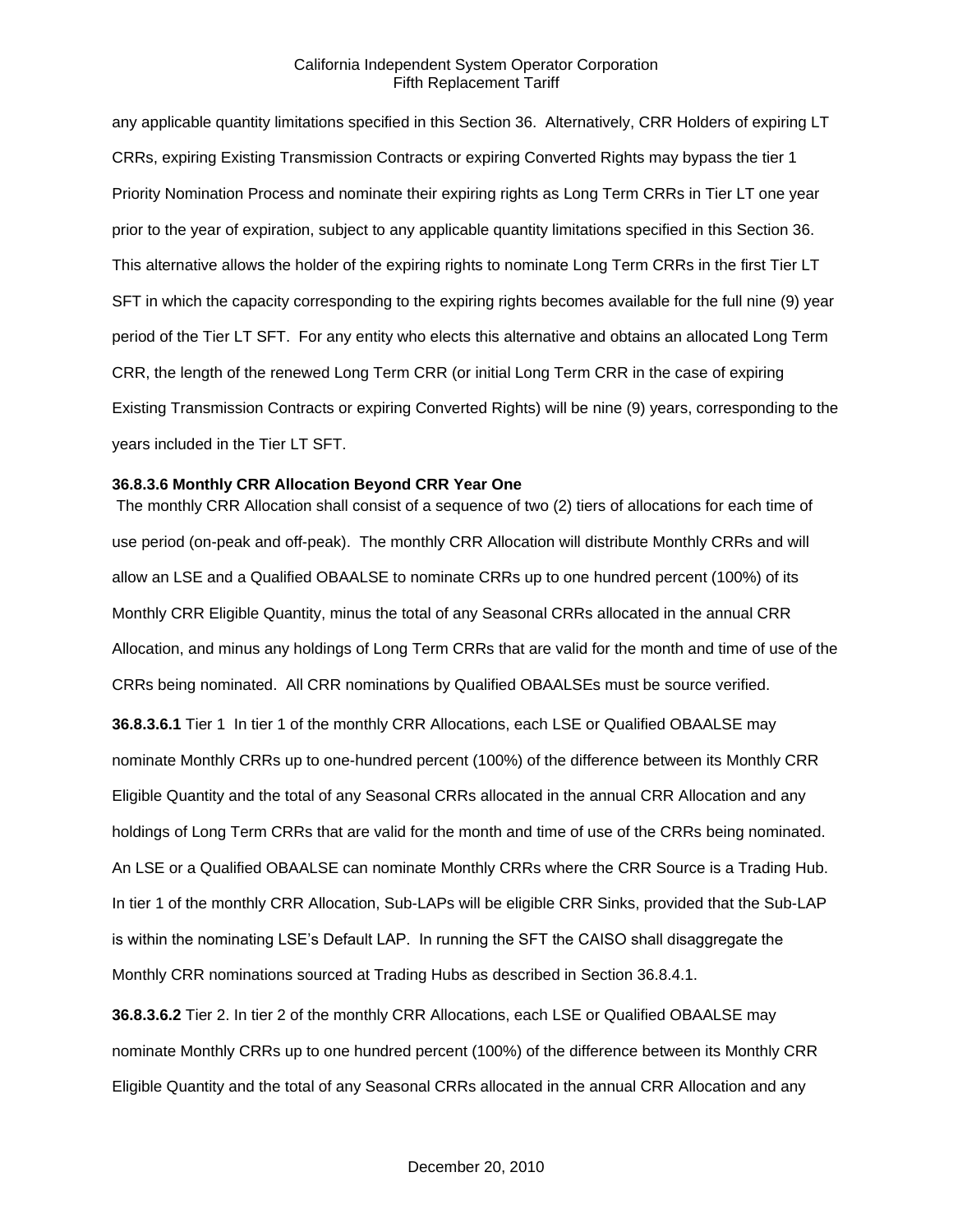any applicable quantity limitations specified in this Section 36. Alternatively, CRR Holders of expiring LT CRRs, expiring Existing Transmission Contracts or expiring Converted Rights may bypass the tier 1 Priority Nomination Process and nominate their expiring rights as Long Term CRRs in Tier LT one year prior to the year of expiration, subject to any applicable quantity limitations specified in this Section 36. This alternative allows the holder of the expiring rights to nominate Long Term CRRs in the first Tier LT SFT in which the capacity corresponding to the expiring rights becomes available for the full nine (9) year period of the Tier LT SFT. For any entity who elects this alternative and obtains an allocated Long Term CRR, the length of the renewed Long Term CRR (or initial Long Term CRR in the case of expiring Existing Transmission Contracts or expiring Converted Rights) will be nine (9) years, corresponding to the years included in the Tier LT SFT.

**36.8.3.6 Monthly CRR Allocation Beyond CRR Year One**

The monthly CRR Allocation shall consist of a sequence of two (2) tiers of allocations for each time of use period (on-peak and off-peak). The monthly CRR Allocation will distribute Monthly CRRs and will allow an LSE and a Qualified OBAALSE to nominate CRRs up to one hundred percent (100%) of its Monthly CRR Eligible Quantity, minus the total of any Seasonal CRRs allocated in the annual CRR Allocation, and minus any holdings of Long Term CRRs that are valid for the month and time of use of the CRRs being nominated. All CRR nominations by Qualified OBAALSEs must be source verified.

**36.8.3.6.1** Tier 1 In tier 1 of the monthly CRR Allocations, each LSE or Qualified OBAALSE may nominate Monthly CRRs up to one-hundred percent (100%) of the difference between its Monthly CRR Eligible Quantity and the total of any Seasonal CRRs allocated in the annual CRR Allocation and any holdings of Long Term CRRs that are valid for the month and time of use of the CRRs being nominated. An LSE or a Qualified OBAALSE can nominate Monthly CRRs where the CRR Source is a Trading Hub. In tier 1 of the monthly CRR Allocation, Sub-LAPs will be eligible CRR Sinks, provided that the Sub-LAP is within the nominating LSE's Default LAP. In running the SFT the CAISO shall disaggregate the Monthly CRR nominations sourced at Trading Hubs as described in Section 36.8.4.1.

**36.8.3.6.2** Tier 2. In tier 2 of the monthly CRR Allocations, each LSE or Qualified OBAALSE may nominate Monthly CRRs up to one hundred percent (100%) of the difference between its Monthly CRR Eligible Quantity and the total of any Seasonal CRRs allocated in the annual CRR Allocation and any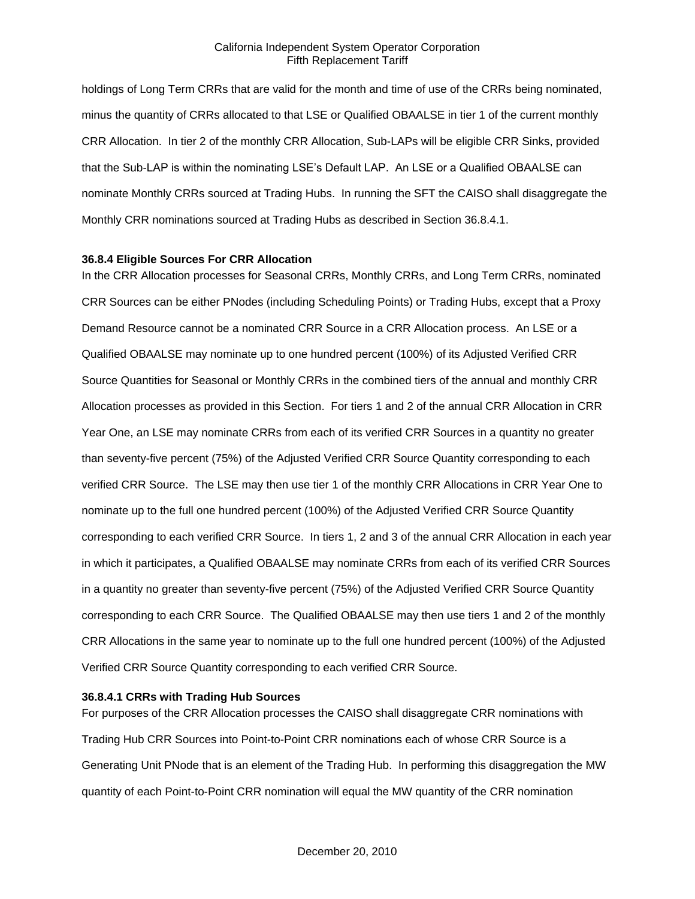holdings of Long Term CRRs that are valid for the month and time of use of the CRRs being nominated, minus the quantity of CRRs allocated to that LSE or Qualified OBAALSE in tier 1 of the current monthly CRR Allocation. In tier 2 of the monthly CRR Allocation, Sub-LAPs will be eligible CRR Sinks, provided that the Sub-LAP is within the nominating LSE's Default LAP. An LSE or a Qualified OBAALSE can nominate Monthly CRRs sourced at Trading Hubs. In running the SFT the CAISO shall disaggregate the Monthly CRR nominations sourced at Trading Hubs as described in Section 36.8.4.1.

### 36.8.4 Eligible Sources For CRR Allocation

In the CRR Allocation processes for Seasonal CRRs, Monthly CRRs, and Long Term CRRs, nominated CRR Sources can be either PNodes (including Scheduling Points) or Trading Hubs, except that a Proxy Demand Resource cannot be a nominated CRR Source in a CRR Allocation process. An LSE or a Qualified OBAALSE may nominate up to one hundred percent (100%) of its Adjusted Verified CRR Source Quantities for Seasonal or Monthly CRRs in the combined tiers of the annual and monthly CRR Allocation processes as provided in this Section. For tiers 1 and 2 of the annual CRR Allocation in CRR Year One, an LSE may nominate CRRs from each of its verified CRR Sources in a quantity no greater than seventy-five percent (75%) of the Adjusted Verified CRR Source Quantity corresponding to each verified CRR Source. The LSE may then use tier 1 of the monthly CRR Allocations in CRR Year One to nominate up to the full one hundred percent (100%) of the Adjusted Verified CRR Source Quantity corresponding to each verified CRR Source. In tiers 1, 2 and 3 of the annual CRR Allocation in each year in which it participates, a Qualified OBAALSE may nominate CRRs from each of its verified CRR Sources in a quantity no greater than seventy-five percent (75%) of the Adjusted Verified CRR Source Quantity corresponding to each CRR Source. The Qualified OBAALSE may then use tiers 1 and 2 of the monthly CRR Allocations in the same year to nominate up to the full one hundred percent (100%) of the Adjusted Verified CRR Source Quantity corresponding to each verified CRR Source.

#### 36.8.4.1 CRRs with Trading Hub Sources

For purposes of the CRR Allocation processes the CAISO shall disaggregate CRR nominations with Trading Hub CRR Sources into Point-to-Point CRR nominations each of whose CRR Source is a Generating Unit PNode that is an element of the Trading Hub. In performing this disaggregation the MW quantity of each Point-to-Point CRR nomination will equal the MW quantity of the CRR nomination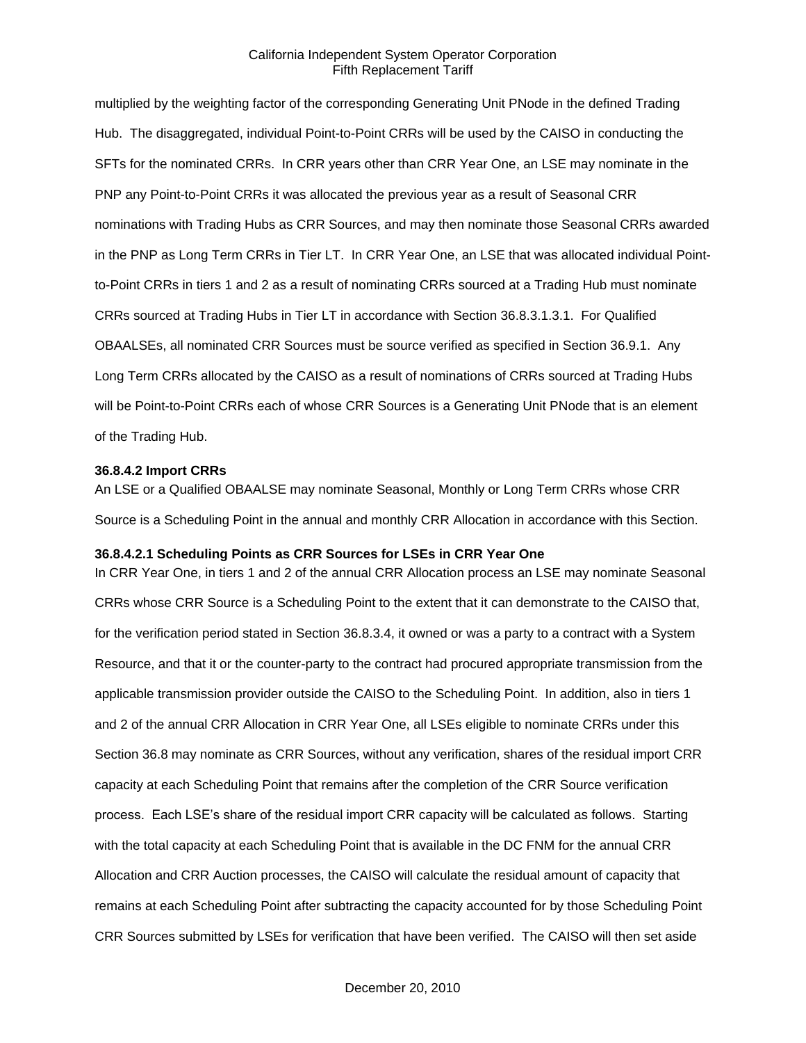multiplied by the weighting factor of the corresponding Generating Unit PNode in the defined Trading Hub. The disaggregated, individual Point-to-Point CRRs will be used by the CAISO in conducting the SFTs for the nominated CRRs. In CRR years other than CRR Year One, an LSE may nominate in the PNP any Point-to-Point CRRs it was allocated the previous year as a result of Seasonal CRR nominations with Trading Hubs as CRR Sources, and may then nominate those Seasonal CRRs awarded in the PNP as Long Term CRRs in Tier LT. In CRR Year One, an LSE that was allocated individual Point-to-Point CRRs in tiers 1 and 2 as a result of nominating CRRs sourced at a Trading Hub must nominate CRRs sourced at Trading Hubs in Tier LT in accordance with Section 36.8.3.1.3.1. For Qualified OBAALSEs, all nominated CRR Sources must be source verified as specified in Section 36.9.1. Any Long Term CRRs allocated by the CAISO as a result of nominations of CRRs sourced at Trading Hubs will be Point-to-Point CRRs each of whose CRR Sources is a Generating Unit PNode that is an element of the Trading Hub.

**36.8.4.2 Import CRRs**

An LSE or a Qualified OBAALSE may nominate Seasonal, Monthly or Long Term CRRs whose CRR Source is a Scheduling Point in the annual and monthly CRR Allocation in accordance with this Section.

**36.8.4.2.1 Scheduling Points as CRR Sources for LSEs in CRR Year One**

In CRR Year One, in tiers 1 and 2 of the annual CRR Allocation process an LSE may nominate Seasonal CRRs whose CRR Source is a Scheduling Point to the extent that it can demonstrate to the CAISO that, for the verification period stated in Section 36.8.3.4, it owned or was a party to a contract with a System Resource, and that it or the counter-party to the contract had procured appropriate transmission from the applicable transmission provider outside the CAISO to the Scheduling Point. In addition, also in tiers 1 and 2 of the annual CRR Allocation in CRR Year One, all LSEs eligible to nominate CRRs under this Section 36.8 may nominate as CRR Sources, without any verification, shares of the residual import CRR capacity at each Scheduling Point that remains after the completion of the CRR Source verification process. Each LSE's share of the residual import CRR capacity will be calculated as follows. Starting with the total capacity at each Scheduling Point that is available in the DC FNM for the annual CRR Allocation and CRR Auction processes, the CAISO will calculate the residual amount of capacity that remains at each Scheduling Point after subtracting the capacity accounted for by those Scheduling Point CRR Sources submitted by LSEs for verification that have been verified. The CAISO will then set aside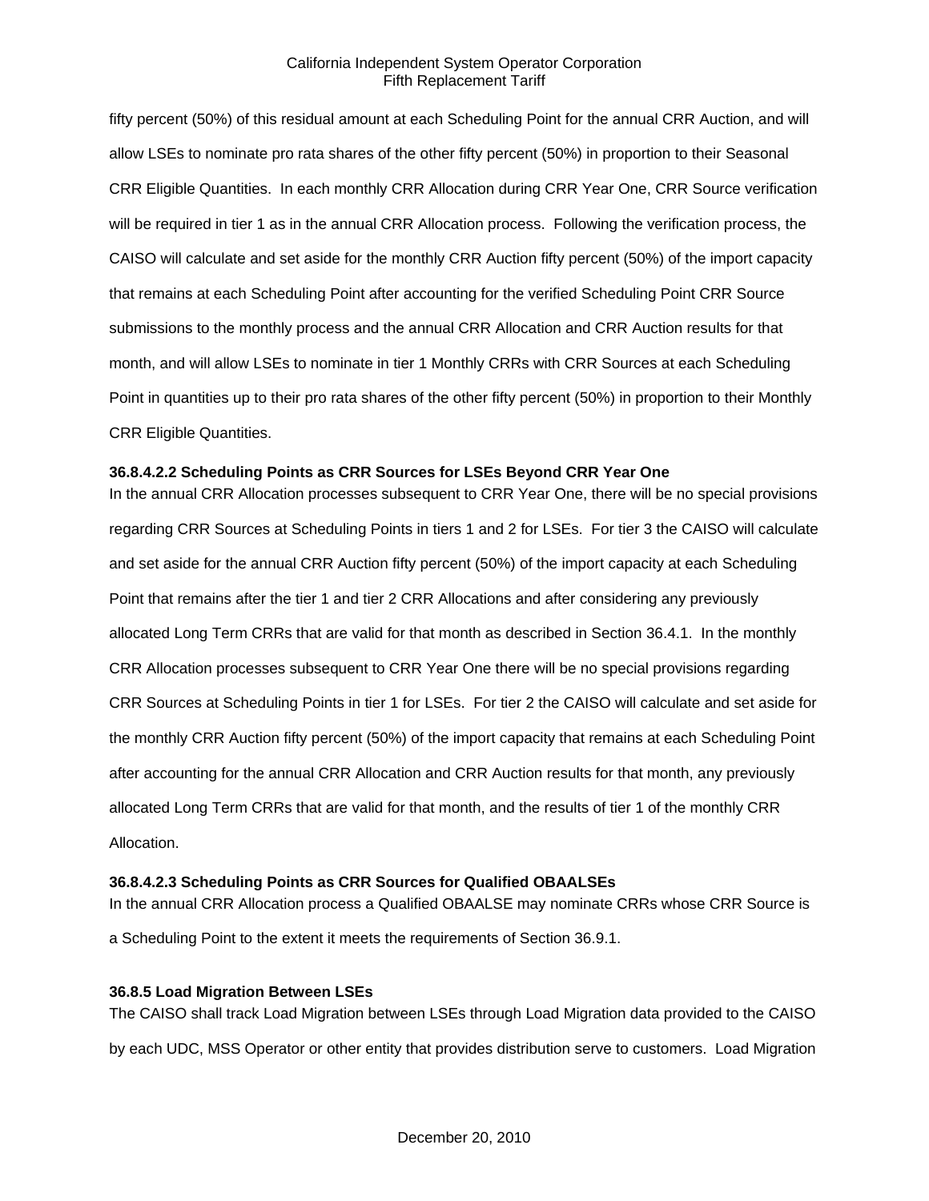fifty percent (50%) of this residual amount at each Scheduling Point for the annual CRR Auction, and will allow LSEs to nominate pro rata shares of the other fifty percent (50%) in proportion to their Seasonal CRR Eligible Quantities. In each monthly CRR Allocation during CRR Year One, CRR Source verification will be required in tier 1 as in the annual CRR Allocation process. Following the verification process, the CAISO will calculate and set aside for the monthly CRR Auction fifty percent (50%) of the import capacity that remains at each Scheduling Point after accounting for the verified Scheduling Point CRR Source submissions to the monthly process and the annual CRR Allocation and CRR Auction results for that month, and will allow LSEs to nominate in tier 1 Monthly CRRs with CRR Sources at each Scheduling Point in quantities up to their pro rata shares of the other fifty percent (50%) in proportion to their Monthly CRR Eligible Quantities.

**36.8.4.2.2 Scheduling Points as CRR Sources for LSEs Beyond CRR Year One**

In the annual CRR Allocation processes subsequent to CRR Year One, there will be no special provisions regarding CRR Sources at Scheduling Points in tiers 1 and 2 for LSEs. For tier 3 the CAISO will calculate and set aside for the annual CRR Auction fifty percent (50%) of the import capacity at each Scheduling Point that remains after the tier 1 and tier 2 CRR Allocations and after considering any previously allocated Long Term CRRs that are valid for that month as described in Section 36.4.1. In the monthly CRR Allocation processes subsequent to CRR Year One there will be no special provisions regarding CRR Sources at Scheduling Points in tier 1 for LSEs. For tier 2 the CAISO will calculate and set aside for the monthly CRR Auction fifty percent (50%) of the import capacity that remains at each Scheduling Point after accounting for the annual CRR Allocation and CRR Auction results for that month, any previously allocated Long Term CRRs that are valid for that month, and the results of tier 1 of the monthly CRR Allocation.

**36.8.4.2.3 Scheduling Points as CRR Sources for Qualified OBAALSEs**

In the annual CRR Allocation process a Qualified OBAALSE may nominate CRRs whose CRR Source is a Scheduling Point to the extent it meets the requirements of Section 36.9.1.

**36.8.5 Load Migration Between LSEs**

The CAISO shall track Load Migration between LSEs through Load Migration data provided to the CAISO by each UDC, MSS Operator or other entity that provides distribution serve to customers. Load Migration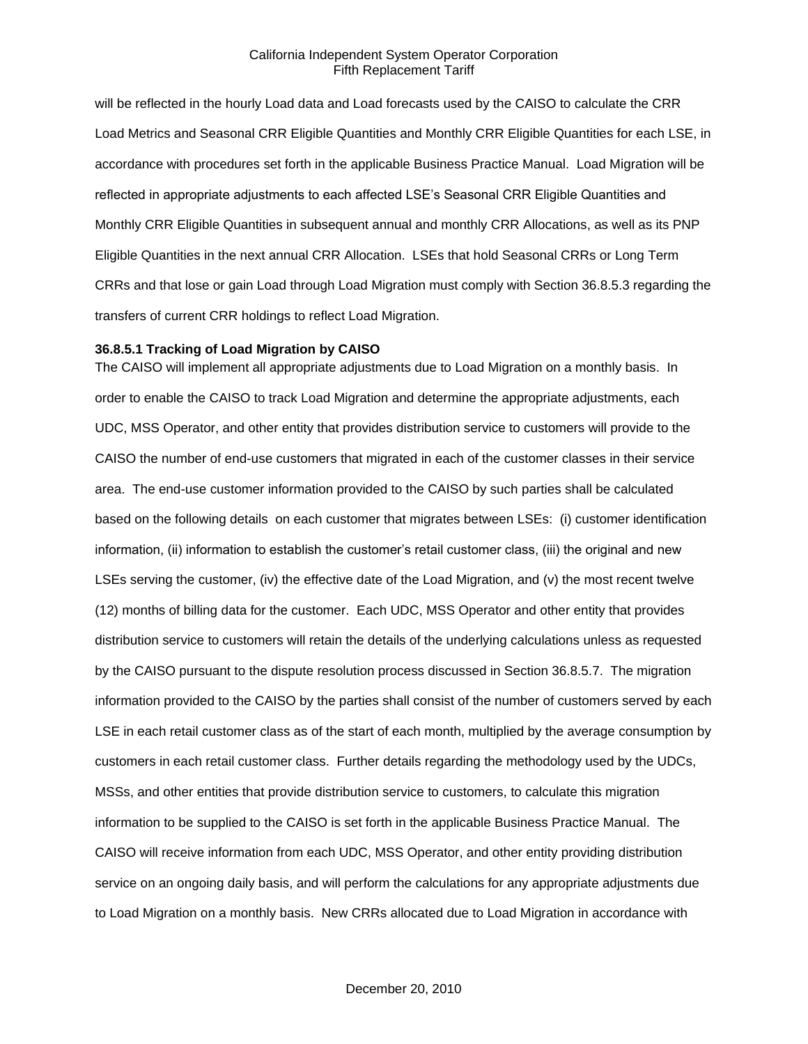will be reflected in the hourly Load data and Load forecasts used by the CAISO to calculate the CRR Load Metrics and Seasonal CRR Eligible Quantities and Monthly CRR Eligible Quantities for each LSE, in accordance with procedures set forth in the applicable Business Practice Manual. Load Migration will be reflected in appropriate adjustments to each affected LSE's Seasonal CRR Eligible Quantities and Monthly CRR Eligible Quantities in subsequent annual and monthly CRR Allocations, as well as its PNP Eligible Quantities in the next annual CRR Allocation. LSEs that hold Seasonal CRRs or Long Term CRRs and that lose or gain Load through Load Migration must comply with Section 36.8.5.3 regarding the transfers of current CRR holdings to reflect Load Migration.

**36.8.5.1 Tracking of Load Migration by CAISO**

The CAISO will implement all appropriate adjustments due to Load Migration on a monthly basis. In order to enable the CAISO to track Load Migration and determine the appropriate adjustments, each UDC, MSS Operator, and other entity that provides distribution service to customers will provide to the CAISO the number of end-use customers that migrated in each of the customer classes in their service area. The end-use customer information provided to the CAISO by such parties shall be calculated based on the following details on each customer that migrates between LSEs: (i) customer identification information, (ii) information to establish the customer's retail customer class, (iii) the original and new LSEs serving the customer, (iv) the effective date of the Load Migration, and (v) the most recent twelve (12) months of billing data for the customer. Each UDC, MSS Operator and other entity that provides distribution service to customers will retain the details of the underlying calculations unless as requested by the CAISO pursuant to the dispute resolution process discussed in Section 36.8.5.7. The migration information provided to the CAISO by the parties shall consist of the number of customers served by each LSE in each retail customer class as of the start of each month, multiplied by the average consumption by customers in each retail customer class. Further details regarding the methodology used by the UDCs, MSSs, and other entities that provide distribution service to customers, to calculate this migration information to be supplied to the CAISO is set forth in the applicable Business Practice Manual. The CAISO will receive information from each UDC, MSS Operator, and other entity providing distribution service on an ongoing daily basis, and will perform the calculations for any appropriate adjustments due to Load Migration on a monthly basis. New CRRs allocated due to Load Migration in accordance with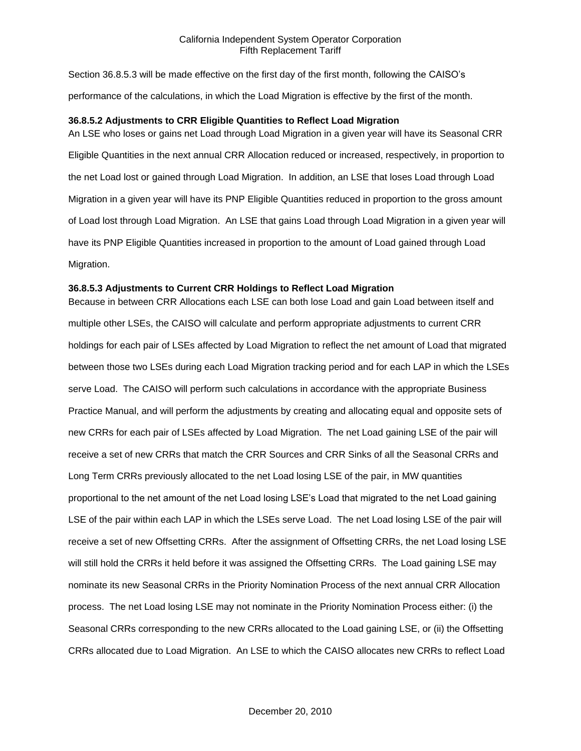Section 36.8.5.3 will be made effective on the first day of the first month, following the CAISO's performance of the calculations, in which the Load Migration is effective by the first of the month.

### 36.8.5.2 Adjustments to CRR Eligible Quantities to Reflect Load Migration

An LSE who loses or gains net Load through Load Migration in a given year will have its Seasonal CRR Eligible Quantities in the next annual CRR Allocation reduced or increased, respectively, in proportion to the net Load lost or gained through Load Migration. In addition, an LSE that loses Load through Load Migration in a given year will have its PNP Eligible Quantities reduced in proportion to the gross amount of Load lost through Load Migration. An LSE that gains Load through Load Migration in a given year will have its PNP Eligible Quantities increased in proportion to the amount of Load gained through Load Migration.

### 36.8.5.3 Adjustments to Current CRR Holdings to Reflect Load Migration

Because in between CRR Allocations each LSE can both lose Load and gain Load between itself and multiple other LSEs, the CAISO will calculate and perform appropriate adjustments to current CRR holdings for each pair of LSEs affected by Load Migration to reflect the net amount of Load that migrated between those two LSEs during each Load Migration tracking period and for each LAP in which the LSEs serve Load. The CAISO will perform such calculations in accordance with the appropriate Business Practice Manual, and will perform the adjustments by creating and allocating equal and opposite sets of new CRRs for each pair of LSEs affected by Load Migration. The net Load gaining LSE of the pair will receive a set of new CRRs that match the CRR Sources and CRR Sinks of all the Seasonal CRRs and Long Term CRRs previously allocated to the net Load losing LSE of the pair, in MW quantities proportional to the net amount of the net Load losing LSE's Load that migrated to the net Load gaining LSE of the pair within each LAP in which the LSEs serve Load. The net Load losing LSE of the pair will receive a set of new Offsetting CRRs. After the assignment of Offsetting CRRs, the net Load losing LSE will still hold the CRRs it held before it was assigned the Offsetting CRRs. The Load gaining LSE may nominate its new Seasonal CRRs in the Priority Nomination Process of the next annual CRR Allocation process. The net Load losing LSE may not nominate in the Priority Nomination Process either: (i) the Seasonal CRRs corresponding to the new CRRs allocated to the Load gaining LSE, or (ii) the Offsetting CRRs allocated due to Load Migration. An LSE to which the CAISO allocates new CRRs to reflect Load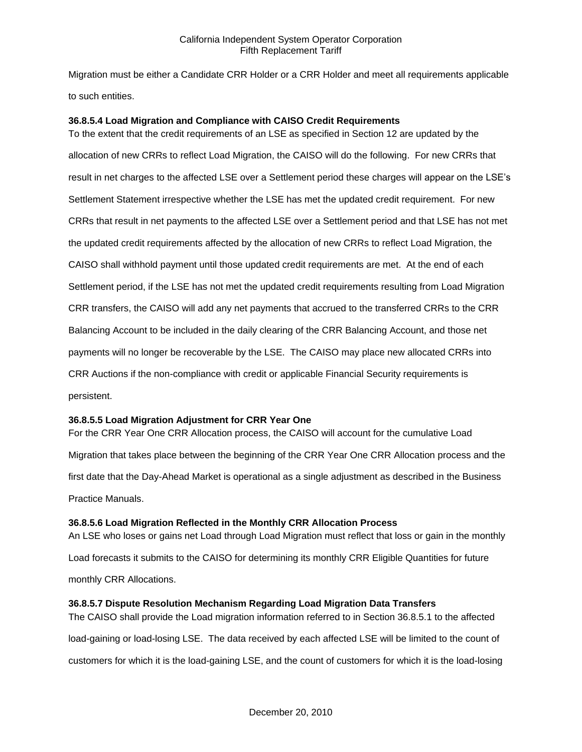Migration must be either a Candidate CRR Holder or a CRR Holder and meet all requirements applicable to such entities.

**36.8.5.4 Load Migration and Compliance with CAISO Credit Requirements**

To the extent that the credit requirements of an LSE as specified in Section 12 are updated by the allocation of new CRRs to reflect Load Migration, the CAISO will do the following. For new CRRs that result in net charges to the affected LSE over a Settlement period these charges will appear on the LSE's Settlement Statement irrespective whether the LSE has met the updated credit requirement. For new CRRs that result in net payments to the affected LSE over a Settlement period and that LSE has not met the updated credit requirements affected by the allocation of new CRRs to reflect Load Migration, the CAISO shall withhold payment until those updated credit requirements are met. At the end of each Settlement period, if the LSE has not met the updated credit requirements resulting from Load Migration CRR transfers, the CAISO will add any net payments that accrued to the transferred CRRs to the CRR Balancing Account to be included in the daily clearing of the CRR Balancing Account, and those net payments will no longer be recoverable by the LSE. The CAISO may place new allocated CRRs into CRR Auctions if the non-compliance with credit or applicable Financial Security requirements is persistent.

**36.8.5.5 Load Migration Adjustment for CRR Year One**

For the CRR Year One CRR Allocation process, the CAISO will account for the cumulative Load Migration that takes place between the beginning of the CRR Year One CRR Allocation process and the first date that the Day-Ahead Market is operational as a single adjustment as described in the Business Practice Manuals.

**36.8.5.6 Load Migration Reflected in the Monthly CRR Allocation Process**

An LSE who loses or gains net Load through Load Migration must reflect that loss or gain in the monthly Load forecasts it submits to the CAISO for determining its monthly CRR Eligible Quantities for future monthly CRR Allocations.

**36.8.5.7 Dispute Resolution Mechanism Regarding Load Migration Data Transfers**

The CAISO shall provide the Load migration information referred to in Section 36.8.5.1 to the affected load-gaining or load-losing LSE. The data received by each affected LSE will be limited to the count of customers for which it is the load-gaining LSE, and the count of customers for which it is the load-losing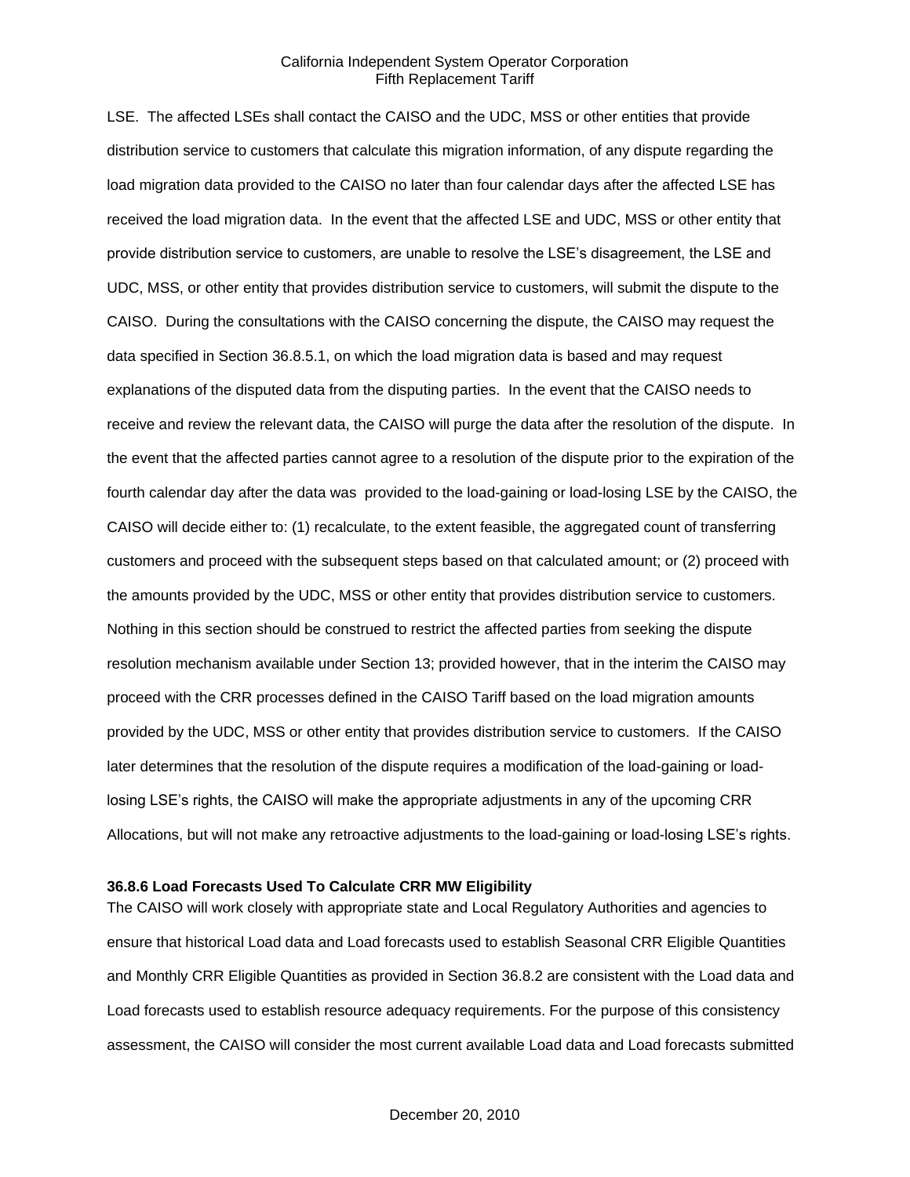LSE. The affected LSEs shall contact the CAISO and the UDC, MSS or other entities that provide distribution service to customers that calculate this migration information, of any dispute regarding the load migration data provided to the CAISO no later than four calendar days after the affected LSE has received the load migration data. In the event that the affected LSE and UDC, MSS or other entity that provide distribution service to customers, are unable to resolve the LSE's disagreement, the LSE and UDC, MSS, or other entity that provides distribution service to customers, will submit the dispute to the CAISO. During the consultations with the CAISO concerning the dispute, the CAISO may request the data specified in Section 36.8.5.1, on which the load migration data is based and may request explanations of the disputed data from the disputing parties. In the event that the CAISO needs to receive and review the relevant data, the CAISO will purge the data after the resolution of the dispute. In the event that the affected parties cannot agree to a resolution of the dispute prior to the expiration of the fourth calendar day after the data was provided to the load-gaining or load-losing LSE by the CAISO, the CAISO will decide either to: (1) recalculate, to the extent feasible, the aggregated count of transferring customers and proceed with the subsequent steps based on that calculated amount; or (2) proceed with the amounts provided by the UDC, MSS or other entity that provides distribution service to customers. Nothing in this section should be construed to restrict the affected parties from seeking the dispute resolution mechanism available under Section 13; provided however, that in the interim the CAISO may proceed with the CRR processes defined in the CAISO Tariff based on the load migration amounts provided by the UDC, MSS or other entity that provides distribution service to customers. If the CAISO later determines that the resolution of the dispute requires a modification of the load-gaining or load-losing LSE's rights, the CAISO will make the appropriate adjustments in any of the upcoming CRR Allocations, but will not make any retroactive adjustments to the load-gaining or load-losing LSE's rights.

**36.8.6 Load Forecasts Used To Calculate CRR MW Eligibility**

The CAISO will work closely with appropriate state and Local Regulatory Authorities and agencies to ensure that historical Load data and Load forecasts used to establish Seasonal CRR Eligible Quantities and Monthly CRR Eligible Quantities as provided in Section 36.8.2 are consistent with the Load data and Load forecasts used to establish resource adequacy requirements. For the purpose of this consistency assessment, the CAISO will consider the most current available Load data and Load forecasts submitted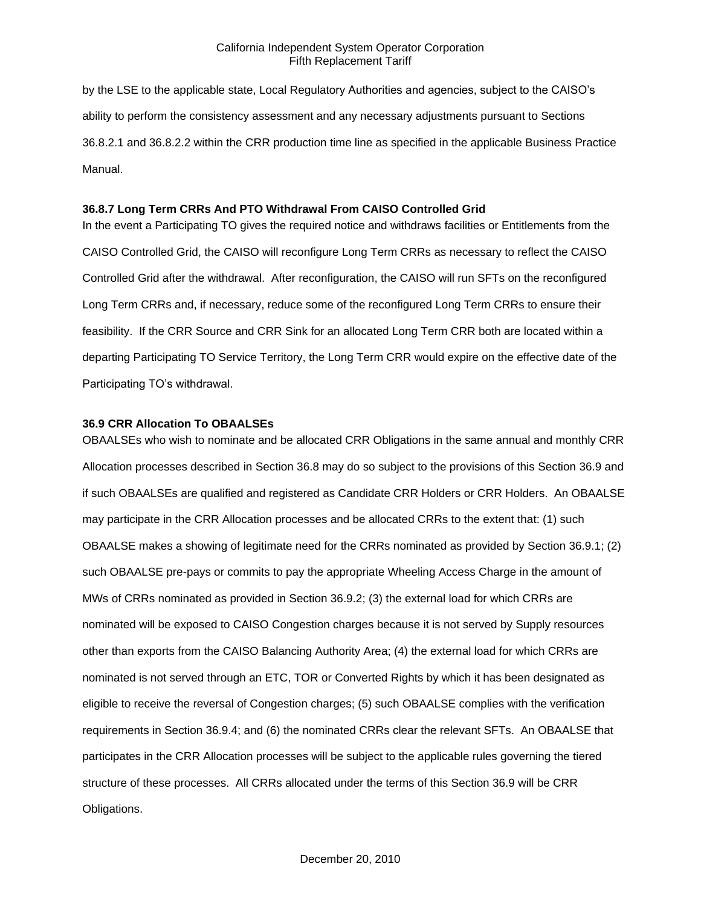by the LSE to the applicable state, Local Regulatory Authorities and agencies, subject to the CAISO's ability to perform the consistency assessment and any necessary adjustments pursuant to Sections 36.8.2.1 and 36.8.2.2 within the CRR production time line as specified in the applicable Business Practice Manual.

### 36.8.7 Long Term CRRs And PTO Withdrawal From CAISO Controlled Grid

In the event a Participating TO gives the required notice and withdraws facilities or Entitlements from the CAISO Controlled Grid, the CAISO will reconfigure Long Term CRRs as necessary to reflect the CAISO Controlled Grid after the withdrawal. After reconfiguration, the CAISO will run SFTs on the reconfigured Long Term CRRs and, if necessary, reduce some of the reconfigured Long Term CRRs to ensure their feasibility. If the CRR Source and CRR Sink for an allocated Long Term CRR both are located within a departing Participating TO Service Territory, the Long Term CRR would expire on the effective date of the Participating TO's withdrawal.

### 36.9 CRR Allocation To OBAALSEs

OBAALSEs who wish to nominate and be allocated CRR Obligations in the same annual and monthly CRR Allocation processes described in Section 36.8 may do so subject to the provisions of this Section 36.9 and if such OBAALSEs are qualified and registered as Candidate CRR Holders or CRR Holders. An OBAALSE may participate in the CRR Allocation processes and be allocated CRRs to the extent that: (1) such OBAALSE makes a showing of legitimate need for the CRRs nominated as provided by Section 36.9.1; (2) such OBAALSE pre-pays or commits to pay the appropriate Wheeling Access Charge in the amount of MWs of CRRs nominated as provided in Section 36.9.2; (3) the external load for which CRRs are nominated will be exposed to CAISO Congestion charges because it is not served by Supply resources other than exports from the CAISO Balancing Authority Area; (4) the external load for which CRRs are nominated is not served through an ETC, TOR or Converted Rights by which it has been designated as eligible to receive the reversal of Congestion charges; (5) such OBAALSE complies with the verification requirements in Section 36.9.4; and (6) the nominated CRRs clear the relevant SFTs. An OBAALSE that participates in the CRR Allocation processes will be subject to the applicable rules governing the tiered structure of these processes. All CRRs allocated under the terms of this Section 36.9 will be CRR Obligations.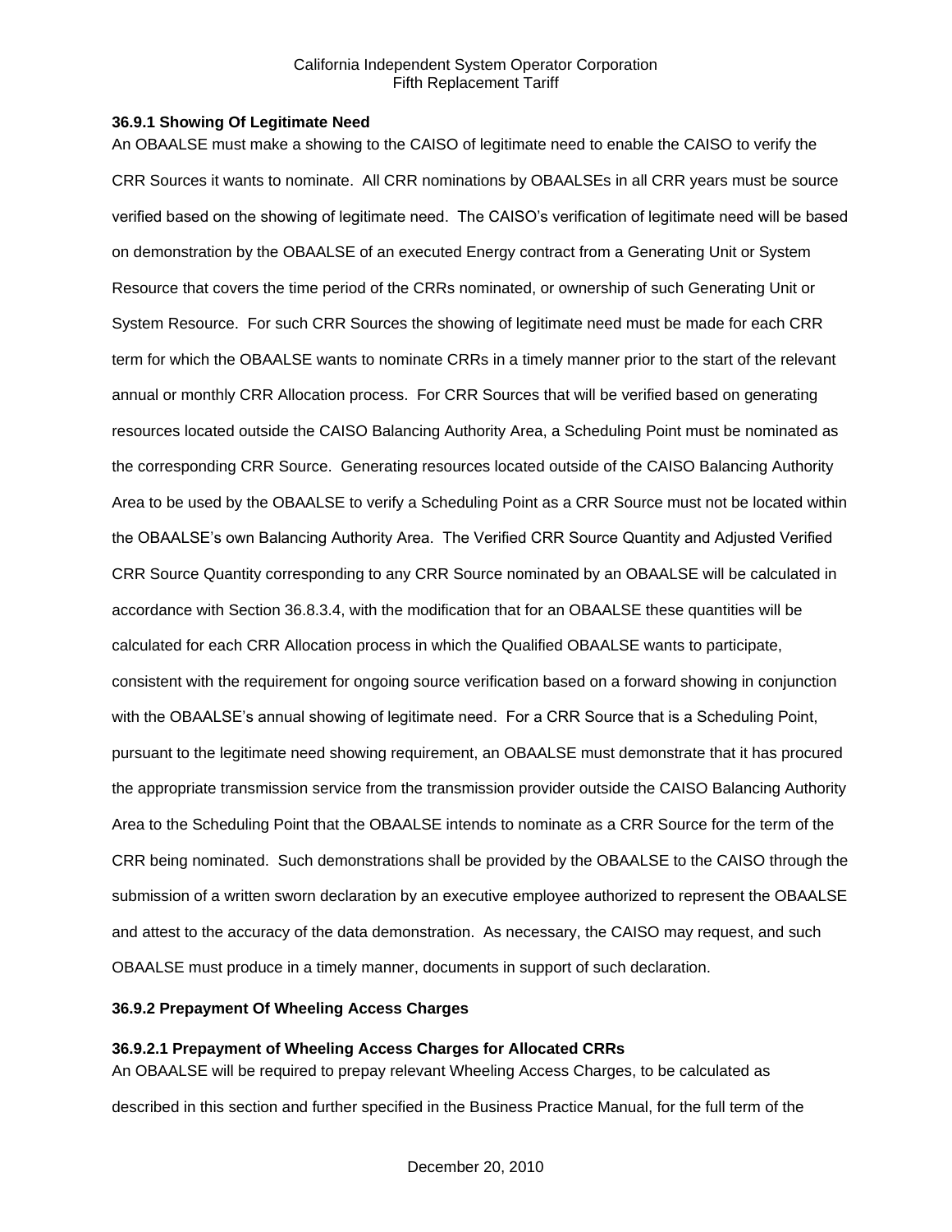### 36.9.1 Showing Of Legitimate Need

An OBAALSE must make a showing to the CAISO of legitimate need to enable the CAISO to verify the CRR Sources it wants to nominate. All CRR nominations by OBAALSEs in all CRR years must be source verified based on the showing of legitimate need. The CAISO's verification of legitimate need will be based on demonstration by the OBAALSE of an executed Energy contract from a Generating Unit or System Resource that covers the time period of the CRRs nominated, or ownership of such Generating Unit or System Resource. For such CRR Sources the showing of legitimate need must be made for each CRR term for which the OBAALSE wants to nominate CRRs in a timely manner prior to the start of the relevant annual or monthly CRR Allocation process. For CRR Sources that will be verified based on generating resources located outside the CAISO Balancing Authority Area, a Scheduling Point must be nominated as the corresponding CRR Source. Generating resources located outside of the CAISO Balancing Authority Area to be used by the OBAALSE to verify a Scheduling Point as a CRR Source must not be located within the OBAALSE's own Balancing Authority Area. The Verified CRR Source Quantity and Adjusted Verified CRR Source Quantity corresponding to any CRR Source nominated by an OBAALSE will be calculated in accordance with Section 36.8.3.4, with the modification that for an OBAALSE these quantities will be calculated for each CRR Allocation process in which the Qualified OBAALSE wants to participate, consistent with the requirement for ongoing source verification based on a forward showing in conjunction with the OBAALSE's annual showing of legitimate need. For a CRR Source that is a Scheduling Point, pursuant to the legitimate need showing requirement, an OBAALSE must demonstrate that it has procured the appropriate transmission service from the transmission provider outside the CAISO Balancing Authority Area to the Scheduling Point that the OBAALSE intends to nominate as a CRR Source for the term of the CRR being nominated. Such demonstrations shall be provided by the OBAALSE to the CAISO through the submission of a written sworn declaration by an executive employee authorized to represent the OBAALSE and attest to the accuracy of the data demonstration. As necessary, the CAISO may request, and such OBAALSE must produce in a timely manner, documents in support of such declaration.

### 36.9.2 Prepayment Of Wheeling Access Charges

#### 36.9.2.1 Prepayment of Wheeling Access Charges for Allocated CRRs

An OBAALSE will be required to prepay relevant Wheeling Access Charges, to be calculated as described in this section and further specified in the Business Practice Manual, for the full term of the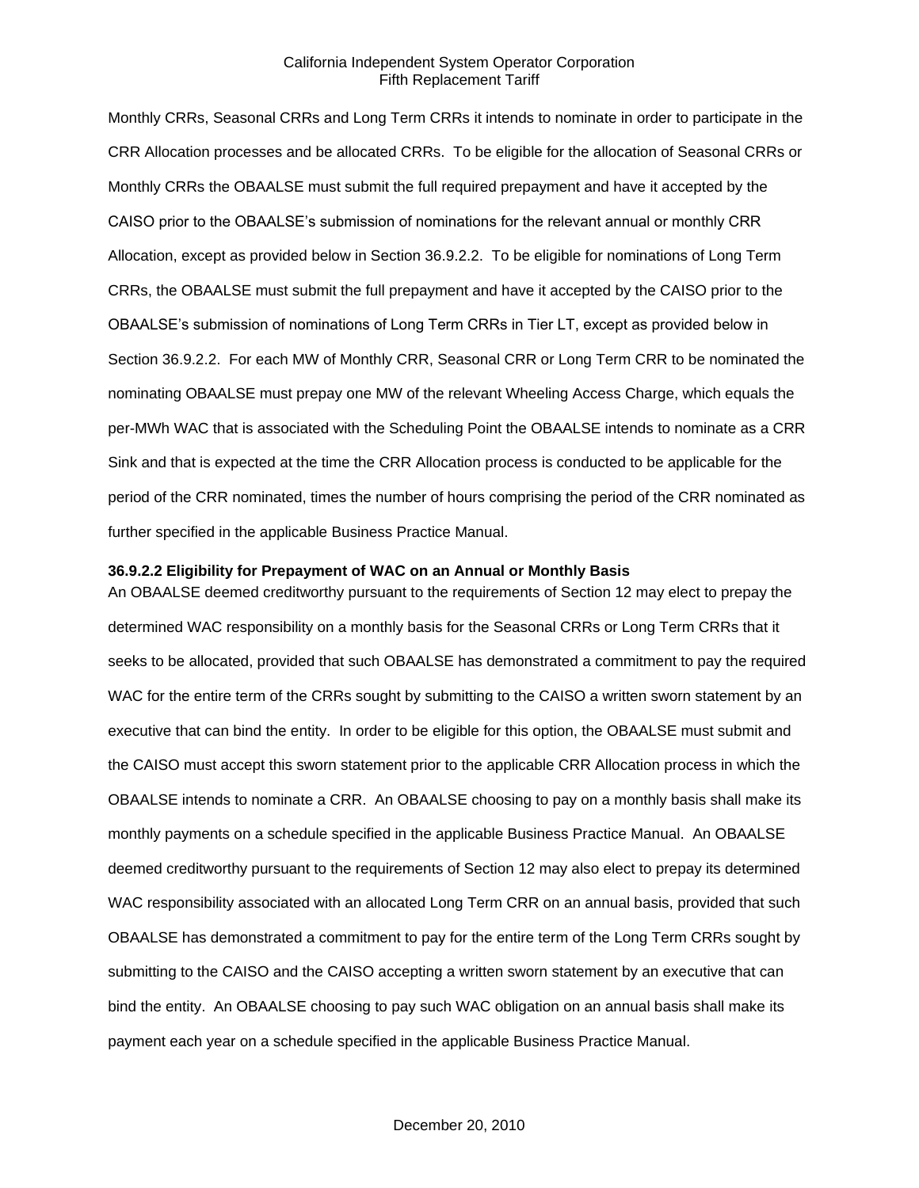Monthly CRRs, Seasonal CRRs and Long Term CRRs it intends to nominate in order to participate in the CRR Allocation processes and be allocated CRRs. To be eligible for the allocation of Seasonal CRRs or Monthly CRRs the OBAALSE must submit the full required prepayment and have it accepted by the CAISO prior to the OBAALSE's submission of nominations for the relevant annual or monthly CRR Allocation, except as provided below in Section 36.9.2.2. To be eligible for nominations of Long Term CRRs, the OBAALSE must submit the full prepayment and have it accepted by the CAISO prior to the OBAALSE's submission of nominations of Long Term CRRs in Tier LT, except as provided below in Section 36.9.2.2. For each MW of Monthly CRR, Seasonal CRR or Long Term CRR to be nominated the nominating OBAALSE must prepay one MW of the relevant Wheeling Access Charge, which equals the per-MWh WAC that is associated with the Scheduling Point the OBAALSE intends to nominate as a CRR Sink and that is expected at the time the CRR Allocation process is conducted to be applicable for the period of the CRR nominated, times the number of hours comprising the period of the CRR nominated as further specified in the applicable Business Practice Manual.

**36.9.2.2 Eligibility for Prepayment of WAC on an Annual or Monthly Basis**

An OBAALSE deemed creditworthy pursuant to the requirements of Section 12 may elect to prepay the determined WAC responsibility on a monthly basis for the Seasonal CRRs or Long Term CRRs that it seeks to be allocated, provided that such OBAALSE has demonstrated a commitment to pay the required WAC for the entire term of the CRRs sought by submitting to the CAISO a written sworn statement by an executive that can bind the entity. In order to be eligible for this option, the OBAALSE must submit and the CAISO must accept this sworn statement prior to the applicable CRR Allocation process in which the OBAALSE intends to nominate a CRR. An OBAALSE choosing to pay on a monthly basis shall make its monthly payments on a schedule specified in the applicable Business Practice Manual. An OBAALSE deemed creditworthy pursuant to the requirements of Section 12 may also elect to prepay its determined WAC responsibility associated with an allocated Long Term CRR on an annual basis, provided that such OBAALSE has demonstrated a commitment to pay for the entire term of the Long Term CRRs sought by submitting to the CAISO and the CAISO accepting a written sworn statement by an executive that can bind the entity. An OBAALSE choosing to pay such WAC obligation on an annual basis shall make its payment each year on a schedule specified in the applicable Business Practice Manual.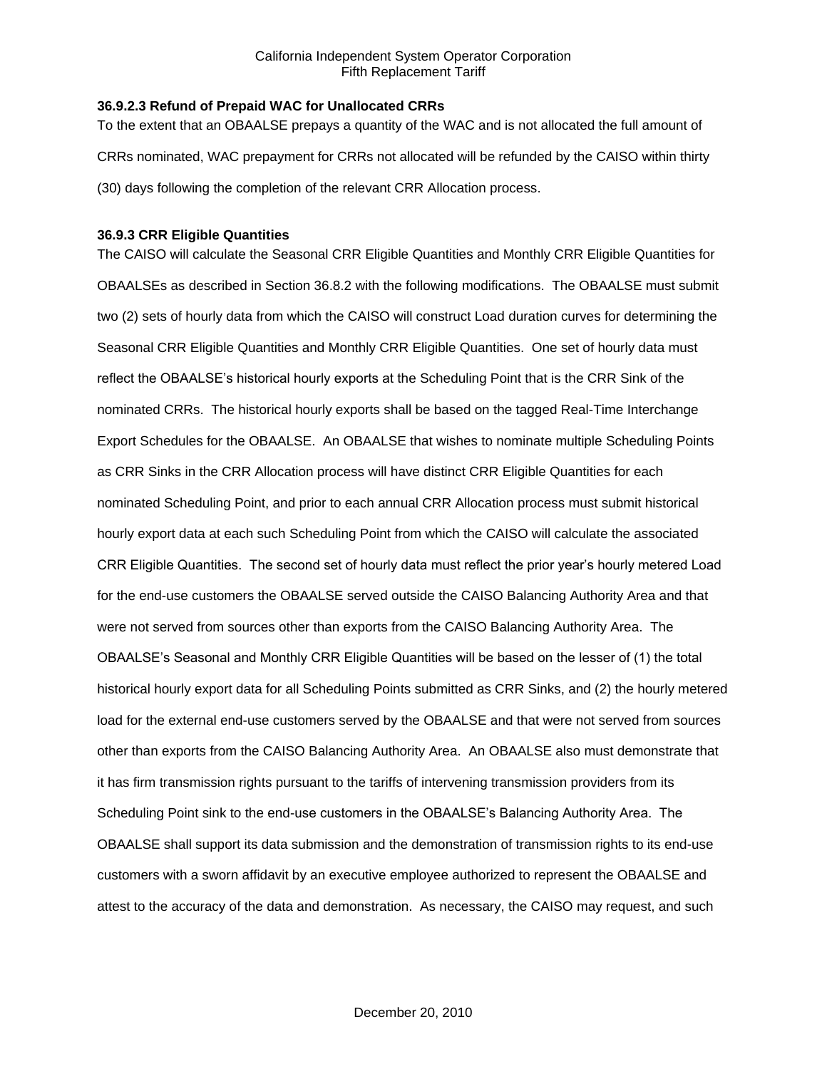### 36.9.2.3 Refund of Prepaid WAC for Unallocated CRRs

To the extent that an OBAALSE prepays a quantity of the WAC and is not allocated the full amount of CRRs nominated, WAC prepayment for CRRs not allocated will be refunded by the CAISO within thirty (30) days following the completion of the relevant CRR Allocation process.

### 36.9.3 CRR Eligible Quantities

The CAISO will calculate the Seasonal CRR Eligible Quantities and Monthly CRR Eligible Quantities for OBAALSEs as described in Section 36.8.2 with the following modifications. The OBAALSE must submit two (2) sets of hourly data from which the CAISO will construct Load duration curves for determining the Seasonal CRR Eligible Quantities and Monthly CRR Eligible Quantities. One set of hourly data must reflect the OBAALSE's historical hourly exports at the Scheduling Point that is the CRR Sink of the nominated CRRs. The historical hourly exports shall be based on the tagged Real-Time Interchange Export Schedules for the OBAALSE. An OBAALSE that wishes to nominate multiple Scheduling Points as CRR Sinks in the CRR Allocation process will have distinct CRR Eligible Quantities for each nominated Scheduling Point, and prior to each annual CRR Allocation process must submit historical hourly export data at each such Scheduling Point from which the CAISO will calculate the associated CRR Eligible Quantities. The second set of hourly data must reflect the prior year's hourly metered Load for the end-use customers the OBAALSE served outside the CAISO Balancing Authority Area and that were not served from sources other than exports from the CAISO Balancing Authority Area. The OBAALSE's Seasonal and Monthly CRR Eligible Quantities will be based on the lesser of (1) the total historical hourly export data for all Scheduling Points submitted as CRR Sinks, and (2) the hourly metered load for the external end-use customers served by the OBAALSE and that were not served from sources other than exports from the CAISO Balancing Authority Area. An OBAALSE also must demonstrate that it has firm transmission rights pursuant to the tariffs of intervening transmission providers from its Scheduling Point sink to the end-use customers in the OBAALSE's Balancing Authority Area. The OBAALSE shall support its data submission and the demonstration of transmission rights to its end-use customers with a sworn affidavit by an executive employee authorized to represent the OBAALSE and attest to the accuracy of the data and demonstration. As necessary, the CAISO may request, and such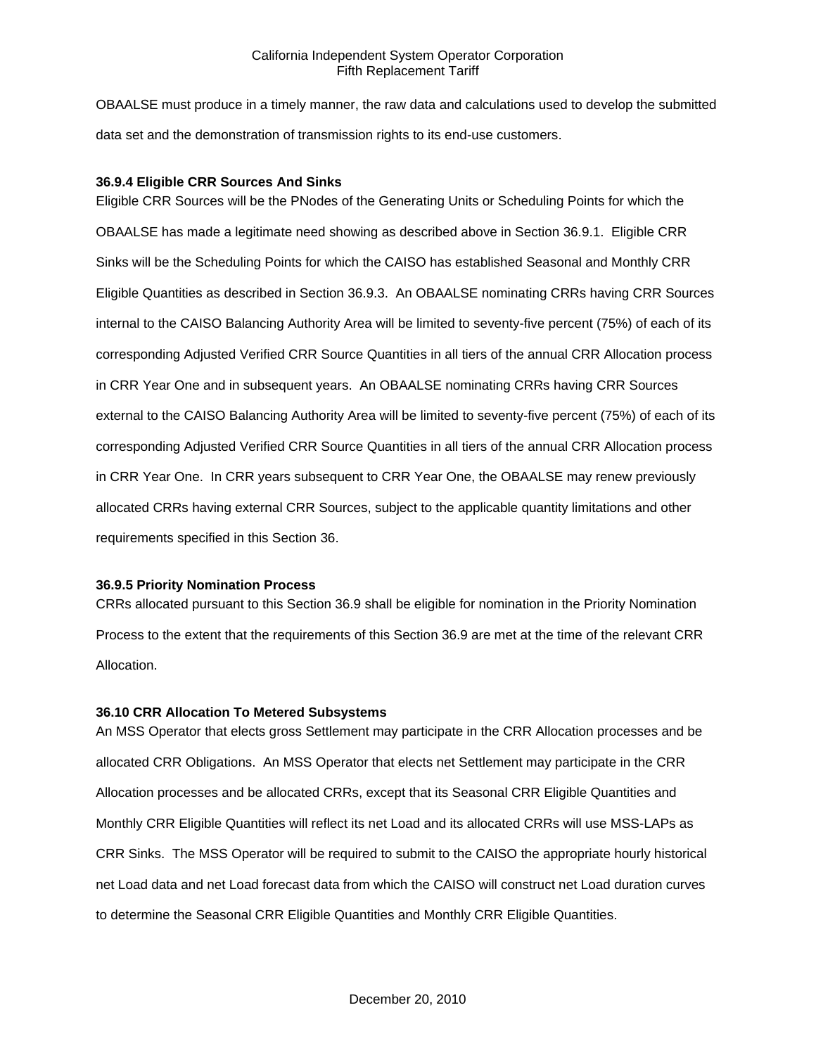OBAALSE must produce in a timely manner, the raw data and calculations used to develop the submitted data set and the demonstration of transmission rights to its end-use customers.

**36.9.4 Eligible CRR Sources And Sinks**

Eligible CRR Sources will be the PNodes of the Generating Units or Scheduling Points for which the OBAALSE has made a legitimate need showing as described above in Section 36.9.1. Eligible CRR Sinks will be the Scheduling Points for which the CAISO has established Seasonal and Monthly CRR Eligible Quantities as described in Section 36.9.3. An OBAALSE nominating CRRs having CRR Sources internal to the CAISO Balancing Authority Area will be limited to seventy-five percent (75%) of each of its corresponding Adjusted Verified CRR Source Quantities in all tiers of the annual CRR Allocation process in CRR Year One and in subsequent years. An OBAALSE nominating CRRs having CRR Sources external to the CAISO Balancing Authority Area will be limited to seventy-five percent (75%) of each of its corresponding Adjusted Verified CRR Source Quantities in all tiers of the annual CRR Allocation process in CRR Year One. In CRR years subsequent to CRR Year One, the OBAALSE may renew previously allocated CRRs having external CRR Sources, subject to the applicable quantity limitations and other requirements specified in this Section 36.

**36.9.5 Priority Nomination Process**

CRRs allocated pursuant to this Section 36.9 shall be eligible for nomination in the Priority Nomination Process to the extent that the requirements of this Section 36.9 are met at the time of the relevant CRR Allocation.

**36.10 CRR Allocation To Metered Subsystems**

An MSS Operator that elects gross Settlement may participate in the CRR Allocation processes and be allocated CRR Obligations. An MSS Operator that elects net Settlement may participate in the CRR Allocation processes and be allocated CRRs, except that its Seasonal CRR Eligible Quantities and Monthly CRR Eligible Quantities will reflect its net Load and its allocated CRRs will use MSS-LAPs as CRR Sinks. The MSS Operator will be required to submit to the CAISO the appropriate hourly historical net Load data and net Load forecast data from which the CAISO will construct net Load duration curves to determine the Seasonal CRR Eligible Quantities and Monthly CRR Eligible Quantities.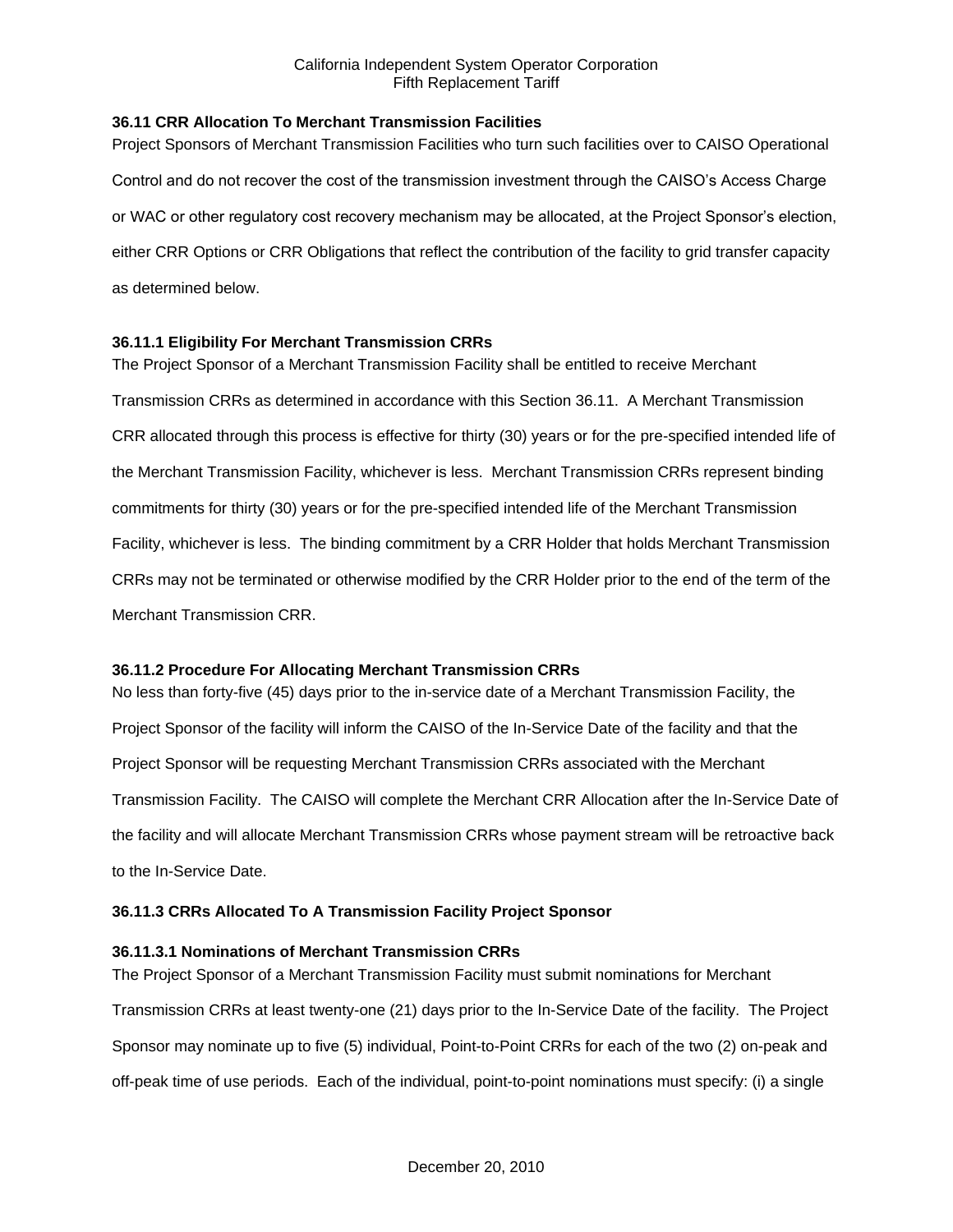### 36.11 CRR Allocation To Merchant Transmission Facilities

Project Sponsors of Merchant Transmission Facilities who turn such facilities over to CAISO Operational Control and do not recover the cost of the transmission investment through the CAISO's Access Charge or WAC or other regulatory cost recovery mechanism may be allocated, at the Project Sponsor's election, either CRR Options or CRR Obligations that reflect the contribution of the facility to grid transfer capacity as determined below.

#### 36.11.1 Eligibility For Merchant Transmission CRRs

The Project Sponsor of a Merchant Transmission Facility shall be entitled to receive Merchant Transmission CRRs as determined in accordance with this Section 36.11. A Merchant Transmission CRR allocated through this process is effective for thirty (30) years or for the pre-specified intended life of the Merchant Transmission Facility, whichever is less. Merchant Transmission CRRs represent binding commitments for thirty (30) years or for the pre-specified intended life of the Merchant Transmission Facility, whichever is less. The binding commitment by a CRR Holder that holds Merchant Transmission CRRs may not be terminated or otherwise modified by the CRR Holder prior to the end of the term of the Merchant Transmission CRR.

#### 36.11.2 Procedure For Allocating Merchant Transmission CRRs

No less than forty-five (45) days prior to the in-service date of a Merchant Transmission Facility, the Project Sponsor of the facility will inform the CAISO of the In-Service Date of the facility and that the Project Sponsor will be requesting Merchant Transmission CRRs associated with the Merchant Transmission Facility. The CAISO will complete the Merchant CRR Allocation after the In-Service Date of the facility and will allocate Merchant Transmission CRRs whose payment stream will be retroactive back to the In-Service Date.

#### 36.11.3 CRRs Allocated To A Transmission Facility Project Sponsor

##### 36.11.3.1 Nominations of Merchant Transmission CRRs

The Project Sponsor of a Merchant Transmission Facility must submit nominations for Merchant Transmission CRRs at least twenty-one (21) days prior to the In-Service Date of the facility. The Project Sponsor may nominate up to five (5) individual, Point-to-Point CRRs for each of the two (2) on-peak and off-peak time of use periods. Each of the individual, point-to-point nominations must specify: (i) a single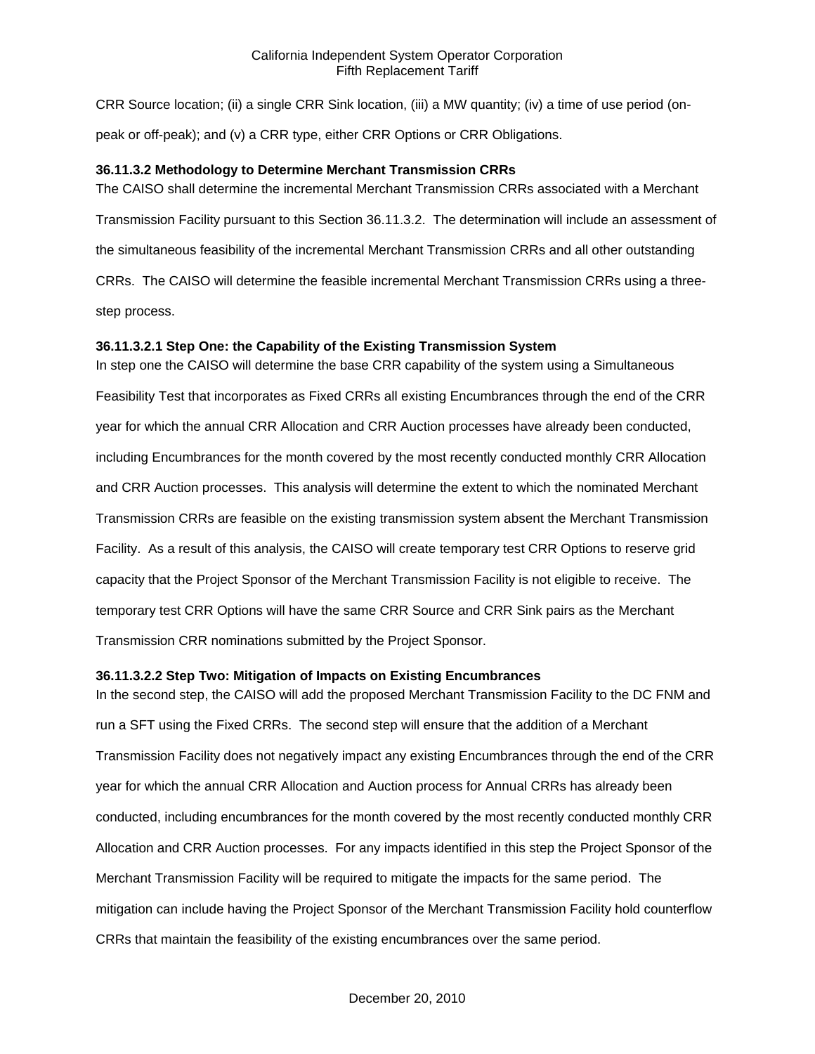CRR Source location; (ii) a single CRR Sink location, (iii) a MW quantity; (iv) a time of use period (on-peak or off-peak); and (v) a CRR type, either CRR Options or CRR Obligations.

**36.11.3.2 Methodology to Determine Merchant Transmission CRRs**

The CAISO shall determine the incremental Merchant Transmission CRRs associated with a Merchant Transmission Facility pursuant to this Section 36.11.3.2. The determination will include an assessment of the simultaneous feasibility of the incremental Merchant Transmission CRRs and all other outstanding CRRs. The CAISO will determine the feasible incremental Merchant Transmission CRRs using a three-step process.

**36.11.3.2.1 Step One: the Capability of the Existing Transmission System**

In step one the CAISO will determine the base CRR capability of the system using a Simultaneous Feasibility Test that incorporates as Fixed CRRs all existing Encumbrances through the end of the CRR year for which the annual CRR Allocation and CRR Auction processes have already been conducted, including Encumbrances for the month covered by the most recently conducted monthly CRR Allocation and CRR Auction processes. This analysis will determine the extent to which the nominated Merchant Transmission CRRs are feasible on the existing transmission system absent the Merchant Transmission Facility. As a result of this analysis, the CAISO will create temporary test CRR Options to reserve grid capacity that the Project Sponsor of the Merchant Transmission Facility is not eligible to receive. The temporary test CRR Options will have the same CRR Source and CRR Sink pairs as the Merchant Transmission CRR nominations submitted by the Project Sponsor.

**36.11.3.2.2 Step Two: Mitigation of Impacts on Existing Encumbrances**

In the second step, the CAISO will add the proposed Merchant Transmission Facility to the DC FNM and run a SFT using the Fixed CRRs. The second step will ensure that the addition of a Merchant Transmission Facility does not negatively impact any existing Encumbrances through the end of the CRR year for which the annual CRR Allocation and Auction process for Annual CRRs has already been conducted, including encumbrances for the month covered by the most recently conducted monthly CRR Allocation and CRR Auction processes. For any impacts identified in this step the Project Sponsor of the Merchant Transmission Facility will be required to mitigate the impacts for the same period. The mitigation can include having the Project Sponsor of the Merchant Transmission Facility hold counterflow CRRs that maintain the feasibility of the existing encumbrances over the same period.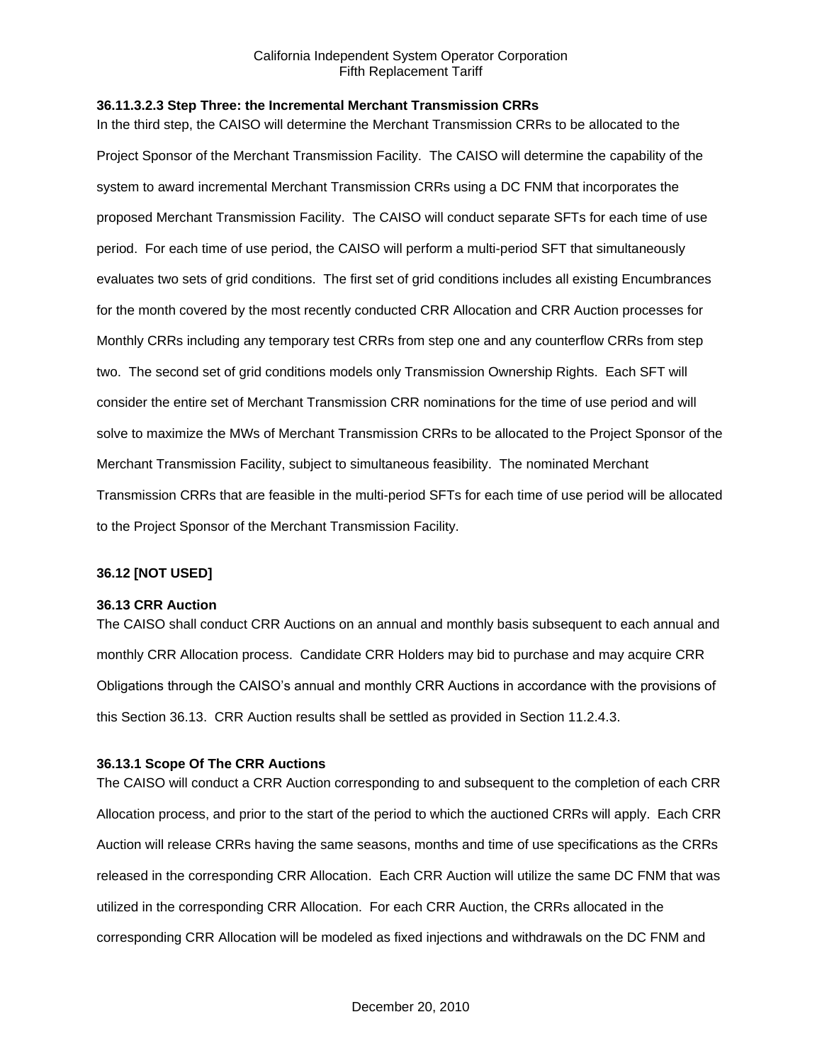### 36.11.3.2.3 Step Three: the Incremental Merchant Transmission CRRs

In the third step, the CAISO will determine the Merchant Transmission CRRs to be allocated to the Project Sponsor of the Merchant Transmission Facility. The CAISO will determine the capability of the system to award incremental Merchant Transmission CRRs using a DC FNM that incorporates the proposed Merchant Transmission Facility. The CAISO will conduct separate SFTs for each time of use period. For each time of use period, the CAISO will perform a multi-period SFT that simultaneously evaluates two sets of grid conditions. The first set of grid conditions includes all existing Encumbrances for the month covered by the most recently conducted CRR Allocation and CRR Auction processes for Monthly CRRs including any temporary test CRRs from step one and any counterflow CRRs from step two. The second set of grid conditions models only Transmission Ownership Rights. Each SFT will consider the entire set of Merchant Transmission CRR nominations for the time of use period and will solve to maximize the MWs of Merchant Transmission CRRs to be allocated to the Project Sponsor of the Merchant Transmission Facility, subject to simultaneous feasibility. The nominated Merchant Transmission CRRs that are feasible in the multi-period SFTs for each time of use period will be allocated to the Project Sponsor of the Merchant Transmission Facility.

## 36.12 [NOT USED]

## 36.13 CRR Auction

The CAISO shall conduct CRR Auctions on an annual and monthly basis subsequent to each annual and monthly CRR Allocation process. Candidate CRR Holders may bid to purchase and may acquire CRR Obligations through the CAISO's annual and monthly CRR Auctions in accordance with the provisions of this Section 36.13. CRR Auction results shall be settled as provided in Section 11.2.4.3.

### 36.13.1 Scope Of The CRR Auctions

The CAISO will conduct a CRR Auction corresponding to and subsequent to the completion of each CRR Allocation process, and prior to the start of the period to which the auctioned CRRs will apply. Each CRR Auction will release CRRs having the same seasons, months and time of use specifications as the CRRs released in the corresponding CRR Allocation. Each CRR Auction will utilize the same DC FNM that was utilized in the corresponding CRR Allocation. For each CRR Auction, the CRRs allocated in the corresponding CRR Allocation will be modeled as fixed injections and withdrawals on the DC FNM and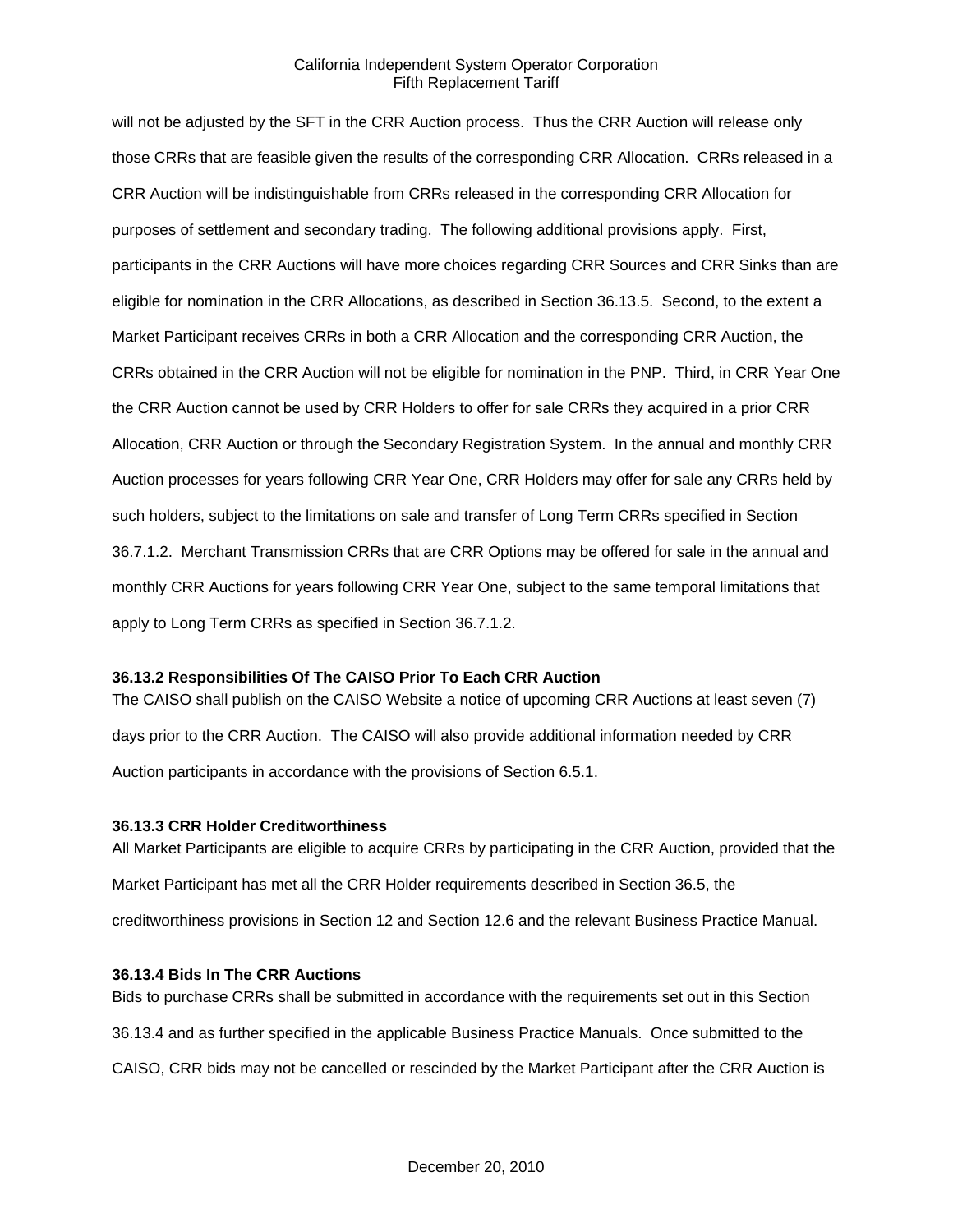will not be adjusted by the SFT in the CRR Auction process. Thus the CRR Auction will release only those CRRs that are feasible given the results of the corresponding CRR Allocation. CRRs released in a CRR Auction will be indistinguishable from CRRs released in the corresponding CRR Allocation for purposes of settlement and secondary trading. The following additional provisions apply. First, participants in the CRR Auctions will have more choices regarding CRR Sources and CRR Sinks than are eligible for nomination in the CRR Allocations, as described in Section 36.13.5. Second, to the extent a Market Participant receives CRRs in both a CRR Allocation and the corresponding CRR Auction, the CRRs obtained in the CRR Auction will not be eligible for nomination in the PNP. Third, in CRR Year One the CRR Auction cannot be used by CRR Holders to offer for sale CRRs they acquired in a prior CRR Allocation, CRR Auction or through the Secondary Registration System. In the annual and monthly CRR Auction processes for years following CRR Year One, CRR Holders may offer for sale any CRRs held by such holders, subject to the limitations on sale and transfer of Long Term CRRs specified in Section 36.7.1.2. Merchant Transmission CRRs that are CRR Options may be offered for sale in the annual and monthly CRR Auctions for years following CRR Year One, subject to the same temporal limitations that apply to Long Term CRRs as specified in Section 36.7.1.2.

**36.13.2 Responsibilities Of The CAISO Prior To Each CRR Auction**

The CAISO shall publish on the CAISO Website a notice of upcoming CRR Auctions at least seven (7) days prior to the CRR Auction. The CAISO will also provide additional information needed by CRR Auction participants in accordance with the provisions of Section 6.5.1.

**36.13.3 CRR Holder Creditworthiness**

All Market Participants are eligible to acquire CRRs by participating in the CRR Auction, provided that the Market Participant has met all the CRR Holder requirements described in Section 36.5, the creditworthiness provisions in Section 12 and Section 12.6 and the relevant Business Practice Manual.

**36.13.4 Bids In The CRR Auctions**

Bids to purchase CRRs shall be submitted in accordance with the requirements set out in this Section 36.13.4 and as further specified in the applicable Business Practice Manuals. Once submitted to the CAISO, CRR bids may not be cancelled or rescinded by the Market Participant after the CRR Auction is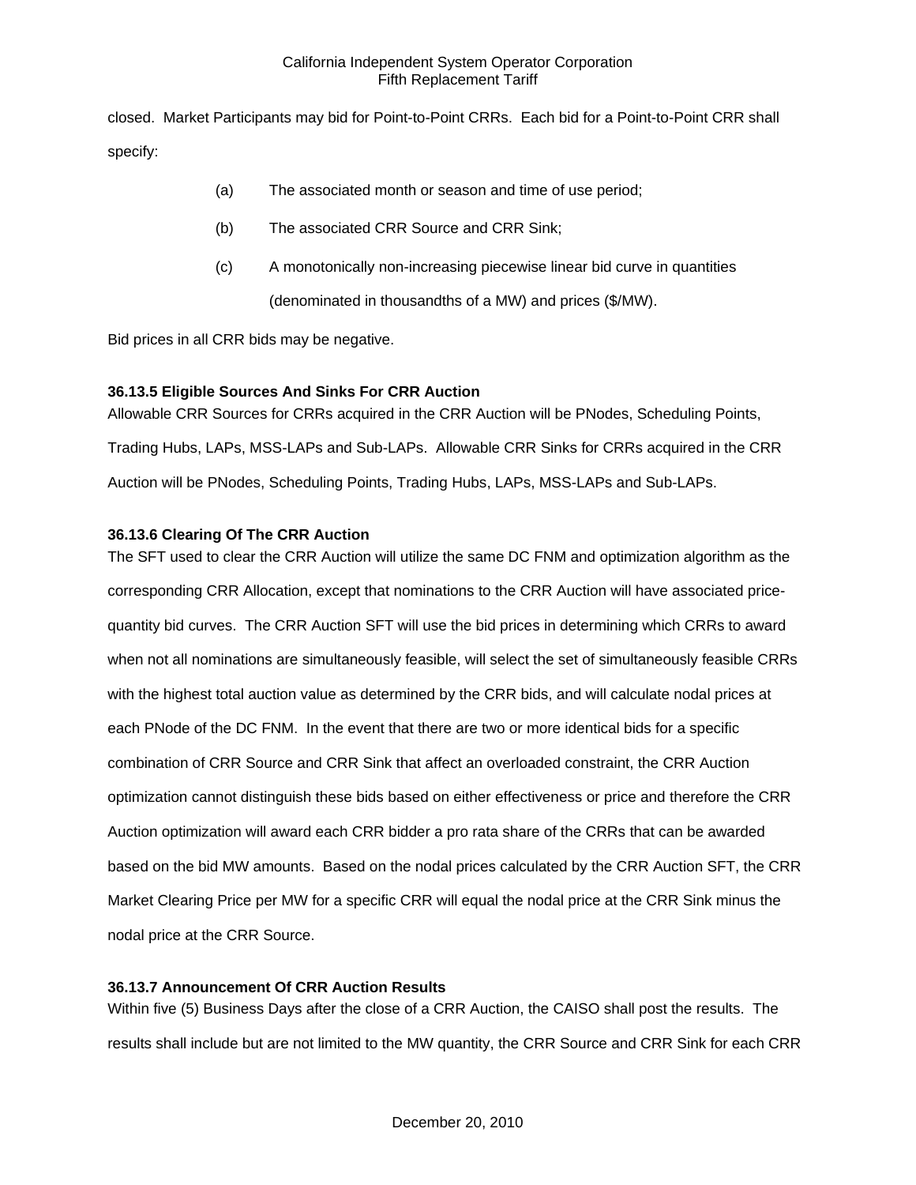closed. Market Participants may bid for Point-to-Point CRRs. Each bid for a Point-to-Point CRR shall specify:

(a) The associated month or season and time of use period;

(b) The associated CRR Source and CRR Sink;

(c) A monotonically non-increasing piecewise linear bid curve in quantities (denominated in thousandths of a MW) and prices ($/MW).

Bid prices in all CRR bids may be negative.

**36.13.5 Eligible Sources And Sinks For CRR Auction**

Allowable CRR Sources for CRRs acquired in the CRR Auction will be PNodes, Scheduling Points, Trading Hubs, LAPs, MSS-LAPs and Sub-LAPs. Allowable CRR Sinks for CRRs acquired in the CRR Auction will be PNodes, Scheduling Points, Trading Hubs, LAPs, MSS-LAPs and Sub-LAPs.

**36.13.6 Clearing Of The CRR Auction**

The SFT used to clear the CRR Auction will utilize the same DC FNM and optimization algorithm as the corresponding CRR Allocation, except that nominations to the CRR Auction will have associated price-quantity bid curves. The CRR Auction SFT will use the bid prices in determining which CRRs to award when not all nominations are simultaneously feasible, will select the set of simultaneously feasible CRRs with the highest total auction value as determined by the CRR bids, and will calculate nodal prices at each PNode of the DC FNM. In the event that there are two or more identical bids for a specific combination of CRR Source and CRR Sink that affect an overloaded constraint, the CRR Auction optimization cannot distinguish these bids based on either effectiveness or price and therefore the CRR Auction optimization will award each CRR bidder a pro rata share of the CRRs that can be awarded based on the bid MW amounts. Based on the nodal prices calculated by the CRR Auction SFT, the CRR Market Clearing Price per MW for a specific CRR will equal the nodal price at the CRR Sink minus the nodal price at the CRR Source.

**36.13.7 Announcement Of CRR Auction Results**

Within five (5) Business Days after the close of a CRR Auction, the CAISO shall post the results. The results shall include but are not limited to the MW quantity, the CRR Source and CRR Sink for each CRR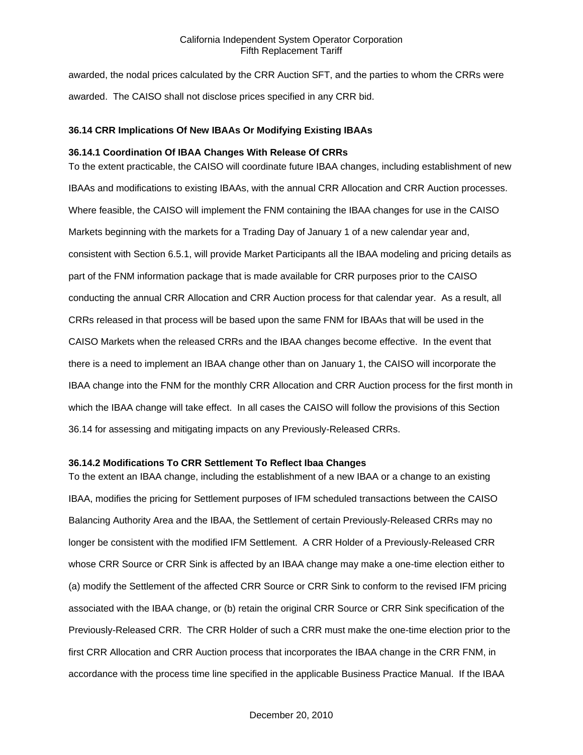awarded, the nodal prices calculated by the CRR Auction SFT, and the parties to whom the CRRs were awarded. The CAISO shall not disclose prices specified in any CRR bid.

### 36.14 CRR Implications Of New IBAAs Or Modifying Existing IBAAs

#### 36.14.1 Coordination Of IBAA Changes With Release Of CRRs

To the extent practicable, the CAISO will coordinate future IBAA changes, including establishment of new IBAAs and modifications to existing IBAAs, with the annual CRR Allocation and CRR Auction processes. Where feasible, the CAISO will implement the FNM containing the IBAA changes for use in the CAISO Markets beginning with the markets for a Trading Day of January 1 of a new calendar year and, consistent with Section 6.5.1, will provide Market Participants all the IBAA modeling and pricing details as part of the FNM information package that is made available for CRR purposes prior to the CAISO conducting the annual CRR Allocation and CRR Auction process for that calendar year. As a result, all CRRs released in that process will be based upon the same FNM for IBAAs that will be used in the CAISO Markets when the released CRRs and the IBAA changes become effective. In the event that there is a need to implement an IBAA change other than on January 1, the CAISO will incorporate the IBAA change into the FNM for the monthly CRR Allocation and CRR Auction process for the first month in which the IBAA change will take effect. In all cases the CAISO will follow the provisions of this Section 36.14 for assessing and mitigating impacts on any Previously-Released CRRs.

#### 36.14.2 Modifications To CRR Settlement To Reflect Ibaa Changes

To the extent an IBAA change, including the establishment of a new IBAA or a change to an existing IBAA, modifies the pricing for Settlement purposes of IFM scheduled transactions between the CAISO Balancing Authority Area and the IBAA, the Settlement of certain Previously-Released CRRs may no longer be consistent with the modified IFM Settlement. A CRR Holder of a Previously-Released CRR whose CRR Source or CRR Sink is affected by an IBAA change may make a one-time election either to (a) modify the Settlement of the affected CRR Source or CRR Sink to conform to the revised IFM pricing associated with the IBAA change, or (b) retain the original CRR Source or CRR Sink specification of the Previously-Released CRR. The CRR Holder of such a CRR must make the one-time election prior to the first CRR Allocation and CRR Auction process that incorporates the IBAA change in the CRR FNM, in accordance with the process time line specified in the applicable Business Practice Manual. If the IBAA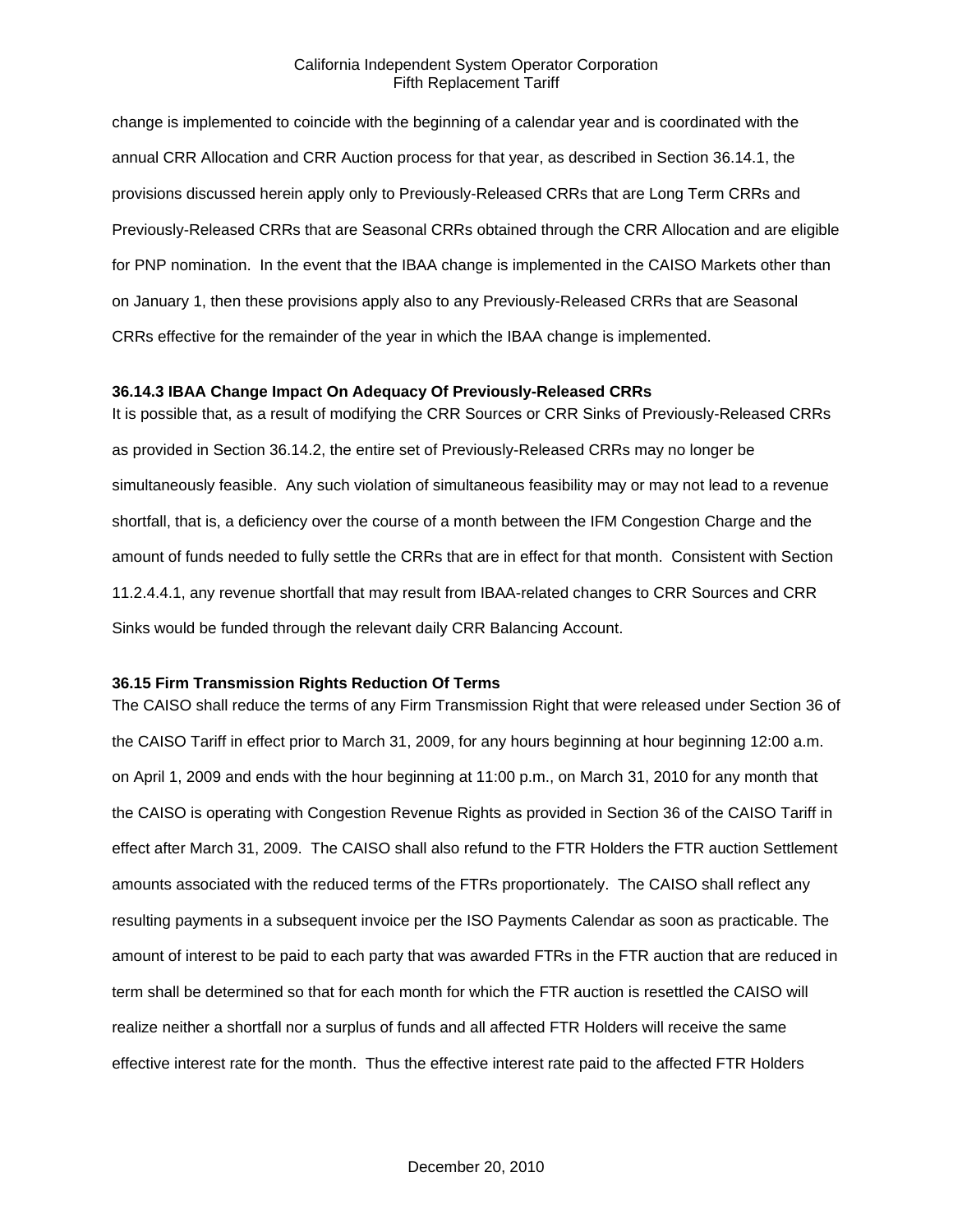change is implemented to coincide with the beginning of a calendar year and is coordinated with the annual CRR Allocation and CRR Auction process for that year, as described in Section 36.14.1, the provisions discussed herein apply only to Previously-Released CRRs that are Long Term CRRs and Previously-Released CRRs that are Seasonal CRRs obtained through the CRR Allocation and are eligible for PNP nomination. In the event that the IBAA change is implemented in the CAISO Markets other than on January 1, then these provisions apply also to any Previously-Released CRRs that are Seasonal CRRs effective for the remainder of the year in which the IBAA change is implemented.

**36.14.3 IBAA Change Impact On Adequacy Of Previously-Released CRRs**

It is possible that, as a result of modifying the CRR Sources or CRR Sinks of Previously-Released CRRs as provided in Section 36.14.2, the entire set of Previously-Released CRRs may no longer be simultaneously feasible. Any such violation of simultaneous feasibility may or may not lead to a revenue shortfall, that is, a deficiency over the course of a month between the IFM Congestion Charge and the amount of funds needed to fully settle the CRRs that are in effect for that month. Consistent with Section 11.2.4.4.1, any revenue shortfall that may result from IBAA-related changes to CRR Sources and CRR Sinks would be funded through the relevant daily CRR Balancing Account.

**36.15 Firm Transmission Rights Reduction Of Terms**

The CAISO shall reduce the terms of any Firm Transmission Right that were released under Section 36 of the CAISO Tariff in effect prior to March 31, 2009, for any hours beginning at hour beginning 12:00 a.m. on April 1, 2009 and ends with the hour beginning at 11:00 p.m., on March 31, 2010 for any month that the CAISO is operating with Congestion Revenue Rights as provided in Section 36 of the CAISO Tariff in effect after March 31, 2009. The CAISO shall also refund to the FTR Holders the FTR auction Settlement amounts associated with the reduced terms of the FTRs proportionately. The CAISO shall reflect any resulting payments in a subsequent invoice per the ISO Payments Calendar as soon as practicable. The amount of interest to be paid to each party that was awarded FTRs in the FTR auction that are reduced in term shall be determined so that for each month for which the FTR auction is resettled the CAISO will realize neither a shortfall nor a surplus of funds and all affected FTR Holders will receive the same effective interest rate for the month. Thus the effective interest rate paid to the affected FTR Holders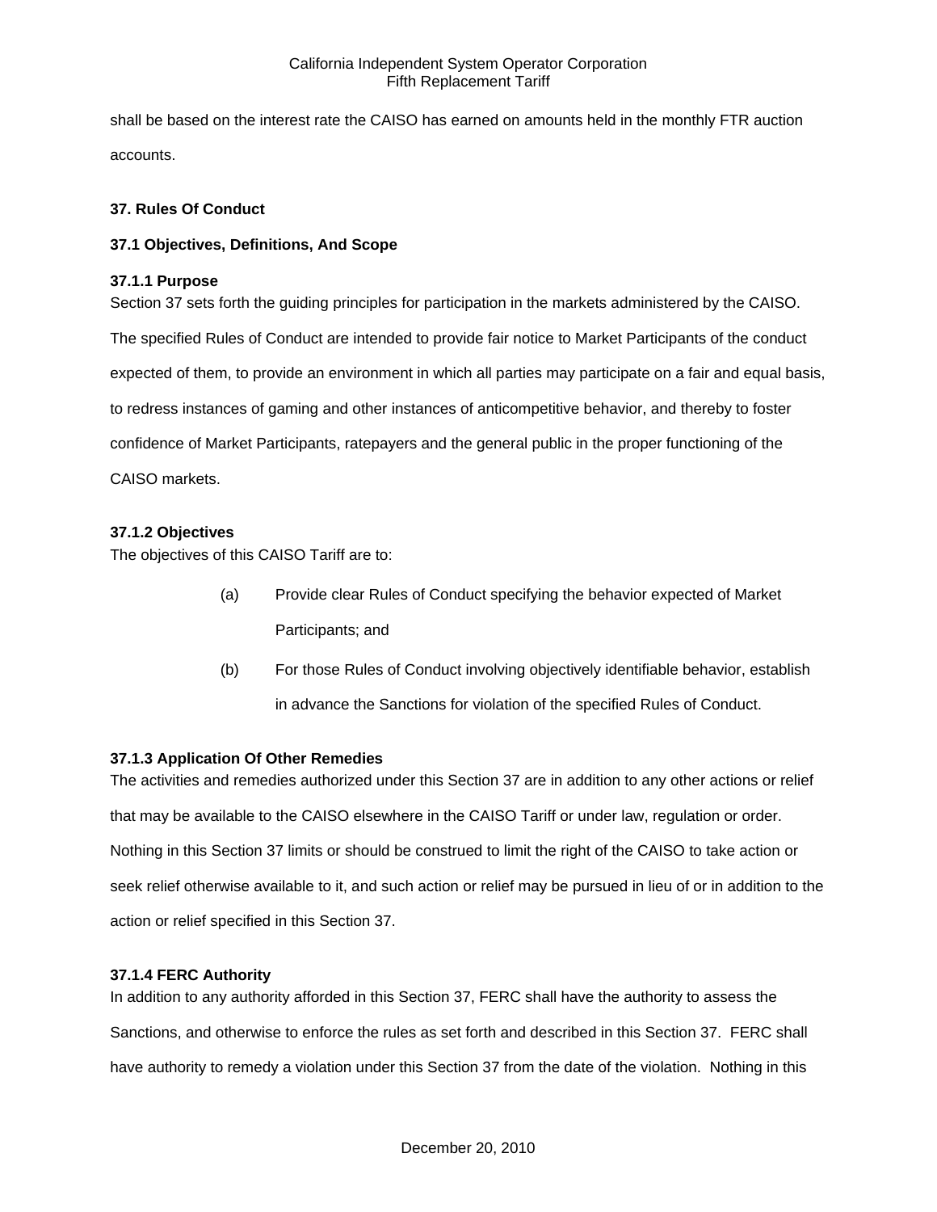shall be based on the interest rate the CAISO has earned on amounts held in the monthly FTR auction accounts.

## 37. Rules Of Conduct

### 37.1 Objectives, Definitions, And Scope

#### 37.1.1 Purpose

Section 37 sets forth the guiding principles for participation in the markets administered by the CAISO. The specified Rules of Conduct are intended to provide fair notice to Market Participants of the conduct expected of them, to provide an environment in which all parties may participate on a fair and equal basis, to redress instances of gaming and other instances of anticompetitive behavior, and thereby to foster confidence of Market Participants, ratepayers and the general public in the proper functioning of the CAISO markets.

#### 37.1.2 Objectives

The objectives of this CAISO Tariff are to:

(a) Provide clear Rules of Conduct specifying the behavior expected of Market Participants; and

(b) For those Rules of Conduct involving objectively identifiable behavior, establish in advance the Sanctions for violation of the specified Rules of Conduct.

#### 37.1.3 Application Of Other Remedies

The activities and remedies authorized under this Section 37 are in addition to any other actions or relief that may be available to the CAISO elsewhere in the CAISO Tariff or under law, regulation or order. Nothing in this Section 37 limits or should be construed to limit the right of the CAISO to take action or seek relief otherwise available to it, and such action or relief may be pursued in lieu of or in addition to the action or relief specified in this Section 37.

#### 37.1.4 FERC Authority

In addition to any authority afforded in this Section 37, FERC shall have the authority to assess the Sanctions, and otherwise to enforce the rules as set forth and described in this Section 37. FERC shall have authority to remedy a violation under this Section 37 from the date of the violation. Nothing in this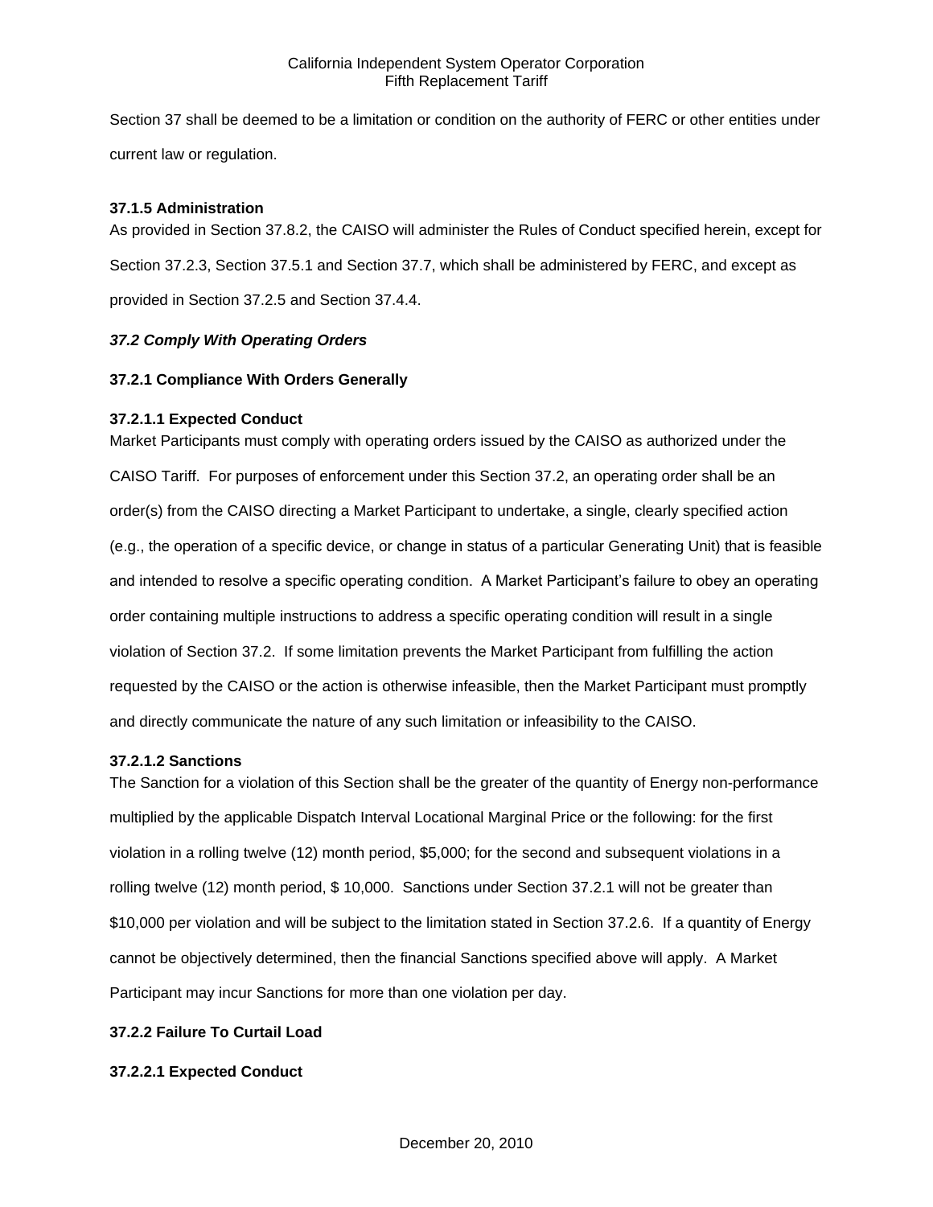Section 37 shall be deemed to be a limitation or condition on the authority of FERC or other entities under current law or regulation.

**37.1.5 Administration**

As provided in Section 37.8.2, the CAISO will administer the Rules of Conduct specified herein, except for Section 37.2.3, Section 37.5.1 and Section 37.7, which shall be administered by FERC, and except as provided in Section 37.2.5 and Section 37.4.4.

***37.2 Comply With Operating Orders***

**37.2.1 Compliance With Orders Generally**

**37.2.1.1 Expected Conduct**

Market Participants must comply with operating orders issued by the CAISO as authorized under the CAISO Tariff. For purposes of enforcement under this Section 37.2, an operating order shall be an order(s) from the CAISO directing a Market Participant to undertake, a single, clearly specified action (e.g., the operation of a specific device, or change in status of a particular Generating Unit) that is feasible and intended to resolve a specific operating condition. A Market Participant's failure to obey an operating order containing multiple instructions to address a specific operating condition will result in a single violation of Section 37.2. If some limitation prevents the Market Participant from fulfilling the action requested by the CAISO or the action is otherwise infeasible, then the Market Participant must promptly and directly communicate the nature of any such limitation or infeasibility to the CAISO.

**37.2.1.2 Sanctions**

The Sanction for a violation of this Section shall be the greater of the quantity of Energy non-performance multiplied by the applicable Dispatch Interval Locational Marginal Price or the following: for the first violation in a rolling twelve (12) month period, $5,000; for the second and subsequent violations in a rolling twelve (12) month period, $ 10,000. Sanctions under Section 37.2.1 will not be greater than $10,000 per violation and will be subject to the limitation stated in Section 37.2.6. If a quantity of Energy cannot be objectively determined, then the financial Sanctions specified above will apply. A Market Participant may incur Sanctions for more than one violation per day.

**37.2.2 Failure To Curtail Load**

**37.2.2.1 Expected Conduct**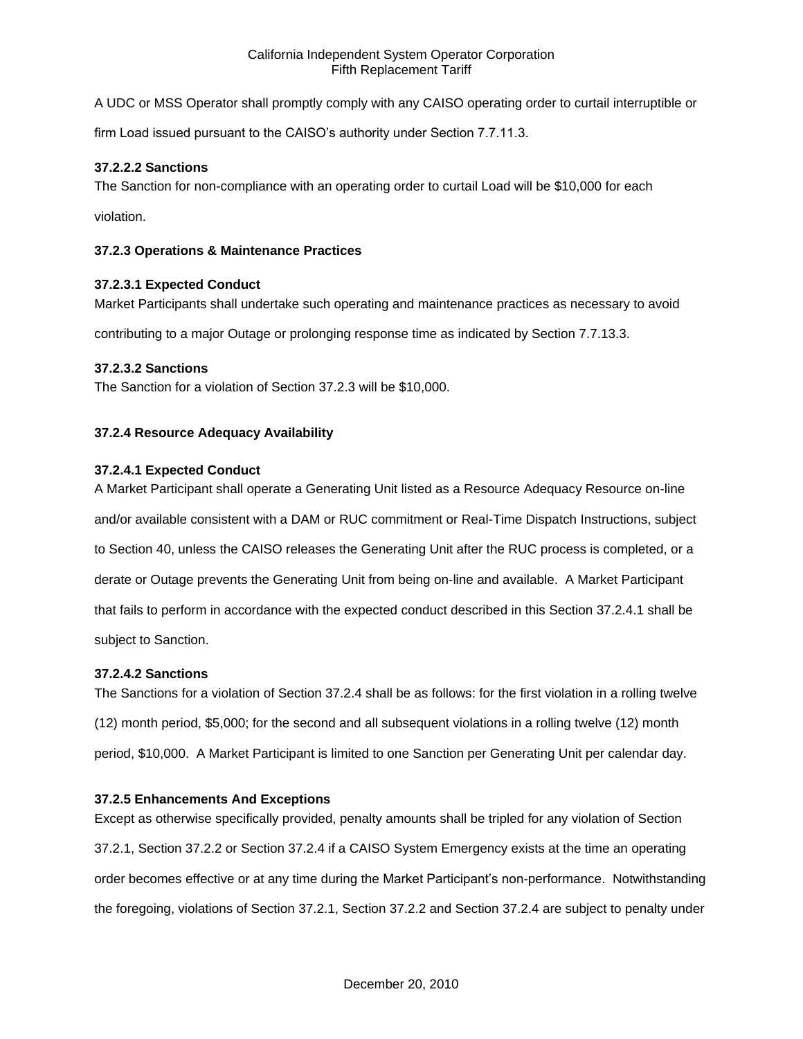A UDC or MSS Operator shall promptly comply with any CAISO operating order to curtail interruptible or firm Load issued pursuant to the CAISO's authority under Section 7.7.11.3.

#### 37.2.2.2 Sanctions

The Sanction for non-compliance with an operating order to curtail Load will be $10,000 for each violation.

### 37.2.3 Operations & Maintenance Practices

#### 37.2.3.1 Expected Conduct

Market Participants shall undertake such operating and maintenance practices as necessary to avoid contributing to a major Outage or prolonging response time as indicated by Section 7.7.13.3.

#### 37.2.3.2 Sanctions

The Sanction for a violation of Section 37.2.3 will be $10,000.

### 37.2.4 Resource Adequacy Availability

#### 37.2.4.1 Expected Conduct

A Market Participant shall operate a Generating Unit listed as a Resource Adequacy Resource on-line and/or available consistent with a DAM or RUC commitment or Real-Time Dispatch Instructions, subject to Section 40, unless the CAISO releases the Generating Unit after the RUC process is completed, or a derate or Outage prevents the Generating Unit from being on-line and available. A Market Participant that fails to perform in accordance with the expected conduct described in this Section 37.2.4.1 shall be subject to Sanction.

#### 37.2.4.2 Sanctions

The Sanctions for a violation of Section 37.2.4 shall be as follows: for the first violation in a rolling twelve (12) month period, $5,000; for the second and all subsequent violations in a rolling twelve (12) month period, $10,000. A Market Participant is limited to one Sanction per Generating Unit per calendar day.

### 37.2.5 Enhancements And Exceptions

Except as otherwise specifically provided, penalty amounts shall be tripled for any violation of Section 37.2.1, Section 37.2.2 or Section 37.2.4 if a CAISO System Emergency exists at the time an operating order becomes effective or at any time during the Market Participant's non-performance. Notwithstanding the foregoing, violations of Section 37.2.1, Section 37.2.2 and Section 37.2.4 are subject to penalty under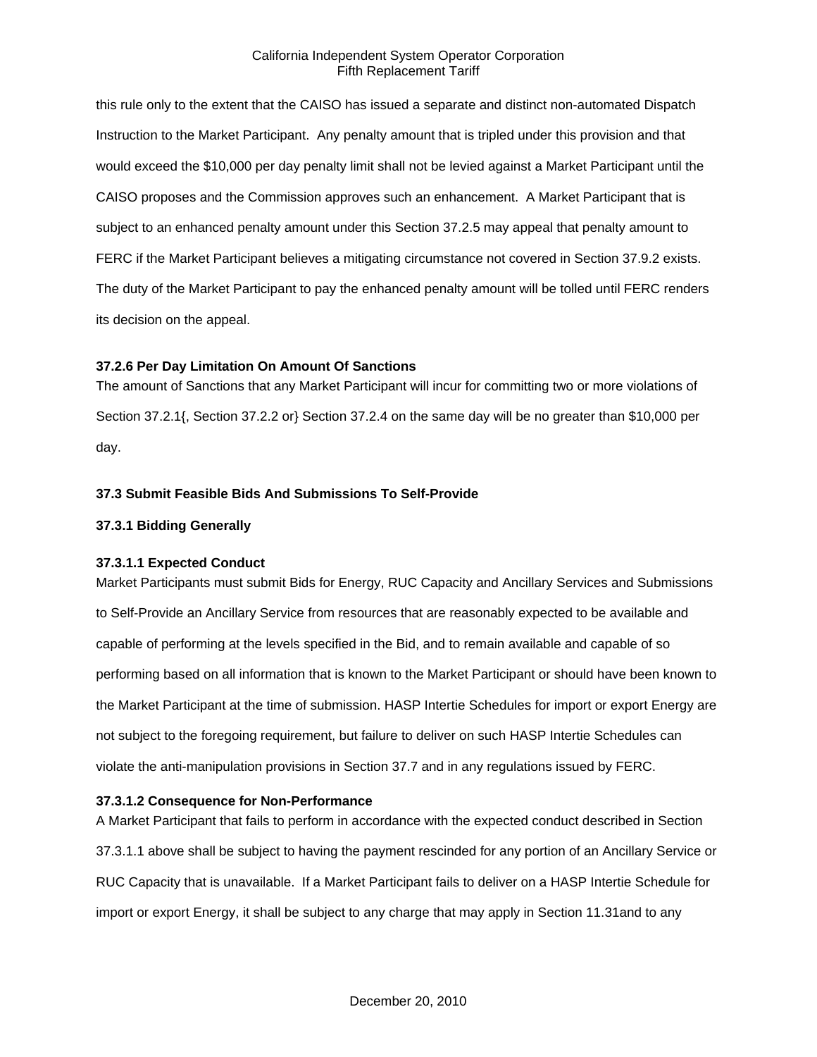this rule only to the extent that the CAISO has issued a separate and distinct non-automated Dispatch Instruction to the Market Participant. Any penalty amount that is tripled under this provision and that would exceed the $10,000 per day penalty limit shall not be levied against a Market Participant until the CAISO proposes and the Commission approves such an enhancement. A Market Participant that is subject to an enhanced penalty amount under this Section 37.2.5 may appeal that penalty amount to FERC if the Market Participant believes a mitigating circumstance not covered in Section 37.9.2 exists. The duty of the Market Participant to pay the enhanced penalty amount will be tolled until FERC renders its decision on the appeal.

### 37.2.6 Per Day Limitation On Amount Of Sanctions

The amount of Sanctions that any Market Participant will incur for committing two or more violations of Section 37.2.1{, Section 37.2.2 or} Section 37.2.4 on the same day will be no greater than $10,000 per day.

## 37.3 Submit Feasible Bids And Submissions To Self-Provide

### 37.3.1 Bidding Generally

#### 37.3.1.1 Expected Conduct

Market Participants must submit Bids for Energy, RUC Capacity and Ancillary Services and Submissions to Self-Provide an Ancillary Service from resources that are reasonably expected to be available and capable of performing at the levels specified in the Bid, and to remain available and capable of so performing based on all information that is known to the Market Participant or should have been known to the Market Participant at the time of submission. HASP Intertie Schedules for import or export Energy are not subject to the foregoing requirement, but failure to deliver on such HASP Intertie Schedules can violate the anti-manipulation provisions in Section 37.7 and in any regulations issued by FERC.

#### 37.3.1.2 Consequence for Non-Performance

A Market Participant that fails to perform in accordance with the expected conduct described in Section 37.3.1.1 above shall be subject to having the payment rescinded for any portion of an Ancillary Service or RUC Capacity that is unavailable. If a Market Participant fails to deliver on a HASP Intertie Schedule for import or export Energy, it shall be subject to any charge that may apply in Section 11.31and to any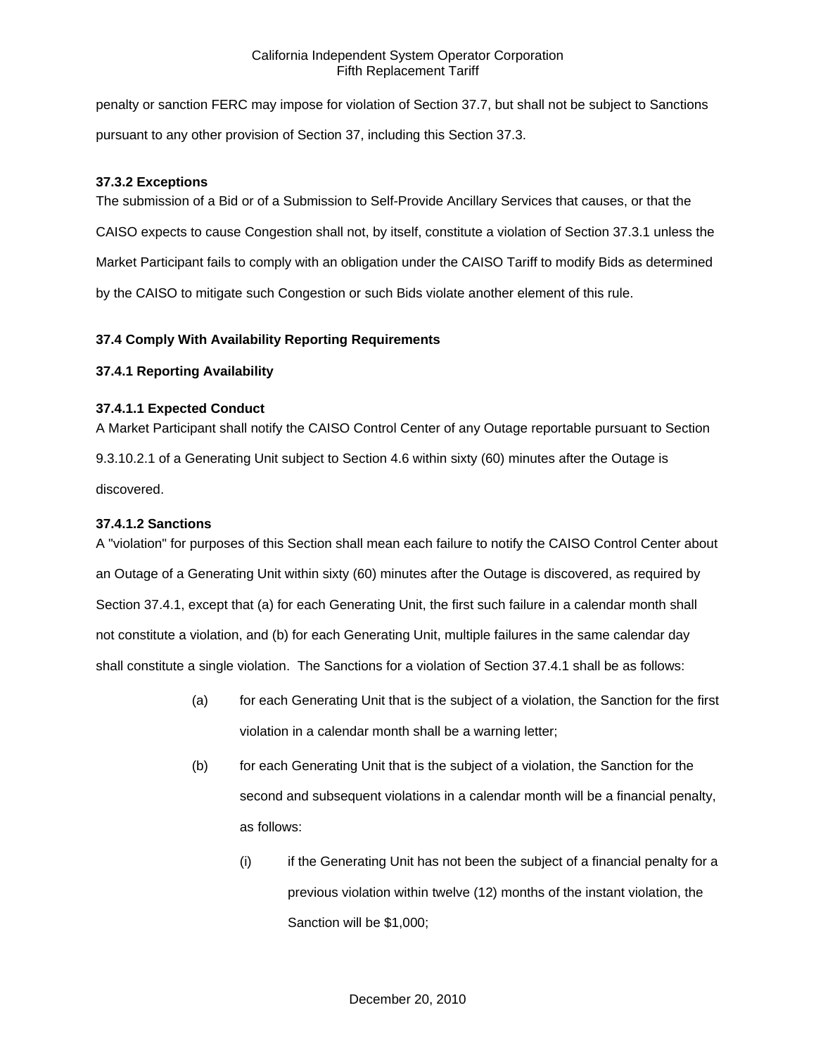penalty or sanction FERC may impose for violation of Section 37.7, but shall not be subject to Sanctions pursuant to any other provision of Section 37, including this Section 37.3.

**37.3.2 Exceptions**

The submission of a Bid or of a Submission to Self-Provide Ancillary Services that causes, or that the CAISO expects to cause Congestion shall not, by itself, constitute a violation of Section 37.3.1 unless the Market Participant fails to comply with an obligation under the CAISO Tariff to modify Bids as determined by the CAISO to mitigate such Congestion or such Bids violate another element of this rule.

**37.4 Comply With Availability Reporting Requirements**

**37.4.1 Reporting Availability**

**37.4.1.1 Expected Conduct**

A Market Participant shall notify the CAISO Control Center of any Outage reportable pursuant to Section 9.3.10.2.1 of a Generating Unit subject to Section 4.6 within sixty (60) minutes after the Outage is discovered.

**37.4.1.2 Sanctions**

A "violation" for purposes of this Section shall mean each failure to notify the CAISO Control Center about an Outage of a Generating Unit within sixty (60) minutes after the Outage is discovered, as required by Section 37.4.1, except that (a) for each Generating Unit, the first such failure in a calendar month shall not constitute a violation, and (b) for each Generating Unit, multiple failures in the same calendar day shall constitute a single violation. The Sanctions for a violation of Section 37.4.1 shall be as follows:

(a) for each Generating Unit that is the subject of a violation, the Sanction for the first violation in a calendar month shall be a warning letter;

(b) for each Generating Unit that is the subject of a violation, the Sanction for the second and subsequent violations in a calendar month will be a financial penalty, as follows:

    (i) if the Generating Unit has not been the subject of a financial penalty for a previous violation within twelve (12) months of the instant violation, the Sanction will be $1,000;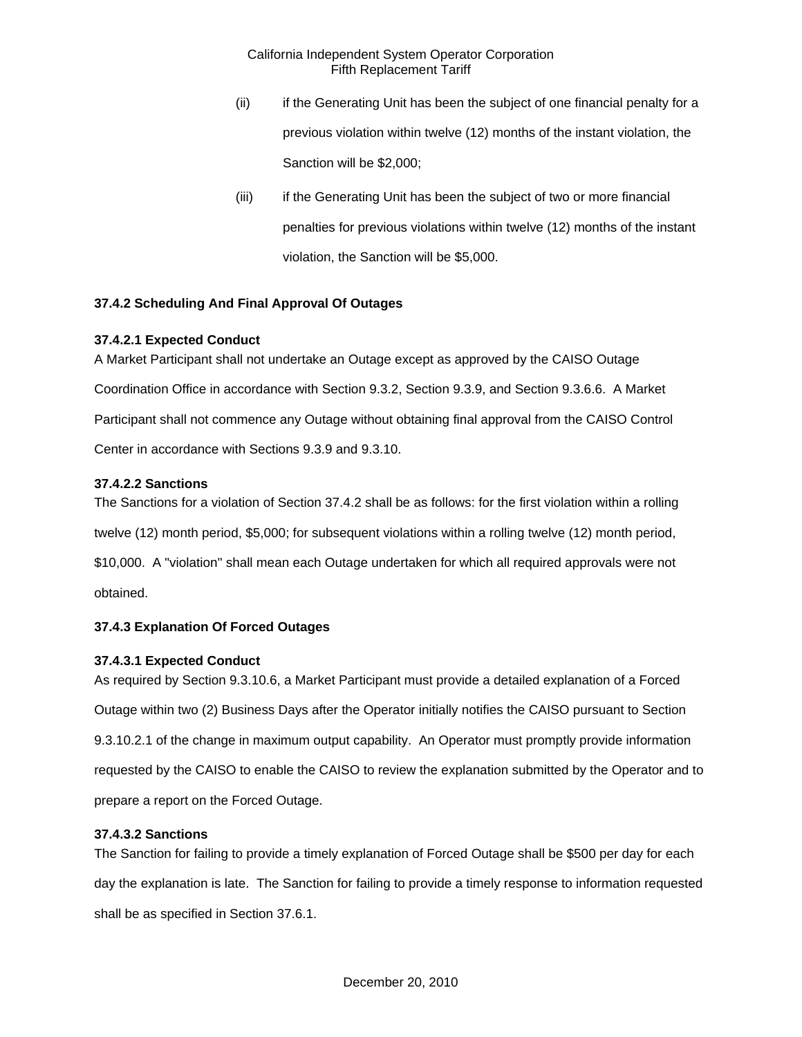(ii) if the Generating Unit has been the subject of one financial penalty for a previous violation within twelve (12) months of the instant violation, the Sanction will be $2,000;

(iii) if the Generating Unit has been the subject of two or more financial penalties for previous violations within twelve (12) months of the instant violation, the Sanction will be $5,000.

**37.4.2 Scheduling And Final Approval Of Outages**

**37.4.2.1 Expected Conduct**

A Market Participant shall not undertake an Outage except as approved by the CAISO Outage Coordination Office in accordance with Section 9.3.2, Section 9.3.9, and Section 9.3.6.6. A Market Participant shall not commence any Outage without obtaining final approval from the CAISO Control Center in accordance with Sections 9.3.9 and 9.3.10.

**37.4.2.2 Sanctions**

The Sanctions for a violation of Section 37.4.2 shall be as follows: for the first violation within a rolling twelve (12) month period, $5,000; for subsequent violations within a rolling twelve (12) month period, $10,000. A "violation" shall mean each Outage undertaken for which all required approvals were not obtained.

**37.4.3 Explanation Of Forced Outages**

**37.4.3.1 Expected Conduct**

As required by Section 9.3.10.6, a Market Participant must provide a detailed explanation of a Forced Outage within two (2) Business Days after the Operator initially notifies the CAISO pursuant to Section 9.3.10.2.1 of the change in maximum output capability. An Operator must promptly provide information requested by the CAISO to enable the CAISO to review the explanation submitted by the Operator and to prepare a report on the Forced Outage.

**37.4.3.2 Sanctions**

The Sanction for failing to provide a timely explanation of Forced Outage shall be $500 per day for each day the explanation is late. The Sanction for failing to provide a timely response to information requested shall be as specified in Section 37.6.1.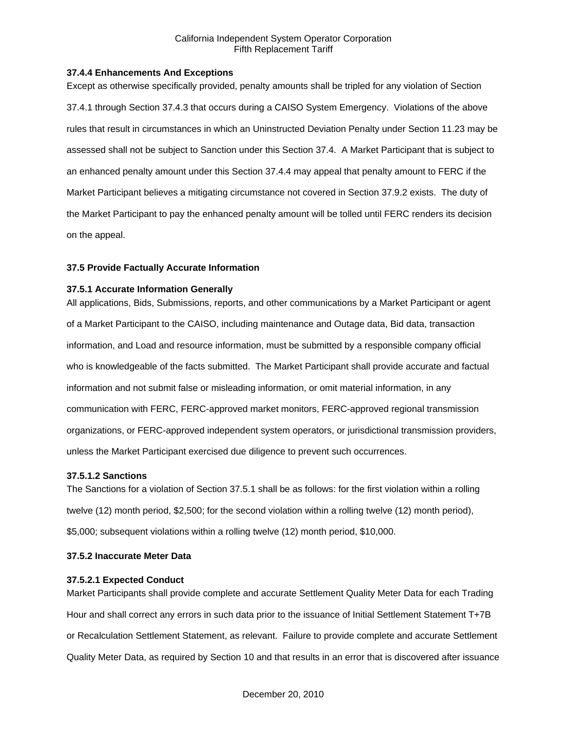### 37.4.4 Enhancements And Exceptions

Except as otherwise specifically provided, penalty amounts shall be tripled for any violation of Section 37.4.1 through Section 37.4.3 that occurs during a CAISO System Emergency. Violations of the above rules that result in circumstances in which an Uninstructed Deviation Penalty under Section 11.23 may be assessed shall not be subject to Sanction under this Section 37.4. A Market Participant that is subject to an enhanced penalty amount under this Section 37.4.4 may appeal that penalty amount to FERC if the Market Participant believes a mitigating circumstance not covered in Section 37.9.2 exists. The duty of the Market Participant to pay the enhanced penalty amount will be tolled until FERC renders its decision on the appeal.

## 37.5 Provide Factually Accurate Information

### 37.5.1 Accurate Information Generally

All applications, Bids, Submissions, reports, and other communications by a Market Participant or agent of a Market Participant to the CAISO, including maintenance and Outage data, Bid data, transaction information, and Load and resource information, must be submitted by a responsible company official who is knowledgeable of the facts submitted. The Market Participant shall provide accurate and factual information and not submit false or misleading information, or omit material information, in any communication with FERC, FERC-approved market monitors, FERC-approved regional transmission organizations, or FERC-approved independent system operators, or jurisdictional transmission providers, unless the Market Participant exercised due diligence to prevent such occurrences.

#### 37.5.1.2 Sanctions

The Sanctions for a violation of Section 37.5.1 shall be as follows: for the first violation within a rolling twelve (12) month period, $2,500; for the second violation within a rolling twelve (12) month period), $5,000; subsequent violations within a rolling twelve (12) month period, $10,000.

### 37.5.2 Inaccurate Meter Data

#### 37.5.2.1 Expected Conduct

Market Participants shall provide complete and accurate Settlement Quality Meter Data for each Trading Hour and shall correct any errors in such data prior to the issuance of Initial Settlement Statement T+7B or Recalculation Settlement Statement, as relevant. Failure to provide complete and accurate Settlement Quality Meter Data, as required by Section 10 and that results in an error that is discovered after issuance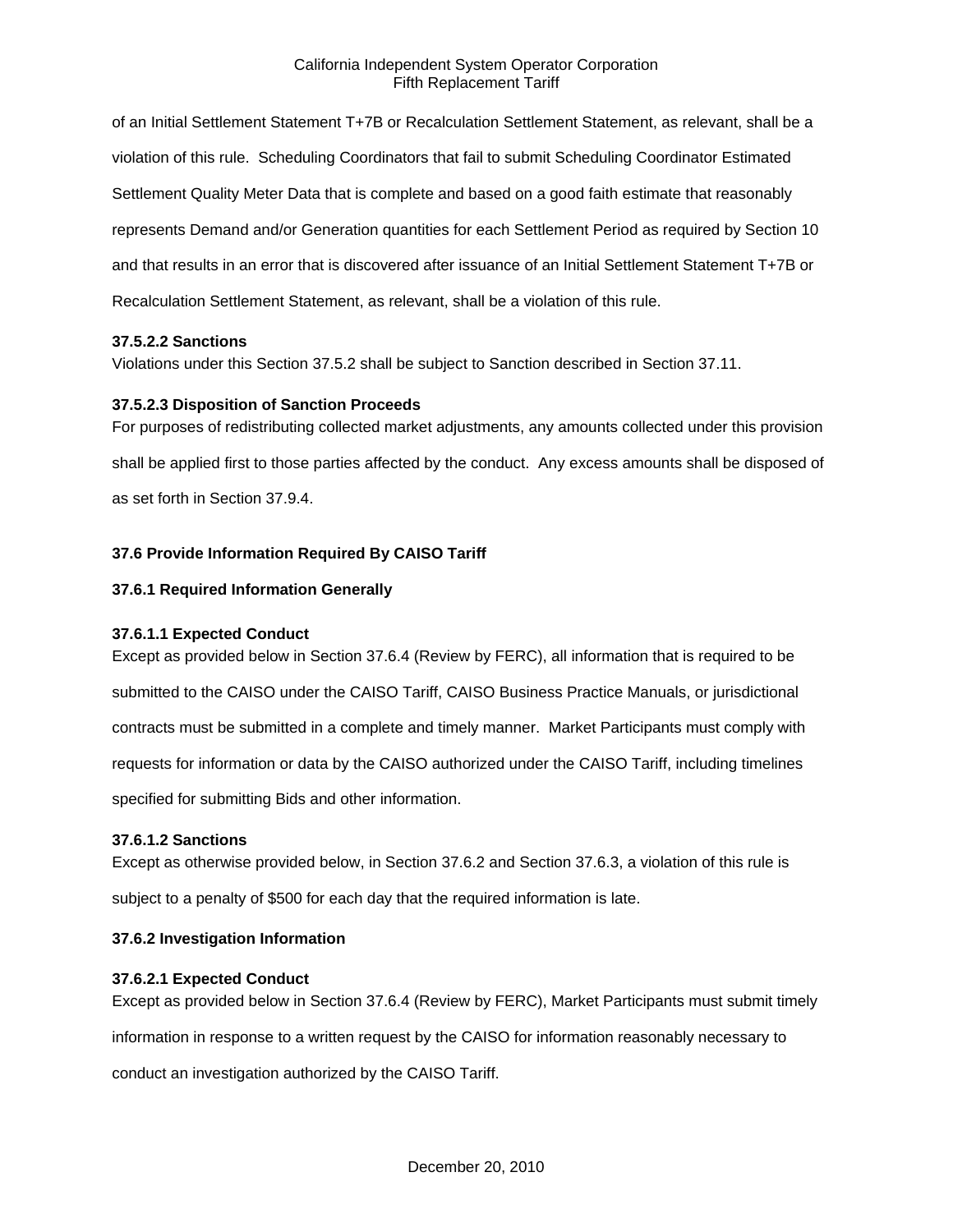of an Initial Settlement Statement T+7B or Recalculation Settlement Statement, as relevant, shall be a violation of this rule. Scheduling Coordinators that fail to submit Scheduling Coordinator Estimated Settlement Quality Meter Data that is complete and based on a good faith estimate that reasonably represents Demand and/or Generation quantities for each Settlement Period as required by Section 10 and that results in an error that is discovered after issuance of an Initial Settlement Statement T+7B or Recalculation Settlement Statement, as relevant, shall be a violation of this rule.

**37.5.2.2 Sanctions**

Violations under this Section 37.5.2 shall be subject to Sanction described in Section 37.11.

**37.5.2.3 Disposition of Sanction Proceeds**

For purposes of redistributing collected market adjustments, any amounts collected under this provision shall be applied first to those parties affected by the conduct. Any excess amounts shall be disposed of as set forth in Section 37.9.4.

**37.6 Provide Information Required By CAISO Tariff**

**37.6.1 Required Information Generally**

**37.6.1.1 Expected Conduct**

Except as provided below in Section 37.6.4 (Review by FERC), all information that is required to be submitted to the CAISO under the CAISO Tariff, CAISO Business Practice Manuals, or jurisdictional contracts must be submitted in a complete and timely manner. Market Participants must comply with requests for information or data by the CAISO authorized under the CAISO Tariff, including timelines specified for submitting Bids and other information.

**37.6.1.2 Sanctions**

Except as otherwise provided below, in Section 37.6.2 and Section 37.6.3, a violation of this rule is subject to a penalty of $500 for each day that the required information is late.

**37.6.2 Investigation Information**

**37.6.2.1 Expected Conduct**

Except as provided below in Section 37.6.4 (Review by FERC), Market Participants must submit timely information in response to a written request by the CAISO for information reasonably necessary to conduct an investigation authorized by the CAISO Tariff.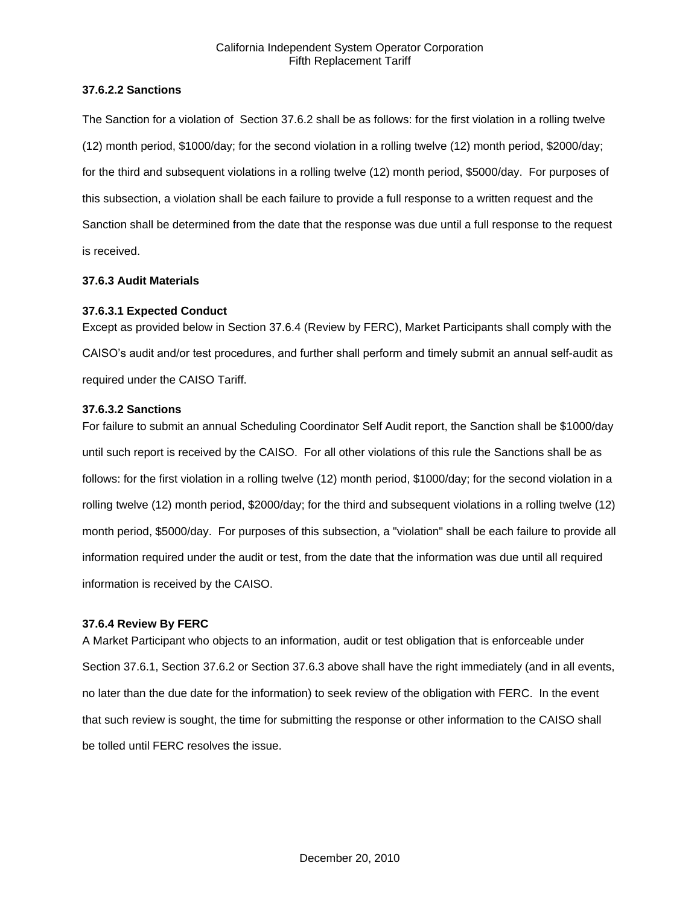### 37.6.2.2 Sanctions

The Sanction for a violation of Section 37.6.2 shall be as follows: for the first violation in a rolling twelve (12) month period, $1000/day; for the second violation in a rolling twelve (12) month period, $2000/day; for the third and subsequent violations in a rolling twelve (12) month period, $5000/day. For purposes of this subsection, a violation shall be each failure to provide a full response to a written request and the Sanction shall be determined from the date that the response was due until a full response to the request is received.

### 37.6.3 Audit Materials

### 37.6.3.1 Expected Conduct

Except as provided below in Section 37.6.4 (Review by FERC), Market Participants shall comply with the CAISO's audit and/or test procedures, and further shall perform and timely submit an annual self-audit as required under the CAISO Tariff.

### 37.6.3.2 Sanctions

For failure to submit an annual Scheduling Coordinator Self Audit report, the Sanction shall be $1000/day until such report is received by the CAISO. For all other violations of this rule the Sanctions shall be as follows: for the first violation in a rolling twelve (12) month period, $1000/day; for the second violation in a rolling twelve (12) month period, $2000/day; for the third and subsequent violations in a rolling twelve (12) month period, $5000/day. For purposes of this subsection, a "violation" shall be each failure to provide all information required under the audit or test, from the date that the information was due until all required information is received by the CAISO.

### 37.6.4 Review By FERC

A Market Participant who objects to an information, audit or test obligation that is enforceable under Section 37.6.1, Section 37.6.2 or Section 37.6.3 above shall have the right immediately (and in all events, no later than the due date for the information) to seek review of the obligation with FERC. In the event that such review is sought, the time for submitting the response or other information to the CAISO shall be tolled until FERC resolves the issue.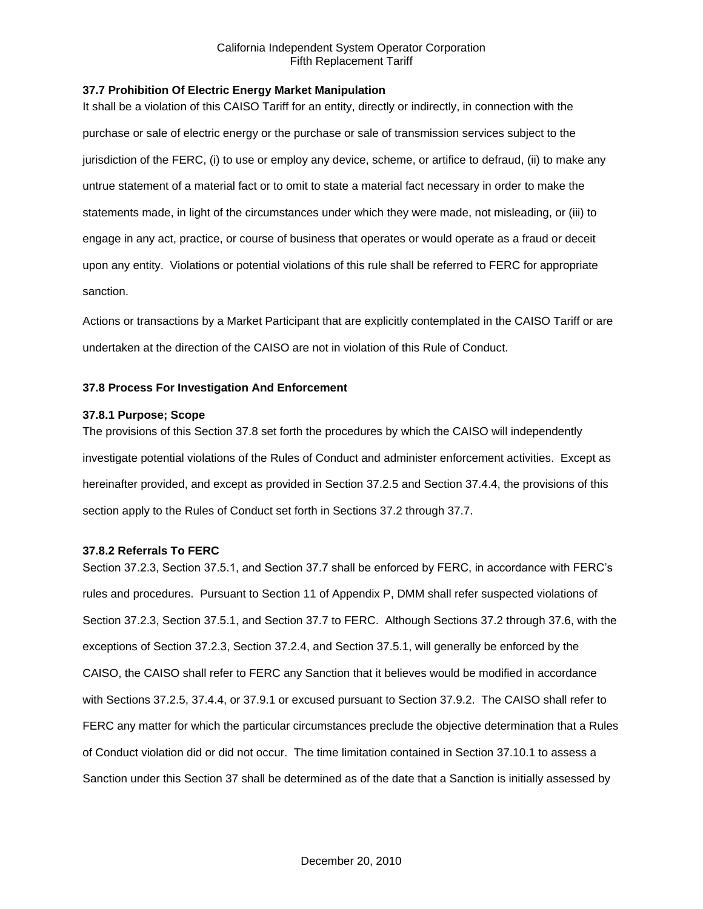### 37.7 Prohibition Of Electric Energy Market Manipulation

It shall be a violation of this CAISO Tariff for an entity, directly or indirectly, in connection with the purchase or sale of electric energy or the purchase or sale of transmission services subject to the jurisdiction of the FERC, (i) to use or employ any device, scheme, or artifice to defraud, (ii) to make any untrue statement of a material fact or to omit to state a material fact necessary in order to make the statements made, in light of the circumstances under which they were made, not misleading, or (iii) to engage in any act, practice, or course of business that operates or would operate as a fraud or deceit upon any entity. Violations or potential violations of this rule shall be referred to FERC for appropriate sanction.

Actions or transactions by a Market Participant that are explicitly contemplated in the CAISO Tariff or are undertaken at the direction of the CAISO are not in violation of this Rule of Conduct.

### 37.8 Process For Investigation And Enforcement

#### 37.8.1 Purpose; Scope

The provisions of this Section 37.8 set forth the procedures by which the CAISO will independently investigate potential violations of the Rules of Conduct and administer enforcement activities. Except as hereinafter provided, and except as provided in Section 37.2.5 and Section 37.4.4, the provisions of this section apply to the Rules of Conduct set forth in Sections 37.2 through 37.7.

#### 37.8.2 Referrals To FERC

Section 37.2.3, Section 37.5.1, and Section 37.7 shall be enforced by FERC, in accordance with FERC's rules and procedures. Pursuant to Section 11 of Appendix P, DMM shall refer suspected violations of Section 37.2.3, Section 37.5.1, and Section 37.7 to FERC. Although Sections 37.2 through 37.6, with the exceptions of Section 37.2.3, Section 37.2.4, and Section 37.5.1, will generally be enforced by the CAISO, the CAISO shall refer to FERC any Sanction that it believes would be modified in accordance with Sections 37.2.5, 37.4.4, or 37.9.1 or excused pursuant to Section 37.9.2. The CAISO shall refer to FERC any matter for which the particular circumstances preclude the objective determination that a Rules of Conduct violation did or did not occur. The time limitation contained in Section 37.10.1 to assess a Sanction under this Section 37 shall be determined as of the date that a Sanction is initially assessed by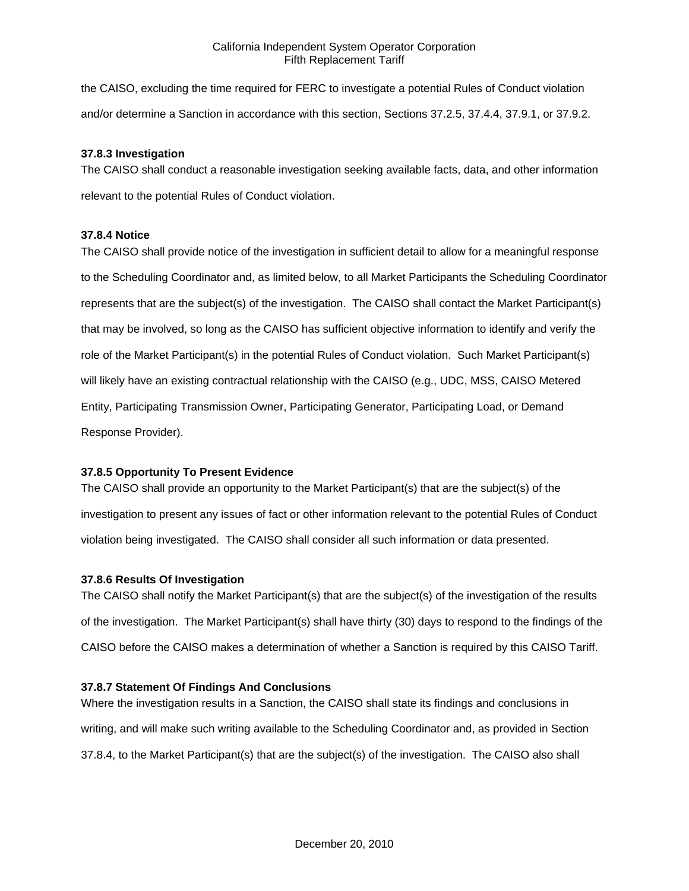the CAISO, excluding the time required for FERC to investigate a potential Rules of Conduct violation and/or determine a Sanction in accordance with this section, Sections 37.2.5, 37.4.4, 37.9.1, or 37.9.2.

### 37.8.3 Investigation

The CAISO shall conduct a reasonable investigation seeking available facts, data, and other information relevant to the potential Rules of Conduct violation.

### 37.8.4 Notice

The CAISO shall provide notice of the investigation in sufficient detail to allow for a meaningful response to the Scheduling Coordinator and, as limited below, to all Market Participants the Scheduling Coordinator represents that are the subject(s) of the investigation. The CAISO shall contact the Market Participant(s) that may be involved, so long as the CAISO has sufficient objective information to identify and verify the role of the Market Participant(s) in the potential Rules of Conduct violation. Such Market Participant(s) will likely have an existing contractual relationship with the CAISO (e.g., UDC, MSS, CAISO Metered Entity, Participating Transmission Owner, Participating Generator, Participating Load, or Demand Response Provider).

### 37.8.5 Opportunity To Present Evidence

The CAISO shall provide an opportunity to the Market Participant(s) that are the subject(s) of the investigation to present any issues of fact or other information relevant to the potential Rules of Conduct violation being investigated. The CAISO shall consider all such information or data presented.

### 37.8.6 Results Of Investigation

The CAISO shall notify the Market Participant(s) that are the subject(s) of the investigation of the results of the investigation. The Market Participant(s) shall have thirty (30) days to respond to the findings of the CAISO before the CAISO makes a determination of whether a Sanction is required by this CAISO Tariff.

### 37.8.7 Statement Of Findings And Conclusions

Where the investigation results in a Sanction, the CAISO shall state its findings and conclusions in writing, and will make such writing available to the Scheduling Coordinator and, as provided in Section 37.8.4, to the Market Participant(s) that are the subject(s) of the investigation. The CAISO also shall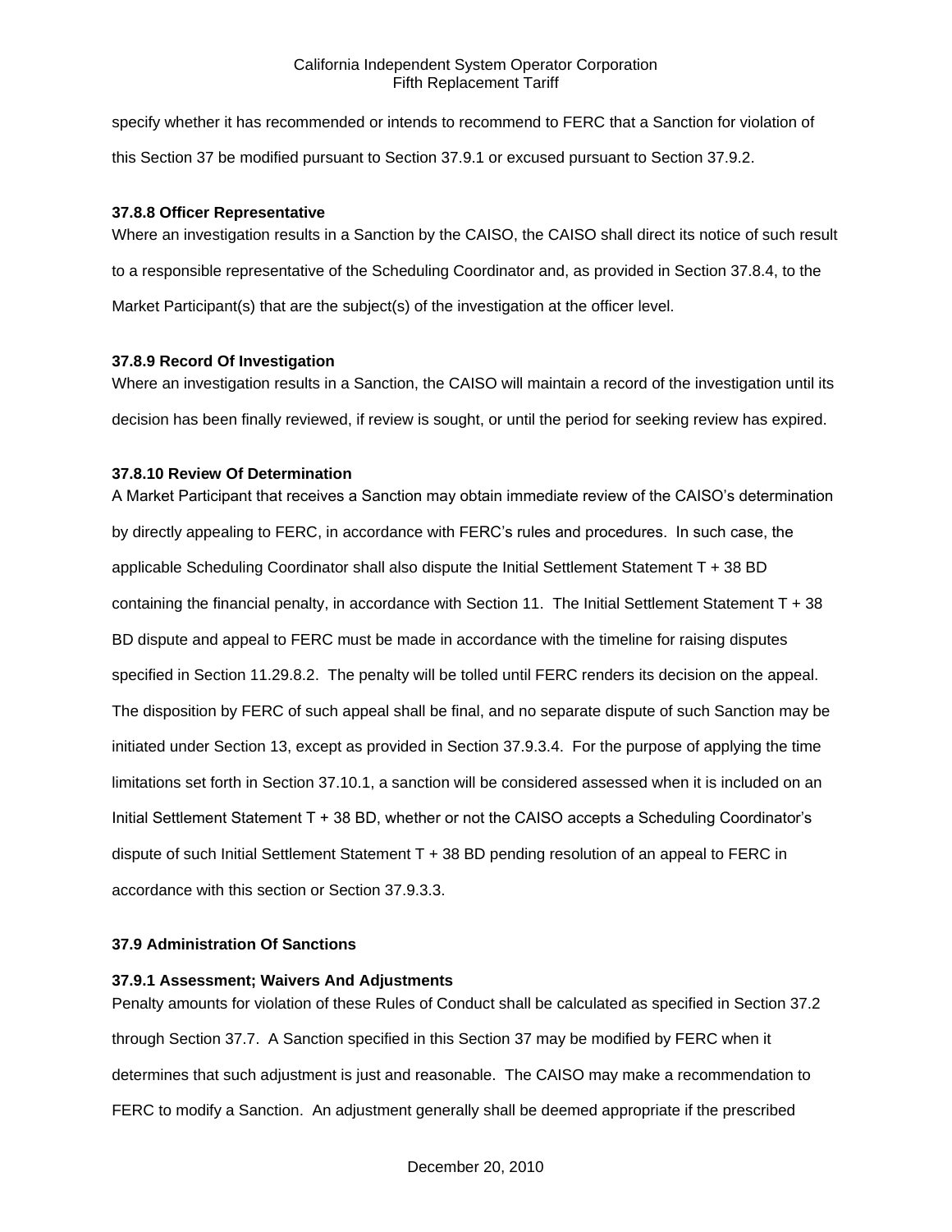specify whether it has recommended or intends to recommend to FERC that a Sanction for violation of this Section 37 be modified pursuant to Section 37.9.1 or excused pursuant to Section 37.9.2.

**37.8.8 Officer Representative**

Where an investigation results in a Sanction by the CAISO, the CAISO shall direct its notice of such result to a responsible representative of the Scheduling Coordinator and, as provided in Section 37.8.4, to the Market Participant(s) that are the subject(s) of the investigation at the officer level.

**37.8.9 Record Of Investigation**

Where an investigation results in a Sanction, the CAISO will maintain a record of the investigation until its decision has been finally reviewed, if review is sought, or until the period for seeking review has expired.

**37.8.10 Review Of Determination**

A Market Participant that receives a Sanction may obtain immediate review of the CAISO's determination by directly appealing to FERC, in accordance with FERC's rules and procedures. In such case, the applicable Scheduling Coordinator shall also dispute the Initial Settlement Statement T + 38 BD containing the financial penalty, in accordance with Section 11. The Initial Settlement Statement T + 38 BD dispute and appeal to FERC must be made in accordance with the timeline for raising disputes specified in Section 11.29.8.2. The penalty will be tolled until FERC renders its decision on the appeal. The disposition by FERC of such appeal shall be final, and no separate dispute of such Sanction may be initiated under Section 13, except as provided in Section 37.9.3.4. For the purpose of applying the time limitations set forth in Section 37.10.1, a sanction will be considered assessed when it is included on an Initial Settlement Statement T + 38 BD, whether or not the CAISO accepts a Scheduling Coordinator's dispute of such Initial Settlement Statement T + 38 BD pending resolution of an appeal to FERC in accordance with this section or Section 37.9.3.3.

**37.9 Administration Of Sanctions**

**37.9.1 Assessment; Waivers And Adjustments**

Penalty amounts for violation of these Rules of Conduct shall be calculated as specified in Section 37.2 through Section 37.7. A Sanction specified in this Section 37 may be modified by FERC when it determines that such adjustment is just and reasonable. The CAISO may make a recommendation to FERC to modify a Sanction. An adjustment generally shall be deemed appropriate if the prescribed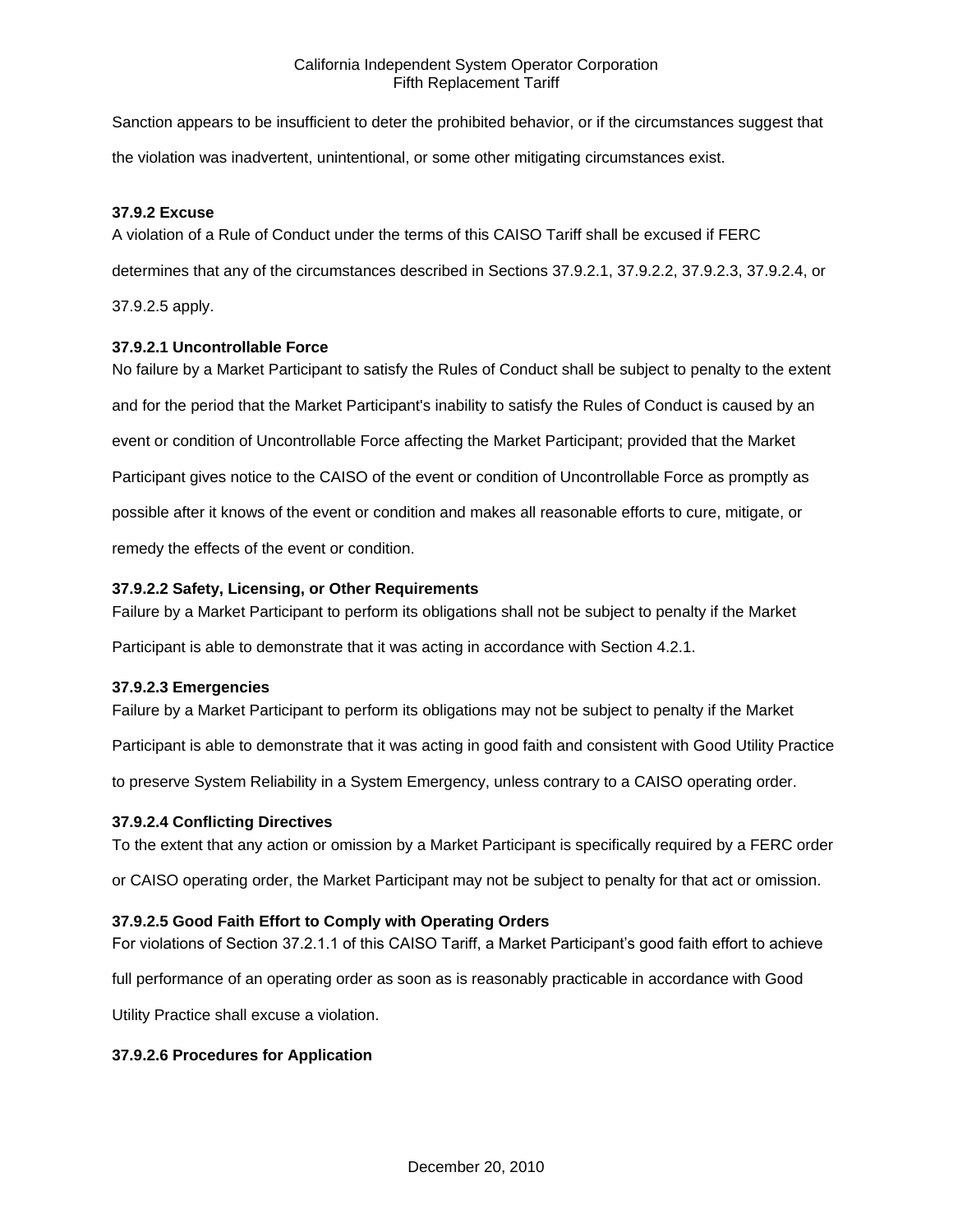Sanction appears to be insufficient to deter the prohibited behavior, or if the circumstances suggest that the violation was inadvertent, unintentional, or some other mitigating circumstances exist.

**37.9.2 Excuse**

A violation of a Rule of Conduct under the terms of this CAISO Tariff shall be excused if FERC determines that any of the circumstances described in Sections 37.9.2.1, 37.9.2.2, 37.9.2.3, 37.9.2.4, or 37.9.2.5 apply.

**37.9.2.1 Uncontrollable Force**

No failure by a Market Participant to satisfy the Rules of Conduct shall be subject to penalty to the extent and for the period that the Market Participant's inability to satisfy the Rules of Conduct is caused by an event or condition of Uncontrollable Force affecting the Market Participant; provided that the Market Participant gives notice to the CAISO of the event or condition of Uncontrollable Force as promptly as possible after it knows of the event or condition and makes all reasonable efforts to cure, mitigate, or remedy the effects of the event or condition.

**37.9.2.2 Safety, Licensing, or Other Requirements**

Failure by a Market Participant to perform its obligations shall not be subject to penalty if the Market Participant is able to demonstrate that it was acting in accordance with Section 4.2.1.

**37.9.2.3 Emergencies**

Failure by a Market Participant to perform its obligations may not be subject to penalty if the Market Participant is able to demonstrate that it was acting in good faith and consistent with Good Utility Practice to preserve System Reliability in a System Emergency, unless contrary to a CAISO operating order.

**37.9.2.4 Conflicting Directives**

To the extent that any action or omission by a Market Participant is specifically required by a FERC order or CAISO operating order, the Market Participant may not be subject to penalty for that act or omission.

**37.9.2.5 Good Faith Effort to Comply with Operating Orders**

For violations of Section 37.2.1.1 of this CAISO Tariff, a Market Participant's good faith effort to achieve full performance of an operating order as soon as is reasonably practicable in accordance with Good Utility Practice shall excuse a violation.

**37.9.2.6 Procedures for Application**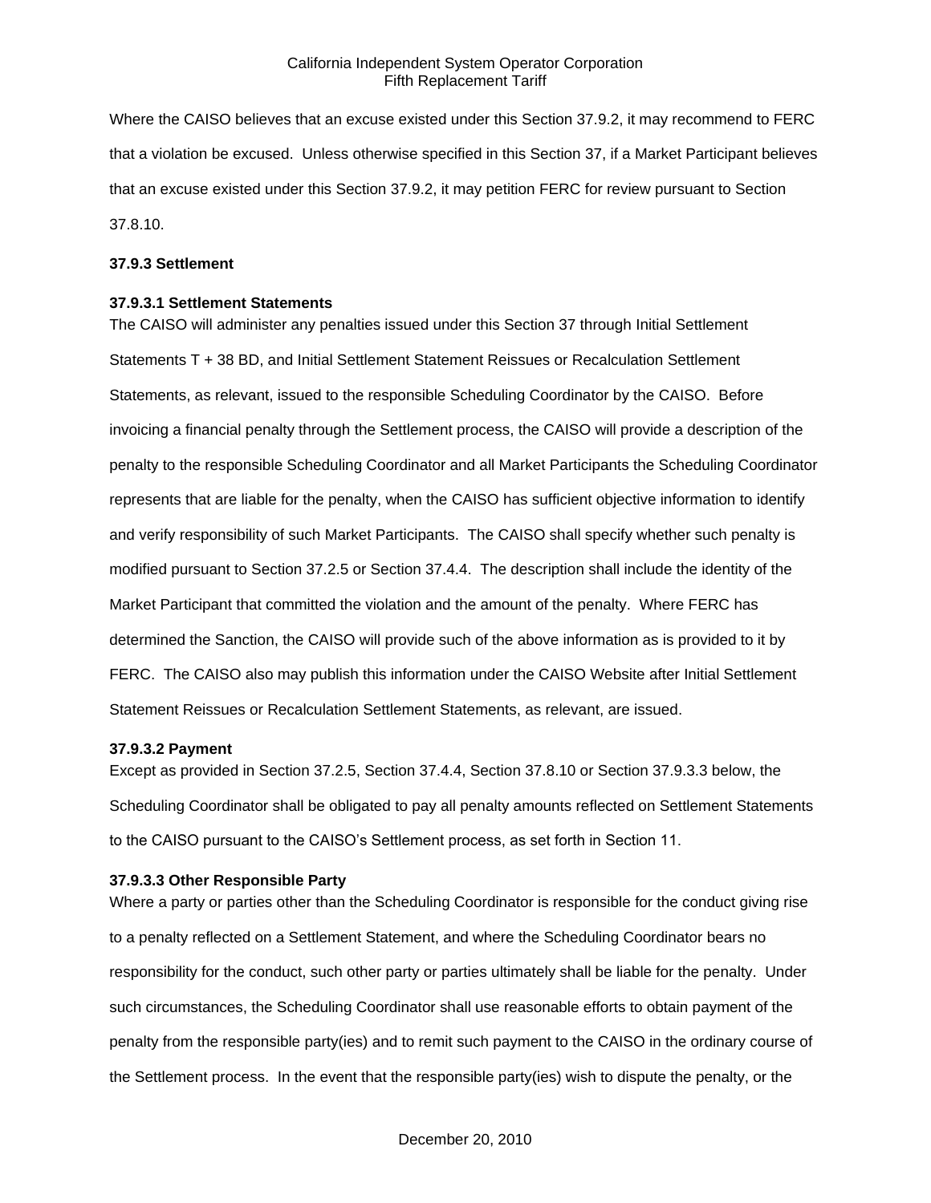Where the CAISO believes that an excuse existed under this Section 37.9.2, it may recommend to FERC that a violation be excused. Unless otherwise specified in this Section 37, if a Market Participant believes that an excuse existed under this Section 37.9.2, it may petition FERC for review pursuant to Section 37.8.10.

**37.9.3 Settlement**

**37.9.3.1 Settlement Statements**

The CAISO will administer any penalties issued under this Section 37 through Initial Settlement Statements T + 38 BD, and Initial Settlement Statement Reissues or Recalculation Settlement Statements, as relevant, issued to the responsible Scheduling Coordinator by the CAISO. Before invoicing a financial penalty through the Settlement process, the CAISO will provide a description of the penalty to the responsible Scheduling Coordinator and all Market Participants the Scheduling Coordinator represents that are liable for the penalty, when the CAISO has sufficient objective information to identify and verify responsibility of such Market Participants. The CAISO shall specify whether such penalty is modified pursuant to Section 37.2.5 or Section 37.4.4. The description shall include the identity of the Market Participant that committed the violation and the amount of the penalty. Where FERC has determined the Sanction, the CAISO will provide such of the above information as is provided to it by FERC. The CAISO also may publish this information under the CAISO Website after Initial Settlement Statement Reissues or Recalculation Settlement Statements, as relevant, are issued.

**37.9.3.2 Payment**

Except as provided in Section 37.2.5, Section 37.4.4, Section 37.8.10 or Section 37.9.3.3 below, the Scheduling Coordinator shall be obligated to pay all penalty amounts reflected on Settlement Statements to the CAISO pursuant to the CAISO's Settlement process, as set forth in Section 11.

**37.9.3.3 Other Responsible Party**

Where a party or parties other than the Scheduling Coordinator is responsible for the conduct giving rise to a penalty reflected on a Settlement Statement, and where the Scheduling Coordinator bears no responsibility for the conduct, such other party or parties ultimately shall be liable for the penalty. Under such circumstances, the Scheduling Coordinator shall use reasonable efforts to obtain payment of the penalty from the responsible party(ies) and to remit such payment to the CAISO in the ordinary course of the Settlement process. In the event that the responsible party(ies) wish to dispute the penalty, or the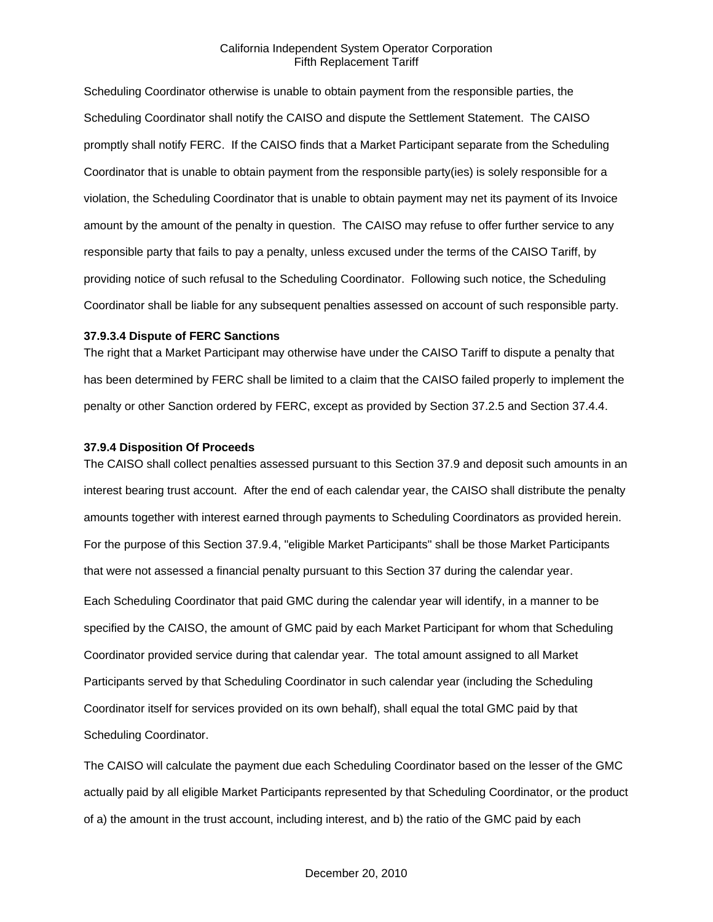Scheduling Coordinator otherwise is unable to obtain payment from the responsible parties, the Scheduling Coordinator shall notify the CAISO and dispute the Settlement Statement. The CAISO promptly shall notify FERC. If the CAISO finds that a Market Participant separate from the Scheduling Coordinator that is unable to obtain payment from the responsible party(ies) is solely responsible for a violation, the Scheduling Coordinator that is unable to obtain payment may net its payment of its Invoice amount by the amount of the penalty in question. The CAISO may refuse to offer further service to any responsible party that fails to pay a penalty, unless excused under the terms of the CAISO Tariff, by providing notice of such refusal to the Scheduling Coordinator. Following such notice, the Scheduling Coordinator shall be liable for any subsequent penalties assessed on account of such responsible party.

**37.9.3.4 Dispute of FERC Sanctions**

The right that a Market Participant may otherwise have under the CAISO Tariff to dispute a penalty that has been determined by FERC shall be limited to a claim that the CAISO failed properly to implement the penalty or other Sanction ordered by FERC, except as provided by Section 37.2.5 and Section 37.4.4.

**37.9.4 Disposition Of Proceeds**

The CAISO shall collect penalties assessed pursuant to this Section 37.9 and deposit such amounts in an interest bearing trust account. After the end of each calendar year, the CAISO shall distribute the penalty amounts together with interest earned through payments to Scheduling Coordinators as provided herein. For the purpose of this Section 37.9.4, "eligible Market Participants" shall be those Market Participants that were not assessed a financial penalty pursuant to this Section 37 during the calendar year.

Each Scheduling Coordinator that paid GMC during the calendar year will identify, in a manner to be specified by the CAISO, the amount of GMC paid by each Market Participant for whom that Scheduling Coordinator provided service during that calendar year. The total amount assigned to all Market Participants served by that Scheduling Coordinator in such calendar year (including the Scheduling Coordinator itself for services provided on its own behalf), shall equal the total GMC paid by that Scheduling Coordinator.

The CAISO will calculate the payment due each Scheduling Coordinator based on the lesser of the GMC actually paid by all eligible Market Participants represented by that Scheduling Coordinator, or the product of a) the amount in the trust account, including interest, and b) the ratio of the GMC paid by each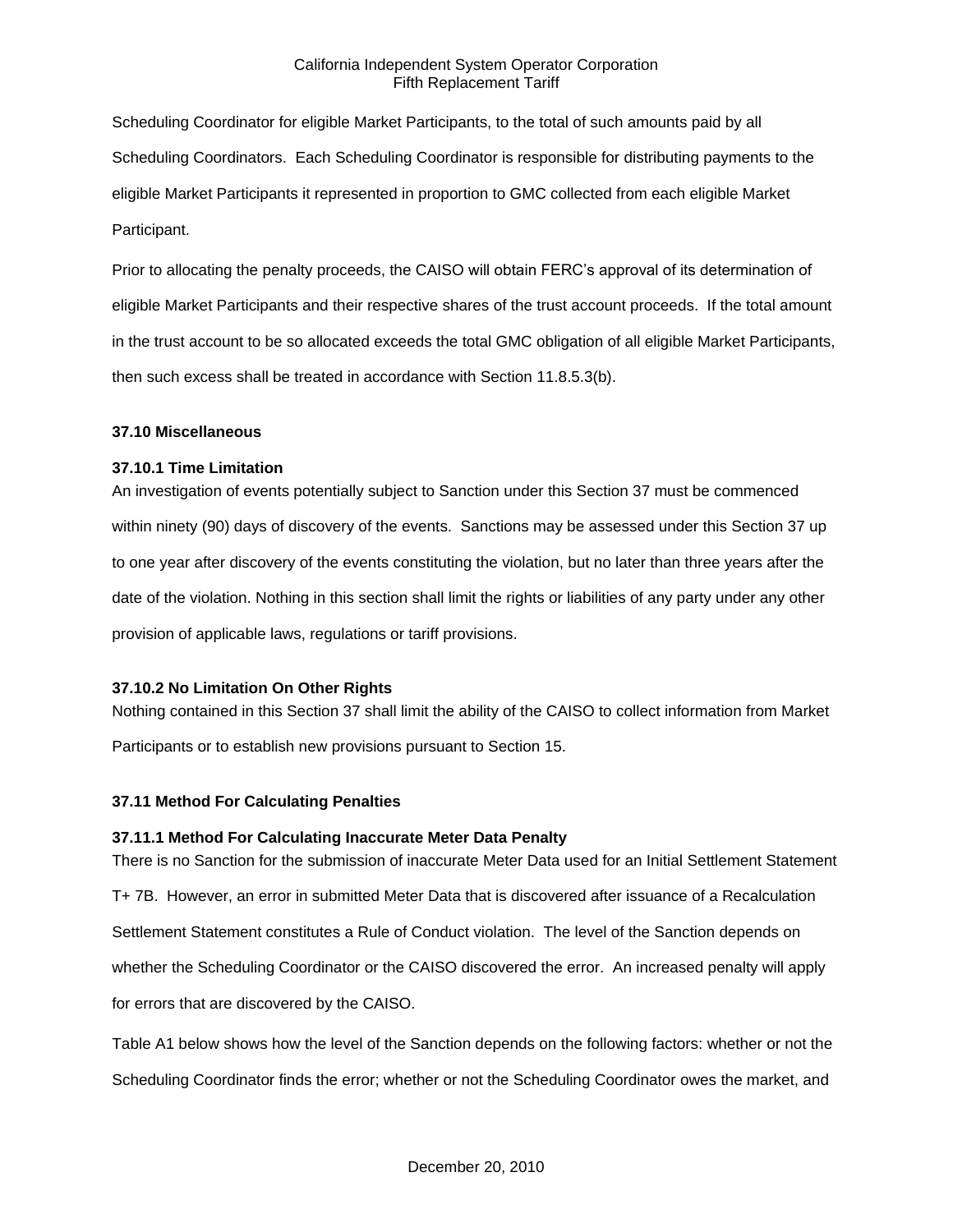Scheduling Coordinator for eligible Market Participants, to the total of such amounts paid by all Scheduling Coordinators. Each Scheduling Coordinator is responsible for distributing payments to the eligible Market Participants it represented in proportion to GMC collected from each eligible Market Participant.

Prior to allocating the penalty proceeds, the CAISO will obtain FERC's approval of its determination of eligible Market Participants and their respective shares of the trust account proceeds. If the total amount in the trust account to be so allocated exceeds the total GMC obligation of all eligible Market Participants, then such excess shall be treated in accordance with Section 11.8.5.3(b).

### 37.10 Miscellaneous

#### 37.10.1 Time Limitation

An investigation of events potentially subject to Sanction under this Section 37 must be commenced within ninety (90) days of discovery of the events. Sanctions may be assessed under this Section 37 up to one year after discovery of the events constituting the violation, but no later than three years after the date of the violation. Nothing in this section shall limit the rights or liabilities of any party under any other provision of applicable laws, regulations or tariff provisions.

#### 37.10.2 No Limitation On Other Rights

Nothing contained in this Section 37 shall limit the ability of the CAISO to collect information from Market Participants or to establish new provisions pursuant to Section 15.

### 37.11 Method For Calculating Penalties

#### 37.11.1 Method For Calculating Inaccurate Meter Data Penalty

There is no Sanction for the submission of inaccurate Meter Data used for an Initial Settlement Statement T+ 7B. However, an error in submitted Meter Data that is discovered after issuance of a Recalculation Settlement Statement constitutes a Rule of Conduct violation. The level of the Sanction depends on whether the Scheduling Coordinator or the CAISO discovered the error. An increased penalty will apply for errors that are discovered by the CAISO.

Table A1 below shows how the level of the Sanction depends on the following factors: whether or not the Scheduling Coordinator finds the error; whether or not the Scheduling Coordinator owes the market, and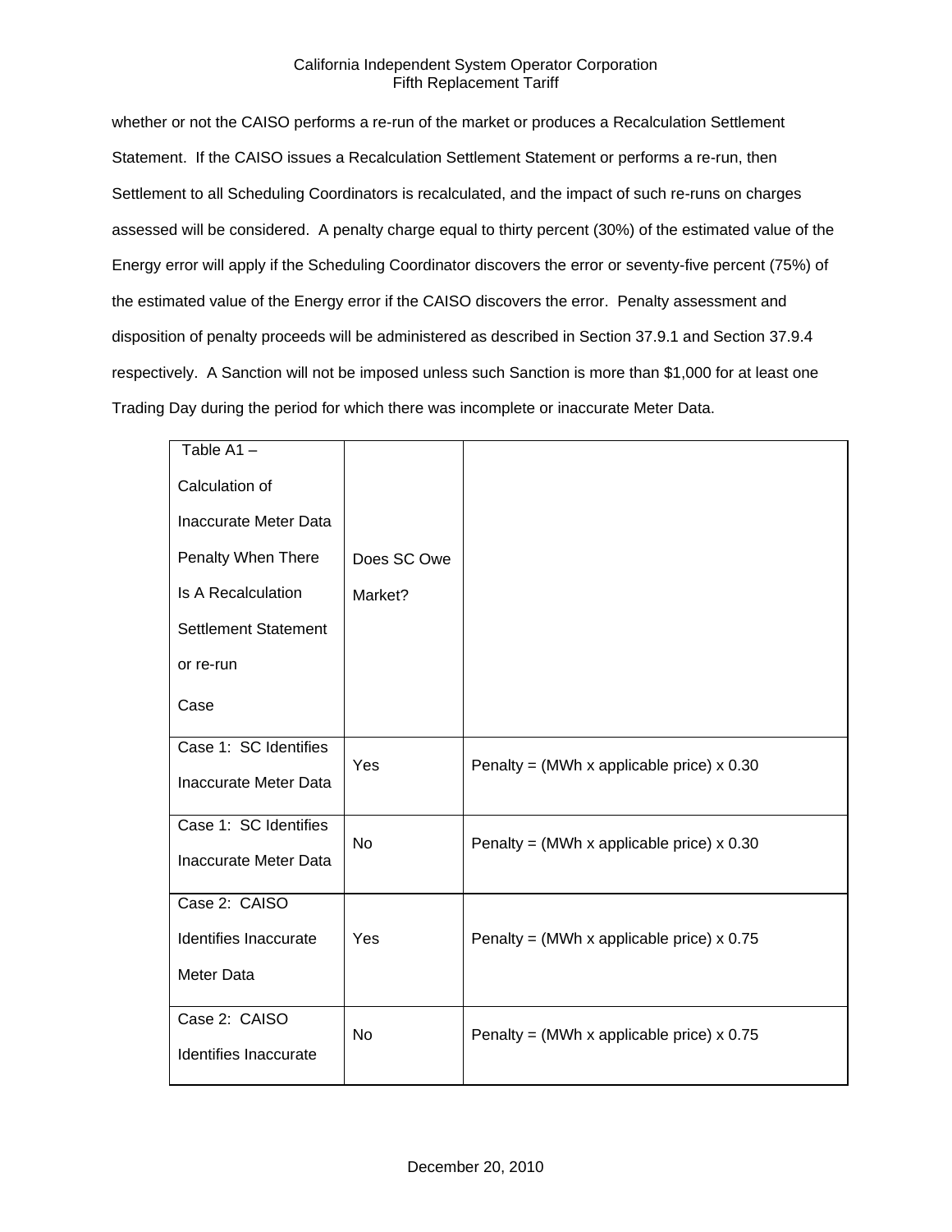whether or not the CAISO performs a re-run of the market or produces a Recalculation Settlement Statement. If the CAISO issues a Recalculation Settlement Statement or performs a re-run, then Settlement to all Scheduling Coordinators is recalculated, and the impact of such re-runs on charges assessed will be considered. A penalty charge equal to thirty percent (30%) of the estimated value of the Energy error will apply if the Scheduling Coordinator discovers the error or seventy-five percent (75%) of the estimated value of the Energy error if the CAISO discovers the error. Penalty assessment and disposition of penalty proceeds will be administered as described in Section 37.9.1 and Section 37.9.4 respectively. A Sanction will not be imposed unless such Sanction is more than $1,000 for at least one Trading Day during the period for which there was incomplete or inaccurate Meter Data.

| Table A1 – Calculation of Inaccurate Meter Data Penalty When There Is A Recalculation Settlement Statement or re-run<br>Case | Does SC Owe Market? | |
|---|---|---|
| Case 1: SC Identifies Inaccurate Meter Data | Yes | Penalty = (MWh x applicable price) x 0.30 |
| Case 1: SC Identifies Inaccurate Meter Data | No | Penalty = (MWh x applicable price) x 0.30 |
| Case 2: CAISO Identifies Inaccurate Meter Data | Yes | Penalty = (MWh x applicable price) x 0.75 |
| Case 2: CAISO Identifies Inaccurate | No | Penalty = (MWh x applicable price) x 0.75 |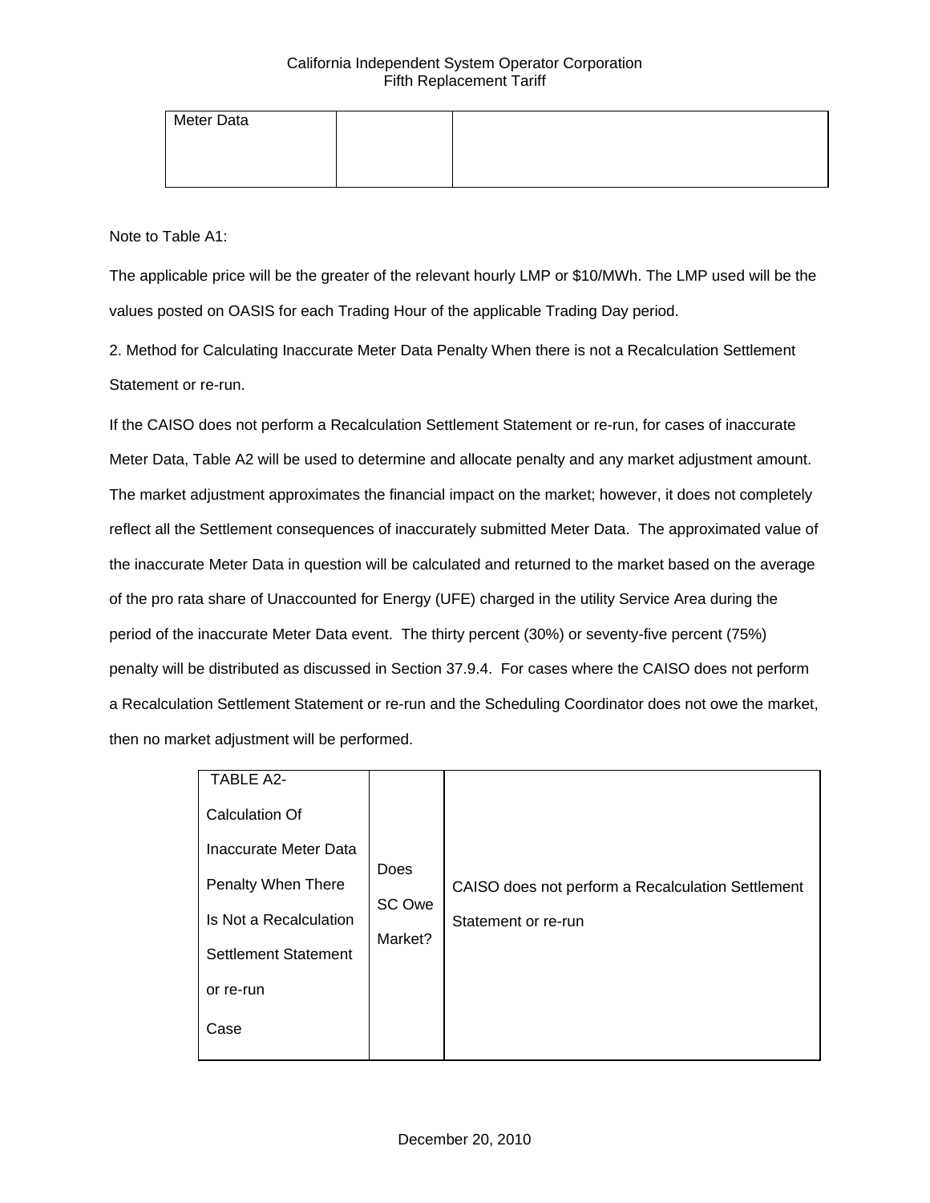| Meter Data | | |
|---|---|---|

Note to Table A1:

The applicable price will be the greater of the relevant hourly LMP or $10/MWh. The LMP used will be the values posted on OASIS for each Trading Hour of the applicable Trading Day period.

2. Method for Calculating Inaccurate Meter Data Penalty When there is not a Recalculation Settlement Statement or re-run.

If the CAISO does not perform a Recalculation Settlement Statement or re-run, for cases of inaccurate Meter Data, Table A2 will be used to determine and allocate penalty and any market adjustment amount. The market adjustment approximates the financial impact on the market; however, it does not completely reflect all the Settlement consequences of inaccurately submitted Meter Data. The approximated value of the inaccurate Meter Data in question will be calculated and returned to the market based on the average of the pro rata share of Unaccounted for Energy (UFE) charged in the utility Service Area during the period of the inaccurate Meter Data event. The thirty percent (30%) or seventy-five percent (75%) penalty will be distributed as discussed in Section 37.9.4. For cases where the CAISO does not perform a Recalculation Settlement Statement or re-run and the Scheduling Coordinator does not owe the market, then no market adjustment will be performed.

| TABLE A2- Calculation Of Inaccurate Meter Data Penalty When There Is Not a Recalculation Settlement Statement or re-run Case | Does SC Owe Market? | CAISO does not perform a Recalculation Settlement Statement or re-run |
|---|---|---|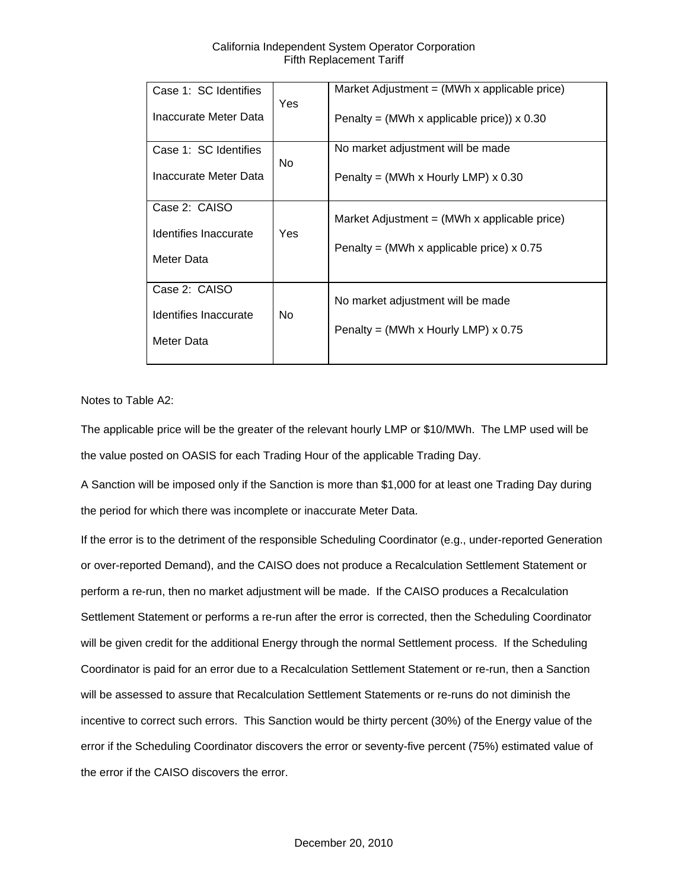| | | |
|---|---|---|
| Case 1: SC Identifies Inaccurate Meter Data | Yes | Market Adjustment = (MWh x applicable price)<br><br>Penalty = (MWh x applicable price)) x 0.30 |
| Case 1: SC Identifies Inaccurate Meter Data | No | No market adjustment will be made<br><br>Penalty = (MWh x Hourly LMP) x 0.30 |
| Case 2: CAISO Identifies Inaccurate Meter Data | Yes | Market Adjustment = (MWh x applicable price)<br><br>Penalty = (MWh x applicable price) x 0.75 |
| Case 2: CAISO Identifies Inaccurate Meter Data | No | No market adjustment will be made<br><br>Penalty = (MWh x Hourly LMP) x 0.75 |

Notes to Table A2:

The applicable price will be the greater of the relevant hourly LMP or $10/MWh. The LMP used will be the value posted on OASIS for each Trading Hour of the applicable Trading Day.

A Sanction will be imposed only if the Sanction is more than $1,000 for at least one Trading Day during the period for which there was incomplete or inaccurate Meter Data.

If the error is to the detriment of the responsible Scheduling Coordinator (e.g., under-reported Generation or over-reported Demand), and the CAISO does not produce a Recalculation Settlement Statement or perform a re-run, then no market adjustment will be made. If the CAISO produces a Recalculation Settlement Statement or performs a re-run after the error is corrected, then the Scheduling Coordinator will be given credit for the additional Energy through the normal Settlement process. If the Scheduling Coordinator is paid for an error due to a Recalculation Settlement Statement or re-run, then a Sanction will be assessed to assure that Recalculation Settlement Statements or re-runs do not diminish the incentive to correct such errors. This Sanction would be thirty percent (30%) of the Energy value of the error if the Scheduling Coordinator discovers the error or seventy-five percent (75%) estimated value of the error if the CAISO discovers the error.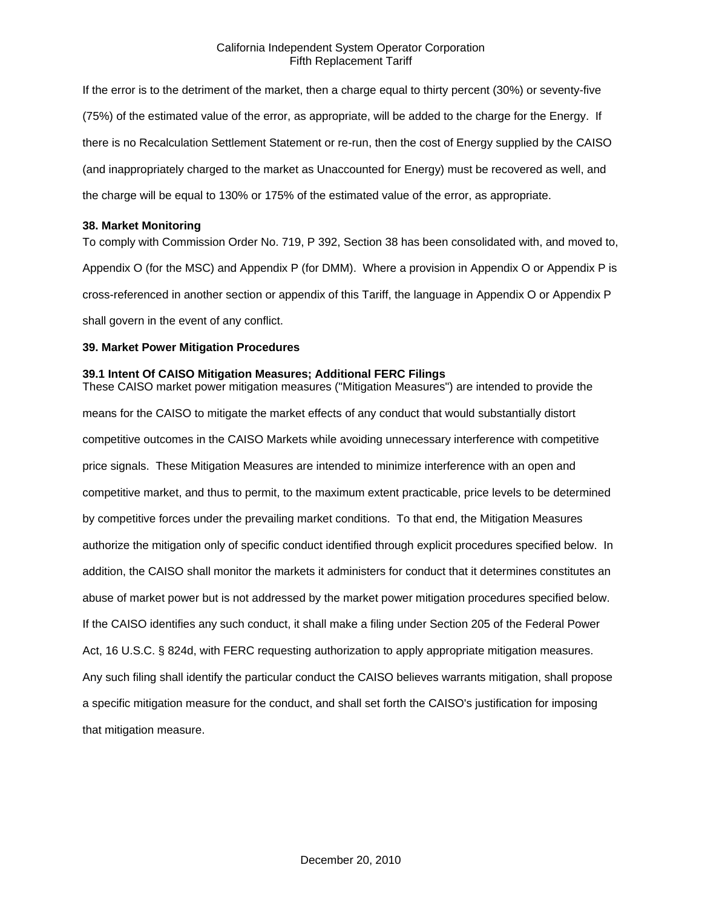If the error is to the detriment of the market, then a charge equal to thirty percent (30%) or seventy-five (75%) of the estimated value of the error, as appropriate, will be added to the charge for the Energy. If there is no Recalculation Settlement Statement or re-run, then the cost of Energy supplied by the CAISO (and inappropriately charged to the market as Unaccounted for Energy) must be recovered as well, and the charge will be equal to 130% or 175% of the estimated value of the error, as appropriate.

## 38. Market Monitoring

To comply with Commission Order No. 719, P 392, Section 38 has been consolidated with, and moved to, Appendix O (for the MSC) and Appendix P (for DMM). Where a provision in Appendix O or Appendix P is cross-referenced in another section or appendix of this Tariff, the language in Appendix O or Appendix P shall govern in the event of any conflict.

## 39. Market Power Mitigation Procedures

### 39.1 Intent Of CAISO Mitigation Measures; Additional FERC Filings

These CAISO market power mitigation measures ("Mitigation Measures") are intended to provide the means for the CAISO to mitigate the market effects of any conduct that would substantially distort competitive outcomes in the CAISO Markets while avoiding unnecessary interference with competitive price signals. These Mitigation Measures are intended to minimize interference with an open and competitive market, and thus to permit, to the maximum extent practicable, price levels to be determined by competitive forces under the prevailing market conditions. To that end, the Mitigation Measures authorize the mitigation only of specific conduct identified through explicit procedures specified below. In addition, the CAISO shall monitor the markets it administers for conduct that it determines constitutes an abuse of market power but is not addressed by the market power mitigation procedures specified below. If the CAISO identifies any such conduct, it shall make a filing under Section 205 of the Federal Power Act, 16 U.S.C. § 824d, with FERC requesting authorization to apply appropriate mitigation measures. Any such filing shall identify the particular conduct the CAISO believes warrants mitigation, shall propose a specific mitigation measure for the conduct, and shall set forth the CAISO's justification for imposing that mitigation measure.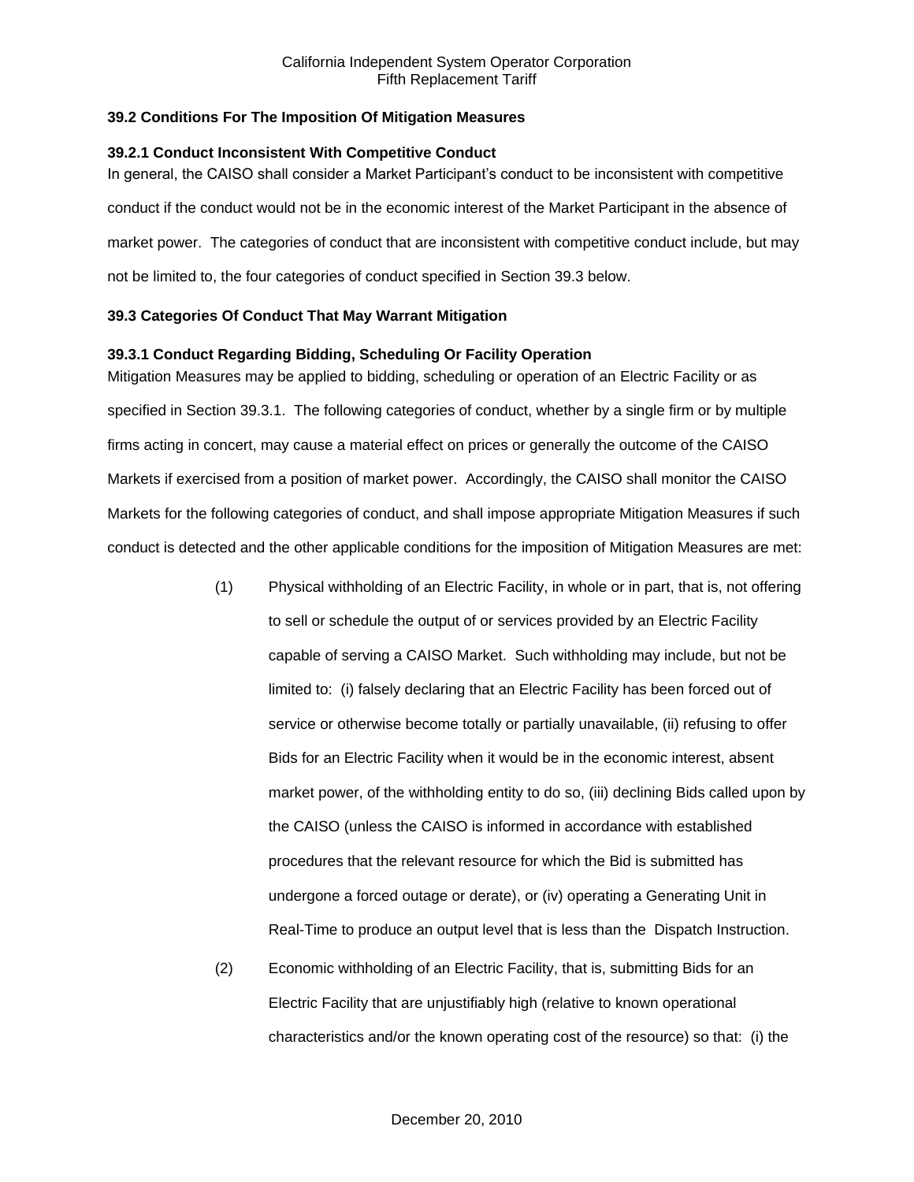### 39.2 Conditions For The Imposition Of Mitigation Measures

#### 39.2.1 Conduct Inconsistent With Competitive Conduct

In general, the CAISO shall consider a Market Participant's conduct to be inconsistent with competitive conduct if the conduct would not be in the economic interest of the Market Participant in the absence of market power. The categories of conduct that are inconsistent with competitive conduct include, but may not be limited to, the four categories of conduct specified in Section 39.3 below.

### 39.3 Categories Of Conduct That May Warrant Mitigation

#### 39.3.1 Conduct Regarding Bidding, Scheduling Or Facility Operation

Mitigation Measures may be applied to bidding, scheduling or operation of an Electric Facility or as specified in Section 39.3.1. The following categories of conduct, whether by a single firm or by multiple firms acting in concert, may cause a material effect on prices or generally the outcome of the CAISO Markets if exercised from a position of market power. Accordingly, the CAISO shall monitor the CAISO Markets for the following categories of conduct, and shall impose appropriate Mitigation Measures if such conduct is detected and the other applicable conditions for the imposition of Mitigation Measures are met:

(1) Physical withholding of an Electric Facility, in whole or in part, that is, not offering to sell or schedule the output of or services provided by an Electric Facility capable of serving a CAISO Market. Such withholding may include, but not be limited to: (i) falsely declaring that an Electric Facility has been forced out of service or otherwise become totally or partially unavailable, (ii) refusing to offer Bids for an Electric Facility when it would be in the economic interest, absent market power, of the withholding entity to do so, (iii) declining Bids called upon by the CAISO (unless the CAISO is informed in accordance with established procedures that the relevant resource for which the Bid is submitted has undergone a forced outage or derate), or (iv) operating a Generating Unit in Real-Time to produce an output level that is less than the Dispatch Instruction.

(2) Economic withholding of an Electric Facility, that is, submitting Bids for an Electric Facility that are unjustifiably high (relative to known operational characteristics and/or the known operating cost of the resource) so that: (i) the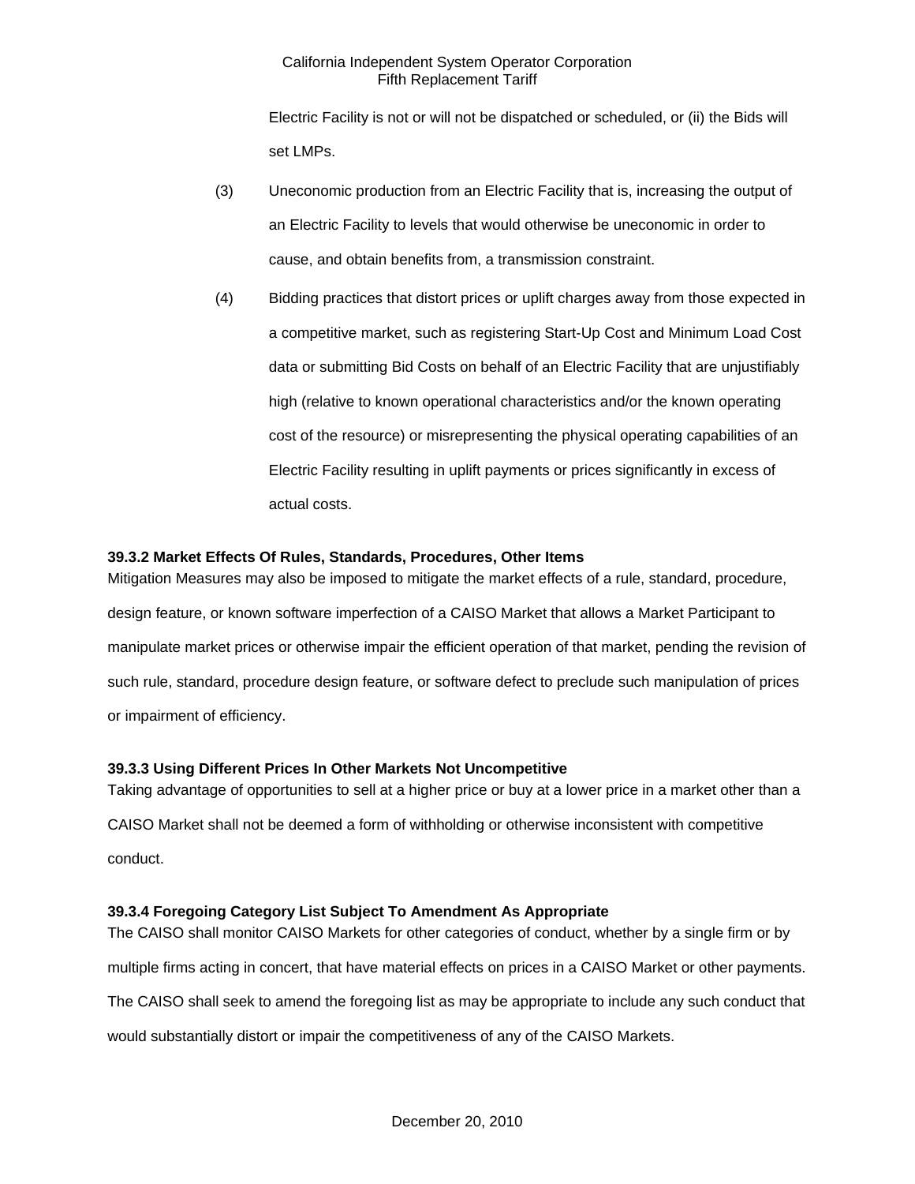Electric Facility is not or will not be dispatched or scheduled, or (ii) the Bids will set LMPs.

(3) Uneconomic production from an Electric Facility that is, increasing the output of an Electric Facility to levels that would otherwise be uneconomic in order to cause, and obtain benefits from, a transmission constraint.

(4) Bidding practices that distort prices or uplift charges away from those expected in a competitive market, such as registering Start-Up Cost and Minimum Load Cost data or submitting Bid Costs on behalf of an Electric Facility that are unjustifiably high (relative to known operational characteristics and/or the known operating cost of the resource) or misrepresenting the physical operating capabilities of an Electric Facility resulting in uplift payments or prices significantly in excess of actual costs.

**39.3.2 Market Effects Of Rules, Standards, Procedures, Other Items**

Mitigation Measures may also be imposed to mitigate the market effects of a rule, standard, procedure, design feature, or known software imperfection of a CAISO Market that allows a Market Participant to manipulate market prices or otherwise impair the efficient operation of that market, pending the revision of such rule, standard, procedure design feature, or software defect to preclude such manipulation of prices or impairment of efficiency.

**39.3.3 Using Different Prices In Other Markets Not Uncompetitive**

Taking advantage of opportunities to sell at a higher price or buy at a lower price in a market other than a CAISO Market shall not be deemed a form of withholding or otherwise inconsistent with competitive conduct.

**39.3.4 Foregoing Category List Subject To Amendment As Appropriate**

The CAISO shall monitor CAISO Markets for other categories of conduct, whether by a single firm or by multiple firms acting in concert, that have material effects on prices in a CAISO Market or other payments. The CAISO shall seek to amend the foregoing list as may be appropriate to include any such conduct that would substantially distort or impair the competitiveness of any of the CAISO Markets.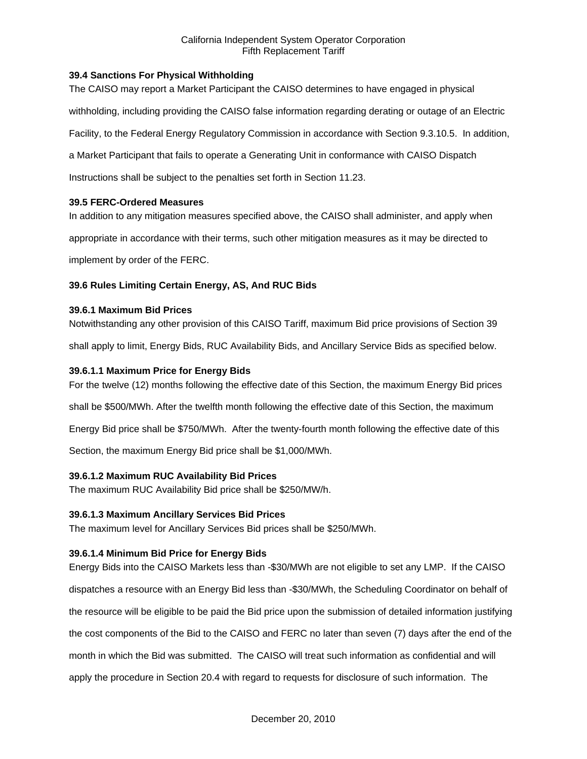**39.4 Sanctions For Physical Withholding**

The CAISO may report a Market Participant the CAISO determines to have engaged in physical withholding, including providing the CAISO false information regarding derating or outage of an Electric Facility, to the Federal Energy Regulatory Commission in accordance with Section 9.3.10.5. In addition, a Market Participant that fails to operate a Generating Unit in conformance with CAISO Dispatch Instructions shall be subject to the penalties set forth in Section 11.23.

**39.5 FERC-Ordered Measures**

In addition to any mitigation measures specified above, the CAISO shall administer, and apply when appropriate in accordance with their terms, such other mitigation measures as it may be directed to implement by order of the FERC.

**39.6 Rules Limiting Certain Energy, AS, And RUC Bids**

**39.6.1 Maximum Bid Prices**

Notwithstanding any other provision of this CAISO Tariff, maximum Bid price provisions of Section 39 shall apply to limit, Energy Bids, RUC Availability Bids, and Ancillary Service Bids as specified below.

**39.6.1.1 Maximum Price for Energy Bids**

For the twelve (12) months following the effective date of this Section, the maximum Energy Bid prices shall be $500/MWh. After the twelfth month following the effective date of this Section, the maximum Energy Bid price shall be $750/MWh. After the twenty-fourth month following the effective date of this Section, the maximum Energy Bid price shall be $1,000/MWh.

**39.6.1.2 Maximum RUC Availability Bid Prices**

The maximum RUC Availability Bid price shall be $250/MW/h.

**39.6.1.3 Maximum Ancillary Services Bid Prices**

The maximum level for Ancillary Services Bid prices shall be $250/MWh.

**39.6.1.4 Minimum Bid Price for Energy Bids**

Energy Bids into the CAISO Markets less than -$30/MWh are not eligible to set any LMP. If the CAISO dispatches a resource with an Energy Bid less than -$30/MWh, the Scheduling Coordinator on behalf of the resource will be eligible to be paid the Bid price upon the submission of detailed information justifying the cost components of the Bid to the CAISO and FERC no later than seven (7) days after the end of the month in which the Bid was submitted. The CAISO will treat such information as confidential and will apply the procedure in Section 20.4 with regard to requests for disclosure of such information. The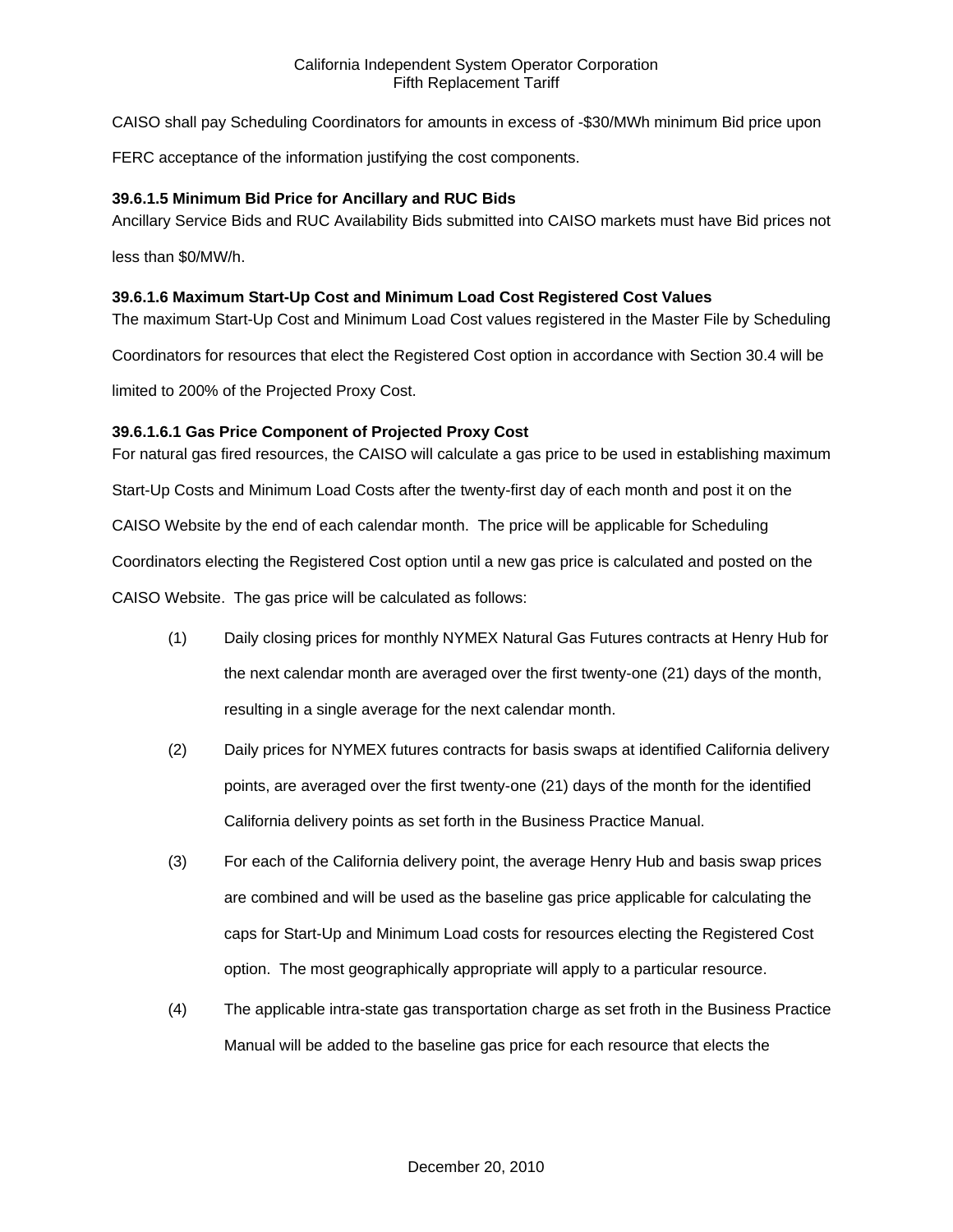CAISO shall pay Scheduling Coordinators for amounts in excess of -$30/MWh minimum Bid price upon FERC acceptance of the information justifying the cost components.

**39.6.1.5 Minimum Bid Price for Ancillary and RUC Bids**

Ancillary Service Bids and RUC Availability Bids submitted into CAISO markets must have Bid prices not less than $0/MW/h.

**39.6.1.6 Maximum Start-Up Cost and Minimum Load Cost Registered Cost Values**

The maximum Start-Up Cost and Minimum Load Cost values registered in the Master File by Scheduling Coordinators for resources that elect the Registered Cost option in accordance with Section 30.4 will be limited to 200% of the Projected Proxy Cost.

**39.6.1.6.1 Gas Price Component of Projected Proxy Cost**

For natural gas fired resources, the CAISO will calculate a gas price to be used in establishing maximum Start-Up Costs and Minimum Load Costs after the twenty-first day of each month and post it on the CAISO Website by the end of each calendar month. The price will be applicable for Scheduling Coordinators electing the Registered Cost option until a new gas price is calculated and posted on the CAISO Website. The gas price will be calculated as follows:

(1) Daily closing prices for monthly NYMEX Natural Gas Futures contracts at Henry Hub for the next calendar month are averaged over the first twenty-one (21) days of the month, resulting in a single average for the next calendar month.

(2) Daily prices for NYMEX futures contracts for basis swaps at identified California delivery points, are averaged over the first twenty-one (21) days of the month for the identified California delivery points as set forth in the Business Practice Manual.

(3) For each of the California delivery point, the average Henry Hub and basis swap prices are combined and will be used as the baseline gas price applicable for calculating the caps for Start-Up and Minimum Load costs for resources electing the Registered Cost option. The most geographically appropriate will apply to a particular resource.

(4) The applicable intra-state gas transportation charge as set froth in the Business Practice Manual will be added to the baseline gas price for each resource that elects the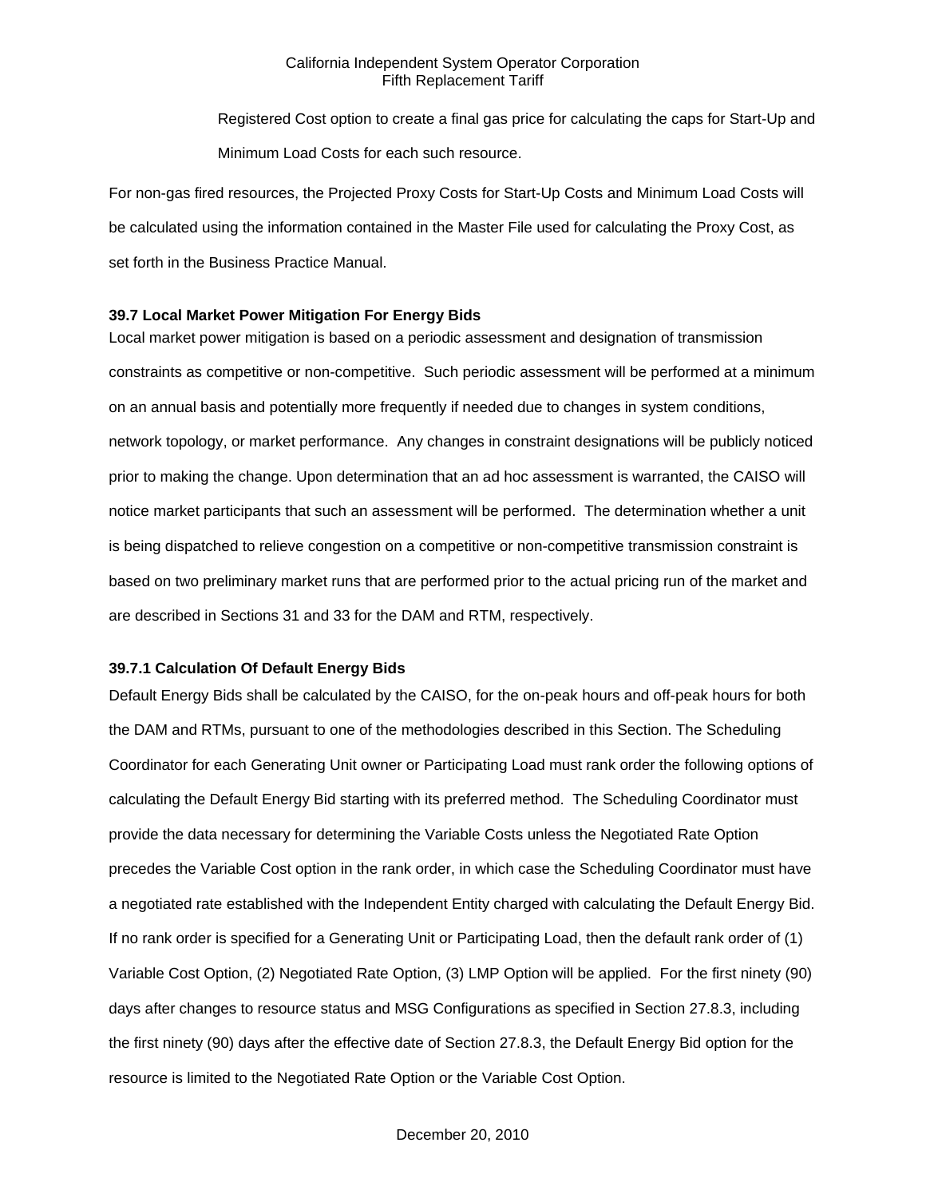Registered Cost option to create a final gas price for calculating the caps for Start-Up and Minimum Load Costs for each such resource.

For non-gas fired resources, the Projected Proxy Costs for Start-Up Costs and Minimum Load Costs will be calculated using the information contained in the Master File used for calculating the Proxy Cost, as set forth in the Business Practice Manual.

**39.7 Local Market Power Mitigation For Energy Bids**

Local market power mitigation is based on a periodic assessment and designation of transmission constraints as competitive or non-competitive. Such periodic assessment will be performed at a minimum on an annual basis and potentially more frequently if needed due to changes in system conditions, network topology, or market performance. Any changes in constraint designations will be publicly noticed prior to making the change. Upon determination that an ad hoc assessment is warranted, the CAISO will notice market participants that such an assessment will be performed. The determination whether a unit is being dispatched to relieve congestion on a competitive or non-competitive transmission constraint is based on two preliminary market runs that are performed prior to the actual pricing run of the market and are described in Sections 31 and 33 for the DAM and RTM, respectively.

**39.7.1 Calculation Of Default Energy Bids**

Default Energy Bids shall be calculated by the CAISO, for the on-peak hours and off-peak hours for both the DAM and RTMs, pursuant to one of the methodologies described in this Section. The Scheduling Coordinator for each Generating Unit owner or Participating Load must rank order the following options of calculating the Default Energy Bid starting with its preferred method. The Scheduling Coordinator must provide the data necessary for determining the Variable Costs unless the Negotiated Rate Option precedes the Variable Cost option in the rank order, in which case the Scheduling Coordinator must have a negotiated rate established with the Independent Entity charged with calculating the Default Energy Bid. If no rank order is specified for a Generating Unit or Participating Load, then the default rank order of (1) Variable Cost Option, (2) Negotiated Rate Option, (3) LMP Option will be applied. For the first ninety (90) days after changes to resource status and MSG Configurations as specified in Section 27.8.3, including the first ninety (90) days after the effective date of Section 27.8.3, the Default Energy Bid option for the resource is limited to the Negotiated Rate Option or the Variable Cost Option.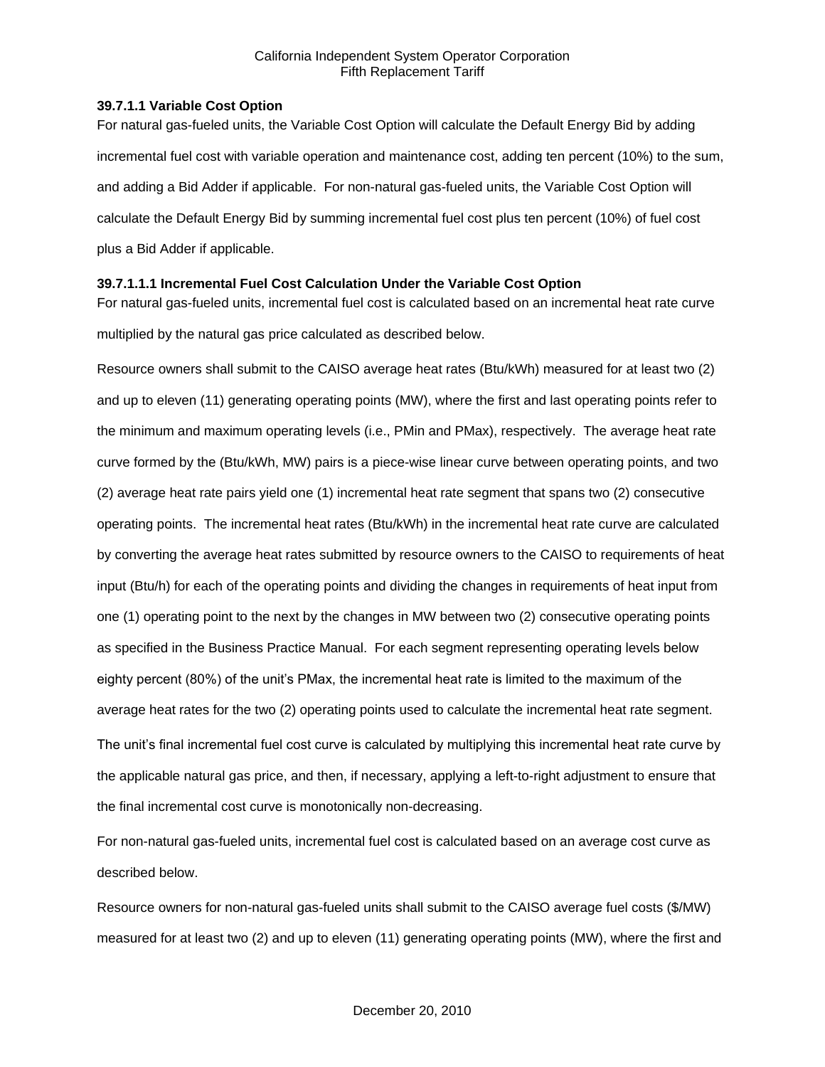### 39.7.1.1 Variable Cost Option

For natural gas-fueled units, the Variable Cost Option will calculate the Default Energy Bid by adding incremental fuel cost with variable operation and maintenance cost, adding ten percent (10%) to the sum, and adding a Bid Adder if applicable. For non-natural gas-fueled units, the Variable Cost Option will calculate the Default Energy Bid by summing incremental fuel cost plus ten percent (10%) of fuel cost plus a Bid Adder if applicable.

#### 39.7.1.1.1 Incremental Fuel Cost Calculation Under the Variable Cost Option

For natural gas-fueled units, incremental fuel cost is calculated based on an incremental heat rate curve multiplied by the natural gas price calculated as described below.

Resource owners shall submit to the CAISO average heat rates (Btu/kWh) measured for at least two (2) and up to eleven (11) generating operating points (MW), where the first and last operating points refer to the minimum and maximum operating levels (i.e., PMin and PMax), respectively. The average heat rate curve formed by the (Btu/kWh, MW) pairs is a piece-wise linear curve between operating points, and two (2) average heat rate pairs yield one (1) incremental heat rate segment that spans two (2) consecutive operating points. The incremental heat rates (Btu/kWh) in the incremental heat rate curve are calculated by converting the average heat rates submitted by resource owners to the CAISO to requirements of heat input (Btu/h) for each of the operating points and dividing the changes in requirements of heat input from one (1) operating point to the next by the changes in MW between two (2) consecutive operating points as specified in the Business Practice Manual. For each segment representing operating levels below eighty percent (80%) of the unit's PMax, the incremental heat rate is limited to the maximum of the average heat rates for the two (2) operating points used to calculate the incremental heat rate segment. The unit's final incremental fuel cost curve is calculated by multiplying this incremental heat rate curve by the applicable natural gas price, and then, if necessary, applying a left-to-right adjustment to ensure that the final incremental cost curve is monotonically non-decreasing.

For non-natural gas-fueled units, incremental fuel cost is calculated based on an average cost curve as described below.

Resource owners for non-natural gas-fueled units shall submit to the CAISO average fuel costs ($/MW) measured for at least two (2) and up to eleven (11) generating operating points (MW), where the first and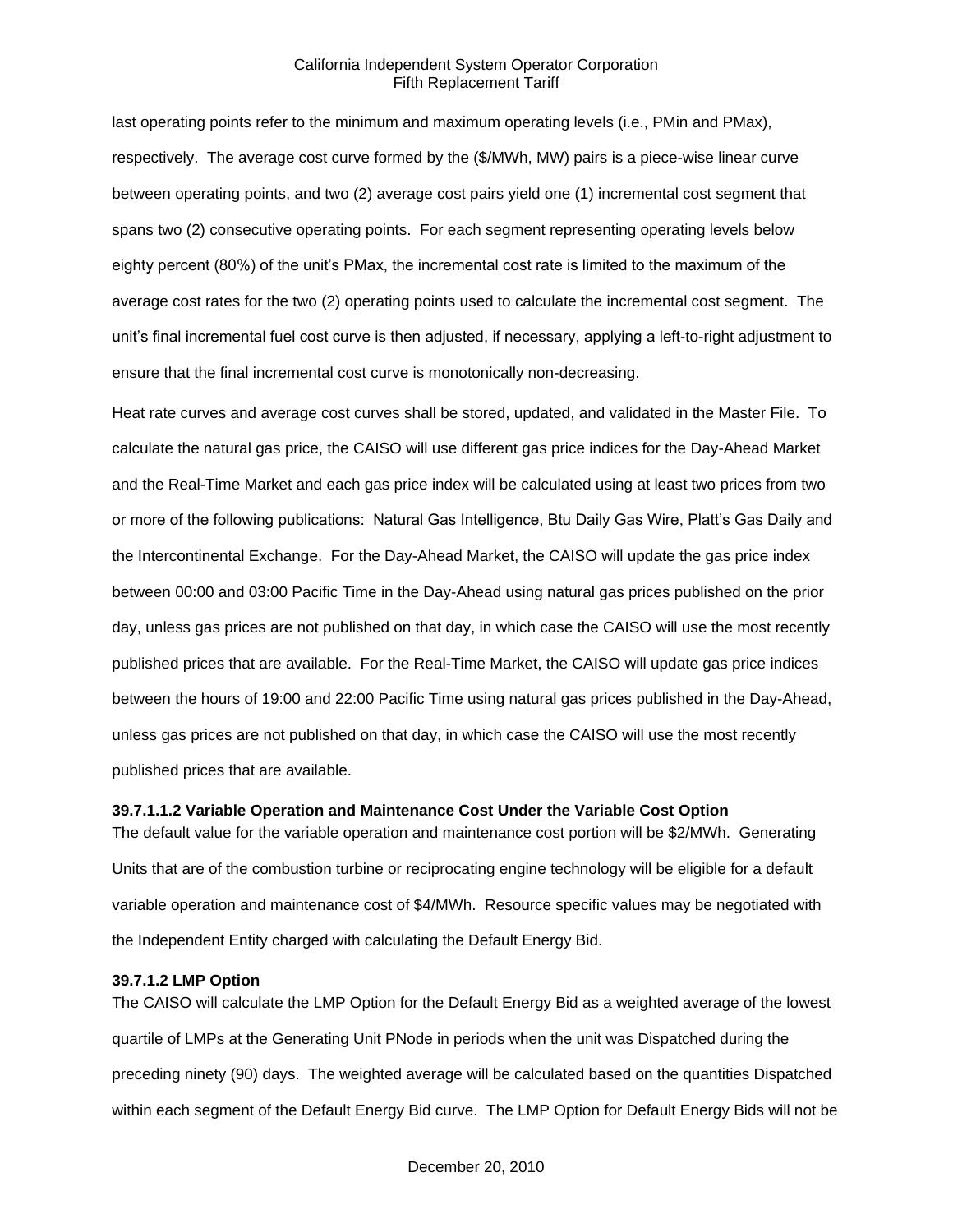last operating points refer to the minimum and maximum operating levels (i.e., PMin and PMax), respectively. The average cost curve formed by the ($/MWh, MW) pairs is a piece-wise linear curve between operating points, and two (2) average cost pairs yield one (1) incremental cost segment that spans two (2) consecutive operating points. For each segment representing operating levels below eighty percent (80%) of the unit's PMax, the incremental cost rate is limited to the maximum of the average cost rates for the two (2) operating points used to calculate the incremental cost segment. The unit's final incremental fuel cost curve is then adjusted, if necessary, applying a left-to-right adjustment to ensure that the final incremental cost curve is monotonically non-decreasing.

Heat rate curves and average cost curves shall be stored, updated, and validated in the Master File. To calculate the natural gas price, the CAISO will use different gas price indices for the Day-Ahead Market and the Real-Time Market and each gas price index will be calculated using at least two prices from two or more of the following publications: Natural Gas Intelligence, Btu Daily Gas Wire, Platt's Gas Daily and the Intercontinental Exchange. For the Day-Ahead Market, the CAISO will update the gas price index between 00:00 and 03:00 Pacific Time in the Day-Ahead using natural gas prices published on the prior day, unless gas prices are not published on that day, in which case the CAISO will use the most recently published prices that are available. For the Real-Time Market, the CAISO will update gas price indices between the hours of 19:00 and 22:00 Pacific Time using natural gas prices published in the Day-Ahead, unless gas prices are not published on that day, in which case the CAISO will use the most recently published prices that are available.

**39.7.1.1.2 Variable Operation and Maintenance Cost Under the Variable Cost Option**

The default value for the variable operation and maintenance cost portion will be $2/MWh. Generating Units that are of the combustion turbine or reciprocating engine technology will be eligible for a default variable operation and maintenance cost of $4/MWh. Resource specific values may be negotiated with the Independent Entity charged with calculating the Default Energy Bid.

**39.7.1.2 LMP Option**

The CAISO will calculate the LMP Option for the Default Energy Bid as a weighted average of the lowest quartile of LMPs at the Generating Unit PNode in periods when the unit was Dispatched during the preceding ninety (90) days. The weighted average will be calculated based on the quantities Dispatched within each segment of the Default Energy Bid curve. The LMP Option for Default Energy Bids will not be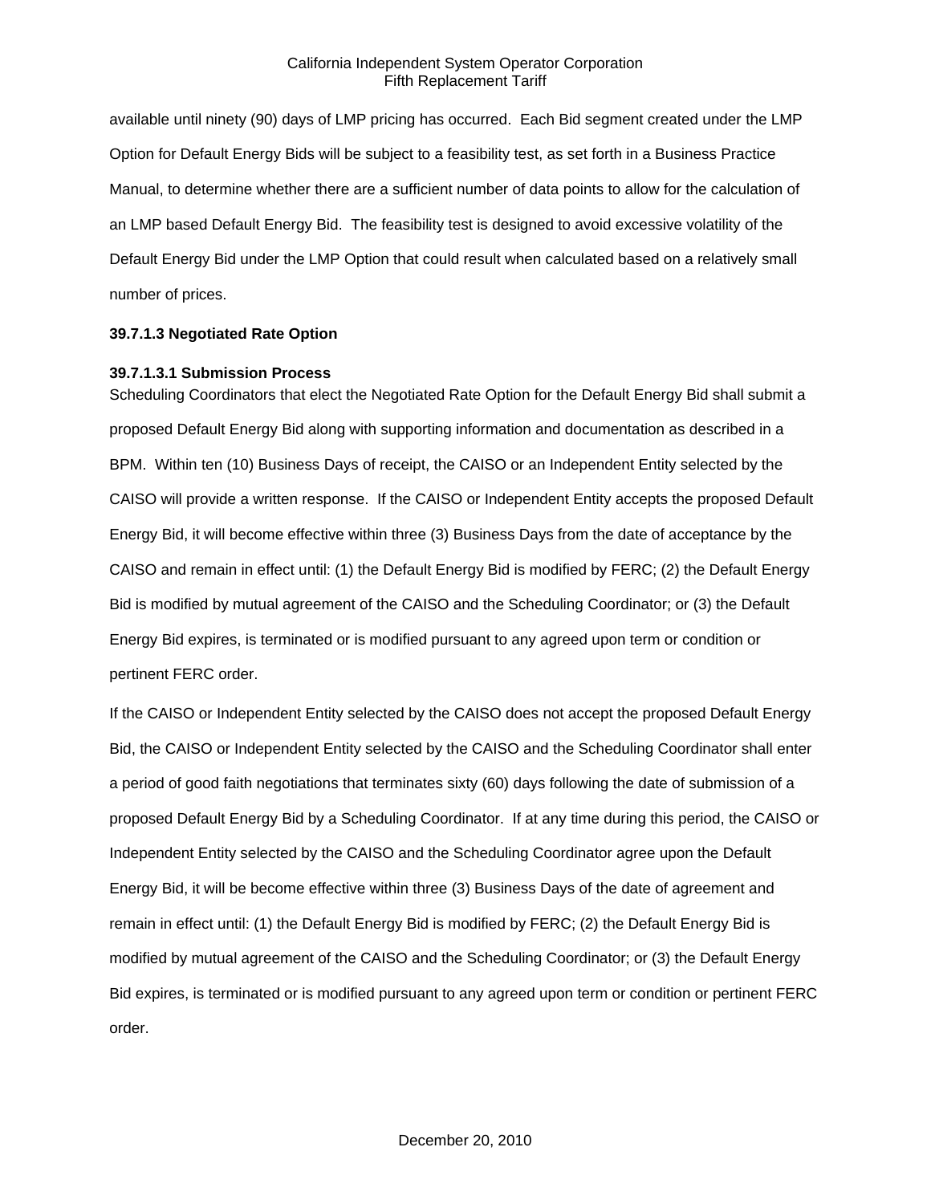available until ninety (90) days of LMP pricing has occurred. Each Bid segment created under the LMP Option for Default Energy Bids will be subject to a feasibility test, as set forth in a Business Practice Manual, to determine whether there are a sufficient number of data points to allow for the calculation of an LMP based Default Energy Bid. The feasibility test is designed to avoid excessive volatility of the Default Energy Bid under the LMP Option that could result when calculated based on a relatively small number of prices.

**39.7.1.3 Negotiated Rate Option**

**39.7.1.3.1 Submission Process**

Scheduling Coordinators that elect the Negotiated Rate Option for the Default Energy Bid shall submit a proposed Default Energy Bid along with supporting information and documentation as described in a BPM. Within ten (10) Business Days of receipt, the CAISO or an Independent Entity selected by the CAISO will provide a written response. If the CAISO or Independent Entity accepts the proposed Default Energy Bid, it will become effective within three (3) Business Days from the date of acceptance by the CAISO and remain in effect until: (1) the Default Energy Bid is modified by FERC; (2) the Default Energy Bid is modified by mutual agreement of the CAISO and the Scheduling Coordinator; or (3) the Default Energy Bid expires, is terminated or is modified pursuant to any agreed upon term or condition or pertinent FERC order.

If the CAISO or Independent Entity selected by the CAISO does not accept the proposed Default Energy Bid, the CAISO or Independent Entity selected by the CAISO and the Scheduling Coordinator shall enter a period of good faith negotiations that terminates sixty (60) days following the date of submission of a proposed Default Energy Bid by a Scheduling Coordinator. If at any time during this period, the CAISO or Independent Entity selected by the CAISO and the Scheduling Coordinator agree upon the Default Energy Bid, it will be become effective within three (3) Business Days of the date of agreement and remain in effect until: (1) the Default Energy Bid is modified by FERC; (2) the Default Energy Bid is modified by mutual agreement of the CAISO and the Scheduling Coordinator; or (3) the Default Energy Bid expires, is terminated or is modified pursuant to any agreed upon term or condition or pertinent FERC order.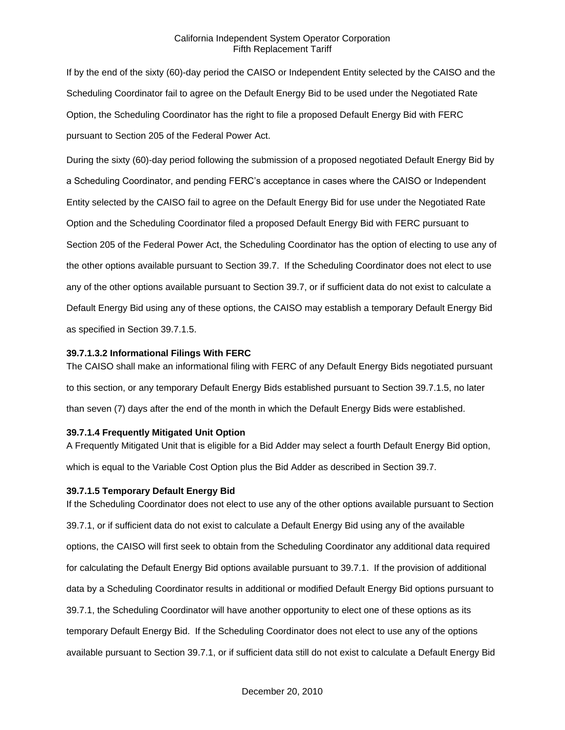If by the end of the sixty (60)-day period the CAISO or Independent Entity selected by the CAISO and the Scheduling Coordinator fail to agree on the Default Energy Bid to be used under the Negotiated Rate Option, the Scheduling Coordinator has the right to file a proposed Default Energy Bid with FERC pursuant to Section 205 of the Federal Power Act.

During the sixty (60)-day period following the submission of a proposed negotiated Default Energy Bid by a Scheduling Coordinator, and pending FERC's acceptance in cases where the CAISO or Independent Entity selected by the CAISO fail to agree on the Default Energy Bid for use under the Negotiated Rate Option and the Scheduling Coordinator filed a proposed Default Energy Bid with FERC pursuant to Section 205 of the Federal Power Act, the Scheduling Coordinator has the option of electing to use any of the other options available pursuant to Section 39.7. If the Scheduling Coordinator does not elect to use any of the other options available pursuant to Section 39.7, or if sufficient data do not exist to calculate a Default Energy Bid using any of these options, the CAISO may establish a temporary Default Energy Bid as specified in Section 39.7.1.5.

**39.7.1.3.2 Informational Filings With FERC**

The CAISO shall make an informational filing with FERC of any Default Energy Bids negotiated pursuant to this section, or any temporary Default Energy Bids established pursuant to Section 39.7.1.5, no later than seven (7) days after the end of the month in which the Default Energy Bids were established.

**39.7.1.4 Frequently Mitigated Unit Option**

A Frequently Mitigated Unit that is eligible for a Bid Adder may select a fourth Default Energy Bid option, which is equal to the Variable Cost Option plus the Bid Adder as described in Section 39.7.

**39.7.1.5 Temporary Default Energy Bid**

If the Scheduling Coordinator does not elect to use any of the other options available pursuant to Section 39.7.1, or if sufficient data do not exist to calculate a Default Energy Bid using any of the available options, the CAISO will first seek to obtain from the Scheduling Coordinator any additional data required for calculating the Default Energy Bid options available pursuant to 39.7.1. If the provision of additional data by a Scheduling Coordinator results in additional or modified Default Energy Bid options pursuant to 39.7.1, the Scheduling Coordinator will have another opportunity to elect one of these options as its temporary Default Energy Bid. If the Scheduling Coordinator does not elect to use any of the options available pursuant to Section 39.7.1, or if sufficient data still do not exist to calculate a Default Energy Bid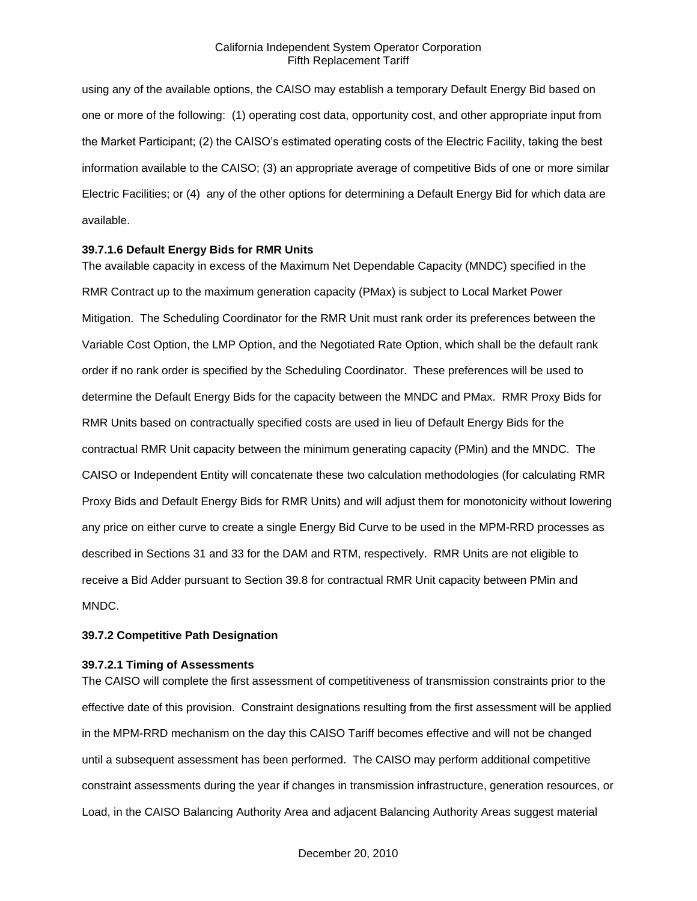using any of the available options, the CAISO may establish a temporary Default Energy Bid based on one or more of the following: (1) operating cost data, opportunity cost, and other appropriate input from the Market Participant; (2) the CAISO's estimated operating costs of the Electric Facility, taking the best information available to the CAISO; (3) an appropriate average of competitive Bids of one or more similar Electric Facilities; or (4) any of the other options for determining a Default Energy Bid for which data are available.

**39.7.1.6 Default Energy Bids for RMR Units**

The available capacity in excess of the Maximum Net Dependable Capacity (MNDC) specified in the RMR Contract up to the maximum generation capacity (PMax) is subject to Local Market Power Mitigation. The Scheduling Coordinator for the RMR Unit must rank order its preferences between the Variable Cost Option, the LMP Option, and the Negotiated Rate Option, which shall be the default rank order if no rank order is specified by the Scheduling Coordinator. These preferences will be used to determine the Default Energy Bids for the capacity between the MNDC and PMax. RMR Proxy Bids for RMR Units based on contractually specified costs are used in lieu of Default Energy Bids for the contractual RMR Unit capacity between the minimum generating capacity (PMin) and the MNDC. The CAISO or Independent Entity will concatenate these two calculation methodologies (for calculating RMR Proxy Bids and Default Energy Bids for RMR Units) and will adjust them for monotonicity without lowering any price on either curve to create a single Energy Bid Curve to be used in the MPM-RRD processes as described in Sections 31 and 33 for the DAM and RTM, respectively. RMR Units are not eligible to receive a Bid Adder pursuant to Section 39.8 for contractual RMR Unit capacity between PMin and MNDC.

**39.7.2 Competitive Path Designation**

**39.7.2.1 Timing of Assessments**

The CAISO will complete the first assessment of competitiveness of transmission constraints prior to the effective date of this provision. Constraint designations resulting from the first assessment will be applied in the MPM-RRD mechanism on the day this CAISO Tariff becomes effective and will not be changed until a subsequent assessment has been performed. The CAISO may perform additional competitive constraint assessments during the year if changes in transmission infrastructure, generation resources, or Load, in the CAISO Balancing Authority Area and adjacent Balancing Authority Areas suggest material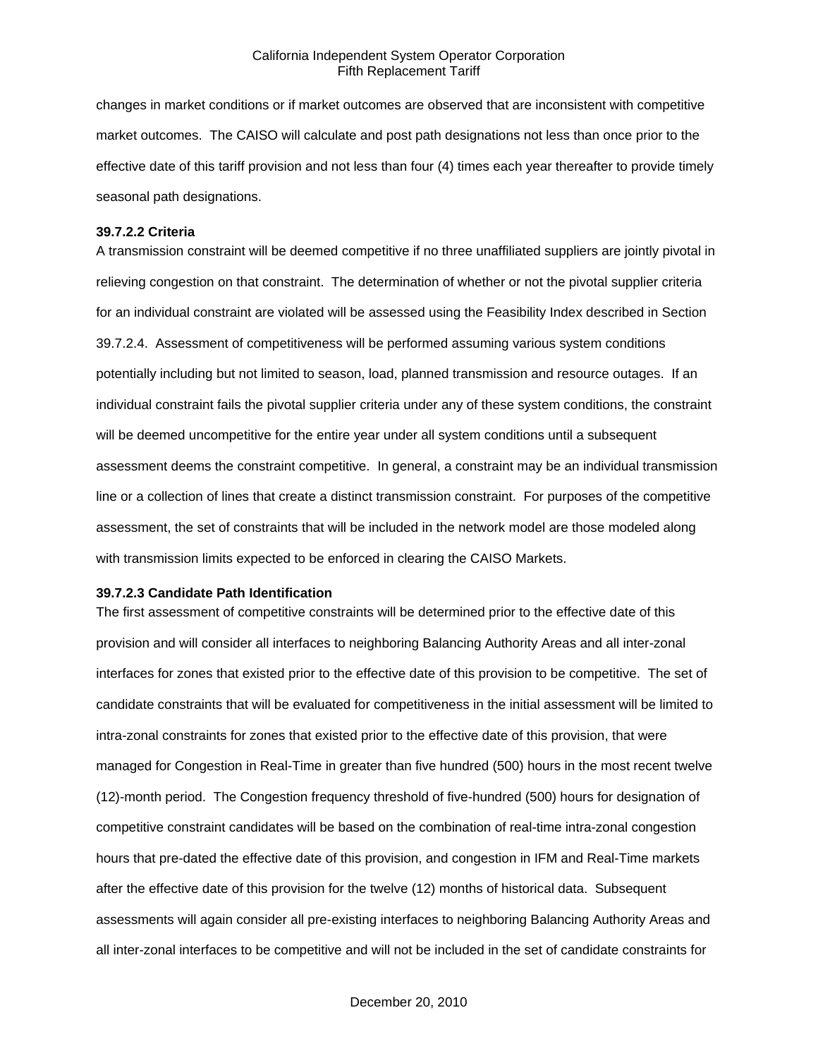changes in market conditions or if market outcomes are observed that are inconsistent with competitive market outcomes. The CAISO will calculate and post path designations not less than once prior to the effective date of this tariff provision and not less than four (4) times each year thereafter to provide timely seasonal path designations.

**39.7.2.2 Criteria**

A transmission constraint will be deemed competitive if no three unaffiliated suppliers are jointly pivotal in relieving congestion on that constraint. The determination of whether or not the pivotal supplier criteria for an individual constraint are violated will be assessed using the Feasibility Index described in Section 39.7.2.4. Assessment of competitiveness will be performed assuming various system conditions potentially including but not limited to season, load, planned transmission and resource outages. If an individual constraint fails the pivotal supplier criteria under any of these system conditions, the constraint will be deemed uncompetitive for the entire year under all system conditions until a subsequent assessment deems the constraint competitive. In general, a constraint may be an individual transmission line or a collection of lines that create a distinct transmission constraint. For purposes of the competitive assessment, the set of constraints that will be included in the network model are those modeled along with transmission limits expected to be enforced in clearing the CAISO Markets.

**39.7.2.3 Candidate Path Identification**

The first assessment of competitive constraints will be determined prior to the effective date of this provision and will consider all interfaces to neighboring Balancing Authority Areas and all inter-zonal interfaces for zones that existed prior to the effective date of this provision to be competitive. The set of candidate constraints that will be evaluated for competitiveness in the initial assessment will be limited to intra-zonal constraints for zones that existed prior to the effective date of this provision, that were managed for Congestion in Real-Time in greater than five hundred (500) hours in the most recent twelve (12)-month period. The Congestion frequency threshold of five-hundred (500) hours for designation of competitive constraint candidates will be based on the combination of real-time intra-zonal congestion hours that pre-dated the effective date of this provision, and congestion in IFM and Real-Time markets after the effective date of this provision for the twelve (12) months of historical data. Subsequent assessments will again consider all pre-existing interfaces to neighboring Balancing Authority Areas and all inter-zonal interfaces to be competitive and will not be included in the set of candidate constraints for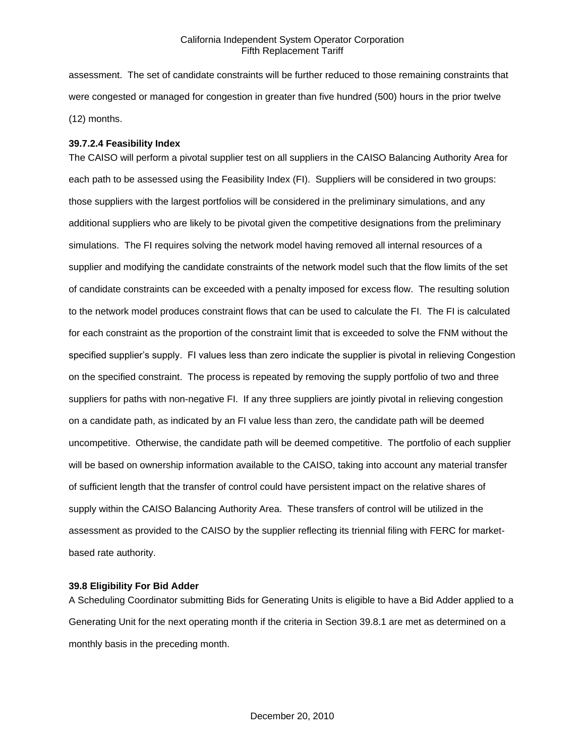assessment. The set of candidate constraints will be further reduced to those remaining constraints that were congested or managed for congestion in greater than five hundred (500) hours in the prior twelve (12) months.

**39.7.2.4 Feasibility Index**

The CAISO will perform a pivotal supplier test on all suppliers in the CAISO Balancing Authority Area for each path to be assessed using the Feasibility Index (FI). Suppliers will be considered in two groups: those suppliers with the largest portfolios will be considered in the preliminary simulations, and any additional suppliers who are likely to be pivotal given the competitive designations from the preliminary simulations. The FI requires solving the network model having removed all internal resources of a supplier and modifying the candidate constraints of the network model such that the flow limits of the set of candidate constraints can be exceeded with a penalty imposed for excess flow. The resulting solution to the network model produces constraint flows that can be used to calculate the FI. The FI is calculated for each constraint as the proportion of the constraint limit that is exceeded to solve the FNM without the specified supplier's supply. FI values less than zero indicate the supplier is pivotal in relieving Congestion on the specified constraint. The process is repeated by removing the supply portfolio of two and three suppliers for paths with non-negative FI. If any three suppliers are jointly pivotal in relieving congestion on a candidate path, as indicated by an FI value less than zero, the candidate path will be deemed uncompetitive. Otherwise, the candidate path will be deemed competitive. The portfolio of each supplier will be based on ownership information available to the CAISO, taking into account any material transfer of sufficient length that the transfer of control could have persistent impact on the relative shares of supply within the CAISO Balancing Authority Area. These transfers of control will be utilized in the assessment as provided to the CAISO by the supplier reflecting its triennial filing with FERC for market-based rate authority.

**39.8 Eligibility For Bid Adder**

A Scheduling Coordinator submitting Bids for Generating Units is eligible to have a Bid Adder applied to a Generating Unit for the next operating month if the criteria in Section 39.8.1 are met as determined on a monthly basis in the preceding month.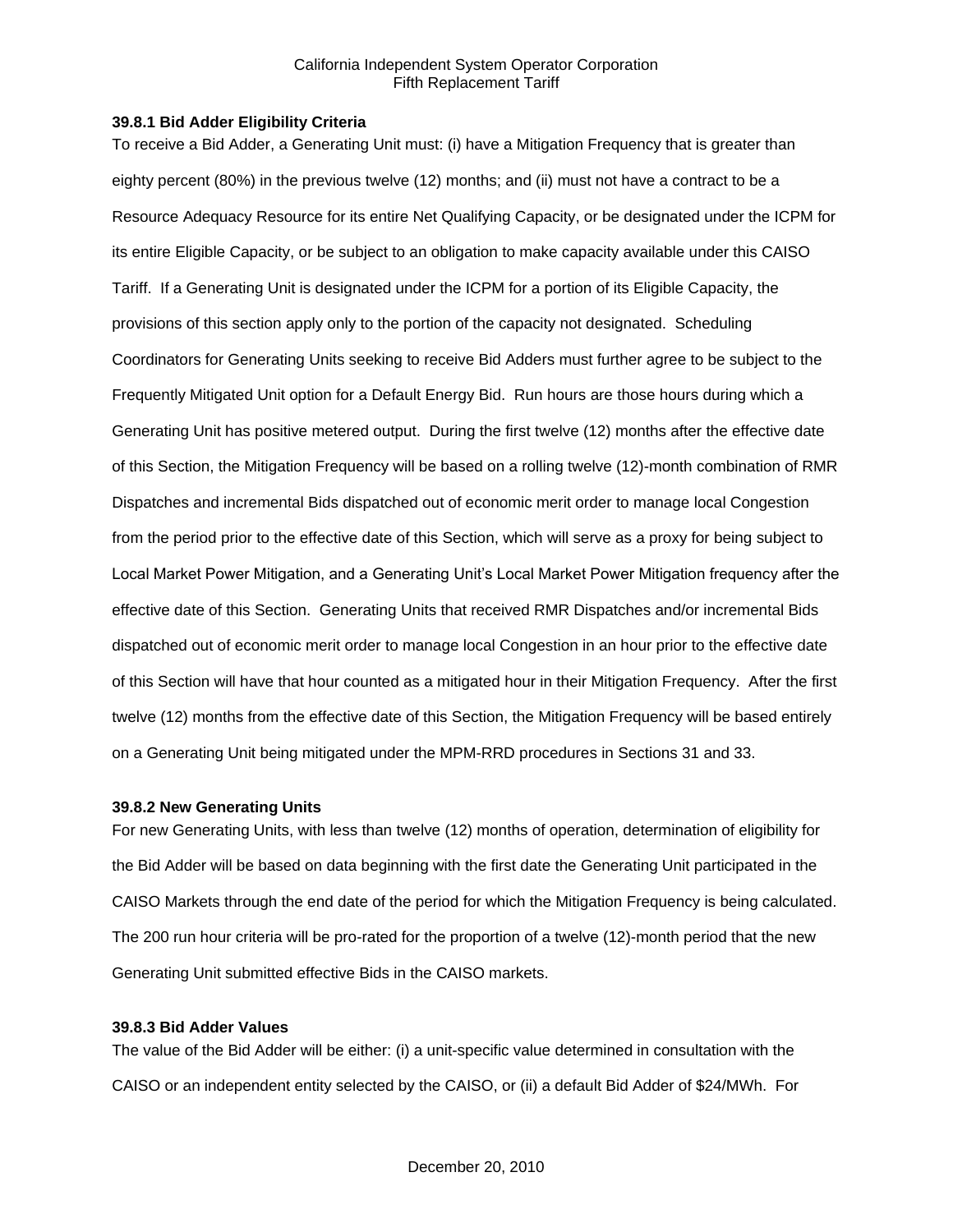### 39.8.1 Bid Adder Eligibility Criteria

To receive a Bid Adder, a Generating Unit must: (i) have a Mitigation Frequency that is greater than eighty percent (80%) in the previous twelve (12) months; and (ii) must not have a contract to be a Resource Adequacy Resource for its entire Net Qualifying Capacity, or be designated under the ICPM for its entire Eligible Capacity, or be subject to an obligation to make capacity available under this CAISO Tariff. If a Generating Unit is designated under the ICPM for a portion of its Eligible Capacity, the provisions of this section apply only to the portion of the capacity not designated. Scheduling Coordinators for Generating Units seeking to receive Bid Adders must further agree to be subject to the Frequently Mitigated Unit option for a Default Energy Bid. Run hours are those hours during which a Generating Unit has positive metered output. During the first twelve (12) months after the effective date of this Section, the Mitigation Frequency will be based on a rolling twelve (12)-month combination of RMR Dispatches and incremental Bids dispatched out of economic merit order to manage local Congestion from the period prior to the effective date of this Section, which will serve as a proxy for being subject to Local Market Power Mitigation, and a Generating Unit's Local Market Power Mitigation frequency after the effective date of this Section. Generating Units that received RMR Dispatches and/or incremental Bids dispatched out of economic merit order to manage local Congestion in an hour prior to the effective date of this Section will have that hour counted as a mitigated hour in their Mitigation Frequency. After the first twelve (12) months from the effective date of this Section, the Mitigation Frequency will be based entirely on a Generating Unit being mitigated under the MPM-RRD procedures in Sections 31 and 33.

### 39.8.2 New Generating Units

For new Generating Units, with less than twelve (12) months of operation, determination of eligibility for the Bid Adder will be based on data beginning with the first date the Generating Unit participated in the CAISO Markets through the end date of the period for which the Mitigation Frequency is being calculated. The 200 run hour criteria will be pro-rated for the proportion of a twelve (12)-month period that the new Generating Unit submitted effective Bids in the CAISO markets.

### 39.8.3 Bid Adder Values

The value of the Bid Adder will be either: (i) a unit-specific value determined in consultation with the CAISO or an independent entity selected by the CAISO, or (ii) a default Bid Adder of $24/MWh. For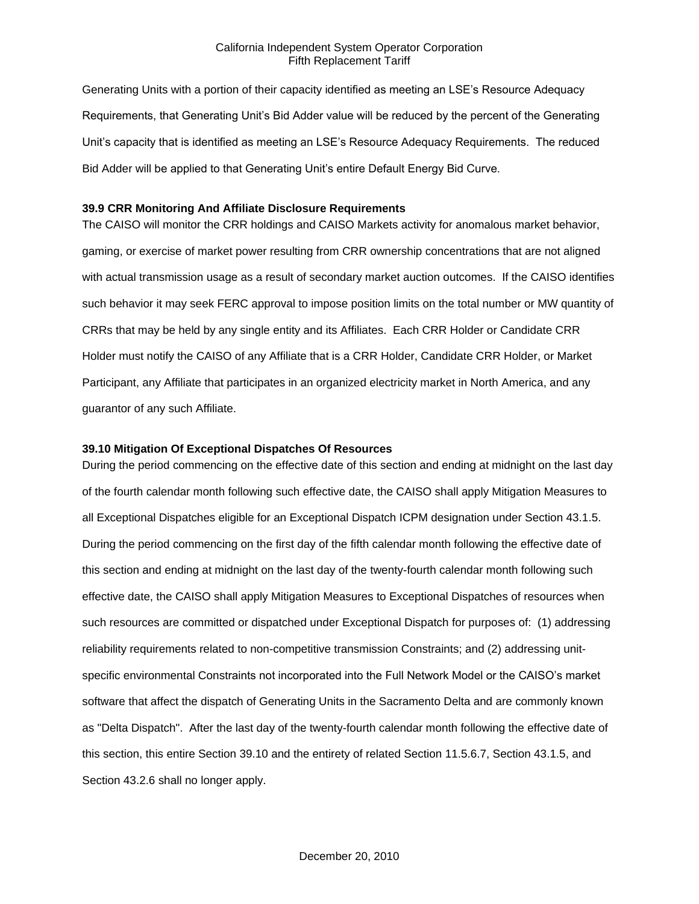Generating Units with a portion of their capacity identified as meeting an LSE's Resource Adequacy Requirements, that Generating Unit's Bid Adder value will be reduced by the percent of the Generating Unit's capacity that is identified as meeting an LSE's Resource Adequacy Requirements. The reduced Bid Adder will be applied to that Generating Unit's entire Default Energy Bid Curve.

**39.9 CRR Monitoring And Affiliate Disclosure Requirements**

The CAISO will monitor the CRR holdings and CAISO Markets activity for anomalous market behavior, gaming, or exercise of market power resulting from CRR ownership concentrations that are not aligned with actual transmission usage as a result of secondary market auction outcomes. If the CAISO identifies such behavior it may seek FERC approval to impose position limits on the total number or MW quantity of CRRs that may be held by any single entity and its Affiliates. Each CRR Holder or Candidate CRR Holder must notify the CAISO of any Affiliate that is a CRR Holder, Candidate CRR Holder, or Market Participant, any Affiliate that participates in an organized electricity market in North America, and any guarantor of any such Affiliate.

**39.10 Mitigation Of Exceptional Dispatches Of Resources**

During the period commencing on the effective date of this section and ending at midnight on the last day of the fourth calendar month following such effective date, the CAISO shall apply Mitigation Measures to all Exceptional Dispatches eligible for an Exceptional Dispatch ICPM designation under Section 43.1.5. During the period commencing on the first day of the fifth calendar month following the effective date of this section and ending at midnight on the last day of the twenty-fourth calendar month following such effective date, the CAISO shall apply Mitigation Measures to Exceptional Dispatches of resources when such resources are committed or dispatched under Exceptional Dispatch for purposes of: (1) addressing reliability requirements related to non-competitive transmission Constraints; and (2) addressing unit-specific environmental Constraints not incorporated into the Full Network Model or the CAISO's market software that affect the dispatch of Generating Units in the Sacramento Delta and are commonly known as "Delta Dispatch". After the last day of the twenty-fourth calendar month following the effective date of this section, this entire Section 39.10 and the entirety of related Section 11.5.6.7, Section 43.1.5, and Section 43.2.6 shall no longer apply.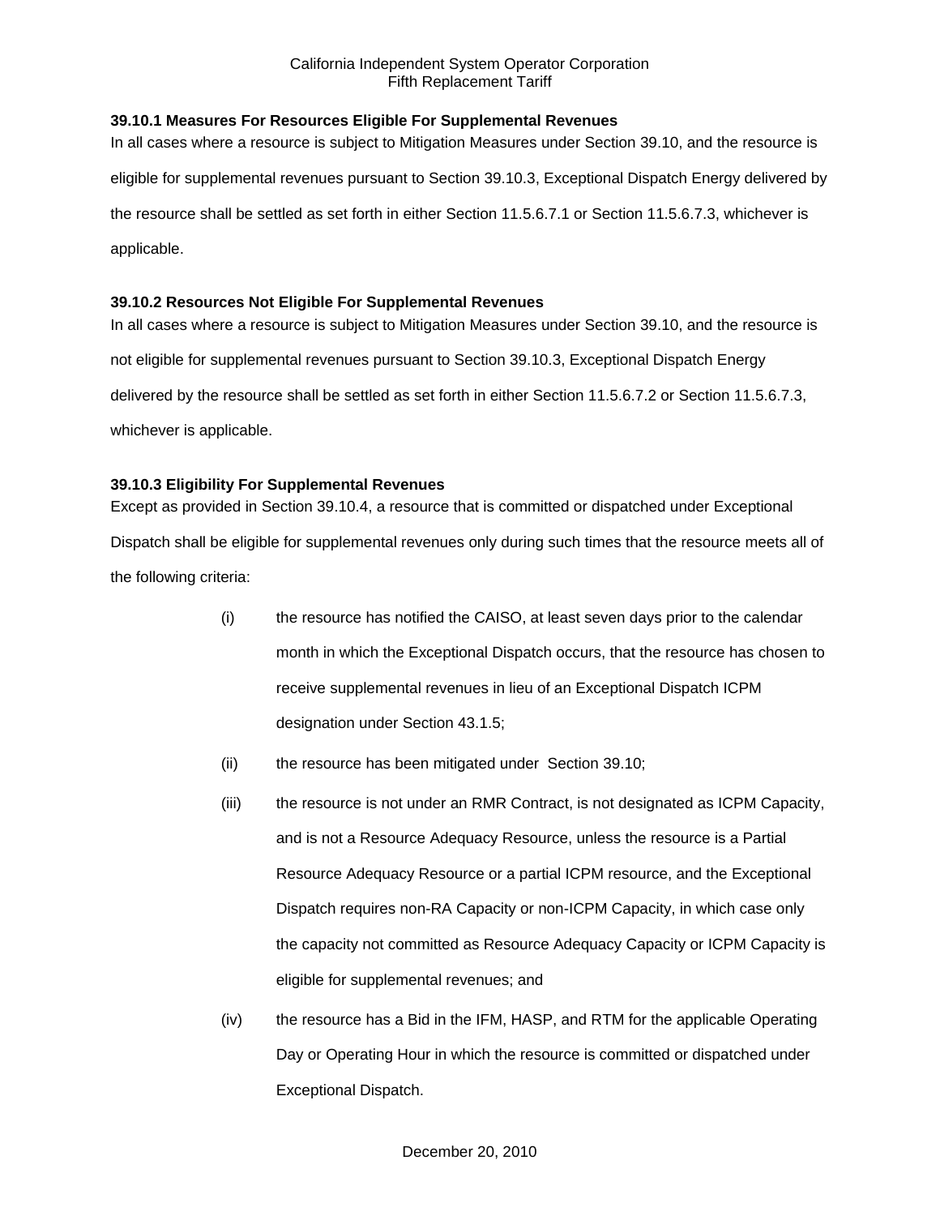### 39.10.1 Measures For Resources Eligible For Supplemental Revenues

In all cases where a resource is subject to Mitigation Measures under Section 39.10, and the resource is eligible for supplemental revenues pursuant to Section 39.10.3, Exceptional Dispatch Energy delivered by the resource shall be settled as set forth in either Section 11.5.6.7.1 or Section 11.5.6.7.3, whichever is applicable.

### 39.10.2 Resources Not Eligible For Supplemental Revenues

In all cases where a resource is subject to Mitigation Measures under Section 39.10, and the resource is not eligible for supplemental revenues pursuant to Section 39.10.3, Exceptional Dispatch Energy delivered by the resource shall be settled as set forth in either Section 11.5.6.7.2 or Section 11.5.6.7.3, whichever is applicable.

### 39.10.3 Eligibility For Supplemental Revenues

Except as provided in Section 39.10.4, a resource that is committed or dispatched under Exceptional Dispatch shall be eligible for supplemental revenues only during such times that the resource meets all of the following criteria:

(i) the resource has notified the CAISO, at least seven days prior to the calendar month in which the Exceptional Dispatch occurs, that the resource has chosen to receive supplemental revenues in lieu of an Exceptional Dispatch ICPM designation under Section 43.1.5;

(ii) the resource has been mitigated under Section 39.10;

(iii) the resource is not under an RMR Contract, is not designated as ICPM Capacity, and is not a Resource Adequacy Resource, unless the resource is a Partial Resource Adequacy Resource or a partial ICPM resource, and the Exceptional Dispatch requires non-RA Capacity or non-ICPM Capacity, in which case only the capacity not committed as Resource Adequacy Capacity or ICPM Capacity is eligible for supplemental revenues; and

(iv) the resource has a Bid in the IFM, HASP, and RTM for the applicable Operating Day or Operating Hour in which the resource is committed or dispatched under Exceptional Dispatch.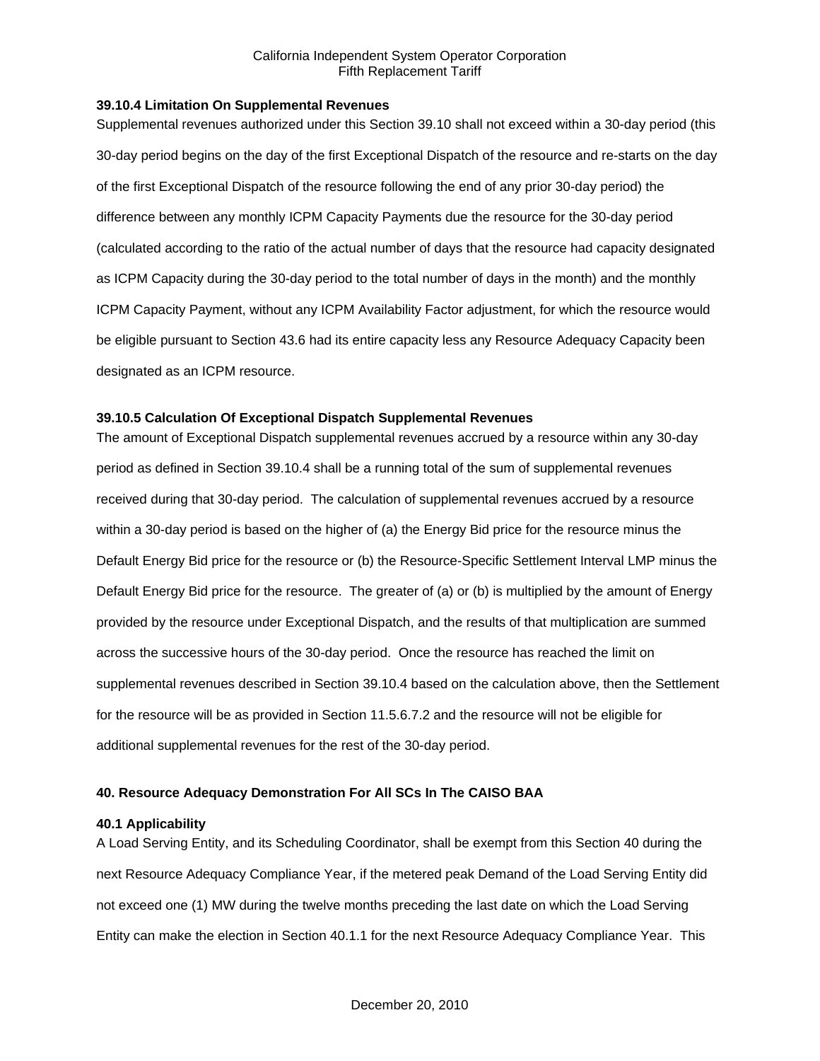**39.10.4 Limitation On Supplemental Revenues**

Supplemental revenues authorized under this Section 39.10 shall not exceed within a 30-day period (this 30-day period begins on the day of the first Exceptional Dispatch of the resource and re-starts on the day of the first Exceptional Dispatch of the resource following the end of any prior 30-day period) the difference between any monthly ICPM Capacity Payments due the resource for the 30-day period (calculated according to the ratio of the actual number of days that the resource had capacity designated as ICPM Capacity during the 30-day period to the total number of days in the month) and the monthly ICPM Capacity Payment, without any ICPM Availability Factor adjustment, for which the resource would be eligible pursuant to Section 43.6 had its entire capacity less any Resource Adequacy Capacity been designated as an ICPM resource.

**39.10.5 Calculation Of Exceptional Dispatch Supplemental Revenues**

The amount of Exceptional Dispatch supplemental revenues accrued by a resource within any 30-day period as defined in Section 39.10.4 shall be a running total of the sum of supplemental revenues received during that 30-day period. The calculation of supplemental revenues accrued by a resource within a 30-day period is based on the higher of (a) the Energy Bid price for the resource minus the Default Energy Bid price for the resource or (b) the Resource-Specific Settlement Interval LMP minus the Default Energy Bid price for the resource. The greater of (a) or (b) is multiplied by the amount of Energy provided by the resource under Exceptional Dispatch, and the results of that multiplication are summed across the successive hours of the 30-day period. Once the resource has reached the limit on supplemental revenues described in Section 39.10.4 based on the calculation above, then the Settlement for the resource will be as provided in Section 11.5.6.7.2 and the resource will not be eligible for additional supplemental revenues for the rest of the 30-day period.

**40. Resource Adequacy Demonstration For All SCs In The CAISO BAA**

**40.1 Applicability**

A Load Serving Entity, and its Scheduling Coordinator, shall be exempt from this Section 40 during the next Resource Adequacy Compliance Year, if the metered peak Demand of the Load Serving Entity did not exceed one (1) MW during the twelve months preceding the last date on which the Load Serving Entity can make the election in Section 40.1.1 for the next Resource Adequacy Compliance Year. This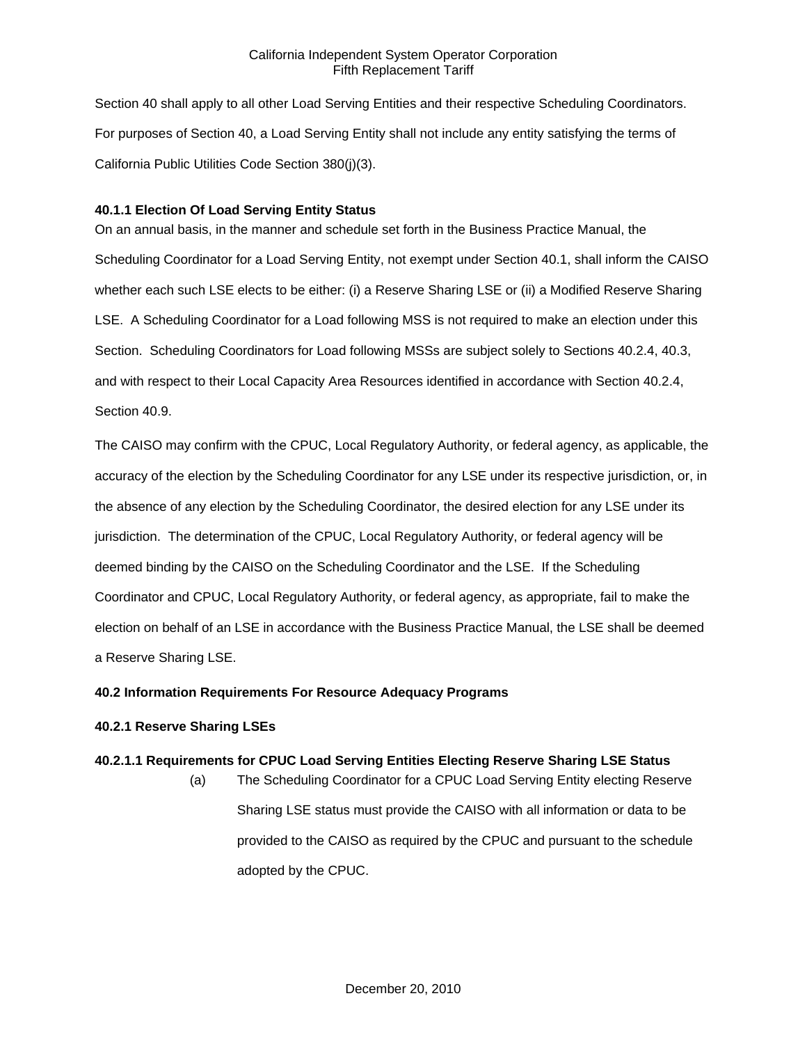Section 40 shall apply to all other Load Serving Entities and their respective Scheduling Coordinators. For purposes of Section 40, a Load Serving Entity shall not include any entity satisfying the terms of California Public Utilities Code Section 380(j)(3).

**40.1.1 Election Of Load Serving Entity Status**

On an annual basis, in the manner and schedule set forth in the Business Practice Manual, the Scheduling Coordinator for a Load Serving Entity, not exempt under Section 40.1, shall inform the CAISO whether each such LSE elects to be either: (i) a Reserve Sharing LSE or (ii) a Modified Reserve Sharing LSE. A Scheduling Coordinator for a Load following MSS is not required to make an election under this Section. Scheduling Coordinators for Load following MSSs are subject solely to Sections 40.2.4, 40.3, and with respect to their Local Capacity Area Resources identified in accordance with Section 40.2.4, Section 40.9.

The CAISO may confirm with the CPUC, Local Regulatory Authority, or federal agency, as applicable, the accuracy of the election by the Scheduling Coordinator for any LSE under its respective jurisdiction, or, in the absence of any election by the Scheduling Coordinator, the desired election for any LSE under its jurisdiction. The determination of the CPUC, Local Regulatory Authority, or federal agency will be deemed binding by the CAISO on the Scheduling Coordinator and the LSE. If the Scheduling Coordinator and CPUC, Local Regulatory Authority, or federal agency, as appropriate, fail to make the election on behalf of an LSE in accordance with the Business Practice Manual, the LSE shall be deemed a Reserve Sharing LSE.

**40.2 Information Requirements For Resource Adequacy Programs**

**40.2.1 Reserve Sharing LSEs**

**40.2.1.1 Requirements for CPUC Load Serving Entities Electing Reserve Sharing LSE Status**

(a) The Scheduling Coordinator for a CPUC Load Serving Entity electing Reserve Sharing LSE status must provide the CAISO with all information or data to be provided to the CAISO as required by the CPUC and pursuant to the schedule adopted by the CPUC.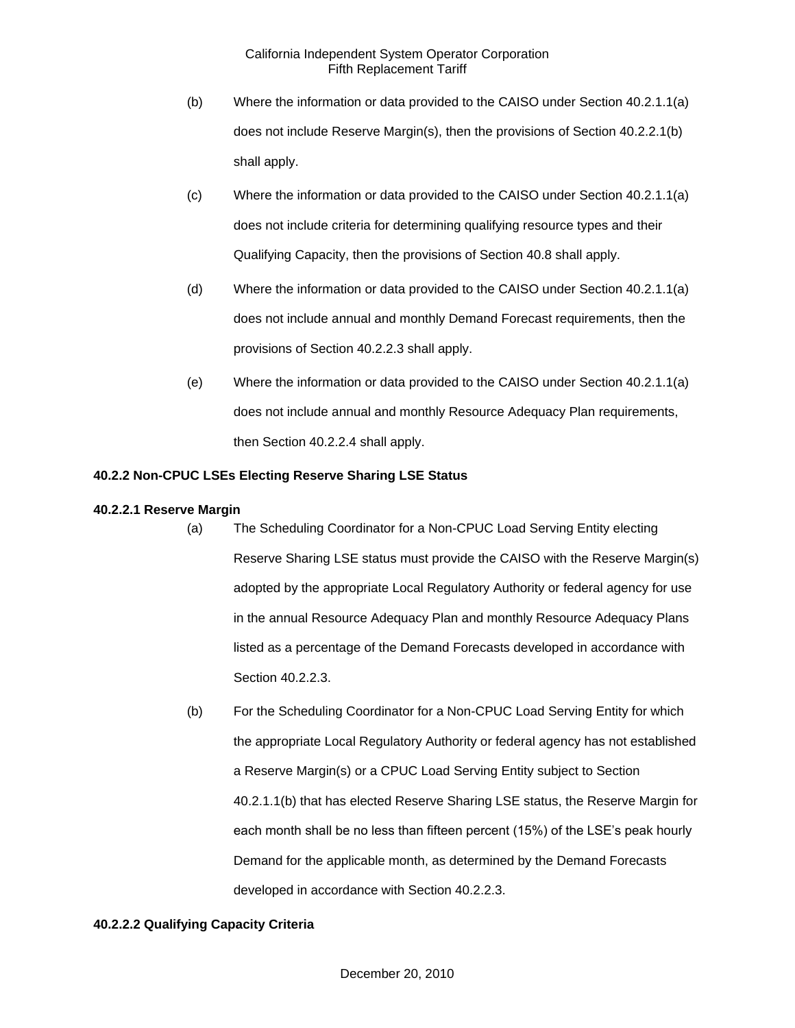(b) Where the information or data provided to the CAISO under Section 40.2.1.1(a) does not include Reserve Margin(s), then the provisions of Section 40.2.2.1(b) shall apply.

(c) Where the information or data provided to the CAISO under Section 40.2.1.1(a) does not include criteria for determining qualifying resource types and their Qualifying Capacity, then the provisions of Section 40.8 shall apply.

(d) Where the information or data provided to the CAISO under Section 40.2.1.1(a) does not include annual and monthly Demand Forecast requirements, then the provisions of Section 40.2.2.3 shall apply.

(e) Where the information or data provided to the CAISO under Section 40.2.1.1(a) does not include annual and monthly Resource Adequacy Plan requirements, then Section 40.2.2.4 shall apply.

**40.2.2 Non-CPUC LSEs Electing Reserve Sharing LSE Status**

**40.2.2.1 Reserve Margin**

(a) The Scheduling Coordinator for a Non-CPUC Load Serving Entity electing Reserve Sharing LSE status must provide the CAISO with the Reserve Margin(s) adopted by the appropriate Local Regulatory Authority or federal agency for use in the annual Resource Adequacy Plan and monthly Resource Adequacy Plans listed as a percentage of the Demand Forecasts developed in accordance with Section 40.2.2.3.

(b) For the Scheduling Coordinator for a Non-CPUC Load Serving Entity for which the appropriate Local Regulatory Authority or federal agency has not established a Reserve Margin(s) or a CPUC Load Serving Entity subject to Section 40.2.1.1(b) that has elected Reserve Sharing LSE status, the Reserve Margin for each month shall be no less than fifteen percent (15%) of the LSE's peak hourly Demand for the applicable month, as determined by the Demand Forecasts developed in accordance with Section 40.2.2.3.

**40.2.2.2 Qualifying Capacity Criteria**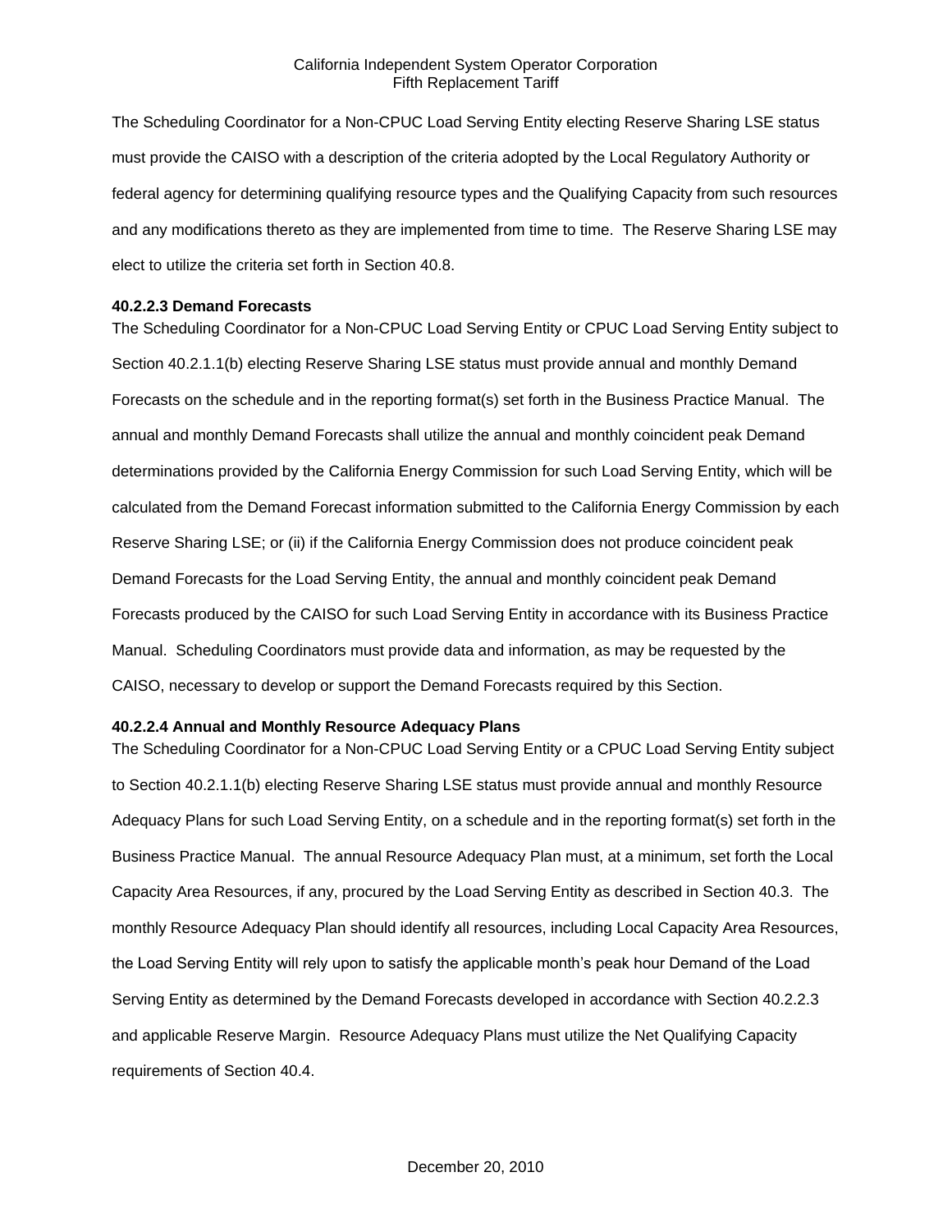The Scheduling Coordinator for a Non-CPUC Load Serving Entity electing Reserve Sharing LSE status must provide the CAISO with a description of the criteria adopted by the Local Regulatory Authority or federal agency for determining qualifying resource types and the Qualifying Capacity from such resources and any modifications thereto as they are implemented from time to time. The Reserve Sharing LSE may elect to utilize the criteria set forth in Section 40.8.

**40.2.2.3 Demand Forecasts**

The Scheduling Coordinator for a Non-CPUC Load Serving Entity or CPUC Load Serving Entity subject to Section 40.2.1.1(b) electing Reserve Sharing LSE status must provide annual and monthly Demand Forecasts on the schedule and in the reporting format(s) set forth in the Business Practice Manual. The annual and monthly Demand Forecasts shall utilize the annual and monthly coincident peak Demand determinations provided by the California Energy Commission for such Load Serving Entity, which will be calculated from the Demand Forecast information submitted to the California Energy Commission by each Reserve Sharing LSE; or (ii) if the California Energy Commission does not produce coincident peak Demand Forecasts for the Load Serving Entity, the annual and monthly coincident peak Demand Forecasts produced by the CAISO for such Load Serving Entity in accordance with its Business Practice Manual. Scheduling Coordinators must provide data and information, as may be requested by the CAISO, necessary to develop or support the Demand Forecasts required by this Section.

**40.2.2.4 Annual and Monthly Resource Adequacy Plans**

The Scheduling Coordinator for a Non-CPUC Load Serving Entity or a CPUC Load Serving Entity subject to Section 40.2.1.1(b) electing Reserve Sharing LSE status must provide annual and monthly Resource Adequacy Plans for such Load Serving Entity, on a schedule and in the reporting format(s) set forth in the Business Practice Manual. The annual Resource Adequacy Plan must, at a minimum, set forth the Local Capacity Area Resources, if any, procured by the Load Serving Entity as described in Section 40.3. The monthly Resource Adequacy Plan should identify all resources, including Local Capacity Area Resources, the Load Serving Entity will rely upon to satisfy the applicable month's peak hour Demand of the Load Serving Entity as determined by the Demand Forecasts developed in accordance with Section 40.2.2.3 and applicable Reserve Margin. Resource Adequacy Plans must utilize the Net Qualifying Capacity requirements of Section 40.4.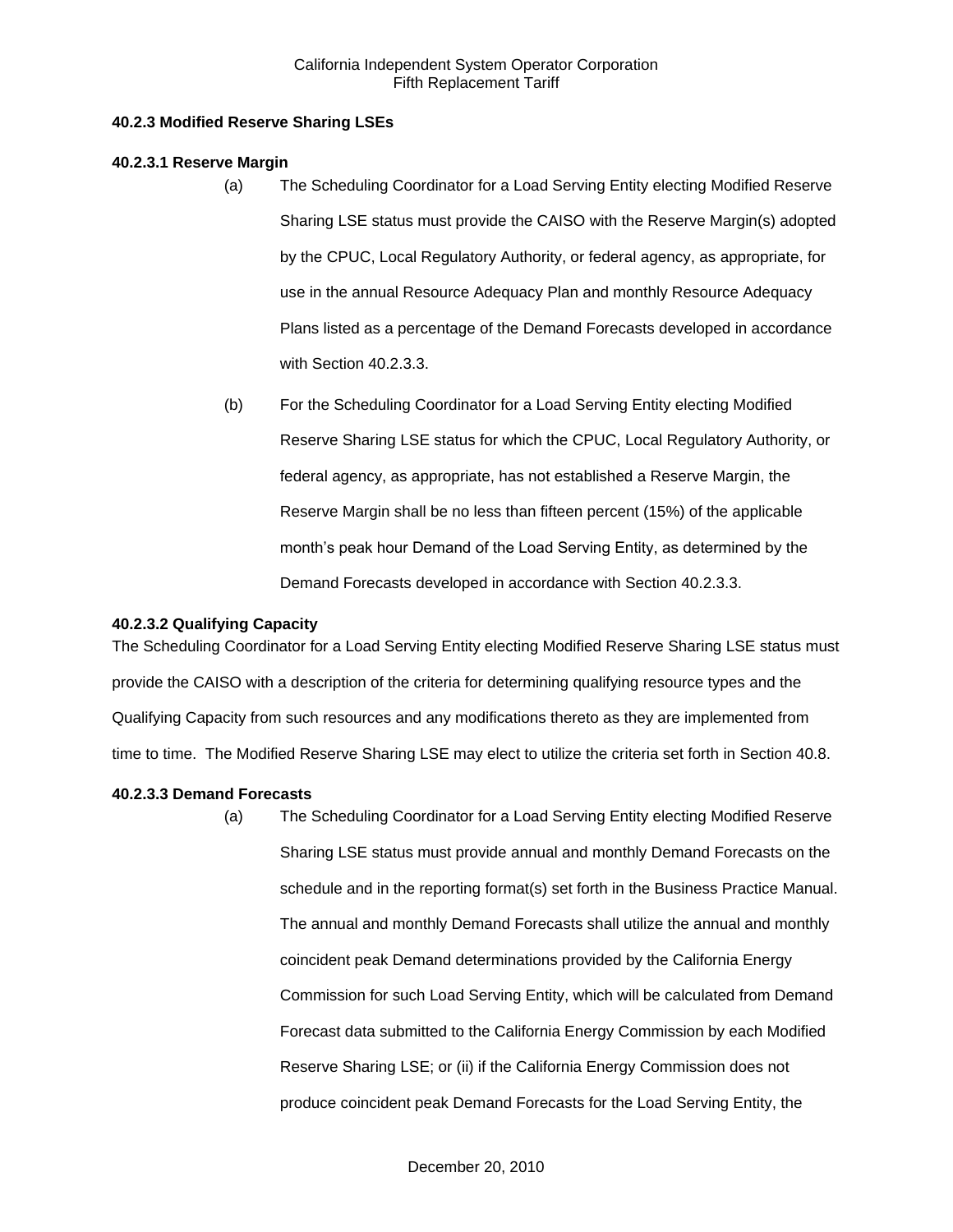### 40.2.3 Modified Reserve Sharing LSEs

#### 40.2.3.1 Reserve Margin

(a) The Scheduling Coordinator for a Load Serving Entity electing Modified Reserve Sharing LSE status must provide the CAISO with the Reserve Margin(s) adopted by the CPUC, Local Regulatory Authority, or federal agency, as appropriate, for use in the annual Resource Adequacy Plan and monthly Resource Adequacy Plans listed as a percentage of the Demand Forecasts developed in accordance with Section 40.2.3.3.

(b) For the Scheduling Coordinator for a Load Serving Entity electing Modified Reserve Sharing LSE status for which the CPUC, Local Regulatory Authority, or federal agency, as appropriate, has not established a Reserve Margin, the Reserve Margin shall be no less than fifteen percent (15%) of the applicable month's peak hour Demand of the Load Serving Entity, as determined by the Demand Forecasts developed in accordance with Section 40.2.3.3.

#### 40.2.3.2 Qualifying Capacity

The Scheduling Coordinator for a Load Serving Entity electing Modified Reserve Sharing LSE status must provide the CAISO with a description of the criteria for determining qualifying resource types and the Qualifying Capacity from such resources and any modifications thereto as they are implemented from time to time. The Modified Reserve Sharing LSE may elect to utilize the criteria set forth in Section 40.8.

#### 40.2.3.3 Demand Forecasts

(a) The Scheduling Coordinator for a Load Serving Entity electing Modified Reserve Sharing LSE status must provide annual and monthly Demand Forecasts on the schedule and in the reporting format(s) set forth in the Business Practice Manual. The annual and monthly Demand Forecasts shall utilize the annual and monthly coincident peak Demand determinations provided by the California Energy Commission for such Load Serving Entity, which will be calculated from Demand Forecast data submitted to the California Energy Commission by each Modified Reserve Sharing LSE; or (ii) if the California Energy Commission does not produce coincident peak Demand Forecasts for the Load Serving Entity, the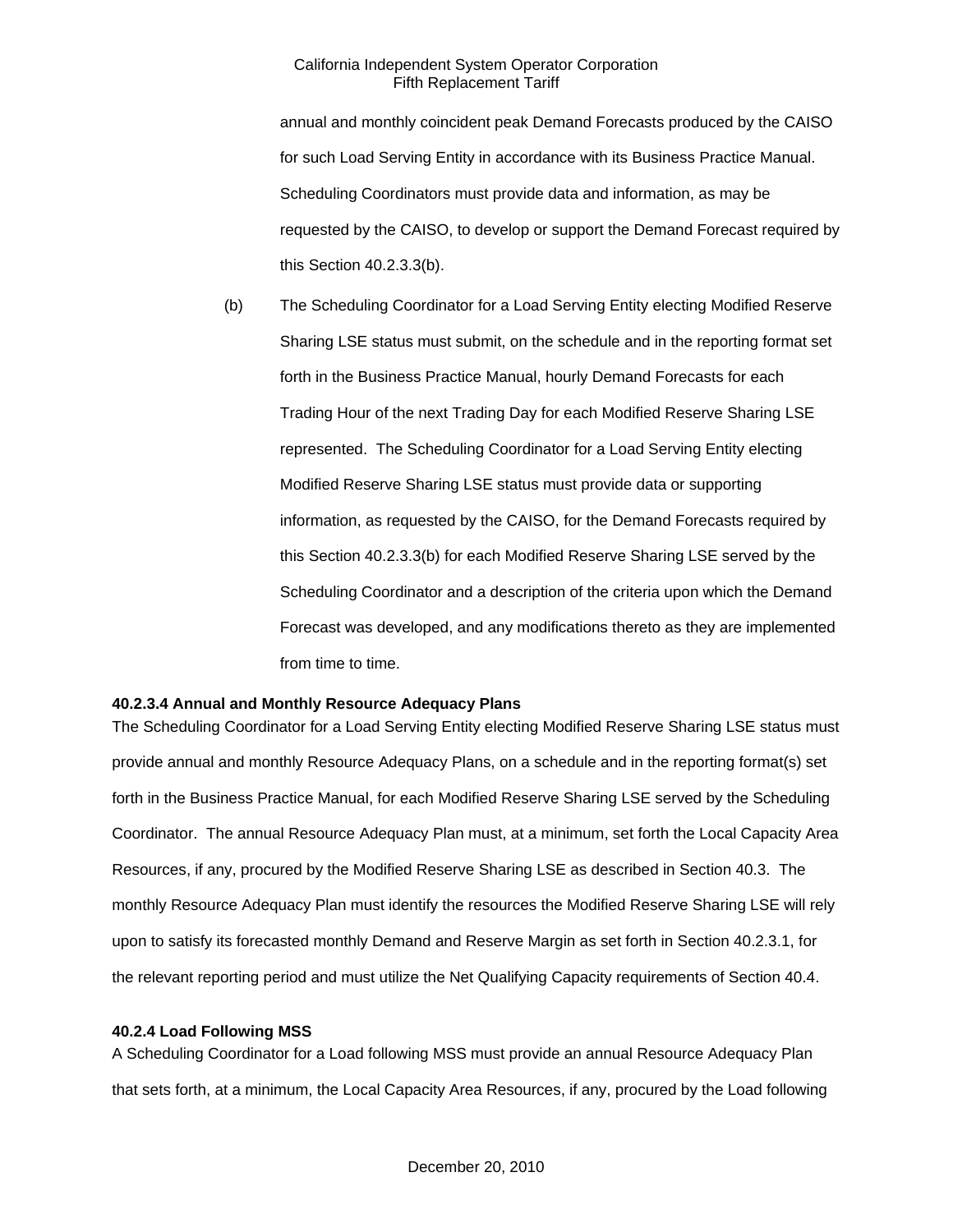annual and monthly coincident peak Demand Forecasts produced by the CAISO for such Load Serving Entity in accordance with its Business Practice Manual. Scheduling Coordinators must provide data and information, as may be requested by the CAISO, to develop or support the Demand Forecast required by this Section 40.2.3.3(b).

(b) The Scheduling Coordinator for a Load Serving Entity electing Modified Reserve Sharing LSE status must submit, on the schedule and in the reporting format set forth in the Business Practice Manual, hourly Demand Forecasts for each Trading Hour of the next Trading Day for each Modified Reserve Sharing LSE represented. The Scheduling Coordinator for a Load Serving Entity electing Modified Reserve Sharing LSE status must provide data or supporting information, as requested by the CAISO, for the Demand Forecasts required by this Section 40.2.3.3(b) for each Modified Reserve Sharing LSE served by the Scheduling Coordinator and a description of the criteria upon which the Demand Forecast was developed, and any modifications thereto as they are implemented from time to time.

**40.2.3.4 Annual and Monthly Resource Adequacy Plans**

The Scheduling Coordinator for a Load Serving Entity electing Modified Reserve Sharing LSE status must provide annual and monthly Resource Adequacy Plans, on a schedule and in the reporting format(s) set forth in the Business Practice Manual, for each Modified Reserve Sharing LSE served by the Scheduling Coordinator. The annual Resource Adequacy Plan must, at a minimum, set forth the Local Capacity Area Resources, if any, procured by the Modified Reserve Sharing LSE as described in Section 40.3. The monthly Resource Adequacy Plan must identify the resources the Modified Reserve Sharing LSE will rely upon to satisfy its forecasted monthly Demand and Reserve Margin as set forth in Section 40.2.3.1, for the relevant reporting period and must utilize the Net Qualifying Capacity requirements of Section 40.4.

**40.2.4 Load Following MSS**

A Scheduling Coordinator for a Load following MSS must provide an annual Resource Adequacy Plan that sets forth, at a minimum, the Local Capacity Area Resources, if any, procured by the Load following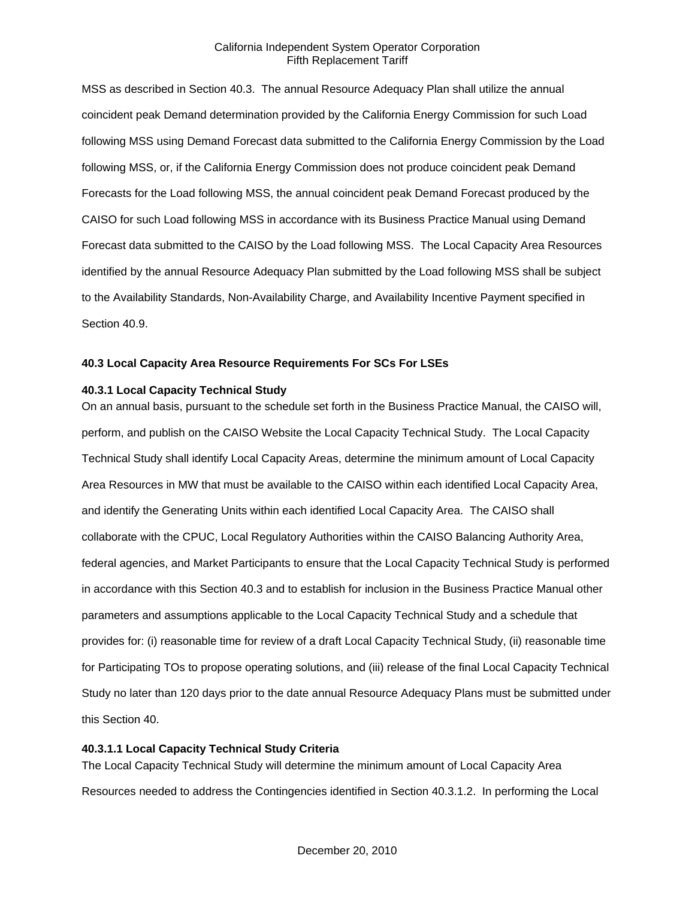MSS as described in Section 40.3. The annual Resource Adequacy Plan shall utilize the annual coincident peak Demand determination provided by the California Energy Commission for such Load following MSS using Demand Forecast data submitted to the California Energy Commission by the Load following MSS, or, if the California Energy Commission does not produce coincident peak Demand Forecasts for the Load following MSS, the annual coincident peak Demand Forecast produced by the CAISO for such Load following MSS in accordance with its Business Practice Manual using Demand Forecast data submitted to the CAISO by the Load following MSS. The Local Capacity Area Resources identified by the annual Resource Adequacy Plan submitted by the Load following MSS shall be subject to the Availability Standards, Non-Availability Charge, and Availability Incentive Payment specified in Section 40.9.

### 40.3 Local Capacity Area Resource Requirements For SCs For LSEs

#### 40.3.1 Local Capacity Technical Study

On an annual basis, pursuant to the schedule set forth in the Business Practice Manual, the CAISO will, perform, and publish on the CAISO Website the Local Capacity Technical Study. The Local Capacity Technical Study shall identify Local Capacity Areas, determine the minimum amount of Local Capacity Area Resources in MW that must be available to the CAISO within each identified Local Capacity Area, and identify the Generating Units within each identified Local Capacity Area. The CAISO shall collaborate with the CPUC, Local Regulatory Authorities within the CAISO Balancing Authority Area, federal agencies, and Market Participants to ensure that the Local Capacity Technical Study is performed in accordance with this Section 40.3 and to establish for inclusion in the Business Practice Manual other parameters and assumptions applicable to the Local Capacity Technical Study and a schedule that provides for: (i) reasonable time for review of a draft Local Capacity Technical Study, (ii) reasonable time for Participating TOs to propose operating solutions, and (iii) release of the final Local Capacity Technical Study no later than 120 days prior to the date annual Resource Adequacy Plans must be submitted under this Section 40.

##### 40.3.1.1 Local Capacity Technical Study Criteria

The Local Capacity Technical Study will determine the minimum amount of Local Capacity Area Resources needed to address the Contingencies identified in Section 40.3.1.2. In performing the Local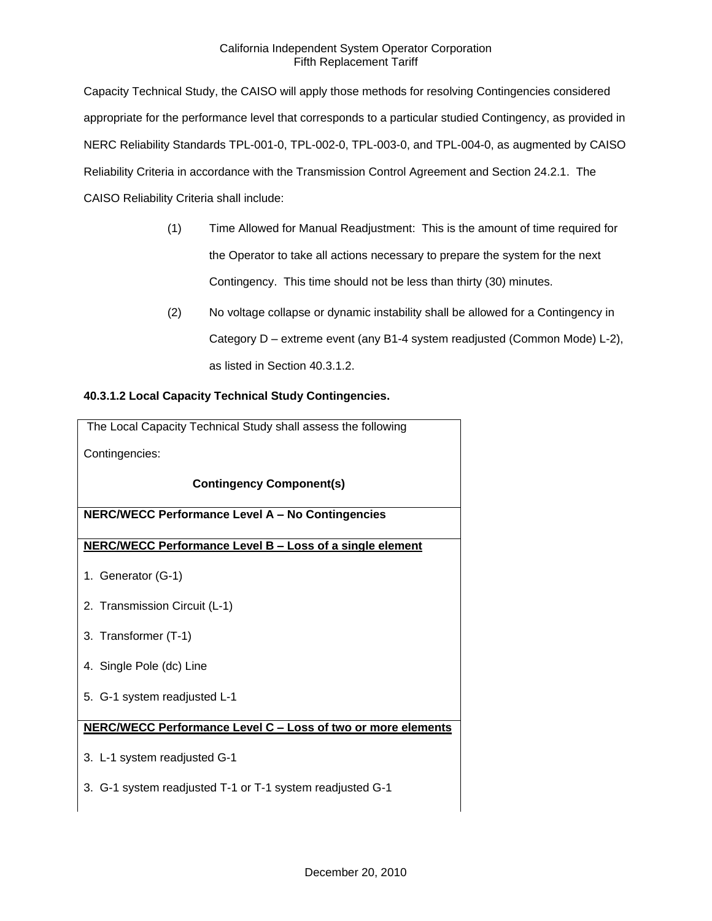Capacity Technical Study, the CAISO will apply those methods for resolving Contingencies considered appropriate for the performance level that corresponds to a particular studied Contingency, as provided in NERC Reliability Standards TPL-001-0, TPL-002-0, TPL-003-0, and TPL-004-0, as augmented by CAISO Reliability Criteria in accordance with the Transmission Control Agreement and Section 24.2.1. The CAISO Reliability Criteria shall include:

(1) Time Allowed for Manual Readjustment: This is the amount of time required for the Operator to take all actions necessary to prepare the system for the next Contingency. This time should not be less than thirty (30) minutes.

(2) No voltage collapse or dynamic instability shall be allowed for a Contingency in Category D – extreme event (any B1-4 system readjusted (Common Mode) L-2), as listed in Section 40.3.1.2.

**40.3.1.2 Local Capacity Technical Study Contingencies.**

| The Local Capacity Technical Study shall assess the following Contingencies: **Contingency Component(s)** |
|---|
| **NERC/WECC Performance Level A – No Contingencies** |
| **NERC/WECC Performance Level B – Loss of a single element**<br>1. Generator (G-1)<br>2. Transmission Circuit (L-1)<br>3. Transformer (T-1)<br>4. Single Pole (dc) Line<br>5. G-1 system readjusted L-1 |
| **NERC/WECC Performance Level C – Loss of two or more elements**<br>3. L-1 system readjusted G-1<br>3. G-1 system readjusted T-1 or T-1 system readjusted G-1 |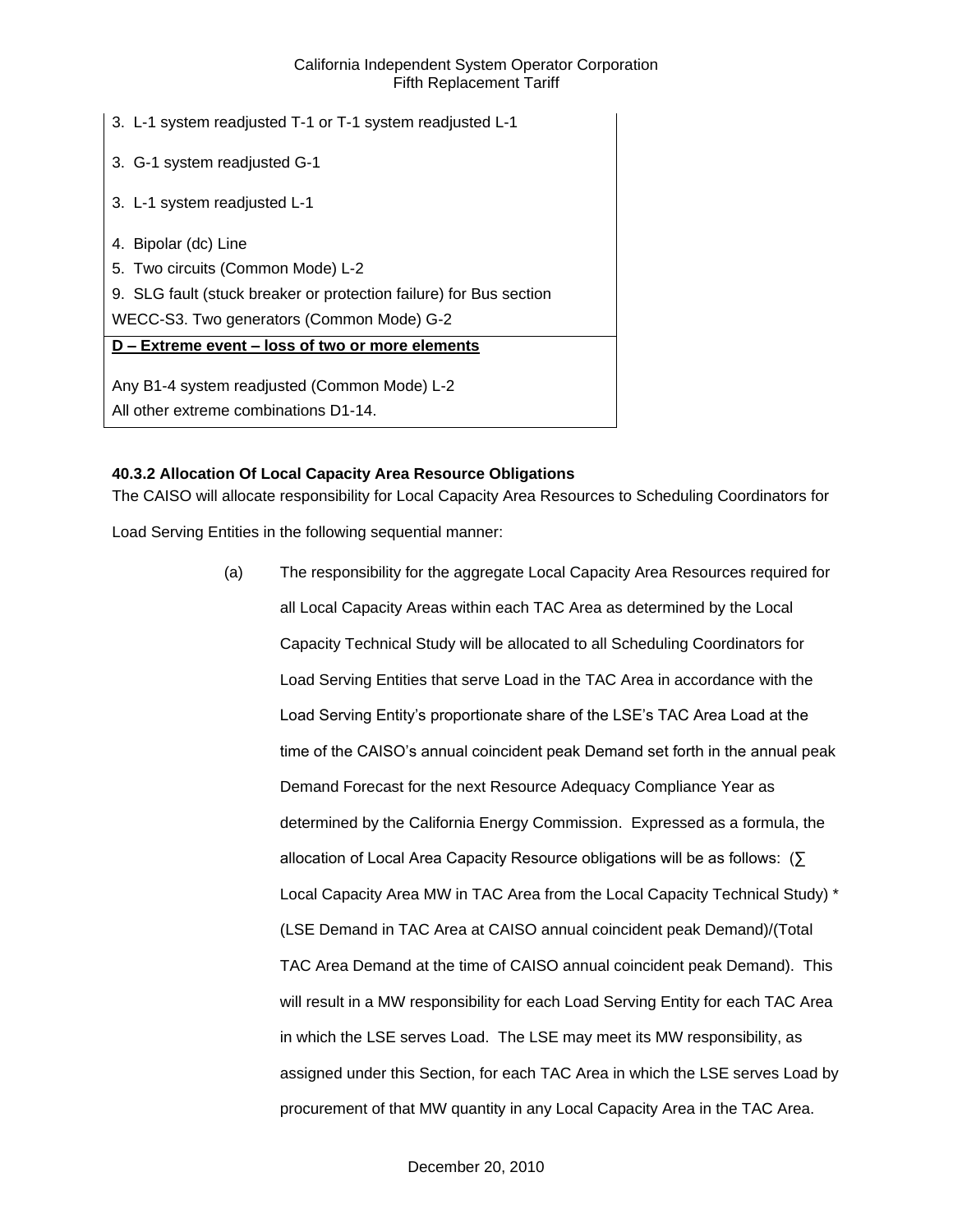| |
|---|
| 3. L-1 system readjusted T-1 or T-1 system readjusted L-1 |
| 3. G-1 system readjusted G-1 |
| 3. L-1 system readjusted L-1 |
| 4. Bipolar (dc) Line<br>5. Two circuits (Common Mode) L-2<br>9. SLG fault (stuck breaker or protection failure) for Bus section<br>WECC-S3. Two generators (Common Mode) G-2 |
| **<u>D – Extreme event – loss of two or more elements</u>** |
| Any B1-4 system readjusted (Common Mode) L-2<br>All other extreme combinations D1-14. |

**40.3.2 Allocation Of Local Capacity Area Resource Obligations**

The CAISO will allocate responsibility for Local Capacity Area Resources to Scheduling Coordinators for Load Serving Entities in the following sequential manner:

(a) The responsibility for the aggregate Local Capacity Area Resources required for all Local Capacity Areas within each TAC Area as determined by the Local Capacity Technical Study will be allocated to all Scheduling Coordinators for Load Serving Entities that serve Load in the TAC Area in accordance with the Load Serving Entity's proportionate share of the LSE's TAC Area Load at the time of the CAISO's annual coincident peak Demand set forth in the annual peak Demand Forecast for the next Resource Adequacy Compliance Year as determined by the California Energy Commission. Expressed as a formula, the allocation of Local Area Capacity Resource obligations will be as follows: (∑ Local Capacity Area MW in TAC Area from the Local Capacity Technical Study) * (LSE Demand in TAC Area at CAISO annual coincident peak Demand)/(Total TAC Area Demand at the time of CAISO annual coincident peak Demand). This will result in a MW responsibility for each Load Serving Entity for each TAC Area in which the LSE serves Load. The LSE may meet its MW responsibility, as assigned under this Section, for each TAC Area in which the LSE serves Load by procurement of that MW quantity in any Local Capacity Area in the TAC Area.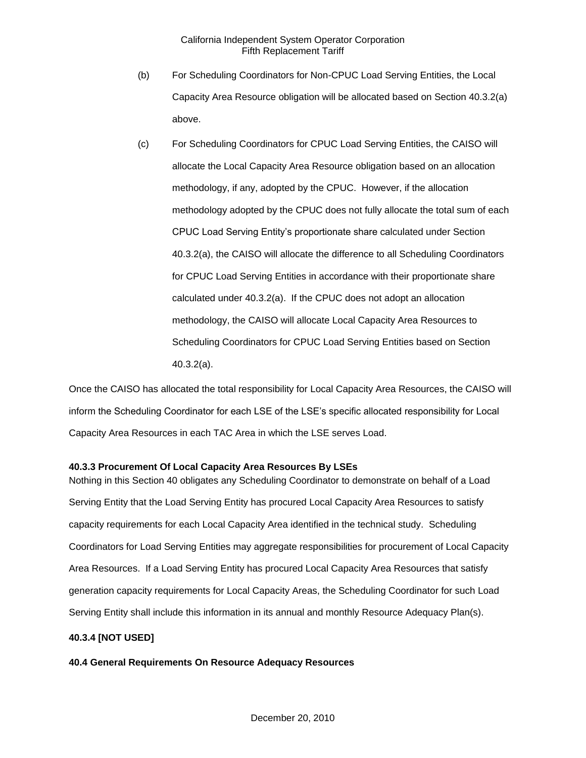(b) For Scheduling Coordinators for Non-CPUC Load Serving Entities, the Local Capacity Area Resource obligation will be allocated based on Section 40.3.2(a) above.

(c) For Scheduling Coordinators for CPUC Load Serving Entities, the CAISO will allocate the Local Capacity Area Resource obligation based on an allocation methodology, if any, adopted by the CPUC. However, if the allocation methodology adopted by the CPUC does not fully allocate the total sum of each CPUC Load Serving Entity's proportionate share calculated under Section 40.3.2(a), the CAISO will allocate the difference to all Scheduling Coordinators for CPUC Load Serving Entities in accordance with their proportionate share calculated under 40.3.2(a). If the CPUC does not adopt an allocation methodology, the CAISO will allocate Local Capacity Area Resources to Scheduling Coordinators for CPUC Load Serving Entities based on Section 40.3.2(a).

Once the CAISO has allocated the total responsibility for Local Capacity Area Resources, the CAISO will inform the Scheduling Coordinator for each LSE of the LSE's specific allocated responsibility for Local Capacity Area Resources in each TAC Area in which the LSE serves Load.

**40.3.3 Procurement Of Local Capacity Area Resources By LSEs**

Nothing in this Section 40 obligates any Scheduling Coordinator to demonstrate on behalf of a Load Serving Entity that the Load Serving Entity has procured Local Capacity Area Resources to satisfy capacity requirements for each Local Capacity Area identified in the technical study. Scheduling Coordinators for Load Serving Entities may aggregate responsibilities for procurement of Local Capacity Area Resources. If a Load Serving Entity has procured Local Capacity Area Resources that satisfy generation capacity requirements for Local Capacity Areas, the Scheduling Coordinator for such Load Serving Entity shall include this information in its annual and monthly Resource Adequacy Plan(s).

**40.3.4 [NOT USED]**

**40.4 General Requirements On Resource Adequacy Resources**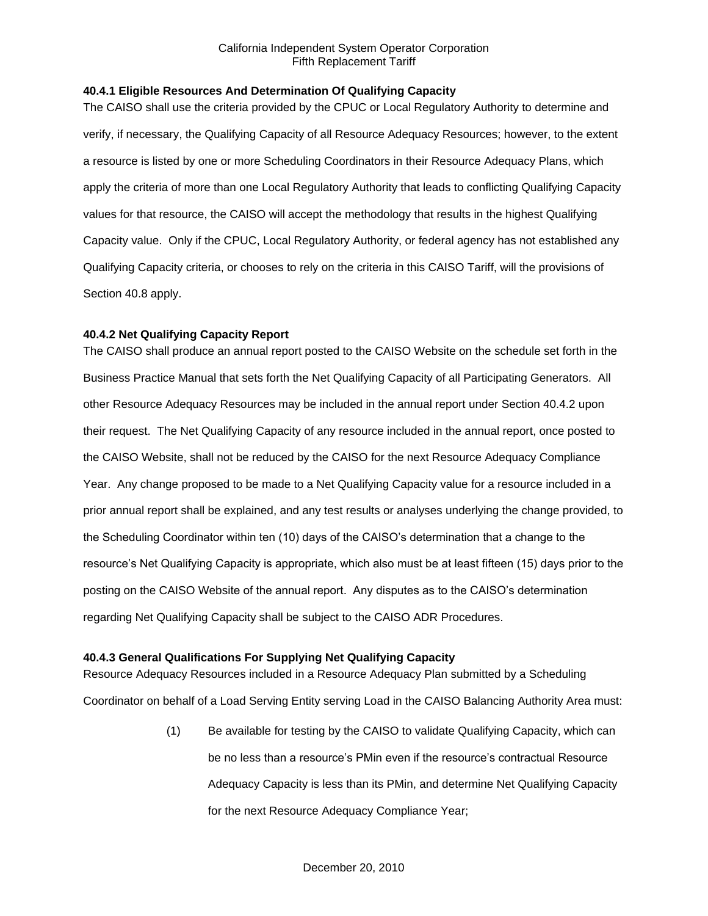### 40.4.1 Eligible Resources And Determination Of Qualifying Capacity

The CAISO shall use the criteria provided by the CPUC or Local Regulatory Authority to determine and verify, if necessary, the Qualifying Capacity of all Resource Adequacy Resources; however, to the extent a resource is listed by one or more Scheduling Coordinators in their Resource Adequacy Plans, which apply the criteria of more than one Local Regulatory Authority that leads to conflicting Qualifying Capacity values for that resource, the CAISO will accept the methodology that results in the highest Qualifying Capacity value. Only if the CPUC, Local Regulatory Authority, or federal agency has not established any Qualifying Capacity criteria, or chooses to rely on the criteria in this CAISO Tariff, will the provisions of Section 40.8 apply.

### 40.4.2 Net Qualifying Capacity Report

The CAISO shall produce an annual report posted to the CAISO Website on the schedule set forth in the Business Practice Manual that sets forth the Net Qualifying Capacity of all Participating Generators. All other Resource Adequacy Resources may be included in the annual report under Section 40.4.2 upon their request. The Net Qualifying Capacity of any resource included in the annual report, once posted to the CAISO Website, shall not be reduced by the CAISO for the next Resource Adequacy Compliance Year. Any change proposed to be made to a Net Qualifying Capacity value for a resource included in a prior annual report shall be explained, and any test results or analyses underlying the change provided, to the Scheduling Coordinator within ten (10) days of the CAISO's determination that a change to the resource's Net Qualifying Capacity is appropriate, which also must be at least fifteen (15) days prior to the posting on the CAISO Website of the annual report. Any disputes as to the CAISO's determination regarding Net Qualifying Capacity shall be subject to the CAISO ADR Procedures.

### 40.4.3 General Qualifications For Supplying Net Qualifying Capacity

Resource Adequacy Resources included in a Resource Adequacy Plan submitted by a Scheduling Coordinator on behalf of a Load Serving Entity serving Load in the CAISO Balancing Authority Area must:

(1) Be available for testing by the CAISO to validate Qualifying Capacity, which can be no less than a resource's PMin even if the resource's contractual Resource Adequacy Capacity is less than its PMin, and determine Net Qualifying Capacity for the next Resource Adequacy Compliance Year;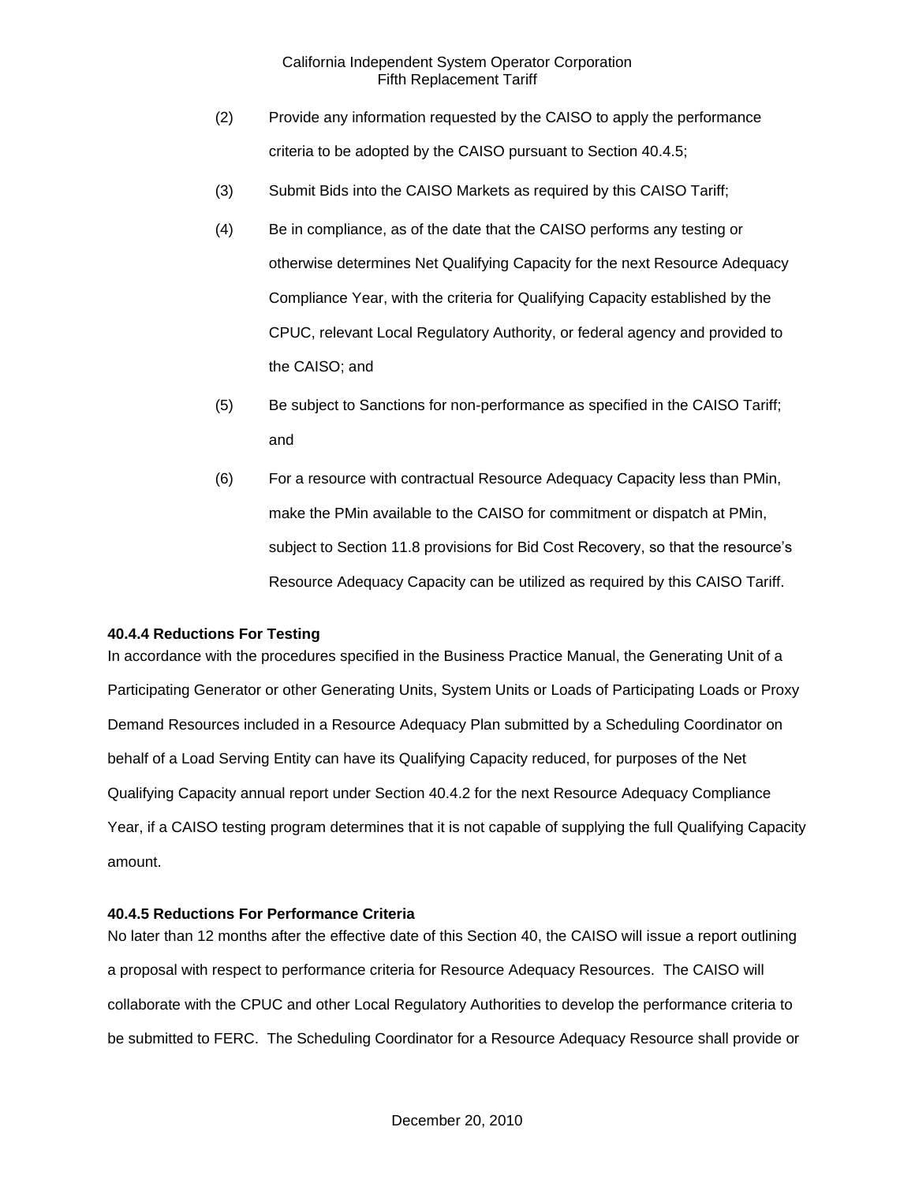(2) Provide any information requested by the CAISO to apply the performance criteria to be adopted by the CAISO pursuant to Section 40.4.5;

(3) Submit Bids into the CAISO Markets as required by this CAISO Tariff;

(4) Be in compliance, as of the date that the CAISO performs any testing or otherwise determines Net Qualifying Capacity for the next Resource Adequacy Compliance Year, with the criteria for Qualifying Capacity established by the CPUC, relevant Local Regulatory Authority, or federal agency and provided to the CAISO; and

(5) Be subject to Sanctions for non-performance as specified in the CAISO Tariff; and

(6) For a resource with contractual Resource Adequacy Capacity less than PMin, make the PMin available to the CAISO for commitment or dispatch at PMin, subject to Section 11.8 provisions for Bid Cost Recovery, so that the resource's Resource Adequacy Capacity can be utilized as required by this CAISO Tariff.

**40.4.4 Reductions For Testing**

In accordance with the procedures specified in the Business Practice Manual, the Generating Unit of a Participating Generator or other Generating Units, System Units or Loads of Participating Loads or Proxy Demand Resources included in a Resource Adequacy Plan submitted by a Scheduling Coordinator on behalf of a Load Serving Entity can have its Qualifying Capacity reduced, for purposes of the Net Qualifying Capacity annual report under Section 40.4.2 for the next Resource Adequacy Compliance Year, if a CAISO testing program determines that it is not capable of supplying the full Qualifying Capacity amount.

**40.4.5 Reductions For Performance Criteria**

No later than 12 months after the effective date of this Section 40, the CAISO will issue a report outlining a proposal with respect to performance criteria for Resource Adequacy Resources. The CAISO will collaborate with the CPUC and other Local Regulatory Authorities to develop the performance criteria to be submitted to FERC. The Scheduling Coordinator for a Resource Adequacy Resource shall provide or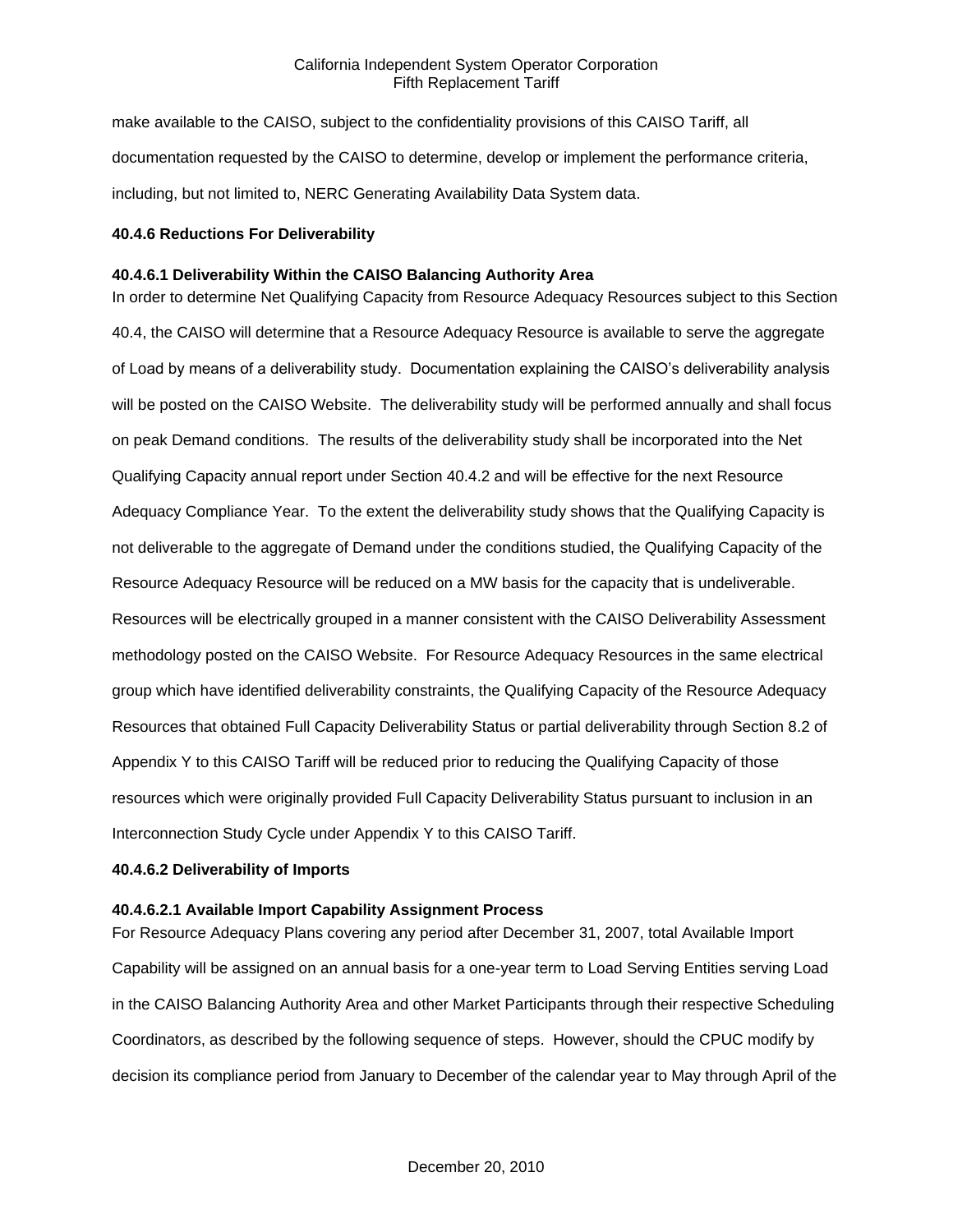make available to the CAISO, subject to the confidentiality provisions of this CAISO Tariff, all documentation requested by the CAISO to determine, develop or implement the performance criteria, including, but not limited to, NERC Generating Availability Data System data.

**40.4.6 Reductions For Deliverability**

**40.4.6.1 Deliverability Within the CAISO Balancing Authority Area**

In order to determine Net Qualifying Capacity from Resource Adequacy Resources subject to this Section 40.4, the CAISO will determine that a Resource Adequacy Resource is available to serve the aggregate of Load by means of a deliverability study. Documentation explaining the CAISO's deliverability analysis will be posted on the CAISO Website. The deliverability study will be performed annually and shall focus on peak Demand conditions. The results of the deliverability study shall be incorporated into the Net Qualifying Capacity annual report under Section 40.4.2 and will be effective for the next Resource Adequacy Compliance Year. To the extent the deliverability study shows that the Qualifying Capacity is not deliverable to the aggregate of Demand under the conditions studied, the Qualifying Capacity of the Resource Adequacy Resource will be reduced on a MW basis for the capacity that is undeliverable. Resources will be electrically grouped in a manner consistent with the CAISO Deliverability Assessment methodology posted on the CAISO Website. For Resource Adequacy Resources in the same electrical group which have identified deliverability constraints, the Qualifying Capacity of the Resource Adequacy Resources that obtained Full Capacity Deliverability Status or partial deliverability through Section 8.2 of Appendix Y to this CAISO Tariff will be reduced prior to reducing the Qualifying Capacity of those resources which were originally provided Full Capacity Deliverability Status pursuant to inclusion in an Interconnection Study Cycle under Appendix Y to this CAISO Tariff.

**40.4.6.2 Deliverability of Imports**

**40.4.6.2.1 Available Import Capability Assignment Process**

For Resource Adequacy Plans covering any period after December 31, 2007, total Available Import Capability will be assigned on an annual basis for a one-year term to Load Serving Entities serving Load in the CAISO Balancing Authority Area and other Market Participants through their respective Scheduling Coordinators, as described by the following sequence of steps. However, should the CPUC modify by decision its compliance period from January to December of the calendar year to May through April of the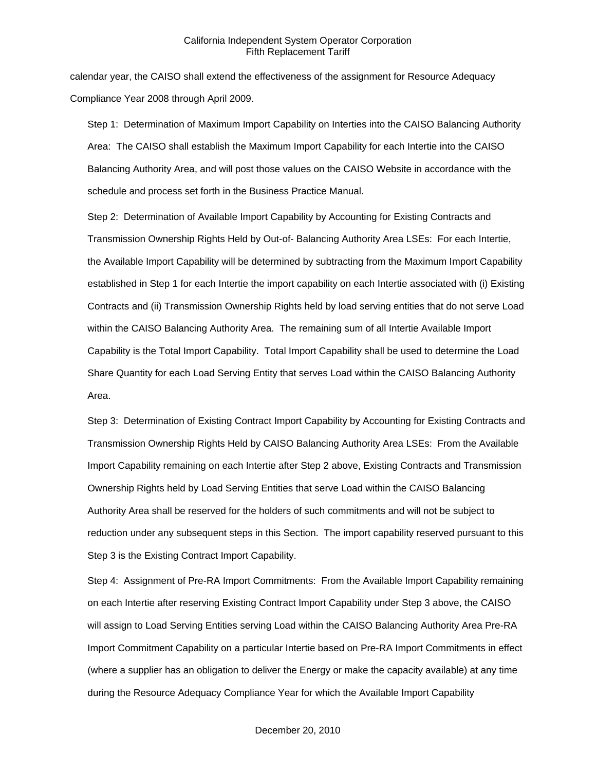calendar year, the CAISO shall extend the effectiveness of the assignment for Resource Adequacy Compliance Year 2008 through April 2009.

Step 1: Determination of Maximum Import Capability on Interties into the CAISO Balancing Authority Area: The CAISO shall establish the Maximum Import Capability for each Intertie into the CAISO Balancing Authority Area, and will post those values on the CAISO Website in accordance with the schedule and process set forth in the Business Practice Manual.

Step 2: Determination of Available Import Capability by Accounting for Existing Contracts and Transmission Ownership Rights Held by Out-of- Balancing Authority Area LSEs: For each Intertie, the Available Import Capability will be determined by subtracting from the Maximum Import Capability established in Step 1 for each Intertie the import capability on each Intertie associated with (i) Existing Contracts and (ii) Transmission Ownership Rights held by load serving entities that do not serve Load within the CAISO Balancing Authority Area. The remaining sum of all Intertie Available Import Capability is the Total Import Capability. Total Import Capability shall be used to determine the Load Share Quantity for each Load Serving Entity that serves Load within the CAISO Balancing Authority Area.

Step 3: Determination of Existing Contract Import Capability by Accounting for Existing Contracts and Transmission Ownership Rights Held by CAISO Balancing Authority Area LSEs: From the Available Import Capability remaining on each Intertie after Step 2 above, Existing Contracts and Transmission Ownership Rights held by Load Serving Entities that serve Load within the CAISO Balancing Authority Area shall be reserved for the holders of such commitments and will not be subject to reduction under any subsequent steps in this Section. The import capability reserved pursuant to this Step 3 is the Existing Contract Import Capability.

Step 4: Assignment of Pre-RA Import Commitments: From the Available Import Capability remaining on each Intertie after reserving Existing Contract Import Capability under Step 3 above, the CAISO will assign to Load Serving Entities serving Load within the CAISO Balancing Authority Area Pre-RA Import Commitment Capability on a particular Intertie based on Pre-RA Import Commitments in effect (where a supplier has an obligation to deliver the Energy or make the capacity available) at any time during the Resource Adequacy Compliance Year for which the Available Import Capability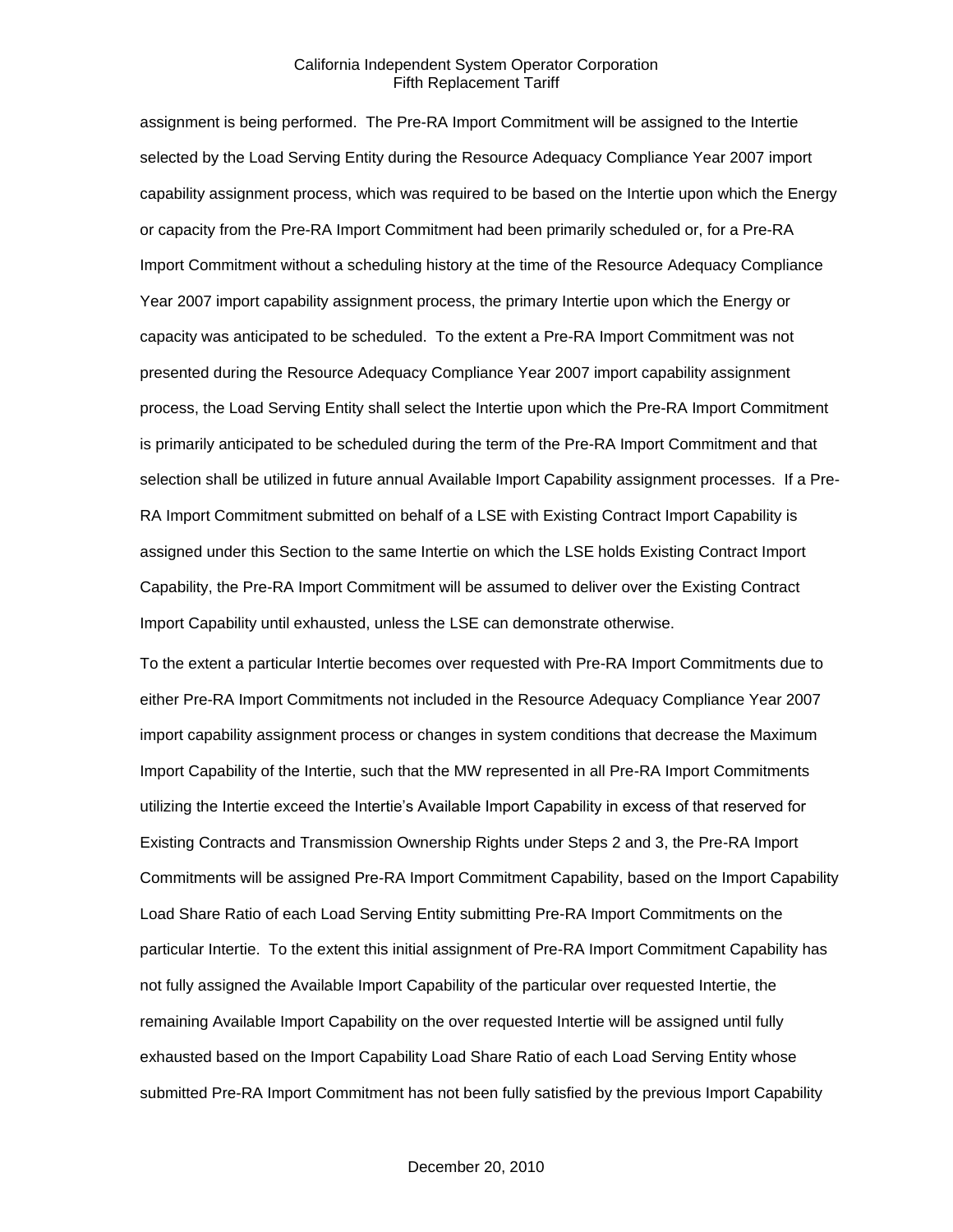assignment is being performed. The Pre-RA Import Commitment will be assigned to the Intertie selected by the Load Serving Entity during the Resource Adequacy Compliance Year 2007 import capability assignment process, which was required to be based on the Intertie upon which the Energy or capacity from the Pre-RA Import Commitment had been primarily scheduled or, for a Pre-RA Import Commitment without a scheduling history at the time of the Resource Adequacy Compliance Year 2007 import capability assignment process, the primary Intertie upon which the Energy or capacity was anticipated to be scheduled. To the extent a Pre-RA Import Commitment was not presented during the Resource Adequacy Compliance Year 2007 import capability assignment process, the Load Serving Entity shall select the Intertie upon which the Pre-RA Import Commitment is primarily anticipated to be scheduled during the term of the Pre-RA Import Commitment and that selection shall be utilized in future annual Available Import Capability assignment processes. If a Pre-RA Import Commitment submitted on behalf of a LSE with Existing Contract Import Capability is assigned under this Section to the same Intertie on which the LSE holds Existing Contract Import Capability, the Pre-RA Import Commitment will be assumed to deliver over the Existing Contract Import Capability until exhausted, unless the LSE can demonstrate otherwise.

To the extent a particular Intertie becomes over requested with Pre-RA Import Commitments due to either Pre-RA Import Commitments not included in the Resource Adequacy Compliance Year 2007 import capability assignment process or changes in system conditions that decrease the Maximum Import Capability of the Intertie, such that the MW represented in all Pre-RA Import Commitments utilizing the Intertie exceed the Intertie's Available Import Capability in excess of that reserved for Existing Contracts and Transmission Ownership Rights under Steps 2 and 3, the Pre-RA Import Commitments will be assigned Pre-RA Import Commitment Capability, based on the Import Capability Load Share Ratio of each Load Serving Entity submitting Pre-RA Import Commitments on the particular Intertie. To the extent this initial assignment of Pre-RA Import Commitment Capability has not fully assigned the Available Import Capability of the particular over requested Intertie, the remaining Available Import Capability on the over requested Intertie will be assigned until fully exhausted based on the Import Capability Load Share Ratio of each Load Serving Entity whose submitted Pre-RA Import Commitment has not been fully satisfied by the previous Import Capability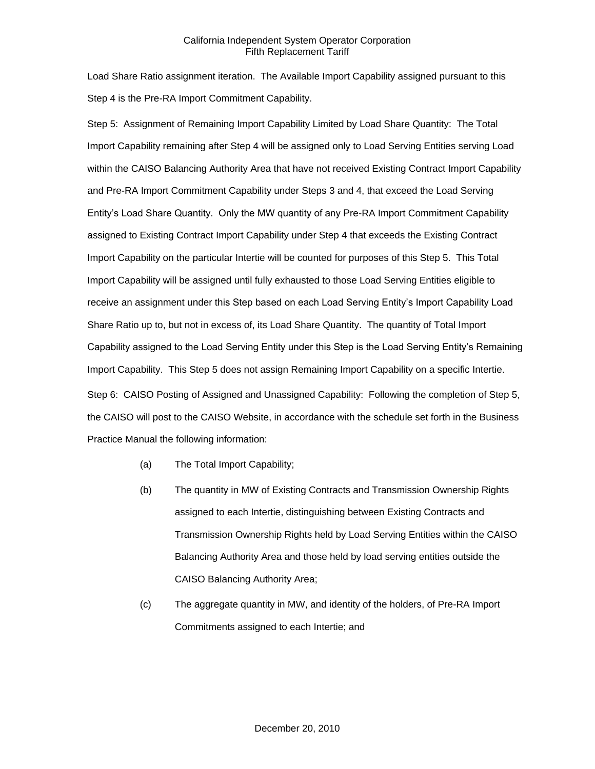Load Share Ratio assignment iteration. The Available Import Capability assigned pursuant to this Step 4 is the Pre-RA Import Commitment Capability.

Step 5: Assignment of Remaining Import Capability Limited by Load Share Quantity: The Total Import Capability remaining after Step 4 will be assigned only to Load Serving Entities serving Load within the CAISO Balancing Authority Area that have not received Existing Contract Import Capability and Pre-RA Import Commitment Capability under Steps 3 and 4, that exceed the Load Serving Entity's Load Share Quantity. Only the MW quantity of any Pre-RA Import Commitment Capability assigned to Existing Contract Import Capability under Step 4 that exceeds the Existing Contract Import Capability on the particular Intertie will be counted for purposes of this Step 5. This Total Import Capability will be assigned until fully exhausted to those Load Serving Entities eligible to receive an assignment under this Step based on each Load Serving Entity's Import Capability Load Share Ratio up to, but not in excess of, its Load Share Quantity. The quantity of Total Import Capability assigned to the Load Serving Entity under this Step is the Load Serving Entity's Remaining Import Capability. This Step 5 does not assign Remaining Import Capability on a specific Intertie.

Step 6: CAISO Posting of Assigned and Unassigned Capability: Following the completion of Step 5, the CAISO will post to the CAISO Website, in accordance with the schedule set forth in the Business Practice Manual the following information:

(a) The Total Import Capability;

(b) The quantity in MW of Existing Contracts and Transmission Ownership Rights assigned to each Intertie, distinguishing between Existing Contracts and Transmission Ownership Rights held by Load Serving Entities within the CAISO Balancing Authority Area and those held by load serving entities outside the CAISO Balancing Authority Area;

(c) The aggregate quantity in MW, and identity of the holders, of Pre-RA Import Commitments assigned to each Intertie; and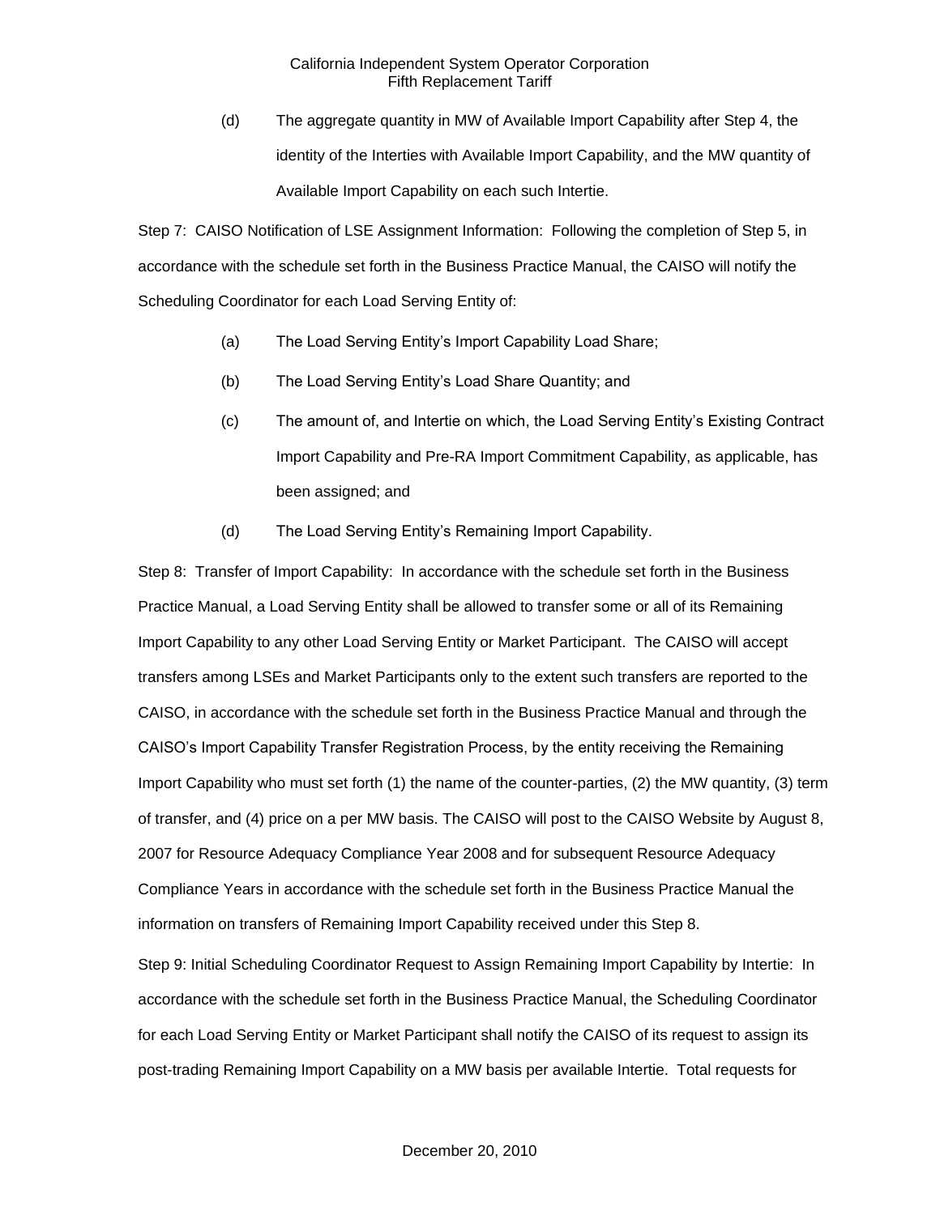(d) The aggregate quantity in MW of Available Import Capability after Step 4, the identity of the Interties with Available Import Capability, and the MW quantity of Available Import Capability on each such Intertie.

Step 7: CAISO Notification of LSE Assignment Information: Following the completion of Step 5, in accordance with the schedule set forth in the Business Practice Manual, the CAISO will notify the Scheduling Coordinator for each Load Serving Entity of:

(a) The Load Serving Entity's Import Capability Load Share;

(b) The Load Serving Entity's Load Share Quantity; and

(c) The amount of, and Intertie on which, the Load Serving Entity's Existing Contract Import Capability and Pre-RA Import Commitment Capability, as applicable, has been assigned; and

(d) The Load Serving Entity's Remaining Import Capability.

Step 8: Transfer of Import Capability: In accordance with the schedule set forth in the Business Practice Manual, a Load Serving Entity shall be allowed to transfer some or all of its Remaining Import Capability to any other Load Serving Entity or Market Participant. The CAISO will accept transfers among LSEs and Market Participants only to the extent such transfers are reported to the CAISO, in accordance with the schedule set forth in the Business Practice Manual and through the CAISO's Import Capability Transfer Registration Process, by the entity receiving the Remaining Import Capability who must set forth (1) the name of the counter-parties, (2) the MW quantity, (3) term of transfer, and (4) price on a per MW basis. The CAISO will post to the CAISO Website by August 8, 2007 for Resource Adequacy Compliance Year 2008 and for subsequent Resource Adequacy Compliance Years in accordance with the schedule set forth in the Business Practice Manual the information on transfers of Remaining Import Capability received under this Step 8.

Step 9: Initial Scheduling Coordinator Request to Assign Remaining Import Capability by Intertie: In accordance with the schedule set forth in the Business Practice Manual, the Scheduling Coordinator for each Load Serving Entity or Market Participant shall notify the CAISO of its request to assign its post-trading Remaining Import Capability on a MW basis per available Intertie. Total requests for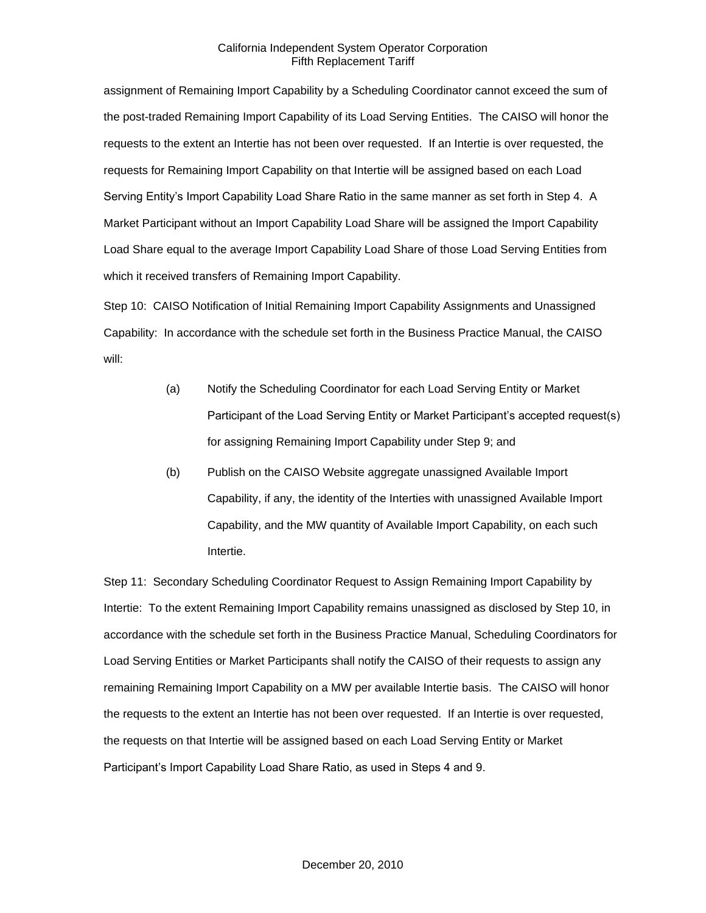assignment of Remaining Import Capability by a Scheduling Coordinator cannot exceed the sum of the post-traded Remaining Import Capability of its Load Serving Entities. The CAISO will honor the requests to the extent an Intertie has not been over requested. If an Intertie is over requested, the requests for Remaining Import Capability on that Intertie will be assigned based on each Load Serving Entity's Import Capability Load Share Ratio in the same manner as set forth in Step 4. A Market Participant without an Import Capability Load Share will be assigned the Import Capability Load Share equal to the average Import Capability Load Share of those Load Serving Entities from which it received transfers of Remaining Import Capability.

Step 10: CAISO Notification of Initial Remaining Import Capability Assignments and Unassigned Capability: In accordance with the schedule set forth in the Business Practice Manual, the CAISO will:

(a) Notify the Scheduling Coordinator for each Load Serving Entity or Market Participant of the Load Serving Entity or Market Participant's accepted request(s) for assigning Remaining Import Capability under Step 9; and

(b) Publish on the CAISO Website aggregate unassigned Available Import Capability, if any, the identity of the Interties with unassigned Available Import Capability, and the MW quantity of Available Import Capability, on each such Intertie.

Step 11: Secondary Scheduling Coordinator Request to Assign Remaining Import Capability by Intertie: To the extent Remaining Import Capability remains unassigned as disclosed by Step 10, in accordance with the schedule set forth in the Business Practice Manual, Scheduling Coordinators for Load Serving Entities or Market Participants shall notify the CAISO of their requests to assign any remaining Remaining Import Capability on a MW per available Intertie basis. The CAISO will honor the requests to the extent an Intertie has not been over requested. If an Intertie is over requested, the requests on that Intertie will be assigned based on each Load Serving Entity or Market Participant's Import Capability Load Share Ratio, as used in Steps 4 and 9.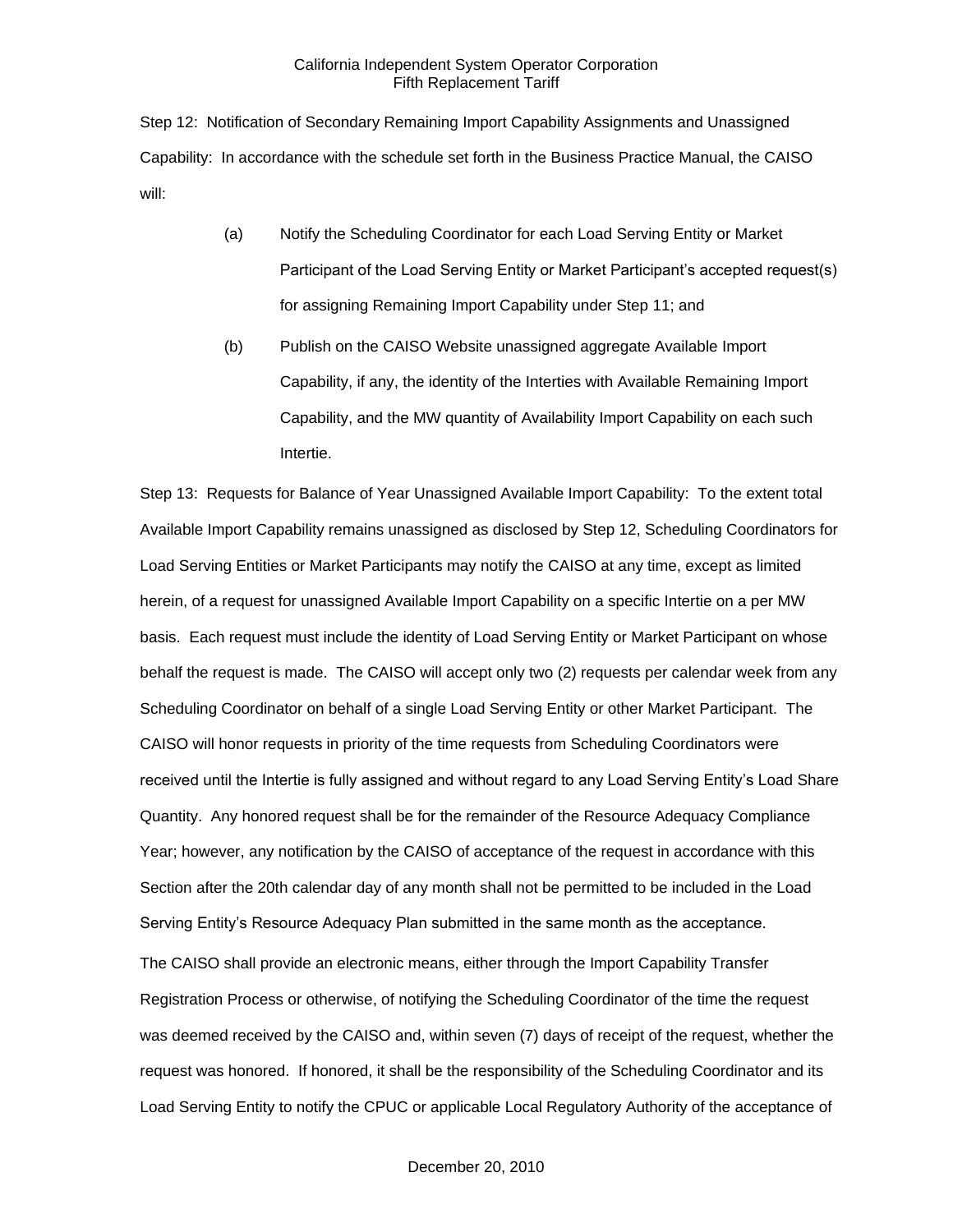Step 12: Notification of Secondary Remaining Import Capability Assignments and Unassigned Capability: In accordance with the schedule set forth in the Business Practice Manual, the CAISO will:

(a) Notify the Scheduling Coordinator for each Load Serving Entity or Market Participant of the Load Serving Entity or Market Participant's accepted request(s) for assigning Remaining Import Capability under Step 11; and

(b) Publish on the CAISO Website unassigned aggregate Available Import Capability, if any, the identity of the Interties with Available Remaining Import Capability, and the MW quantity of Availability Import Capability on each such Intertie.

Step 13: Requests for Balance of Year Unassigned Available Import Capability: To the extent total Available Import Capability remains unassigned as disclosed by Step 12, Scheduling Coordinators for Load Serving Entities or Market Participants may notify the CAISO at any time, except as limited herein, of a request for unassigned Available Import Capability on a specific Intertie on a per MW basis. Each request must include the identity of Load Serving Entity or Market Participant on whose behalf the request is made. The CAISO will accept only two (2) requests per calendar week from any Scheduling Coordinator on behalf of a single Load Serving Entity or other Market Participant. The CAISO will honor requests in priority of the time requests from Scheduling Coordinators were received until the Intertie is fully assigned and without regard to any Load Serving Entity's Load Share Quantity. Any honored request shall be for the remainder of the Resource Adequacy Compliance Year; however, any notification by the CAISO of acceptance of the request in accordance with this Section after the 20th calendar day of any month shall not be permitted to be included in the Load Serving Entity's Resource Adequacy Plan submitted in the same month as the acceptance.

The CAISO shall provide an electronic means, either through the Import Capability Transfer Registration Process or otherwise, of notifying the Scheduling Coordinator of the time the request was deemed received by the CAISO and, within seven (7) days of receipt of the request, whether the request was honored. If honored, it shall be the responsibility of the Scheduling Coordinator and its Load Serving Entity to notify the CPUC or applicable Local Regulatory Authority of the acceptance of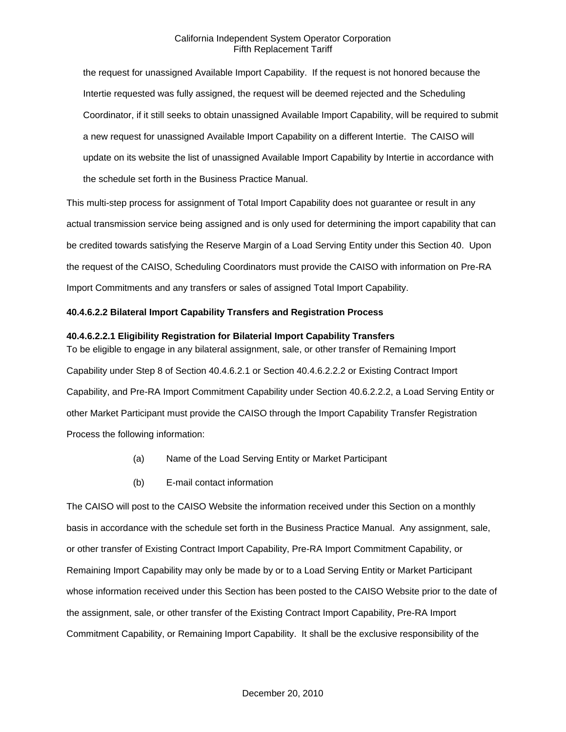the request for unassigned Available Import Capability. If the request is not honored because the Intertie requested was fully assigned, the request will be deemed rejected and the Scheduling Coordinator, if it still seeks to obtain unassigned Available Import Capability, will be required to submit a new request for unassigned Available Import Capability on a different Intertie. The CAISO will update on its website the list of unassigned Available Import Capability by Intertie in accordance with the schedule set forth in the Business Practice Manual.

This multi-step process for assignment of Total Import Capability does not guarantee or result in any actual transmission service being assigned and is only used for determining the import capability that can be credited towards satisfying the Reserve Margin of a Load Serving Entity under this Section 40. Upon the request of the CAISO, Scheduling Coordinators must provide the CAISO with information on Pre-RA Import Commitments and any transfers or sales of assigned Total Import Capability.

**40.4.6.2.2 Bilateral Import Capability Transfers and Registration Process**

**40.4.6.2.2.1 Eligibility Registration for Bilaterial Import Capability Transfers**

To be eligible to engage in any bilateral assignment, sale, or other transfer of Remaining Import Capability under Step 8 of Section 40.4.6.2.1 or Section 40.4.6.2.2.2 or Existing Contract Import Capability, and Pre-RA Import Commitment Capability under Section 40.6.2.2.2, a Load Serving Entity or other Market Participant must provide the CAISO through the Import Capability Transfer Registration Process the following information:

(a) Name of the Load Serving Entity or Market Participant

(b) E-mail contact information

The CAISO will post to the CAISO Website the information received under this Section on a monthly basis in accordance with the schedule set forth in the Business Practice Manual. Any assignment, sale, or other transfer of Existing Contract Import Capability, Pre-RA Import Commitment Capability, or Remaining Import Capability may only be made by or to a Load Serving Entity or Market Participant whose information received under this Section has been posted to the CAISO Website prior to the date of the assignment, sale, or other transfer of the Existing Contract Import Capability, Pre-RA Import Commitment Capability, or Remaining Import Capability. It shall be the exclusive responsibility of the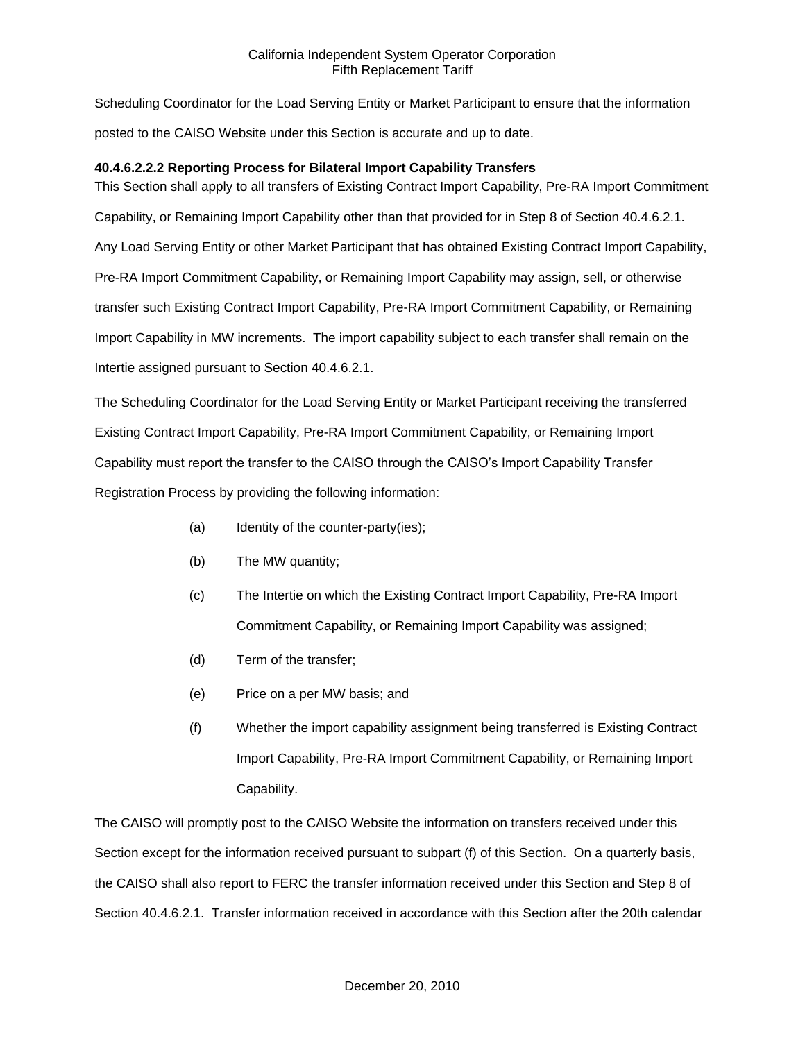Scheduling Coordinator for the Load Serving Entity or Market Participant to ensure that the information posted to the CAISO Website under this Section is accurate and up to date.

**40.4.6.2.2.2 Reporting Process for Bilateral Import Capability Transfers**

This Section shall apply to all transfers of Existing Contract Import Capability, Pre-RA Import Commitment Capability, or Remaining Import Capability other than that provided for in Step 8 of Section 40.4.6.2.1. Any Load Serving Entity or other Market Participant that has obtained Existing Contract Import Capability, Pre-RA Import Commitment Capability, or Remaining Import Capability may assign, sell, or otherwise transfer such Existing Contract Import Capability, Pre-RA Import Commitment Capability, or Remaining Import Capability in MW increments. The import capability subject to each transfer shall remain on the Intertie assigned pursuant to Section 40.4.6.2.1.

The Scheduling Coordinator for the Load Serving Entity or Market Participant receiving the transferred Existing Contract Import Capability, Pre-RA Import Commitment Capability, or Remaining Import Capability must report the transfer to the CAISO through the CAISO's Import Capability Transfer Registration Process by providing the following information:

(a) Identity of the counter-party(ies);

(b) The MW quantity;

(c) The Intertie on which the Existing Contract Import Capability, Pre-RA Import Commitment Capability, or Remaining Import Capability was assigned;

(d) Term of the transfer;

(e) Price on a per MW basis; and

(f) Whether the import capability assignment being transferred is Existing Contract Import Capability, Pre-RA Import Commitment Capability, or Remaining Import Capability.

The CAISO will promptly post to the CAISO Website the information on transfers received under this Section except for the information received pursuant to subpart (f) of this Section. On a quarterly basis, the CAISO shall also report to FERC the transfer information received under this Section and Step 8 of Section 40.4.6.2.1. Transfer information received in accordance with this Section after the 20th calendar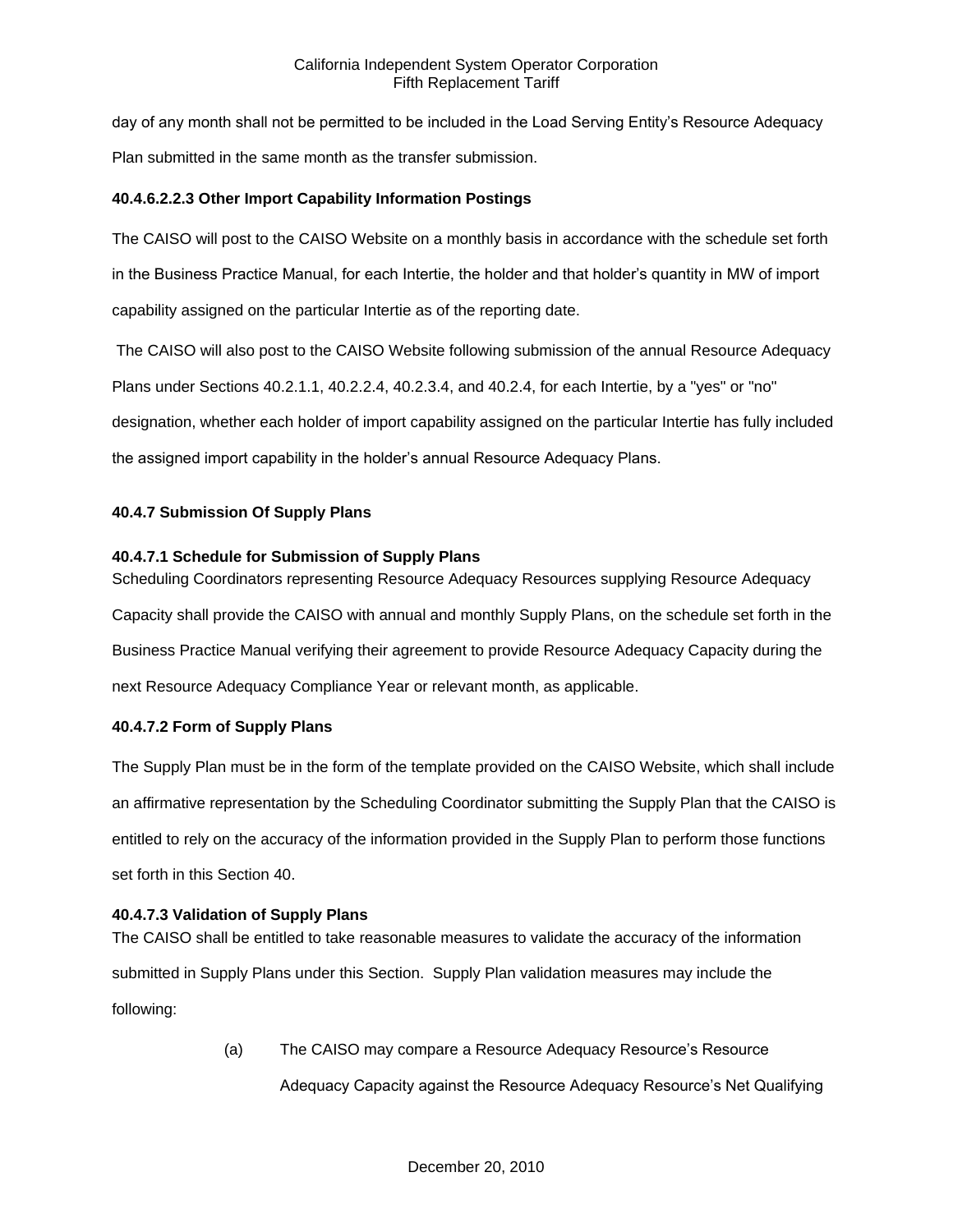day of any month shall not be permitted to be included in the Load Serving Entity's Resource Adequacy Plan submitted in the same month as the transfer submission.

**40.4.6.2.2.3 Other Import Capability Information Postings**

The CAISO will post to the CAISO Website on a monthly basis in accordance with the schedule set forth in the Business Practice Manual, for each Intertie, the holder and that holder's quantity in MW of import capability assigned on the particular Intertie as of the reporting date.

The CAISO will also post to the CAISO Website following submission of the annual Resource Adequacy Plans under Sections 40.2.1.1, 40.2.2.4, 40.2.3.4, and 40.2.4, for each Intertie, by a "yes" or "no" designation, whether each holder of import capability assigned on the particular Intertie has fully included the assigned import capability in the holder's annual Resource Adequacy Plans.

**40.4.7 Submission Of Supply Plans**

**40.4.7.1 Schedule for Submission of Supply Plans**

Scheduling Coordinators representing Resource Adequacy Resources supplying Resource Adequacy Capacity shall provide the CAISO with annual and monthly Supply Plans, on the schedule set forth in the Business Practice Manual verifying their agreement to provide Resource Adequacy Capacity during the next Resource Adequacy Compliance Year or relevant month, as applicable.

**40.4.7.2 Form of Supply Plans**

The Supply Plan must be in the form of the template provided on the CAISO Website, which shall include an affirmative representation by the Scheduling Coordinator submitting the Supply Plan that the CAISO is entitled to rely on the accuracy of the information provided in the Supply Plan to perform those functions set forth in this Section 40.

**40.4.7.3 Validation of Supply Plans**

The CAISO shall be entitled to take reasonable measures to validate the accuracy of the information submitted in Supply Plans under this Section. Supply Plan validation measures may include the following:

(a) The CAISO may compare a Resource Adequacy Resource's Resource Adequacy Capacity against the Resource Adequacy Resource's Net Qualifying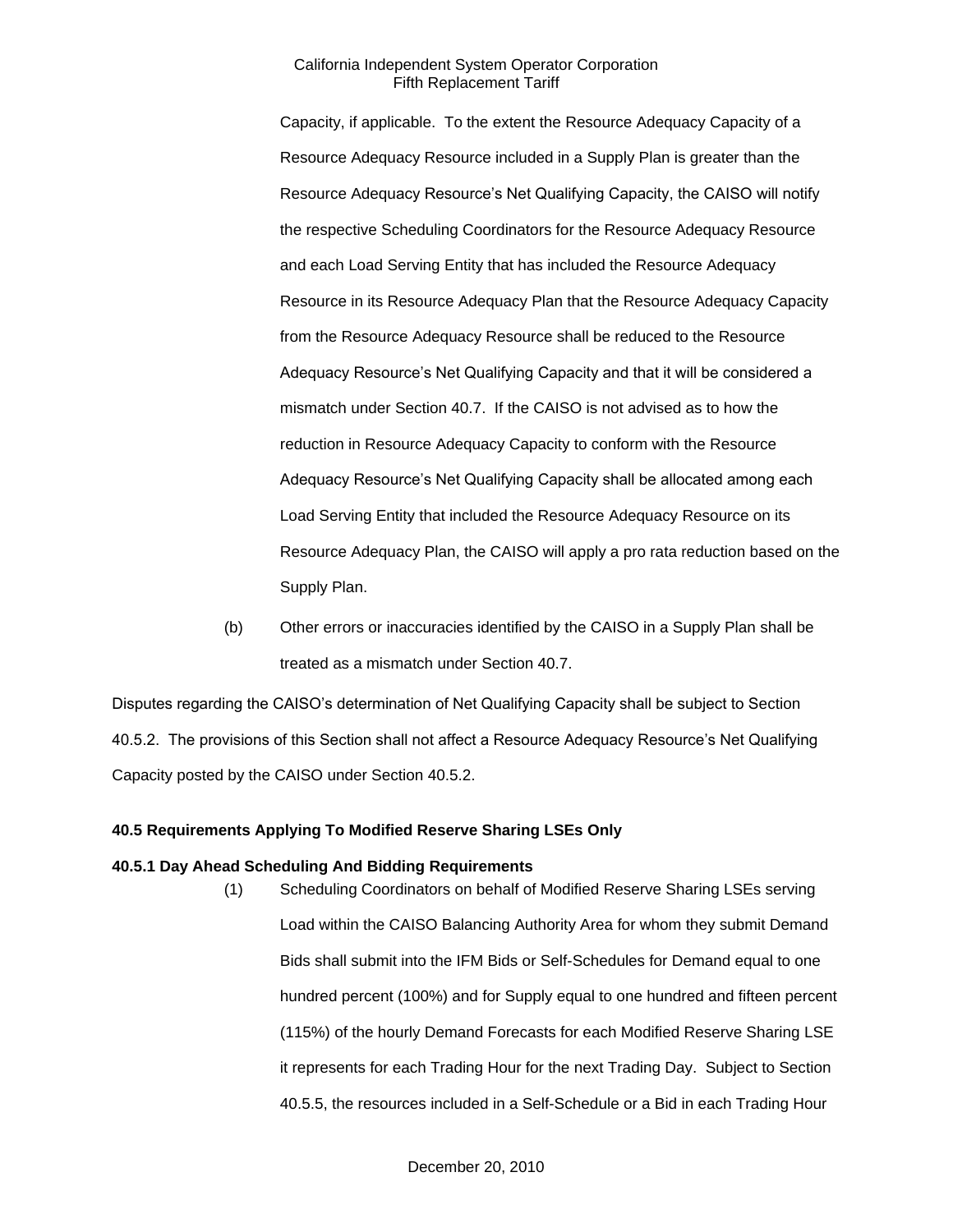Capacity, if applicable. To the extent the Resource Adequacy Capacity of a Resource Adequacy Resource included in a Supply Plan is greater than the Resource Adequacy Resource's Net Qualifying Capacity, the CAISO will notify the respective Scheduling Coordinators for the Resource Adequacy Resource and each Load Serving Entity that has included the Resource Adequacy Resource in its Resource Adequacy Plan that the Resource Adequacy Capacity from the Resource Adequacy Resource shall be reduced to the Resource Adequacy Resource's Net Qualifying Capacity and that it will be considered a mismatch under Section 40.7. If the CAISO is not advised as to how the reduction in Resource Adequacy Capacity to conform with the Resource Adequacy Resource's Net Qualifying Capacity shall be allocated among each Load Serving Entity that included the Resource Adequacy Resource on its Resource Adequacy Plan, the CAISO will apply a pro rata reduction based on the Supply Plan.

(b) Other errors or inaccuracies identified by the CAISO in a Supply Plan shall be treated as a mismatch under Section 40.7.

Disputes regarding the CAISO's determination of Net Qualifying Capacity shall be subject to Section 40.5.2. The provisions of this Section shall not affect a Resource Adequacy Resource's Net Qualifying Capacity posted by the CAISO under Section 40.5.2.

**40.5 Requirements Applying To Modified Reserve Sharing LSEs Only**

**40.5.1 Day Ahead Scheduling And Bidding Requirements**

(1) Scheduling Coordinators on behalf of Modified Reserve Sharing LSEs serving Load within the CAISO Balancing Authority Area for whom they submit Demand Bids shall submit into the IFM Bids or Self-Schedules for Demand equal to one hundred percent (100%) and for Supply equal to one hundred and fifteen percent (115%) of the hourly Demand Forecasts for each Modified Reserve Sharing LSE it represents for each Trading Hour for the next Trading Day. Subject to Section 40.5.5, the resources included in a Self-Schedule or a Bid in each Trading Hour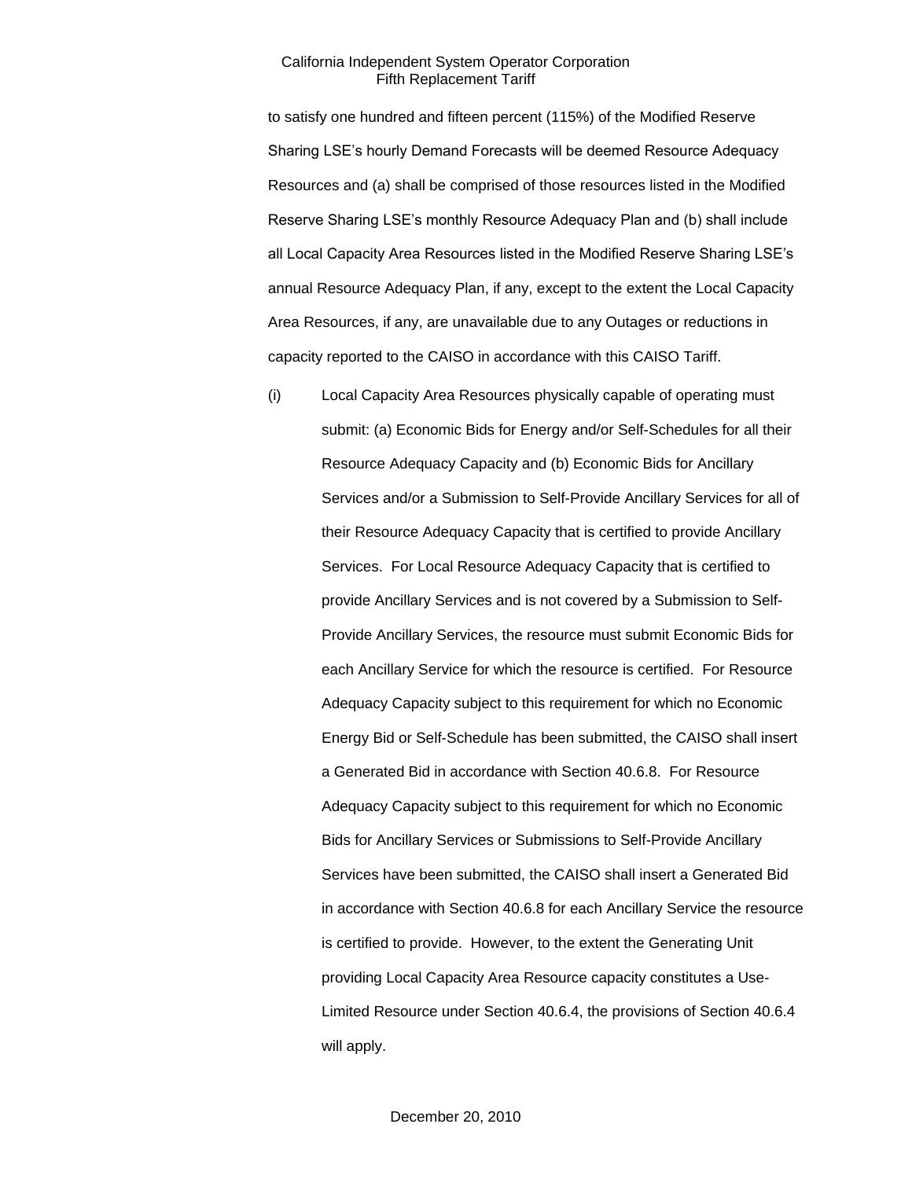to satisfy one hundred and fifteen percent (115%) of the Modified Reserve Sharing LSE's hourly Demand Forecasts will be deemed Resource Adequacy Resources and (a) shall be comprised of those resources listed in the Modified Reserve Sharing LSE's monthly Resource Adequacy Plan and (b) shall include all Local Capacity Area Resources listed in the Modified Reserve Sharing LSE's annual Resource Adequacy Plan, if any, except to the extent the Local Capacity Area Resources, if any, are unavailable due to any Outages or reductions in capacity reported to the CAISO in accordance with this CAISO Tariff.

(i) Local Capacity Area Resources physically capable of operating must submit: (a) Economic Bids for Energy and/or Self-Schedules for all their Resource Adequacy Capacity and (b) Economic Bids for Ancillary Services and/or a Submission to Self-Provide Ancillary Services for all of their Resource Adequacy Capacity that is certified to provide Ancillary Services. For Local Resource Adequacy Capacity that is certified to provide Ancillary Services and is not covered by a Submission to Self-Provide Ancillary Services, the resource must submit Economic Bids for each Ancillary Service for which the resource is certified. For Resource Adequacy Capacity subject to this requirement for which no Economic Energy Bid or Self-Schedule has been submitted, the CAISO shall insert a Generated Bid in accordance with Section 40.6.8. For Resource Adequacy Capacity subject to this requirement for which no Economic Bids for Ancillary Services or Submissions to Self-Provide Ancillary Services have been submitted, the CAISO shall insert a Generated Bid in accordance with Section 40.6.8 for each Ancillary Service the resource is certified to provide. However, to the extent the Generating Unit providing Local Capacity Area Resource capacity constitutes a Use-Limited Resource under Section 40.6.4, the provisions of Section 40.6.4 will apply.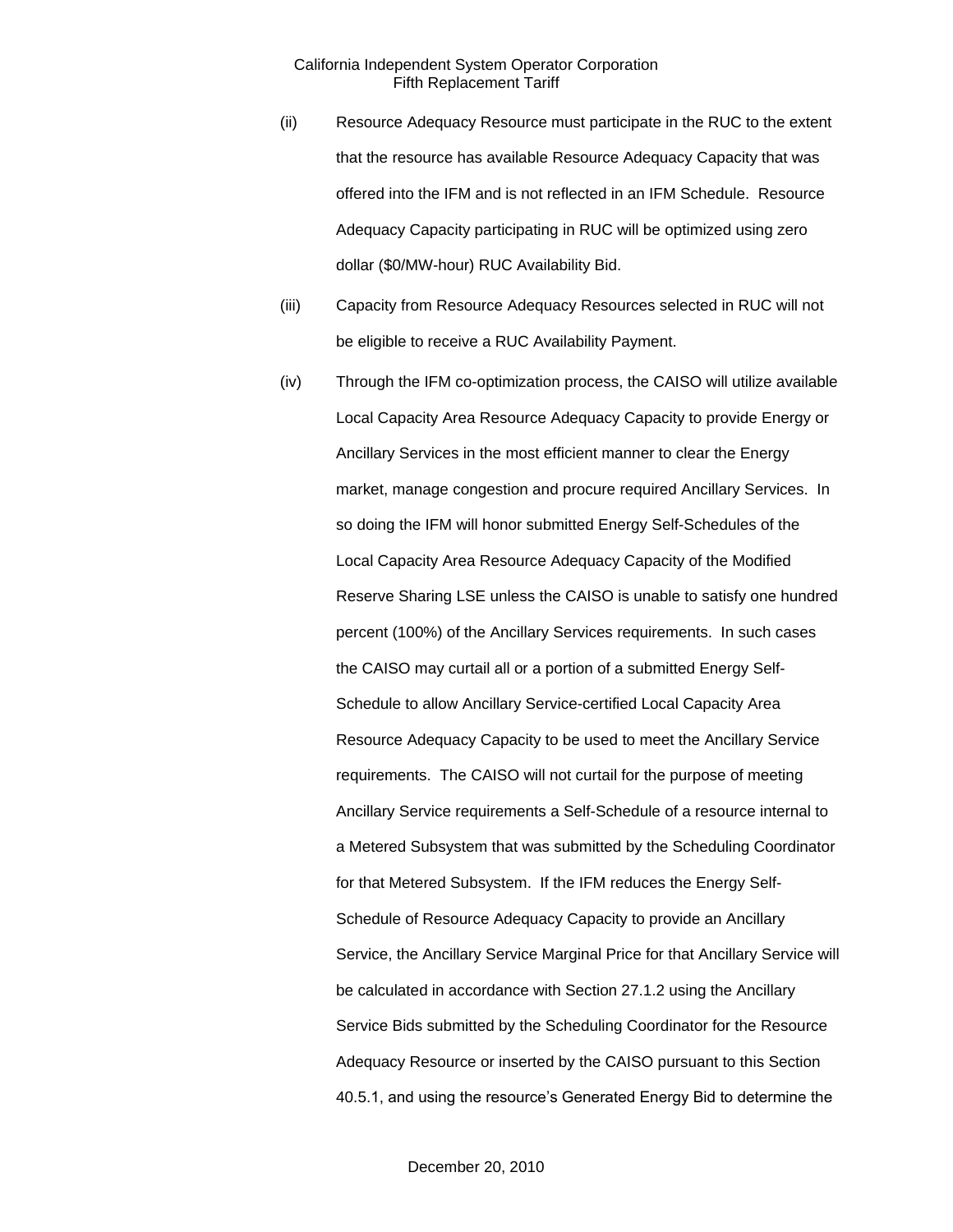(ii) Resource Adequacy Resource must participate in the RUC to the extent that the resource has available Resource Adequacy Capacity that was offered into the IFM and is not reflected in an IFM Schedule. Resource Adequacy Capacity participating in RUC will be optimized using zero dollar ($0/MW-hour) RUC Availability Bid.

(iii) Capacity from Resource Adequacy Resources selected in RUC will not be eligible to receive a RUC Availability Payment.

(iv) Through the IFM co-optimization process, the CAISO will utilize available Local Capacity Area Resource Adequacy Capacity to provide Energy or Ancillary Services in the most efficient manner to clear the Energy market, manage congestion and procure required Ancillary Services. In so doing the IFM will honor submitted Energy Self-Schedules of the Local Capacity Area Resource Adequacy Capacity of the Modified Reserve Sharing LSE unless the CAISO is unable to satisfy one hundred percent (100%) of the Ancillary Services requirements. In such cases the CAISO may curtail all or a portion of a submitted Energy Self-Schedule to allow Ancillary Service-certified Local Capacity Area Resource Adequacy Capacity to be used to meet the Ancillary Service requirements. The CAISO will not curtail for the purpose of meeting Ancillary Service requirements a Self-Schedule of a resource internal to a Metered Subsystem that was submitted by the Scheduling Coordinator for that Metered Subsystem. If the IFM reduces the Energy Self-Schedule of Resource Adequacy Capacity to provide an Ancillary Service, the Ancillary Service Marginal Price for that Ancillary Service will be calculated in accordance with Section 27.1.2 using the Ancillary Service Bids submitted by the Scheduling Coordinator for the Resource Adequacy Resource or inserted by the CAISO pursuant to this Section 40.5.1, and using the resource's Generated Energy Bid to determine the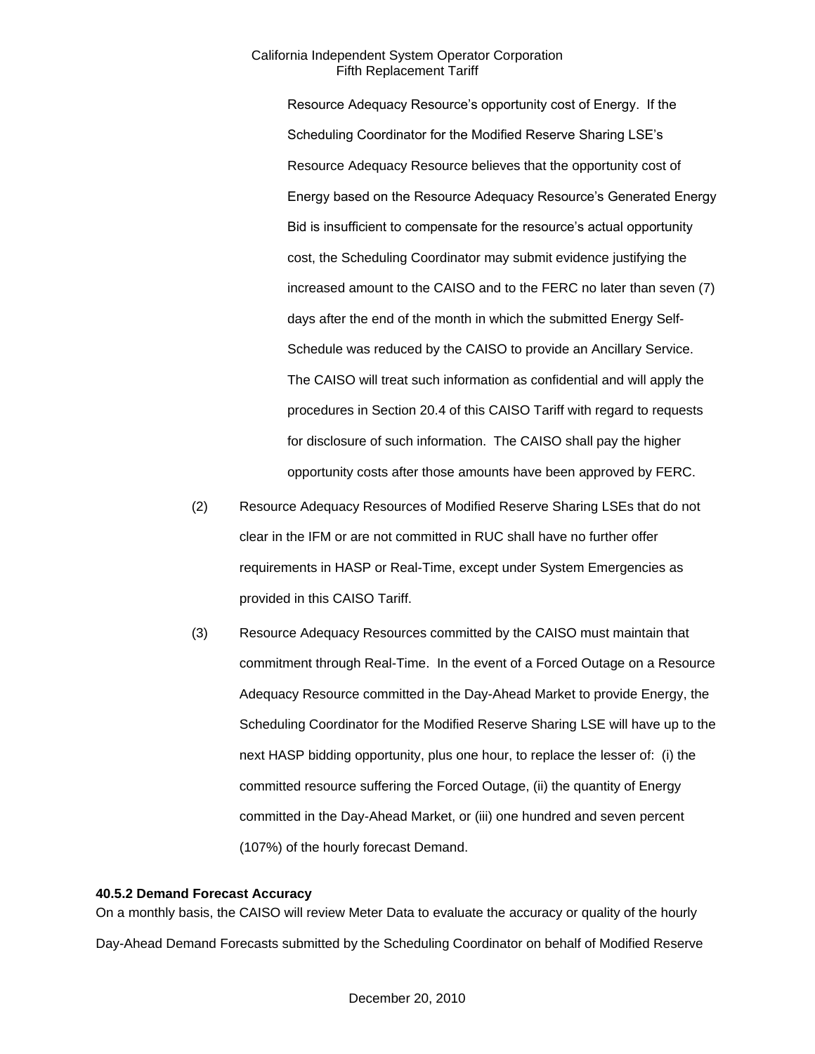Resource Adequacy Resource's opportunity cost of Energy. If the Scheduling Coordinator for the Modified Reserve Sharing LSE's Resource Adequacy Resource believes that the opportunity cost of Energy based on the Resource Adequacy Resource's Generated Energy Bid is insufficient to compensate for the resource's actual opportunity cost, the Scheduling Coordinator may submit evidence justifying the increased amount to the CAISO and to the FERC no later than seven (7) days after the end of the month in which the submitted Energy Self-Schedule was reduced by the CAISO to provide an Ancillary Service. The CAISO will treat such information as confidential and will apply the procedures in Section 20.4 of this CAISO Tariff with regard to requests for disclosure of such information. The CAISO shall pay the higher opportunity costs after those amounts have been approved by FERC.

(2) Resource Adequacy Resources of Modified Reserve Sharing LSEs that do not clear in the IFM or are not committed in RUC shall have no further offer requirements in HASP or Real-Time, except under System Emergencies as provided in this CAISO Tariff.

(3) Resource Adequacy Resources committed by the CAISO must maintain that commitment through Real-Time. In the event of a Forced Outage on a Resource Adequacy Resource committed in the Day-Ahead Market to provide Energy, the Scheduling Coordinator for the Modified Reserve Sharing LSE will have up to the next HASP bidding opportunity, plus one hour, to replace the lesser of: (i) the committed resource suffering the Forced Outage, (ii) the quantity of Energy committed in the Day-Ahead Market, or (iii) one hundred and seven percent (107%) of the hourly forecast Demand.

**40.5.2 Demand Forecast Accuracy**

On a monthly basis, the CAISO will review Meter Data to evaluate the accuracy or quality of the hourly Day-Ahead Demand Forecasts submitted by the Scheduling Coordinator on behalf of Modified Reserve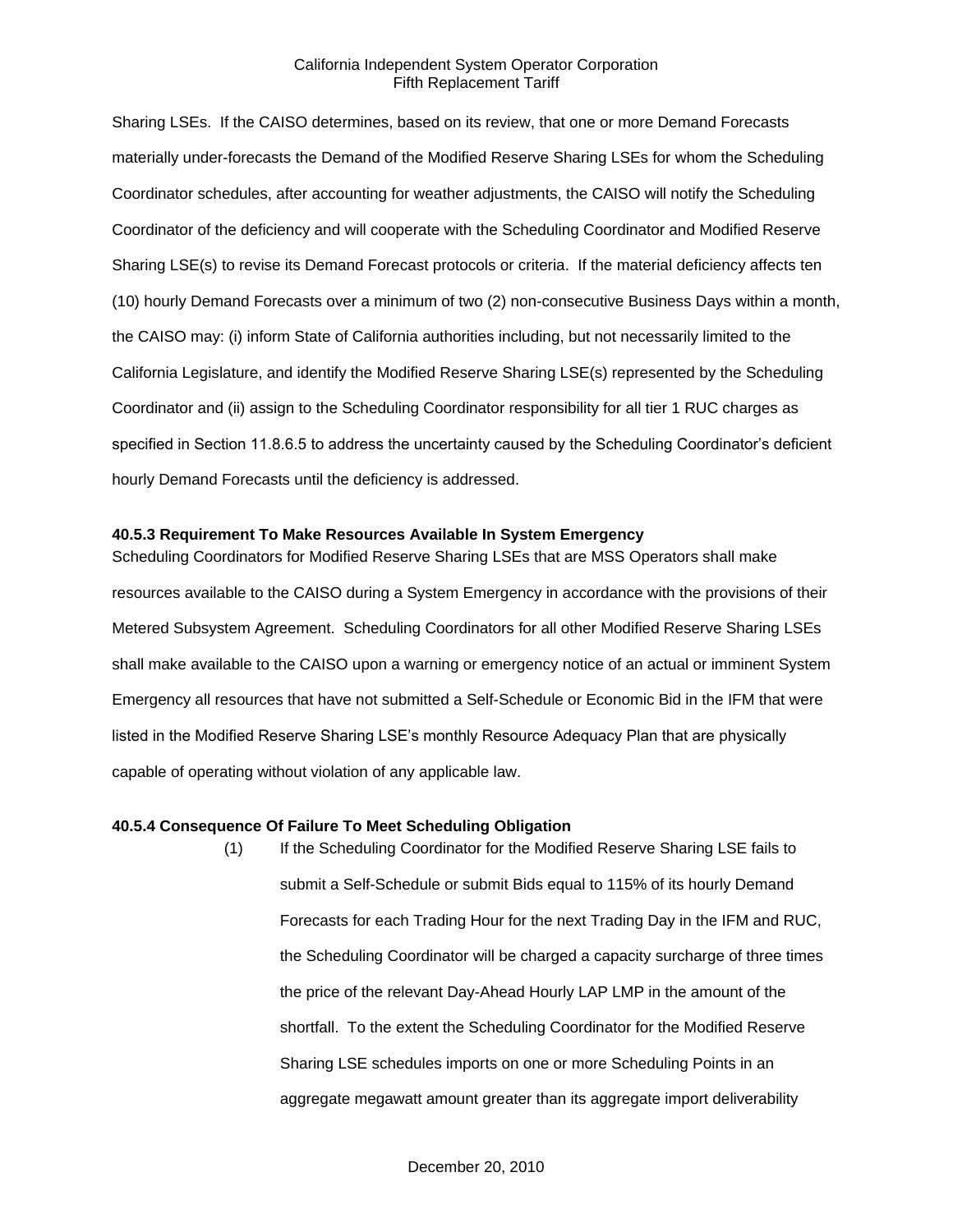Sharing LSEs. If the CAISO determines, based on its review, that one or more Demand Forecasts materially under-forecasts the Demand of the Modified Reserve Sharing LSEs for whom the Scheduling Coordinator schedules, after accounting for weather adjustments, the CAISO will notify the Scheduling Coordinator of the deficiency and will cooperate with the Scheduling Coordinator and Modified Reserve Sharing LSE(s) to revise its Demand Forecast protocols or criteria. If the material deficiency affects ten (10) hourly Demand Forecasts over a minimum of two (2) non-consecutive Business Days within a month, the CAISO may: (i) inform State of California authorities including, but not necessarily limited to the California Legislature, and identify the Modified Reserve Sharing LSE(s) represented by the Scheduling Coordinator and (ii) assign to the Scheduling Coordinator responsibility for all tier 1 RUC charges as specified in Section 11.8.6.5 to address the uncertainty caused by the Scheduling Coordinator's deficient hourly Demand Forecasts until the deficiency is addressed.

**40.5.3 Requirement To Make Resources Available In System Emergency**

Scheduling Coordinators for Modified Reserve Sharing LSEs that are MSS Operators shall make resources available to the CAISO during a System Emergency in accordance with the provisions of their Metered Subsystem Agreement. Scheduling Coordinators for all other Modified Reserve Sharing LSEs shall make available to the CAISO upon a warning or emergency notice of an actual or imminent System Emergency all resources that have not submitted a Self-Schedule or Economic Bid in the IFM that were listed in the Modified Reserve Sharing LSE's monthly Resource Adequacy Plan that are physically capable of operating without violation of any applicable law.

**40.5.4 Consequence Of Failure To Meet Scheduling Obligation**

(1) If the Scheduling Coordinator for the Modified Reserve Sharing LSE fails to submit a Self-Schedule or submit Bids equal to 115% of its hourly Demand Forecasts for each Trading Hour for the next Trading Day in the IFM and RUC, the Scheduling Coordinator will be charged a capacity surcharge of three times the price of the relevant Day-Ahead Hourly LAP LMP in the amount of the shortfall. To the extent the Scheduling Coordinator for the Modified Reserve Sharing LSE schedules imports on one or more Scheduling Points in an aggregate megawatt amount greater than its aggregate import deliverability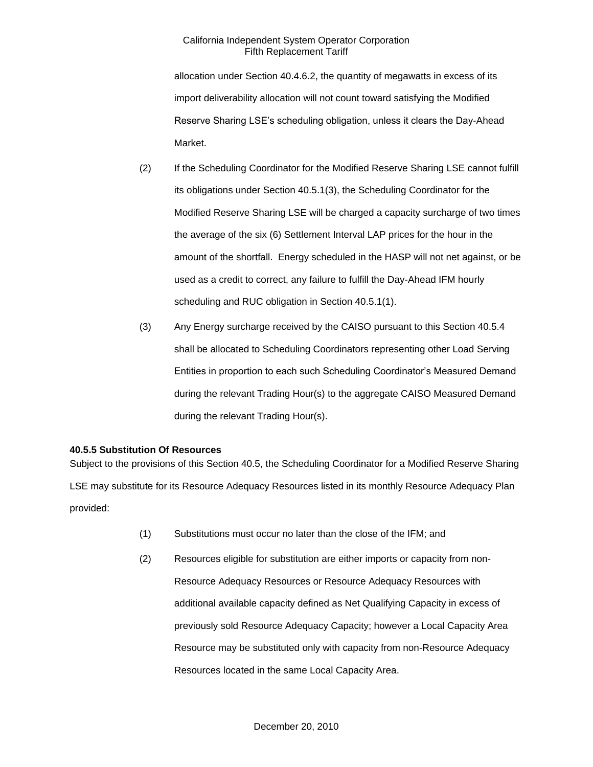allocation under Section 40.4.6.2, the quantity of megawatts in excess of its import deliverability allocation will not count toward satisfying the Modified Reserve Sharing LSE's scheduling obligation, unless it clears the Day-Ahead Market.

(2) If the Scheduling Coordinator for the Modified Reserve Sharing LSE cannot fulfill its obligations under Section 40.5.1(3), the Scheduling Coordinator for the Modified Reserve Sharing LSE will be charged a capacity surcharge of two times the average of the six (6) Settlement Interval LAP prices for the hour in the amount of the shortfall. Energy scheduled in the HASP will not net against, or be used as a credit to correct, any failure to fulfill the Day-Ahead IFM hourly scheduling and RUC obligation in Section 40.5.1(1).

(3) Any Energy surcharge received by the CAISO pursuant to this Section 40.5.4 shall be allocated to Scheduling Coordinators representing other Load Serving Entities in proportion to each such Scheduling Coordinator's Measured Demand during the relevant Trading Hour(s) to the aggregate CAISO Measured Demand during the relevant Trading Hour(s).

**40.5.5 Substitution Of Resources**

Subject to the provisions of this Section 40.5, the Scheduling Coordinator for a Modified Reserve Sharing LSE may substitute for its Resource Adequacy Resources listed in its monthly Resource Adequacy Plan provided:

(1) Substitutions must occur no later than the close of the IFM; and

(2) Resources eligible for substitution are either imports or capacity from non-Resource Adequacy Resources or Resource Adequacy Resources with additional available capacity defined as Net Qualifying Capacity in excess of previously sold Resource Adequacy Capacity; however a Local Capacity Area Resource may be substituted only with capacity from non-Resource Adequacy Resources located in the same Local Capacity Area.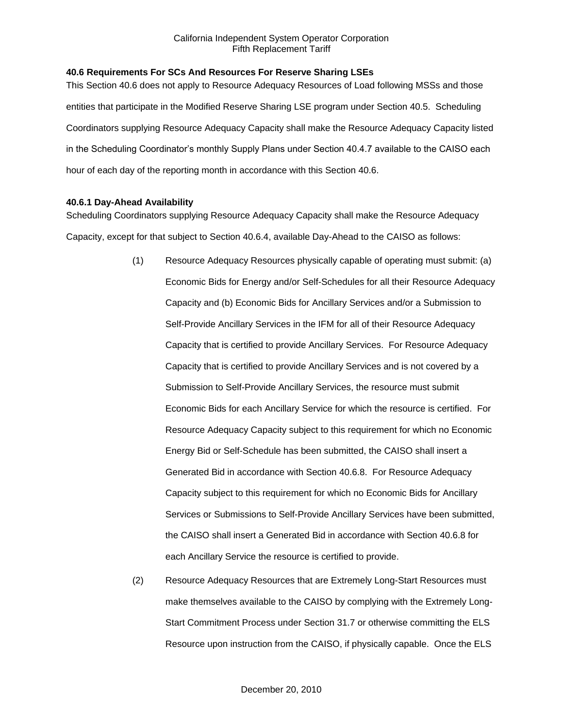### 40.6 Requirements For SCs And Resources For Reserve Sharing LSEs

This Section 40.6 does not apply to Resource Adequacy Resources of Load following MSSs and those entities that participate in the Modified Reserve Sharing LSE program under Section 40.5. Scheduling Coordinators supplying Resource Adequacy Capacity shall make the Resource Adequacy Capacity listed in the Scheduling Coordinator's monthly Supply Plans under Section 40.4.7 available to the CAISO each hour of each day of the reporting month in accordance with this Section 40.6.

### 40.6.1 Day-Ahead Availability

Scheduling Coordinators supplying Resource Adequacy Capacity shall make the Resource Adequacy Capacity, except for that subject to Section 40.6.4, available Day-Ahead to the CAISO as follows:

(1) Resource Adequacy Resources physically capable of operating must submit: (a) Economic Bids for Energy and/or Self-Schedules for all their Resource Adequacy Capacity and (b) Economic Bids for Ancillary Services and/or a Submission to Self-Provide Ancillary Services in the IFM for all of their Resource Adequacy Capacity that is certified to provide Ancillary Services. For Resource Adequacy Capacity that is certified to provide Ancillary Services and is not covered by a Submission to Self-Provide Ancillary Services, the resource must submit Economic Bids for each Ancillary Service for which the resource is certified. For Resource Adequacy Capacity subject to this requirement for which no Economic Energy Bid or Self-Schedule has been submitted, the CAISO shall insert a Generated Bid in accordance with Section 40.6.8. For Resource Adequacy Capacity subject to this requirement for which no Economic Bids for Ancillary Services or Submissions to Self-Provide Ancillary Services have been submitted, the CAISO shall insert a Generated Bid in accordance with Section 40.6.8 for each Ancillary Service the resource is certified to provide.

(2) Resource Adequacy Resources that are Extremely Long-Start Resources must make themselves available to the CAISO by complying with the Extremely Long-Start Commitment Process under Section 31.7 or otherwise committing the ELS Resource upon instruction from the CAISO, if physically capable. Once the ELS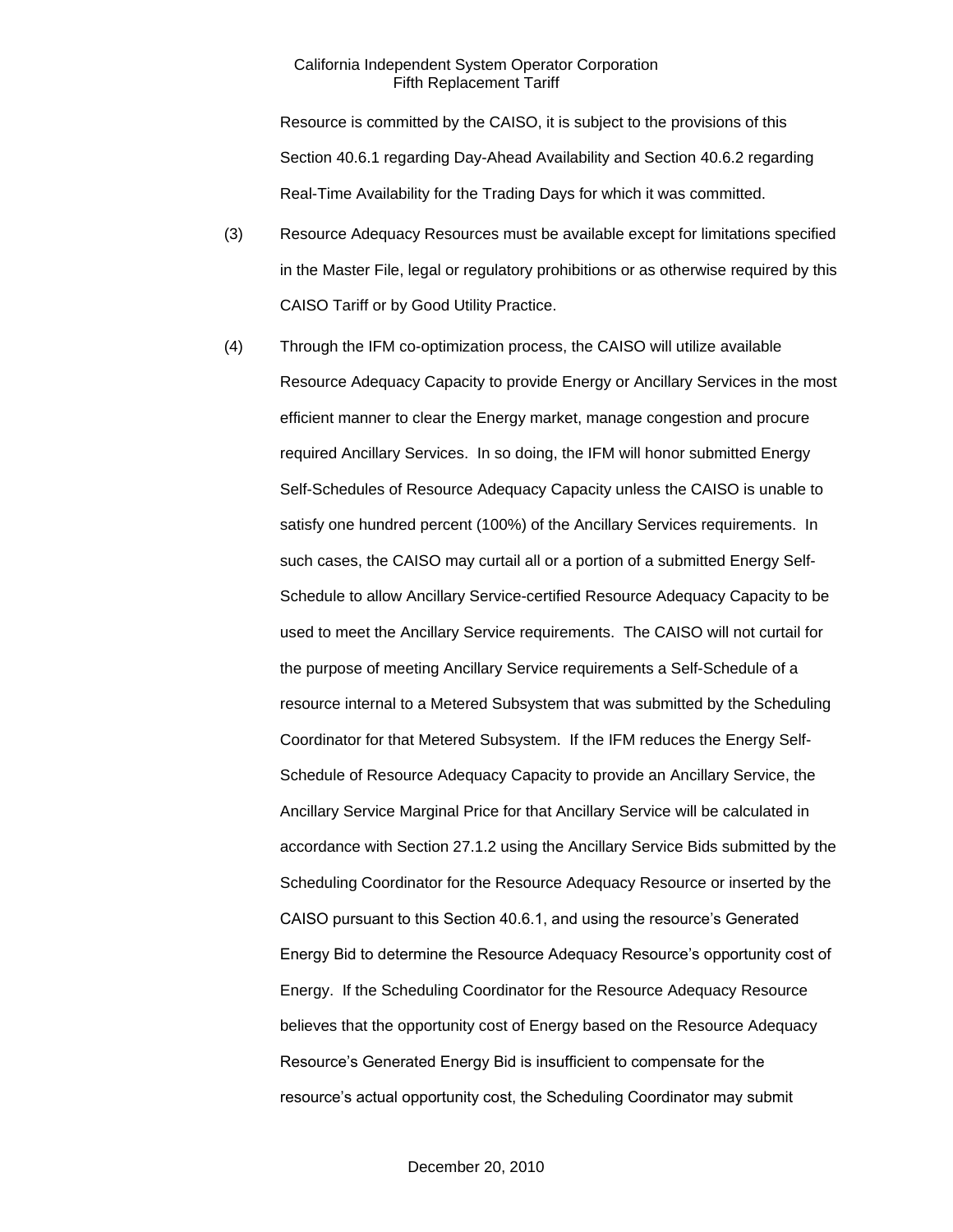Resource is committed by the CAISO, it is subject to the provisions of this Section 40.6.1 regarding Day-Ahead Availability and Section 40.6.2 regarding Real-Time Availability for the Trading Days for which it was committed.

(3) Resource Adequacy Resources must be available except for limitations specified in the Master File, legal or regulatory prohibitions or as otherwise required by this CAISO Tariff or by Good Utility Practice.

(4) Through the IFM co-optimization process, the CAISO will utilize available Resource Adequacy Capacity to provide Energy or Ancillary Services in the most efficient manner to clear the Energy market, manage congestion and procure required Ancillary Services. In so doing, the IFM will honor submitted Energy Self-Schedules of Resource Adequacy Capacity unless the CAISO is unable to satisfy one hundred percent (100%) of the Ancillary Services requirements. In such cases, the CAISO may curtail all or a portion of a submitted Energy Self-Schedule to allow Ancillary Service-certified Resource Adequacy Capacity to be used to meet the Ancillary Service requirements. The CAISO will not curtail for the purpose of meeting Ancillary Service requirements a Self-Schedule of a resource internal to a Metered Subsystem that was submitted by the Scheduling Coordinator for that Metered Subsystem. If the IFM reduces the Energy Self-Schedule of Resource Adequacy Capacity to provide an Ancillary Service, the Ancillary Service Marginal Price for that Ancillary Service will be calculated in accordance with Section 27.1.2 using the Ancillary Service Bids submitted by the Scheduling Coordinator for the Resource Adequacy Resource or inserted by the CAISO pursuant to this Section 40.6.1, and using the resource's Generated Energy Bid to determine the Resource Adequacy Resource's opportunity cost of Energy. If the Scheduling Coordinator for the Resource Adequacy Resource believes that the opportunity cost of Energy based on the Resource Adequacy Resource's Generated Energy Bid is insufficient to compensate for the resource's actual opportunity cost, the Scheduling Coordinator may submit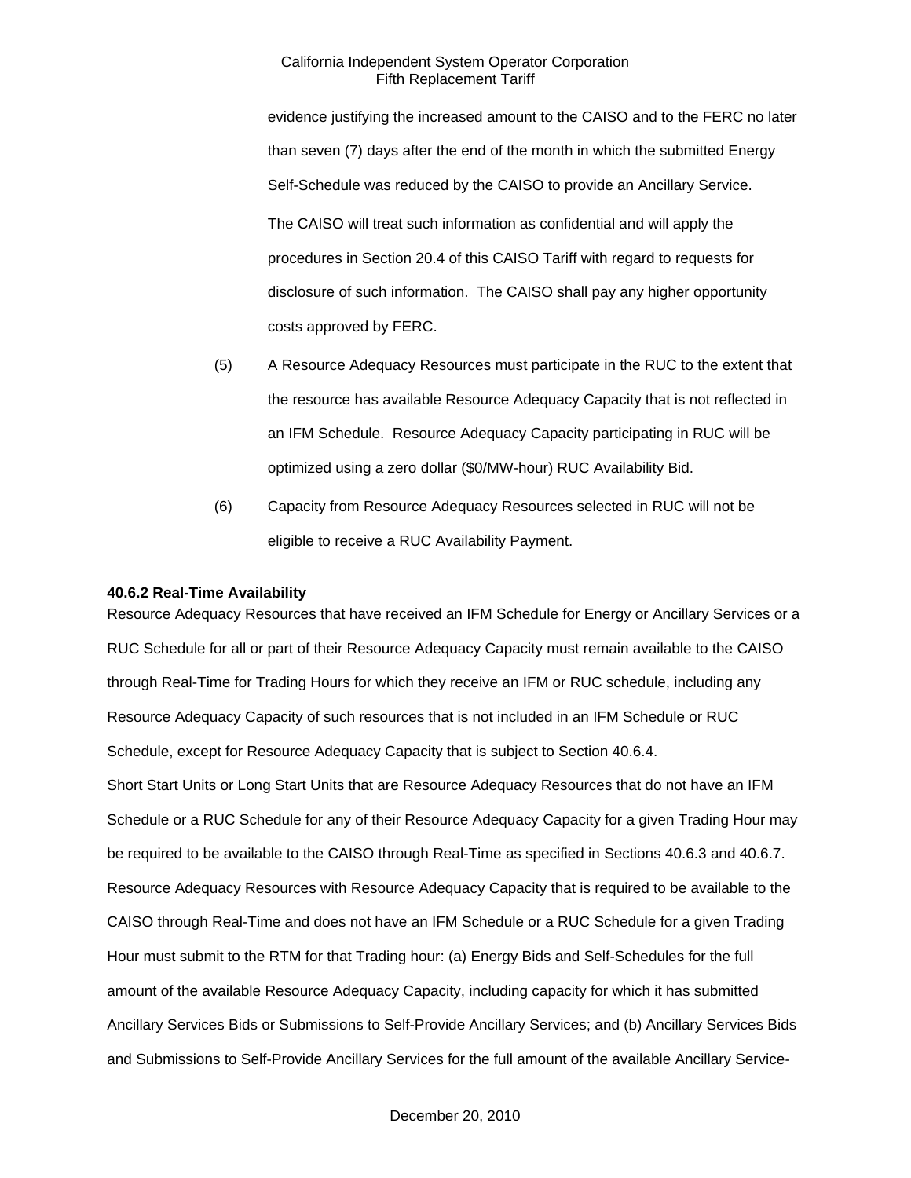evidence justifying the increased amount to the CAISO and to the FERC no later than seven (7) days after the end of the month in which the submitted Energy Self-Schedule was reduced by the CAISO to provide an Ancillary Service.

The CAISO will treat such information as confidential and will apply the procedures in Section 20.4 of this CAISO Tariff with regard to requests for disclosure of such information. The CAISO shall pay any higher opportunity costs approved by FERC.

(5) A Resource Adequacy Resources must participate in the RUC to the extent that the resource has available Resource Adequacy Capacity that is not reflected in an IFM Schedule. Resource Adequacy Capacity participating in RUC will be optimized using a zero dollar ($0/MW-hour) RUC Availability Bid.

(6) Capacity from Resource Adequacy Resources selected in RUC will not be eligible to receive a RUC Availability Payment.

**40.6.2 Real-Time Availability**

Resource Adequacy Resources that have received an IFM Schedule for Energy or Ancillary Services or a RUC Schedule for all or part of their Resource Adequacy Capacity must remain available to the CAISO through Real-Time for Trading Hours for which they receive an IFM or RUC schedule, including any Resource Adequacy Capacity of such resources that is not included in an IFM Schedule or RUC Schedule, except for Resource Adequacy Capacity that is subject to Section 40.6.4.

Short Start Units or Long Start Units that are Resource Adequacy Resources that do not have an IFM Schedule or a RUC Schedule for any of their Resource Adequacy Capacity for a given Trading Hour may be required to be available to the CAISO through Real-Time as specified in Sections 40.6.3 and 40.6.7. Resource Adequacy Resources with Resource Adequacy Capacity that is required to be available to the CAISO through Real-Time and does not have an IFM Schedule or a RUC Schedule for a given Trading Hour must submit to the RTM for that Trading hour: (a) Energy Bids and Self-Schedules for the full amount of the available Resource Adequacy Capacity, including capacity for which it has submitted Ancillary Services Bids or Submissions to Self-Provide Ancillary Services; and (b) Ancillary Services Bids and Submissions to Self-Provide Ancillary Services for the full amount of the available Ancillary Service-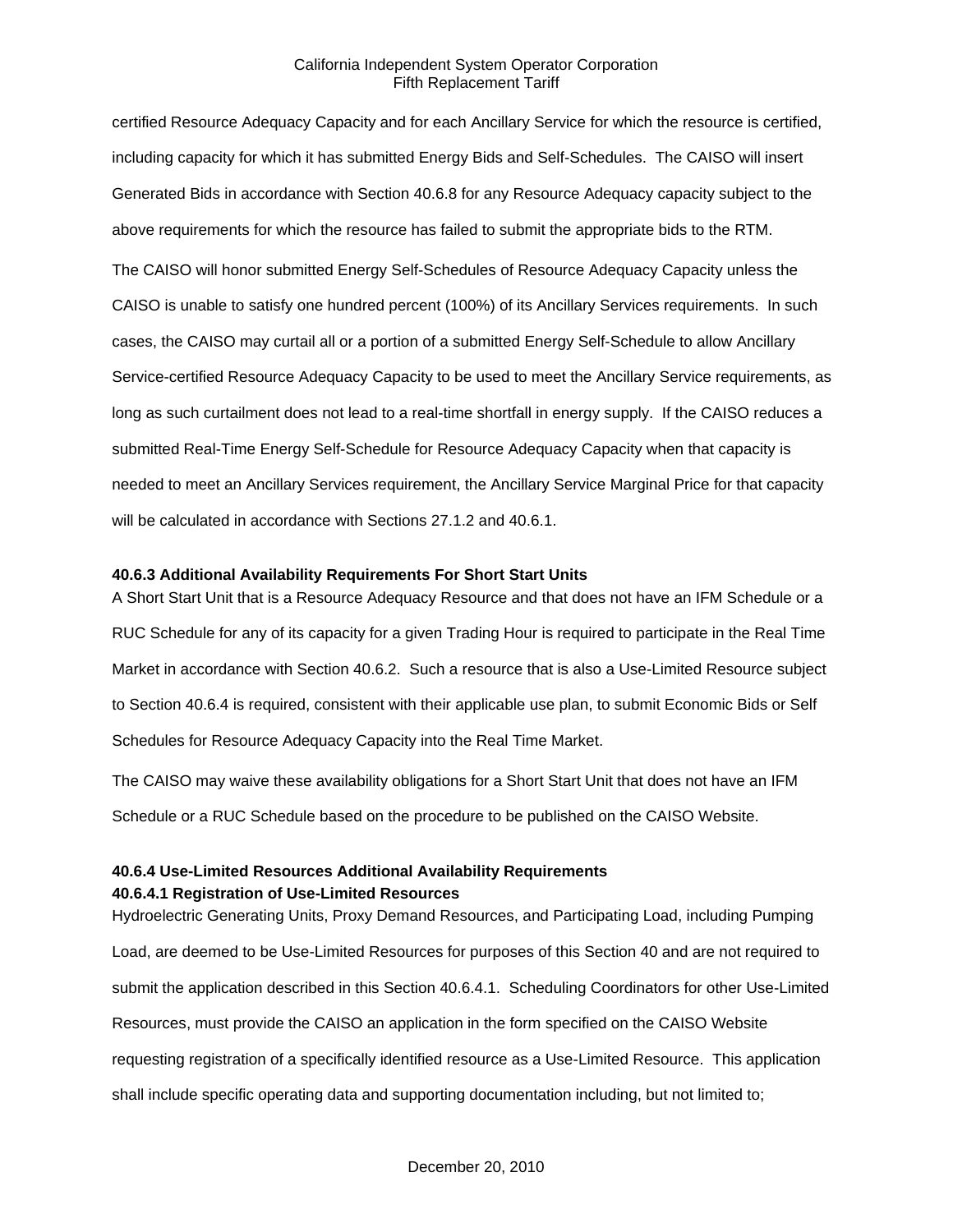certified Resource Adequacy Capacity and for each Ancillary Service for which the resource is certified, including capacity for which it has submitted Energy Bids and Self-Schedules. The CAISO will insert Generated Bids in accordance with Section 40.6.8 for any Resource Adequacy capacity subject to the above requirements for which the resource has failed to submit the appropriate bids to the RTM.

The CAISO will honor submitted Energy Self-Schedules of Resource Adequacy Capacity unless the CAISO is unable to satisfy one hundred percent (100%) of its Ancillary Services requirements. In such cases, the CAISO may curtail all or a portion of a submitted Energy Self-Schedule to allow Ancillary Service-certified Resource Adequacy Capacity to be used to meet the Ancillary Service requirements, as long as such curtailment does not lead to a real-time shortfall in energy supply. If the CAISO reduces a submitted Real-Time Energy Self-Schedule for Resource Adequacy Capacity when that capacity is needed to meet an Ancillary Services requirement, the Ancillary Service Marginal Price for that capacity will be calculated in accordance with Sections 27.1.2 and 40.6.1.

**40.6.3 Additional Availability Requirements For Short Start Units**

A Short Start Unit that is a Resource Adequacy Resource and that does not have an IFM Schedule or a RUC Schedule for any of its capacity for a given Trading Hour is required to participate in the Real Time Market in accordance with Section 40.6.2. Such a resource that is also a Use-Limited Resource subject to Section 40.6.4 is required, consistent with their applicable use plan, to submit Economic Bids or Self Schedules for Resource Adequacy Capacity into the Real Time Market.

The CAISO may waive these availability obligations for a Short Start Unit that does not have an IFM Schedule or a RUC Schedule based on the procedure to be published on the CAISO Website.

**40.6.4 Use-Limited Resources Additional Availability Requirements**

**40.6.4.1 Registration of Use-Limited Resources**

Hydroelectric Generating Units, Proxy Demand Resources, and Participating Load, including Pumping Load, are deemed to be Use-Limited Resources for purposes of this Section 40 and are not required to submit the application described in this Section 40.6.4.1. Scheduling Coordinators for other Use-Limited Resources, must provide the CAISO an application in the form specified on the CAISO Website requesting registration of a specifically identified resource as a Use-Limited Resource. This application shall include specific operating data and supporting documentation including, but not limited to;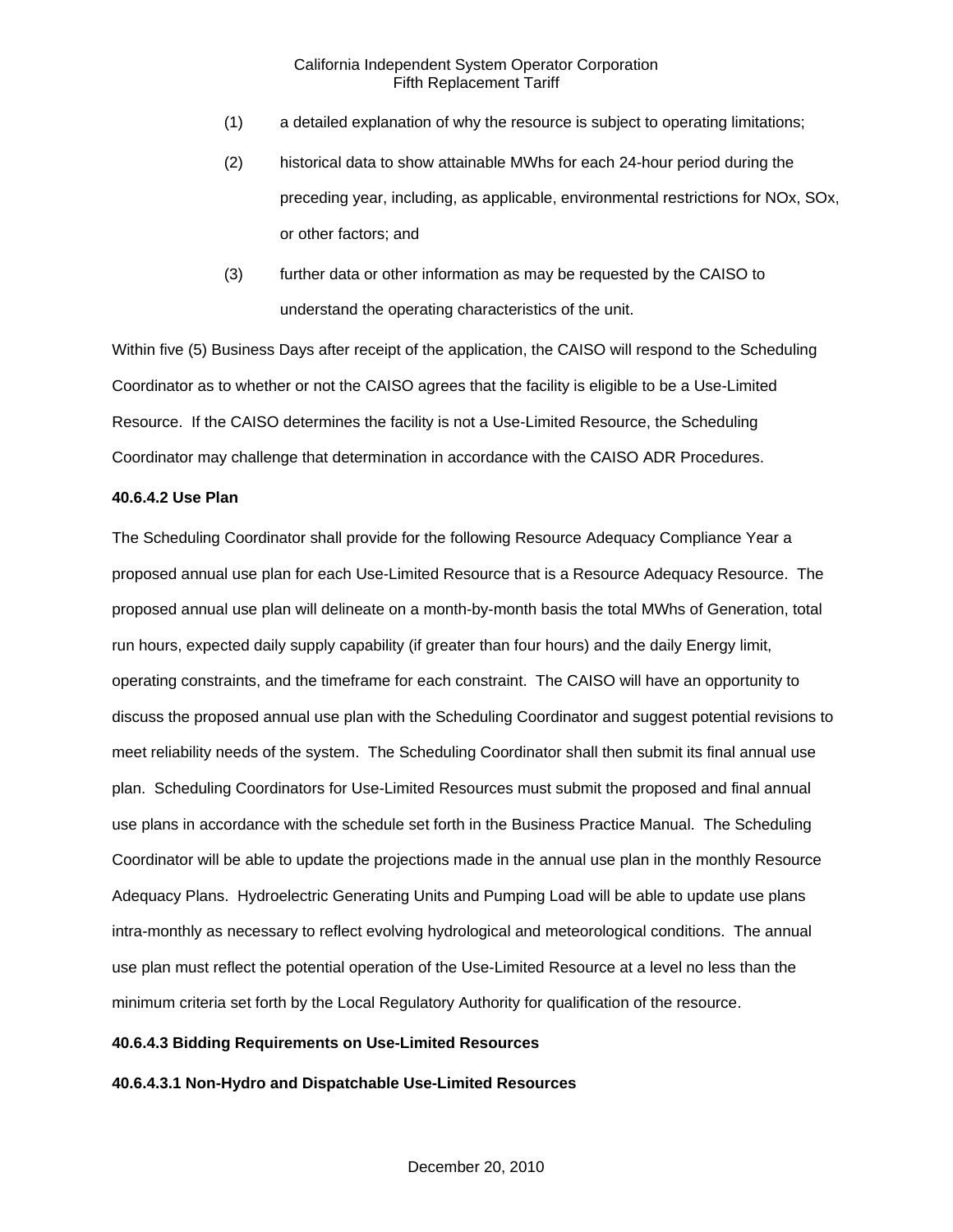(1) a detailed explanation of why the resource is subject to operating limitations;

(2) historical data to show attainable MWhs for each 24-hour period during the preceding year, including, as applicable, environmental restrictions for NOx, SOx, or other factors; and

(3) further data or other information as may be requested by the CAISO to understand the operating characteristics of the unit.

Within five (5) Business Days after receipt of the application, the CAISO will respond to the Scheduling Coordinator as to whether or not the CAISO agrees that the facility is eligible to be a Use-Limited Resource. If the CAISO determines the facility is not a Use-Limited Resource, the Scheduling Coordinator may challenge that determination in accordance with the CAISO ADR Procedures.

**40.6.4.2 Use Plan**

The Scheduling Coordinator shall provide for the following Resource Adequacy Compliance Year a proposed annual use plan for each Use-Limited Resource that is a Resource Adequacy Resource. The proposed annual use plan will delineate on a month-by-month basis the total MWhs of Generation, total run hours, expected daily supply capability (if greater than four hours) and the daily Energy limit, operating constraints, and the timeframe for each constraint. The CAISO will have an opportunity to discuss the proposed annual use plan with the Scheduling Coordinator and suggest potential revisions to meet reliability needs of the system. The Scheduling Coordinator shall then submit its final annual use plan. Scheduling Coordinators for Use-Limited Resources must submit the proposed and final annual use plans in accordance with the schedule set forth in the Business Practice Manual. The Scheduling Coordinator will be able to update the projections made in the annual use plan in the monthly Resource Adequacy Plans. Hydroelectric Generating Units and Pumping Load will be able to update use plans intra-monthly as necessary to reflect evolving hydrological and meteorological conditions. The annual use plan must reflect the potential operation of the Use-Limited Resource at a level no less than the minimum criteria set forth by the Local Regulatory Authority for qualification of the resource.

**40.6.4.3 Bidding Requirements on Use-Limited Resources**

**40.6.4.3.1 Non-Hydro and Dispatchable Use-Limited Resources**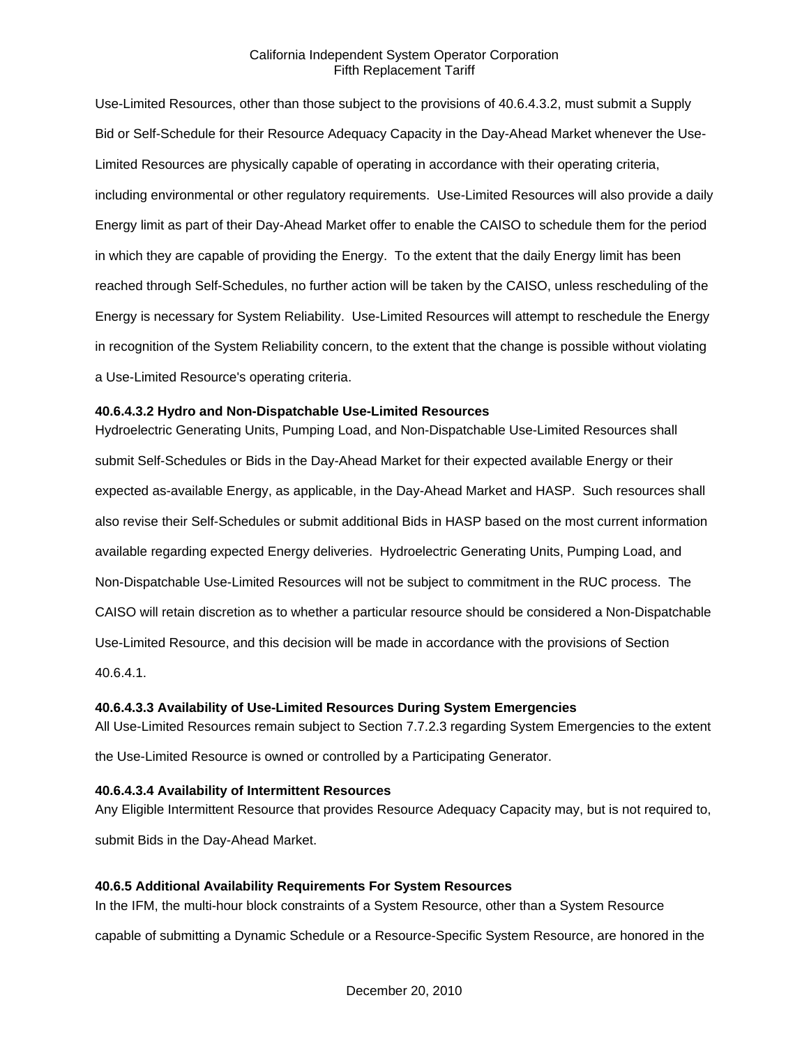Use-Limited Resources, other than those subject to the provisions of 40.6.4.3.2, must submit a Supply Bid or Self-Schedule for their Resource Adequacy Capacity in the Day-Ahead Market whenever the Use-Limited Resources are physically capable of operating in accordance with their operating criteria, including environmental or other regulatory requirements. Use-Limited Resources will also provide a daily Energy limit as part of their Day-Ahead Market offer to enable the CAISO to schedule them for the period in which they are capable of providing the Energy. To the extent that the daily Energy limit has been reached through Self-Schedules, no further action will be taken by the CAISO, unless rescheduling of the Energy is necessary for System Reliability. Use-Limited Resources will attempt to reschedule the Energy in recognition of the System Reliability concern, to the extent that the change is possible without violating a Use-Limited Resource's operating criteria.

**40.6.4.3.2 Hydro and Non-Dispatchable Use-Limited Resources**

Hydroelectric Generating Units, Pumping Load, and Non-Dispatchable Use-Limited Resources shall submit Self-Schedules or Bids in the Day-Ahead Market for their expected available Energy or their expected as-available Energy, as applicable, in the Day-Ahead Market and HASP. Such resources shall also revise their Self-Schedules or submit additional Bids in HASP based on the most current information available regarding expected Energy deliveries. Hydroelectric Generating Units, Pumping Load, and Non-Dispatchable Use-Limited Resources will not be subject to commitment in the RUC process. The CAISO will retain discretion as to whether a particular resource should be considered a Non-Dispatchable Use-Limited Resource, and this decision will be made in accordance with the provisions of Section 40.6.4.1.

**40.6.4.3.3 Availability of Use-Limited Resources During System Emergencies**

All Use-Limited Resources remain subject to Section 7.7.2.3 regarding System Emergencies to the extent the Use-Limited Resource is owned or controlled by a Participating Generator.

**40.6.4.3.4 Availability of Intermittent Resources**

Any Eligible Intermittent Resource that provides Resource Adequacy Capacity may, but is not required to, submit Bids in the Day-Ahead Market.

**40.6.5 Additional Availability Requirements For System Resources**

In the IFM, the multi-hour block constraints of a System Resource, other than a System Resource capable of submitting a Dynamic Schedule or a Resource-Specific System Resource, are honored in the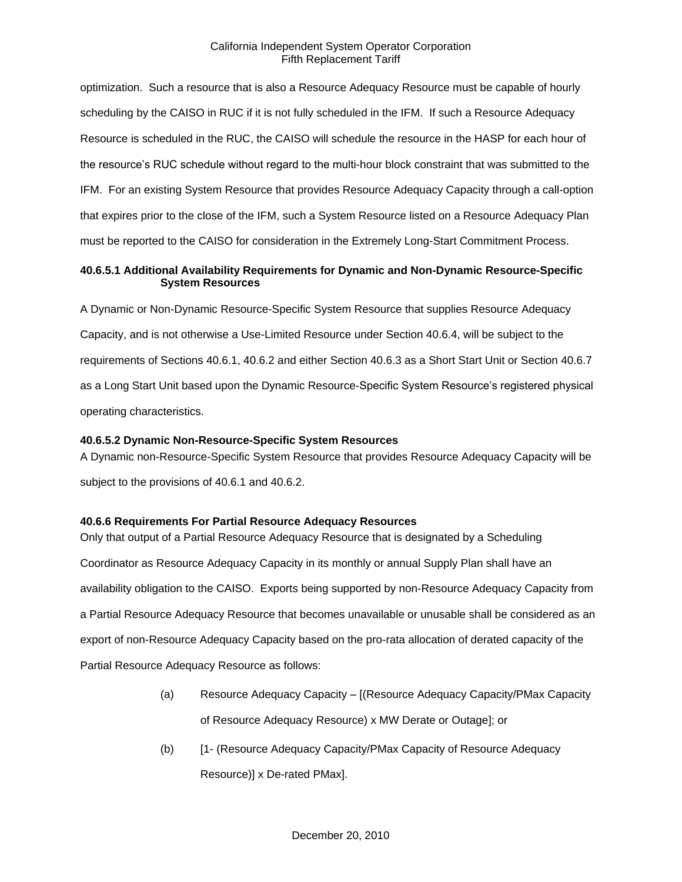optimization. Such a resource that is also a Resource Adequacy Resource must be capable of hourly scheduling by the CAISO in RUC if it is not fully scheduled in the IFM. If such a Resource Adequacy Resource is scheduled in the RUC, the CAISO will schedule the resource in the HASP for each hour of the resource's RUC schedule without regard to the multi-hour block constraint that was submitted to the IFM. For an existing System Resource that provides Resource Adequacy Capacity through a call-option that expires prior to the close of the IFM, such a System Resource listed on a Resource Adequacy Plan must be reported to the CAISO for consideration in the Extremely Long-Start Commitment Process.

**40.6.5.1 Additional Availability Requirements for Dynamic and Non-Dynamic Resource-Specific System Resources**

A Dynamic or Non-Dynamic Resource-Specific System Resource that supplies Resource Adequacy Capacity, and is not otherwise a Use-Limited Resource under Section 40.6.4, will be subject to the requirements of Sections 40.6.1, 40.6.2 and either Section 40.6.3 as a Short Start Unit or Section 40.6.7 as a Long Start Unit based upon the Dynamic Resource-Specific System Resource's registered physical operating characteristics.

**40.6.5.2 Dynamic Non-Resource-Specific System Resources**

A Dynamic non-Resource-Specific System Resource that provides Resource Adequacy Capacity will be subject to the provisions of 40.6.1 and 40.6.2.

**40.6.6 Requirements For Partial Resource Adequacy Resources**

Only that output of a Partial Resource Adequacy Resource that is designated by a Scheduling Coordinator as Resource Adequacy Capacity in its monthly or annual Supply Plan shall have an availability obligation to the CAISO. Exports being supported by non-Resource Adequacy Capacity from a Partial Resource Adequacy Resource that becomes unavailable or unusable shall be considered as an export of non-Resource Adequacy Capacity based on the pro-rata allocation of derated capacity of the Partial Resource Adequacy Resource as follows:

(a) Resource Adequacy Capacity – [(Resource Adequacy Capacity/PMax Capacity of Resource Adequacy Resource) x MW Derate or Outage]; or

(b) [1- (Resource Adequacy Capacity/PMax Capacity of Resource Adequacy Resource)] x De-rated PMax].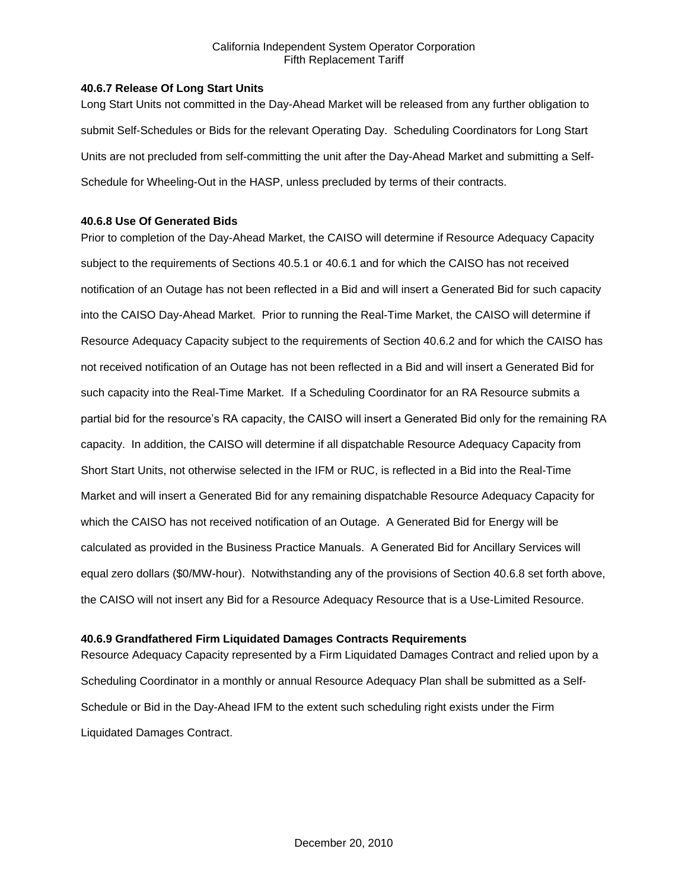### 40.6.7 Release Of Long Start Units

Long Start Units not committed in the Day-Ahead Market will be released from any further obligation to submit Self-Schedules or Bids for the relevant Operating Day. Scheduling Coordinators for Long Start Units are not precluded from self-committing the unit after the Day-Ahead Market and submitting a Self-Schedule for Wheeling-Out in the HASP, unless precluded by terms of their contracts.

### 40.6.8 Use Of Generated Bids

Prior to completion of the Day-Ahead Market, the CAISO will determine if Resource Adequacy Capacity subject to the requirements of Sections 40.5.1 or 40.6.1 and for which the CAISO has not received notification of an Outage has not been reflected in a Bid and will insert a Generated Bid for such capacity into the CAISO Day-Ahead Market. Prior to running the Real-Time Market, the CAISO will determine if Resource Adequacy Capacity subject to the requirements of Section 40.6.2 and for which the CAISO has not received notification of an Outage has not been reflected in a Bid and will insert a Generated Bid for such capacity into the Real-Time Market. If a Scheduling Coordinator for an RA Resource submits a partial bid for the resource's RA capacity, the CAISO will insert a Generated Bid only for the remaining RA capacity. In addition, the CAISO will determine if all dispatchable Resource Adequacy Capacity from Short Start Units, not otherwise selected in the IFM or RUC, is reflected in a Bid into the Real-Time Market and will insert a Generated Bid for any remaining dispatchable Resource Adequacy Capacity for which the CAISO has not received notification of an Outage. A Generated Bid for Energy will be calculated as provided in the Business Practice Manuals. A Generated Bid for Ancillary Services will equal zero dollars ($0/MW-hour). Notwithstanding any of the provisions of Section 40.6.8 set forth above, the CAISO will not insert any Bid for a Resource Adequacy Resource that is a Use-Limited Resource.

### 40.6.9 Grandfathered Firm Liquidated Damages Contracts Requirements

Resource Adequacy Capacity represented by a Firm Liquidated Damages Contract and relied upon by a Scheduling Coordinator in a monthly or annual Resource Adequacy Plan shall be submitted as a Self-Schedule or Bid in the Day-Ahead IFM to the extent such scheduling right exists under the Firm Liquidated Damages Contract.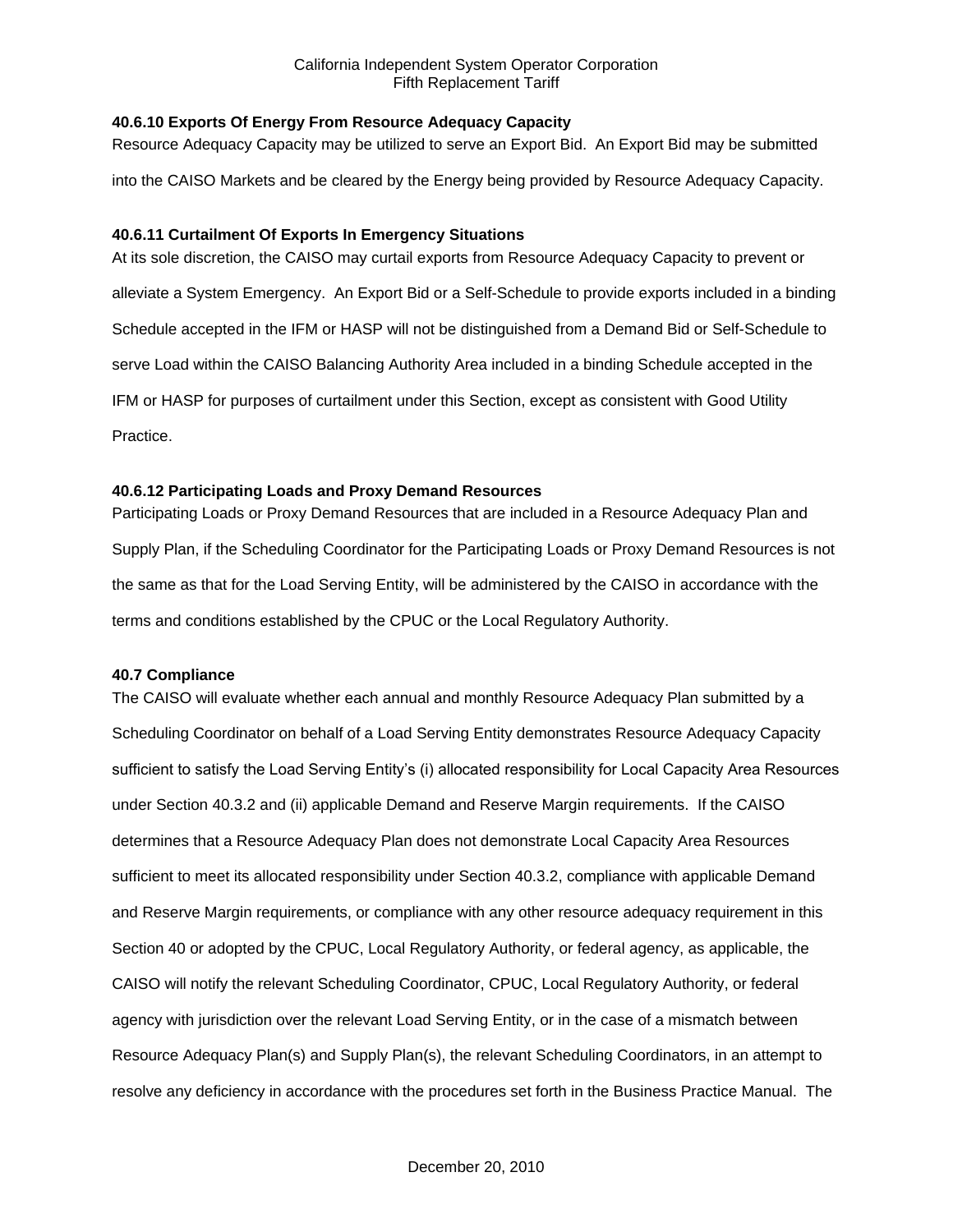**40.6.10 Exports Of Energy From Resource Adequacy Capacity**

Resource Adequacy Capacity may be utilized to serve an Export Bid. An Export Bid may be submitted into the CAISO Markets and be cleared by the Energy being provided by Resource Adequacy Capacity.

**40.6.11 Curtailment Of Exports In Emergency Situations**

At its sole discretion, the CAISO may curtail exports from Resource Adequacy Capacity to prevent or alleviate a System Emergency. An Export Bid or a Self-Schedule to provide exports included in a binding Schedule accepted in the IFM or HASP will not be distinguished from a Demand Bid or Self-Schedule to serve Load within the CAISO Balancing Authority Area included in a binding Schedule accepted in the IFM or HASP for purposes of curtailment under this Section, except as consistent with Good Utility Practice.

**40.6.12 Participating Loads and Proxy Demand Resources**

Participating Loads or Proxy Demand Resources that are included in a Resource Adequacy Plan and Supply Plan, if the Scheduling Coordinator for the Participating Loads or Proxy Demand Resources is not the same as that for the Load Serving Entity, will be administered by the CAISO in accordance with the terms and conditions established by the CPUC or the Local Regulatory Authority.

**40.7 Compliance**

The CAISO will evaluate whether each annual and monthly Resource Adequacy Plan submitted by a Scheduling Coordinator on behalf of a Load Serving Entity demonstrates Resource Adequacy Capacity sufficient to satisfy the Load Serving Entity's (i) allocated responsibility for Local Capacity Area Resources under Section 40.3.2 and (ii) applicable Demand and Reserve Margin requirements. If the CAISO determines that a Resource Adequacy Plan does not demonstrate Local Capacity Area Resources sufficient to meet its allocated responsibility under Section 40.3.2, compliance with applicable Demand and Reserve Margin requirements, or compliance with any other resource adequacy requirement in this Section 40 or adopted by the CPUC, Local Regulatory Authority, or federal agency, as applicable, the CAISO will notify the relevant Scheduling Coordinator, CPUC, Local Regulatory Authority, or federal agency with jurisdiction over the relevant Load Serving Entity, or in the case of a mismatch between Resource Adequacy Plan(s) and Supply Plan(s), the relevant Scheduling Coordinators, in an attempt to resolve any deficiency in accordance with the procedures set forth in the Business Practice Manual. The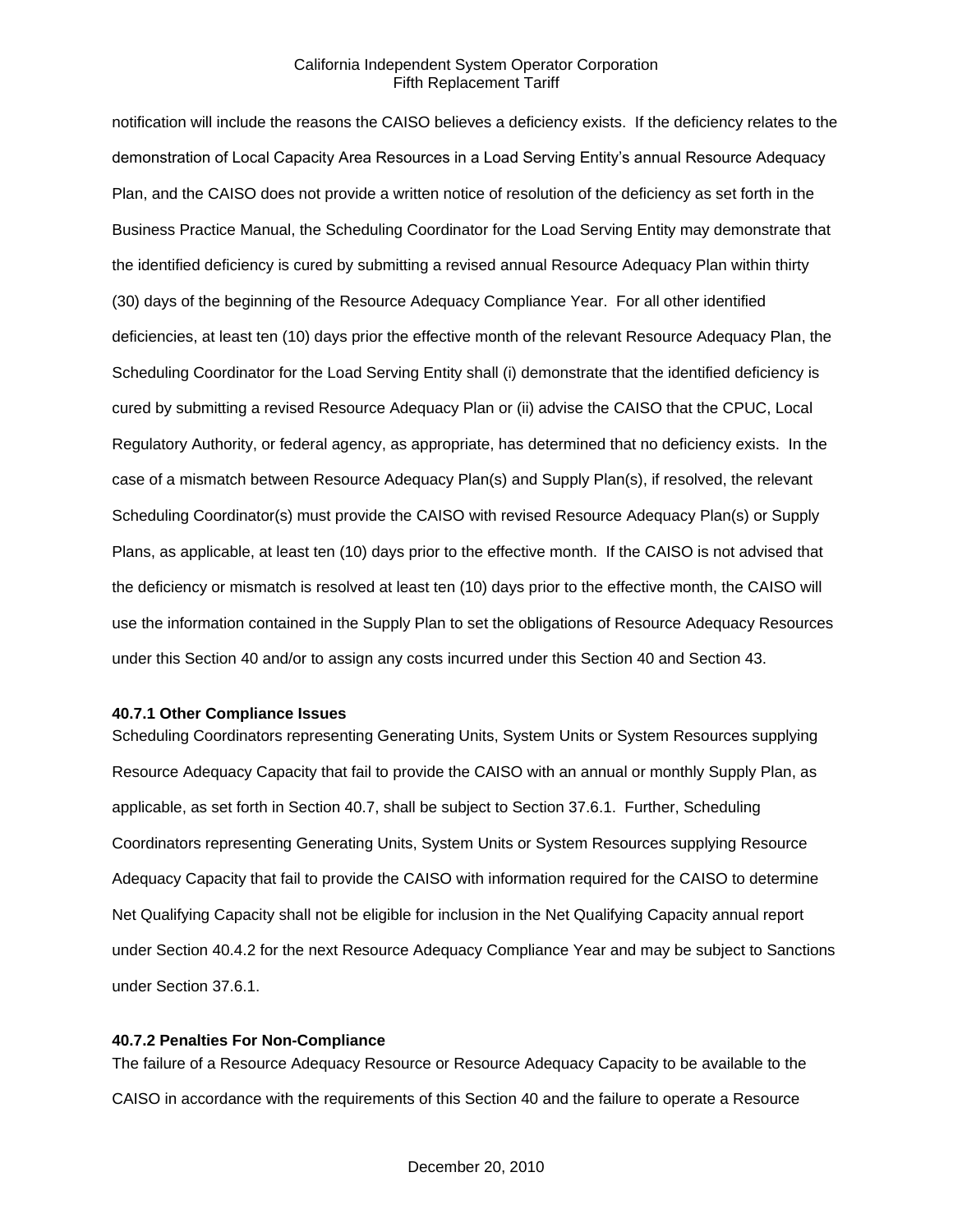notification will include the reasons the CAISO believes a deficiency exists. If the deficiency relates to the demonstration of Local Capacity Area Resources in a Load Serving Entity's annual Resource Adequacy Plan, and the CAISO does not provide a written notice of resolution of the deficiency as set forth in the Business Practice Manual, the Scheduling Coordinator for the Load Serving Entity may demonstrate that the identified deficiency is cured by submitting a revised annual Resource Adequacy Plan within thirty (30) days of the beginning of the Resource Adequacy Compliance Year. For all other identified deficiencies, at least ten (10) days prior the effective month of the relevant Resource Adequacy Plan, the Scheduling Coordinator for the Load Serving Entity shall (i) demonstrate that the identified deficiency is cured by submitting a revised Resource Adequacy Plan or (ii) advise the CAISO that the CPUC, Local Regulatory Authority, or federal agency, as appropriate, has determined that no deficiency exists. In the case of a mismatch between Resource Adequacy Plan(s) and Supply Plan(s), if resolved, the relevant Scheduling Coordinator(s) must provide the CAISO with revised Resource Adequacy Plan(s) or Supply Plans, as applicable, at least ten (10) days prior to the effective month. If the CAISO is not advised that the deficiency or mismatch is resolved at least ten (10) days prior to the effective month, the CAISO will use the information contained in the Supply Plan to set the obligations of Resource Adequacy Resources under this Section 40 and/or to assign any costs incurred under this Section 40 and Section 43.

**40.7.1 Other Compliance Issues**

Scheduling Coordinators representing Generating Units, System Units or System Resources supplying Resource Adequacy Capacity that fail to provide the CAISO with an annual or monthly Supply Plan, as applicable, as set forth in Section 40.7, shall be subject to Section 37.6.1. Further, Scheduling Coordinators representing Generating Units, System Units or System Resources supplying Resource Adequacy Capacity that fail to provide the CAISO with information required for the CAISO to determine Net Qualifying Capacity shall not be eligible for inclusion in the Net Qualifying Capacity annual report under Section 40.4.2 for the next Resource Adequacy Compliance Year and may be subject to Sanctions under Section 37.6.1.

**40.7.2 Penalties For Non-Compliance**

The failure of a Resource Adequacy Resource or Resource Adequacy Capacity to be available to the CAISO in accordance with the requirements of this Section 40 and the failure to operate a Resource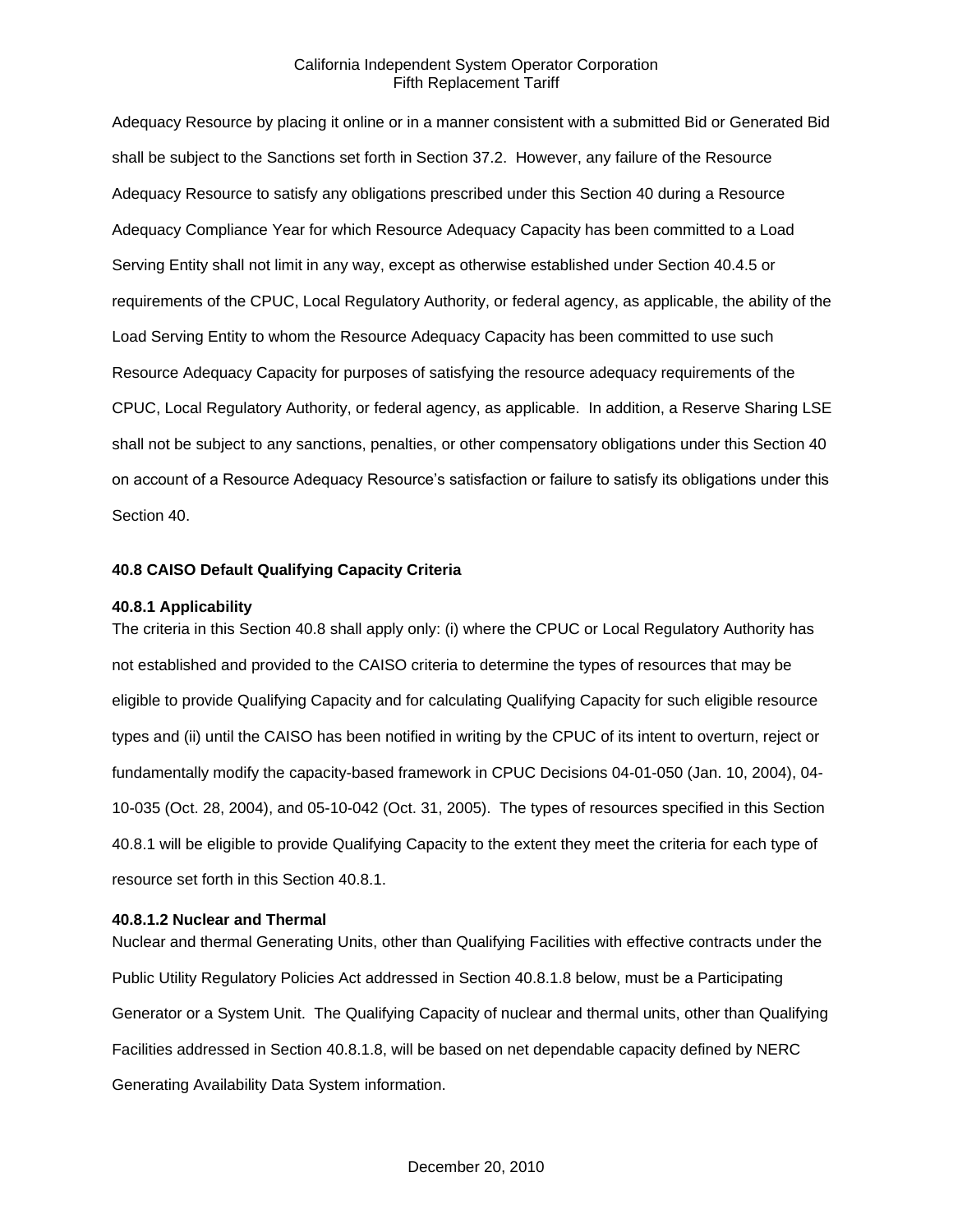Adequacy Resource by placing it online or in a manner consistent with a submitted Bid or Generated Bid shall be subject to the Sanctions set forth in Section 37.2. However, any failure of the Resource Adequacy Resource to satisfy any obligations prescribed under this Section 40 during a Resource Adequacy Compliance Year for which Resource Adequacy Capacity has been committed to a Load Serving Entity shall not limit in any way, except as otherwise established under Section 40.4.5 or requirements of the CPUC, Local Regulatory Authority, or federal agency, as applicable, the ability of the Load Serving Entity to whom the Resource Adequacy Capacity has been committed to use such Resource Adequacy Capacity for purposes of satisfying the resource adequacy requirements of the CPUC, Local Regulatory Authority, or federal agency, as applicable. In addition, a Reserve Sharing LSE shall not be subject to any sanctions, penalties, or other compensatory obligations under this Section 40 on account of a Resource Adequacy Resource's satisfaction or failure to satisfy its obligations under this Section 40.

### 40.8 CAISO Default Qualifying Capacity Criteria

#### 40.8.1 Applicability

The criteria in this Section 40.8 shall apply only: (i) where the CPUC or Local Regulatory Authority has not established and provided to the CAISO criteria to determine the types of resources that may be eligible to provide Qualifying Capacity and for calculating Qualifying Capacity for such eligible resource types and (ii) until the CAISO has been notified in writing by the CPUC of its intent to overturn, reject or fundamentally modify the capacity-based framework in CPUC Decisions 04-01-050 (Jan. 10, 2004), 04-10-035 (Oct. 28, 2004), and 05-10-042 (Oct. 31, 2005). The types of resources specified in this Section 40.8.1 will be eligible to provide Qualifying Capacity to the extent they meet the criteria for each type of resource set forth in this Section 40.8.1.

#### 40.8.1.2 Nuclear and Thermal

Nuclear and thermal Generating Units, other than Qualifying Facilities with effective contracts under the Public Utility Regulatory Policies Act addressed in Section 40.8.1.8 below, must be a Participating Generator or a System Unit. The Qualifying Capacity of nuclear and thermal units, other than Qualifying Facilities addressed in Section 40.8.1.8, will be based on net dependable capacity defined by NERC Generating Availability Data System information.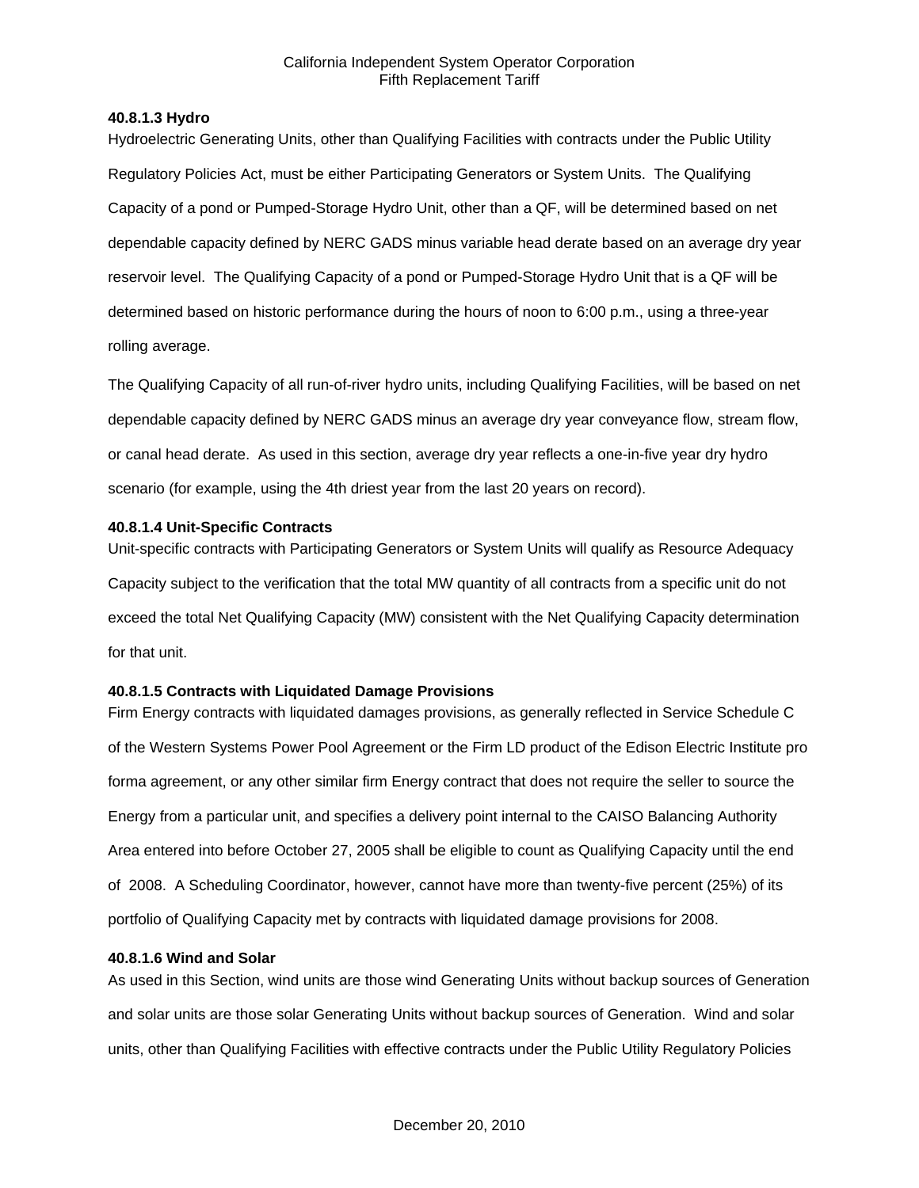**40.8.1.3 Hydro**

Hydroelectric Generating Units, other than Qualifying Facilities with contracts under the Public Utility Regulatory Policies Act, must be either Participating Generators or System Units. The Qualifying Capacity of a pond or Pumped-Storage Hydro Unit, other than a QF, will be determined based on net dependable capacity defined by NERC GADS minus variable head derate based on an average dry year reservoir level. The Qualifying Capacity of a pond or Pumped-Storage Hydro Unit that is a QF will be determined based on historic performance during the hours of noon to 6:00 p.m., using a three-year rolling average.

The Qualifying Capacity of all run-of-river hydro units, including Qualifying Facilities, will be based on net dependable capacity defined by NERC GADS minus an average dry year conveyance flow, stream flow, or canal head derate. As used in this section, average dry year reflects a one-in-five year dry hydro scenario (for example, using the 4th driest year from the last 20 years on record).

**40.8.1.4 Unit-Specific Contracts**

Unit-specific contracts with Participating Generators or System Units will qualify as Resource Adequacy Capacity subject to the verification that the total MW quantity of all contracts from a specific unit do not exceed the total Net Qualifying Capacity (MW) consistent with the Net Qualifying Capacity determination for that unit.

**40.8.1.5 Contracts with Liquidated Damage Provisions**

Firm Energy contracts with liquidated damages provisions, as generally reflected in Service Schedule C of the Western Systems Power Pool Agreement or the Firm LD product of the Edison Electric Institute pro forma agreement, or any other similar firm Energy contract that does not require the seller to source the Energy from a particular unit, and specifies a delivery point internal to the CAISO Balancing Authority Area entered into before October 27, 2005 shall be eligible to count as Qualifying Capacity until the end of 2008. A Scheduling Coordinator, however, cannot have more than twenty-five percent (25%) of its portfolio of Qualifying Capacity met by contracts with liquidated damage provisions for 2008.

**40.8.1.6 Wind and Solar**

As used in this Section, wind units are those wind Generating Units without backup sources of Generation and solar units are those solar Generating Units without backup sources of Generation. Wind and solar units, other than Qualifying Facilities with effective contracts under the Public Utility Regulatory Policies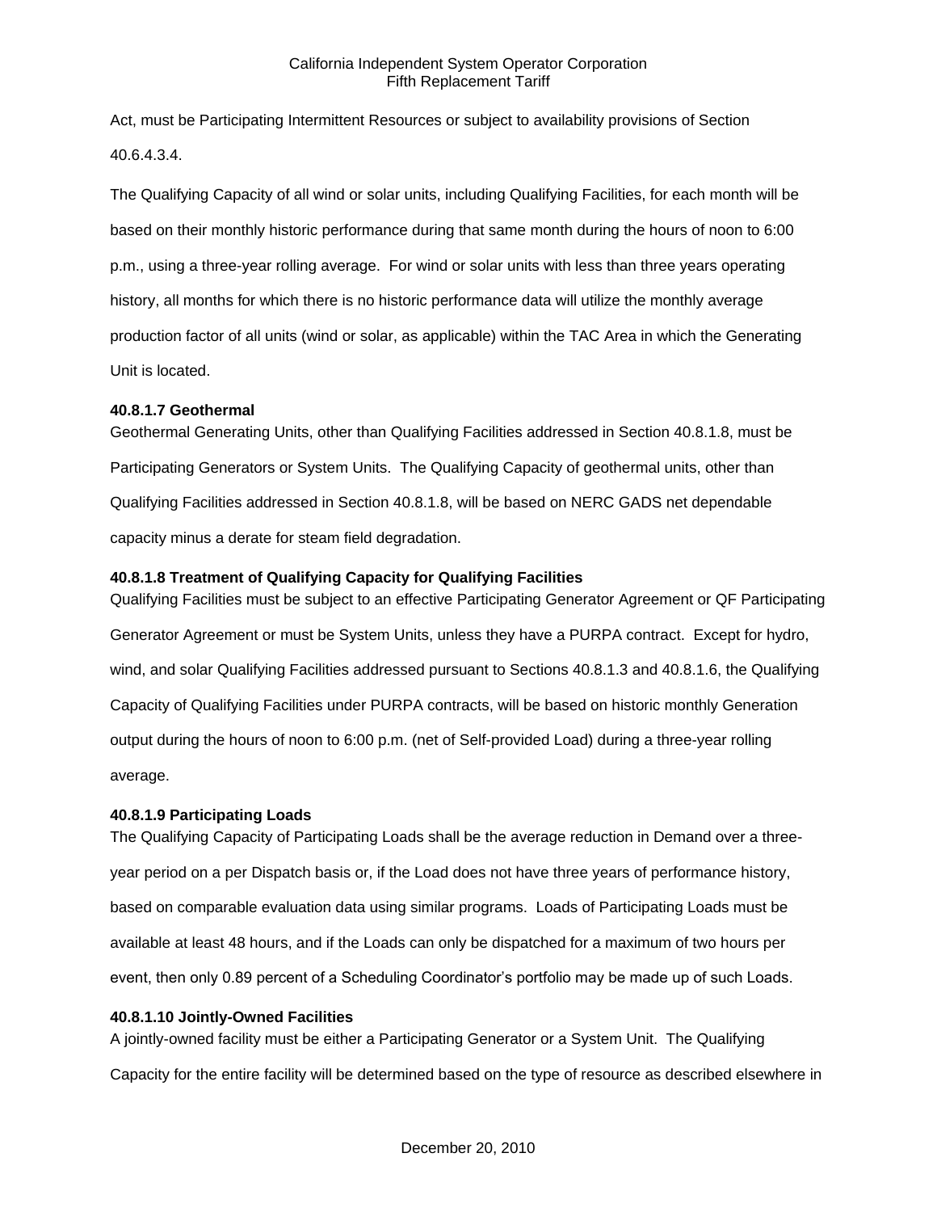Act, must be Participating Intermittent Resources or subject to availability provisions of Section 40.6.4.3.4.

The Qualifying Capacity of all wind or solar units, including Qualifying Facilities, for each month will be based on their monthly historic performance during that same month during the hours of noon to 6:00 p.m., using a three-year rolling average. For wind or solar units with less than three years operating history, all months for which there is no historic performance data will utilize the monthly average production factor of all units (wind or solar, as applicable) within the TAC Area in which the Generating Unit is located.

**40.8.1.7 Geothermal**

Geothermal Generating Units, other than Qualifying Facilities addressed in Section 40.8.1.8, must be Participating Generators or System Units. The Qualifying Capacity of geothermal units, other than Qualifying Facilities addressed in Section 40.8.1.8, will be based on NERC GADS net dependable capacity minus a derate for steam field degradation.

**40.8.1.8 Treatment of Qualifying Capacity for Qualifying Facilities**

Qualifying Facilities must be subject to an effective Participating Generator Agreement or QF Participating Generator Agreement or must be System Units, unless they have a PURPA contract. Except for hydro, wind, and solar Qualifying Facilities addressed pursuant to Sections 40.8.1.3 and 40.8.1.6, the Qualifying Capacity of Qualifying Facilities under PURPA contracts, will be based on historic monthly Generation output during the hours of noon to 6:00 p.m. (net of Self-provided Load) during a three-year rolling average.

**40.8.1.9 Participating Loads**

The Qualifying Capacity of Participating Loads shall be the average reduction in Demand over a three-year period on a per Dispatch basis or, if the Load does not have three years of performance history, based on comparable evaluation data using similar programs. Loads of Participating Loads must be available at least 48 hours, and if the Loads can only be dispatched for a maximum of two hours per event, then only 0.89 percent of a Scheduling Coordinator's portfolio may be made up of such Loads.

**40.8.1.10 Jointly-Owned Facilities**

A jointly-owned facility must be either a Participating Generator or a System Unit. The Qualifying Capacity for the entire facility will be determined based on the type of resource as described elsewhere in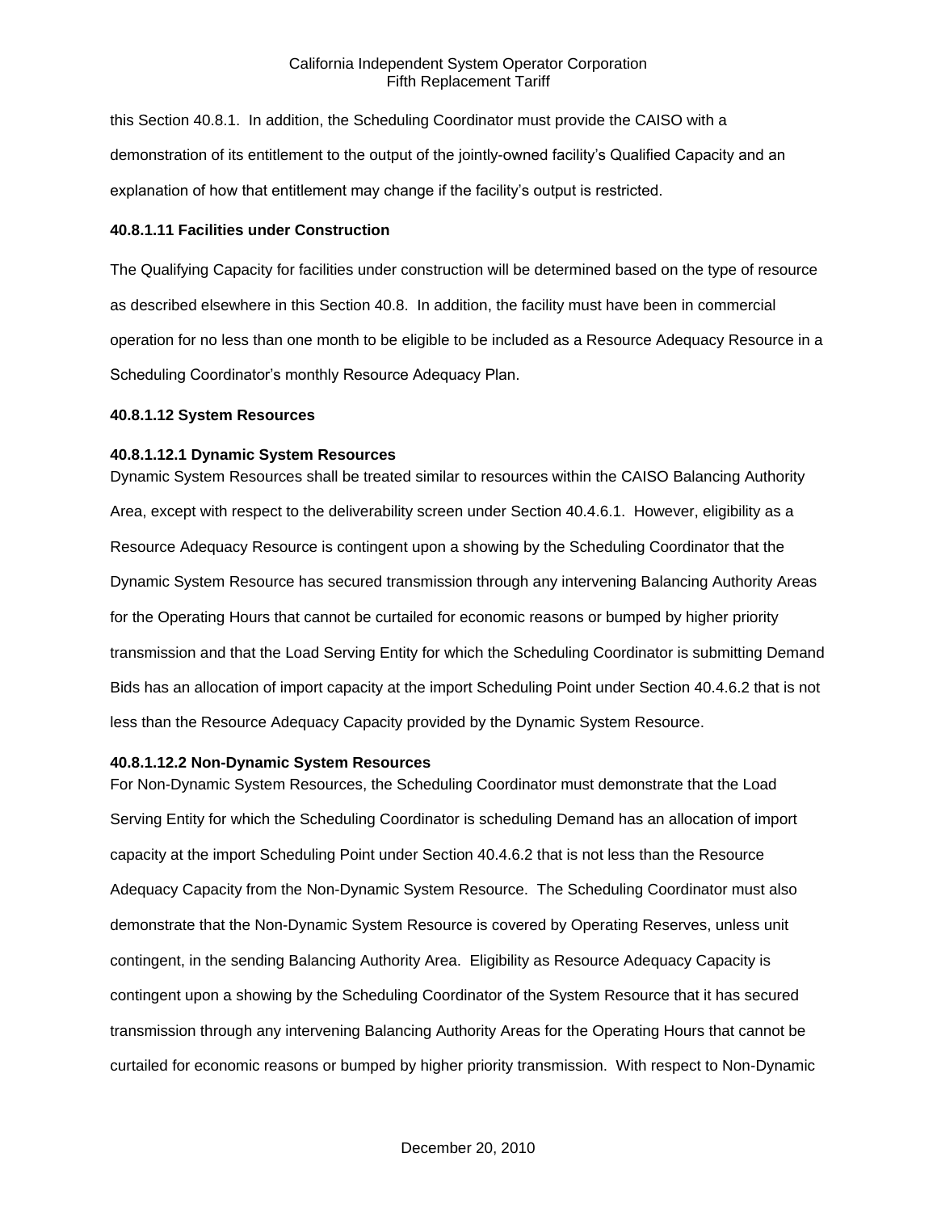this Section 40.8.1. In addition, the Scheduling Coordinator must provide the CAISO with a demonstration of its entitlement to the output of the jointly-owned facility's Qualified Capacity and an explanation of how that entitlement may change if the facility's output is restricted.

**40.8.1.11 Facilities under Construction**

The Qualifying Capacity for facilities under construction will be determined based on the type of resource as described elsewhere in this Section 40.8. In addition, the facility must have been in commercial operation for no less than one month to be eligible to be included as a Resource Adequacy Resource in a Scheduling Coordinator's monthly Resource Adequacy Plan.

**40.8.1.12 System Resources**

**40.8.1.12.1 Dynamic System Resources**

Dynamic System Resources shall be treated similar to resources within the CAISO Balancing Authority Area, except with respect to the deliverability screen under Section 40.4.6.1. However, eligibility as a Resource Adequacy Resource is contingent upon a showing by the Scheduling Coordinator that the Dynamic System Resource has secured transmission through any intervening Balancing Authority Areas for the Operating Hours that cannot be curtailed for economic reasons or bumped by higher priority transmission and that the Load Serving Entity for which the Scheduling Coordinator is submitting Demand Bids has an allocation of import capacity at the import Scheduling Point under Section 40.4.6.2 that is not less than the Resource Adequacy Capacity provided by the Dynamic System Resource.

**40.8.1.12.2 Non-Dynamic System Resources**

For Non-Dynamic System Resources, the Scheduling Coordinator must demonstrate that the Load Serving Entity for which the Scheduling Coordinator is scheduling Demand has an allocation of import capacity at the import Scheduling Point under Section 40.4.6.2 that is not less than the Resource Adequacy Capacity from the Non-Dynamic System Resource. The Scheduling Coordinator must also demonstrate that the Non-Dynamic System Resource is covered by Operating Reserves, unless unit contingent, in the sending Balancing Authority Area. Eligibility as Resource Adequacy Capacity is contingent upon a showing by the Scheduling Coordinator of the System Resource that it has secured transmission through any intervening Balancing Authority Areas for the Operating Hours that cannot be curtailed for economic reasons or bumped by higher priority transmission. With respect to Non-Dynamic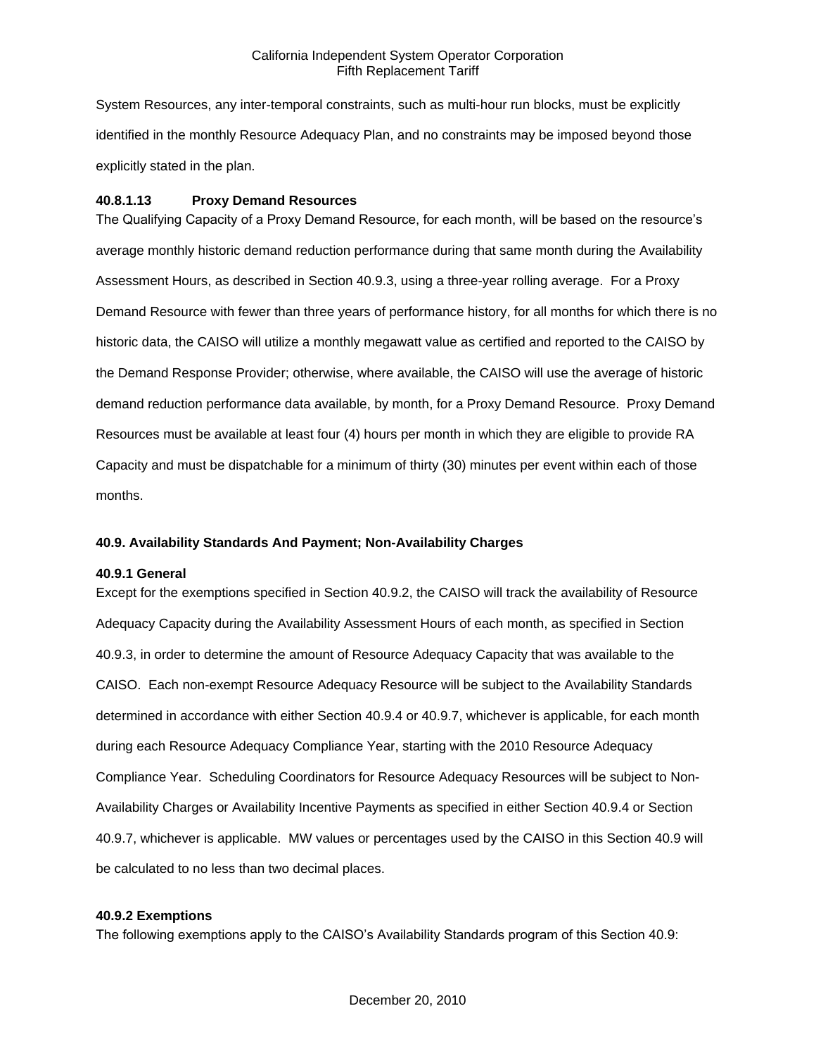System Resources, any inter-temporal constraints, such as multi-hour run blocks, must be explicitly identified in the monthly Resource Adequacy Plan, and no constraints may be imposed beyond those explicitly stated in the plan.

#### 40.8.1.13 Proxy Demand Resources

The Qualifying Capacity of a Proxy Demand Resource, for each month, will be based on the resource's average monthly historic demand reduction performance during that same month during the Availability Assessment Hours, as described in Section 40.9.3, using a three-year rolling average. For a Proxy Demand Resource with fewer than three years of performance history, for all months for which there is no historic data, the CAISO will utilize a monthly megawatt value as certified and reported to the CAISO by the Demand Response Provider; otherwise, where available, the CAISO will use the average of historic demand reduction performance data available, by month, for a Proxy Demand Resource. Proxy Demand Resources must be available at least four (4) hours per month in which they are eligible to provide RA Capacity and must be dispatchable for a minimum of thirty (30) minutes per event within each of those months.

## 40.9. Availability Standards And Payment; Non-Availability Charges

### 40.9.1 General

Except for the exemptions specified in Section 40.9.2, the CAISO will track the availability of Resource Adequacy Capacity during the Availability Assessment Hours of each month, as specified in Section 40.9.3, in order to determine the amount of Resource Adequacy Capacity that was available to the CAISO. Each non-exempt Resource Adequacy Resource will be subject to the Availability Standards determined in accordance with either Section 40.9.4 or 40.9.7, whichever is applicable, for each month during each Resource Adequacy Compliance Year, starting with the 2010 Resource Adequacy Compliance Year. Scheduling Coordinators for Resource Adequacy Resources will be subject to Non-Availability Charges or Availability Incentive Payments as specified in either Section 40.9.4 or Section 40.9.7, whichever is applicable. MW values or percentages used by the CAISO in this Section 40.9 will be calculated to no less than two decimal places.

### 40.9.2 Exemptions

The following exemptions apply to the CAISO's Availability Standards program of this Section 40.9: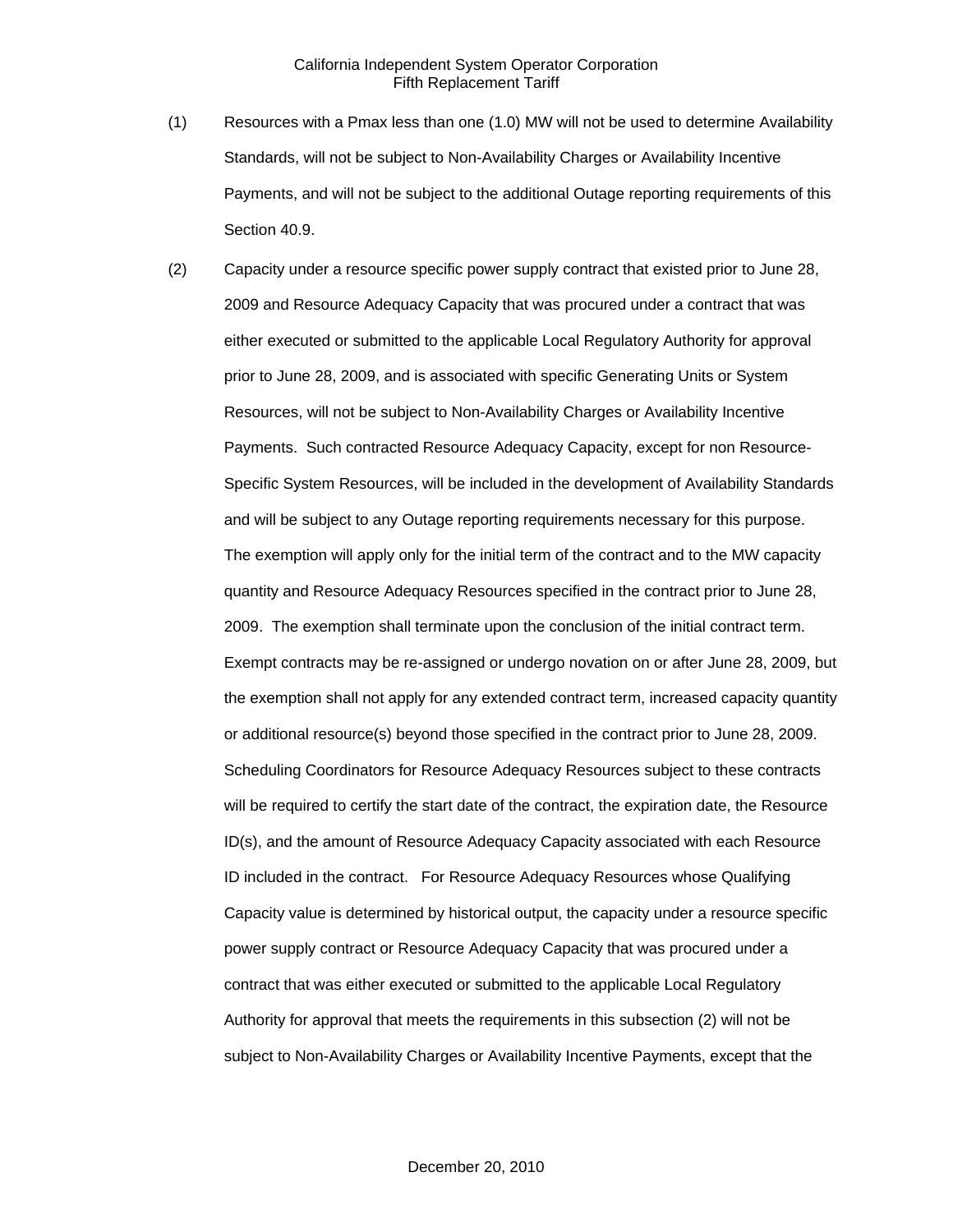(1) Resources with a Pmax less than one (1.0) MW will not be used to determine Availability Standards, will not be subject to Non-Availability Charges or Availability Incentive Payments, and will not be subject to the additional Outage reporting requirements of this Section 40.9.

(2) Capacity under a resource specific power supply contract that existed prior to June 28, 2009 and Resource Adequacy Capacity that was procured under a contract that was either executed or submitted to the applicable Local Regulatory Authority for approval prior to June 28, 2009, and is associated with specific Generating Units or System Resources, will not be subject to Non-Availability Charges or Availability Incentive Payments. Such contracted Resource Adequacy Capacity, except for non Resource-Specific System Resources, will be included in the development of Availability Standards and will be subject to any Outage reporting requirements necessary for this purpose. The exemption will apply only for the initial term of the contract and to the MW capacity quantity and Resource Adequacy Resources specified in the contract prior to June 28, 2009. The exemption shall terminate upon the conclusion of the initial contract term. Exempt contracts may be re-assigned or undergo novation on or after June 28, 2009, but the exemption shall not apply for any extended contract term, increased capacity quantity or additional resource(s) beyond those specified in the contract prior to June 28, 2009. Scheduling Coordinators for Resource Adequacy Resources subject to these contracts will be required to certify the start date of the contract, the expiration date, the Resource ID(s), and the amount of Resource Adequacy Capacity associated with each Resource ID included in the contract. For Resource Adequacy Resources whose Qualifying Capacity value is determined by historical output, the capacity under a resource specific power supply contract or Resource Adequacy Capacity that was procured under a contract that was either executed or submitted to the applicable Local Regulatory Authority for approval that meets the requirements in this subsection (2) will not be subject to Non-Availability Charges or Availability Incentive Payments, except that the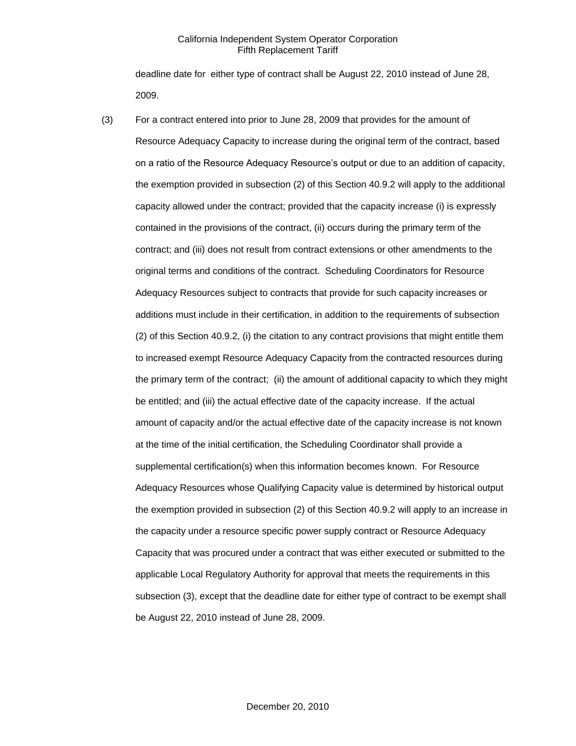deadline date for either type of contract shall be August 22, 2010 instead of June 28, 2009.

(3) For a contract entered into prior to June 28, 2009 that provides for the amount of Resource Adequacy Capacity to increase during the original term of the contract, based on a ratio of the Resource Adequacy Resource's output or due to an addition of capacity, the exemption provided in subsection (2) of this Section 40.9.2 will apply to the additional capacity allowed under the contract; provided that the capacity increase (i) is expressly contained in the provisions of the contract, (ii) occurs during the primary term of the contract; and (iii) does not result from contract extensions or other amendments to the original terms and conditions of the contract. Scheduling Coordinators for Resource Adequacy Resources subject to contracts that provide for such capacity increases or additions must include in their certification, in addition to the requirements of subsection (2) of this Section 40.9.2, (i) the citation to any contract provisions that might entitle them to increased exempt Resource Adequacy Capacity from the contracted resources during the primary term of the contract; (ii) the amount of additional capacity to which they might be entitled; and (iii) the actual effective date of the capacity increase. If the actual amount of capacity and/or the actual effective date of the capacity increase is not known at the time of the initial certification, the Scheduling Coordinator shall provide a supplemental certification(s) when this information becomes known. For Resource Adequacy Resources whose Qualifying Capacity value is determined by historical output the exemption provided in subsection (2) of this Section 40.9.2 will apply to an increase in the capacity under a resource specific power supply contract or Resource Adequacy Capacity that was procured under a contract that was either executed or submitted to the applicable Local Regulatory Authority for approval that meets the requirements in this subsection (3), except that the deadline date for either type of contract to be exempt shall be August 22, 2010 instead of June 28, 2009.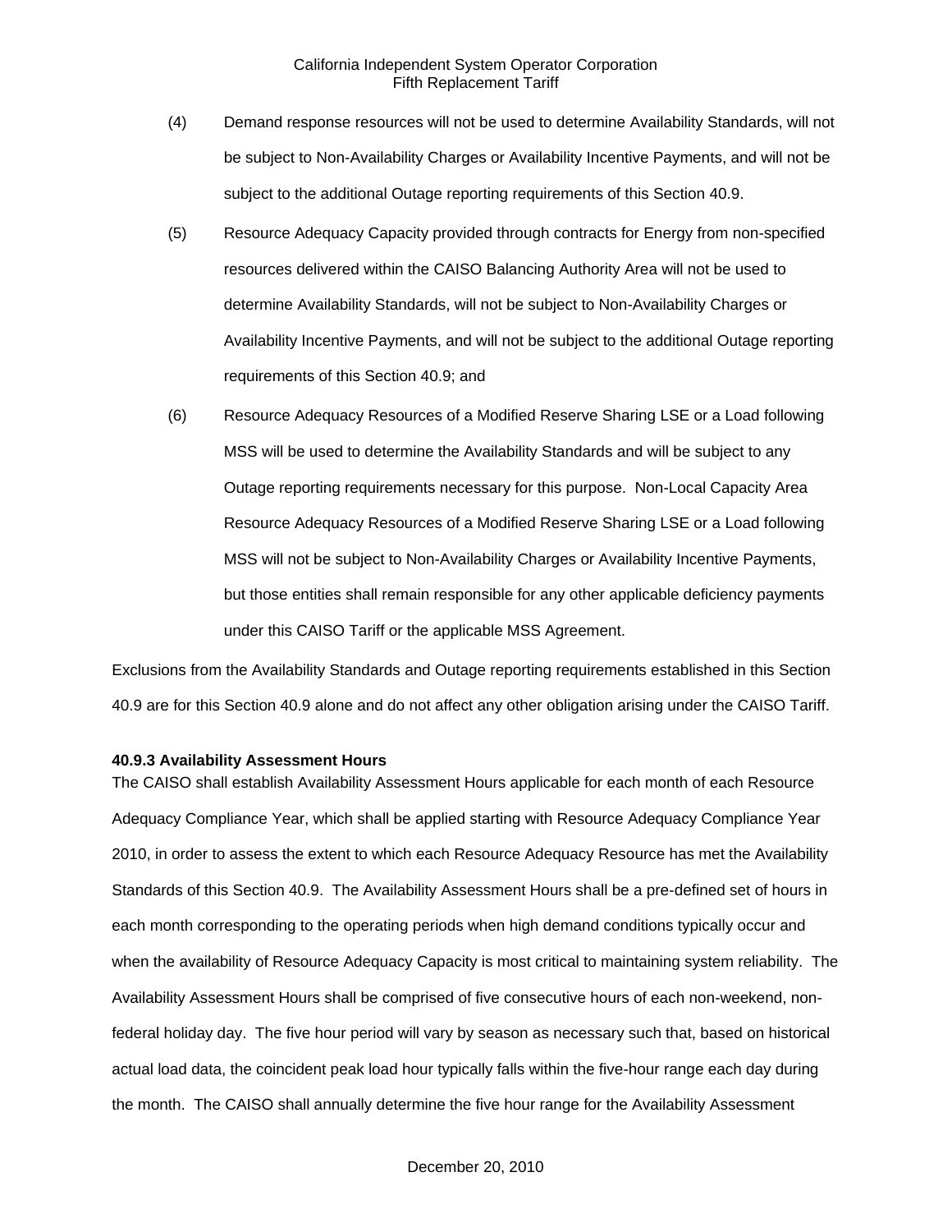(4) Demand response resources will not be used to determine Availability Standards, will not be subject to Non-Availability Charges or Availability Incentive Payments, and will not be subject to the additional Outage reporting requirements of this Section 40.9.

(5) Resource Adequacy Capacity provided through contracts for Energy from non-specified resources delivered within the CAISO Balancing Authority Area will not be used to determine Availability Standards, will not be subject to Non-Availability Charges or Availability Incentive Payments, and will not be subject to the additional Outage reporting requirements of this Section 40.9; and

(6) Resource Adequacy Resources of a Modified Reserve Sharing LSE or a Load following MSS will be used to determine the Availability Standards and will be subject to any Outage reporting requirements necessary for this purpose. Non-Local Capacity Area Resource Adequacy Resources of a Modified Reserve Sharing LSE or a Load following MSS will not be subject to Non-Availability Charges or Availability Incentive Payments, but those entities shall remain responsible for any other applicable deficiency payments under this CAISO Tariff or the applicable MSS Agreement.

Exclusions from the Availability Standards and Outage reporting requirements established in this Section 40.9 are for this Section 40.9 alone and do not affect any other obligation arising under the CAISO Tariff.

**40.9.3 Availability Assessment Hours**

The CAISO shall establish Availability Assessment Hours applicable for each month of each Resource Adequacy Compliance Year, which shall be applied starting with Resource Adequacy Compliance Year 2010, in order to assess the extent to which each Resource Adequacy Resource has met the Availability Standards of this Section 40.9. The Availability Assessment Hours shall be a pre-defined set of hours in each month corresponding to the operating periods when high demand conditions typically occur and when the availability of Resource Adequacy Capacity is most critical to maintaining system reliability. The Availability Assessment Hours shall be comprised of five consecutive hours of each non-weekend, non-federal holiday day. The five hour period will vary by season as necessary such that, based on historical actual load data, the coincident peak load hour typically falls within the five-hour range each day during the month. The CAISO shall annually determine the five hour range for the Availability Assessment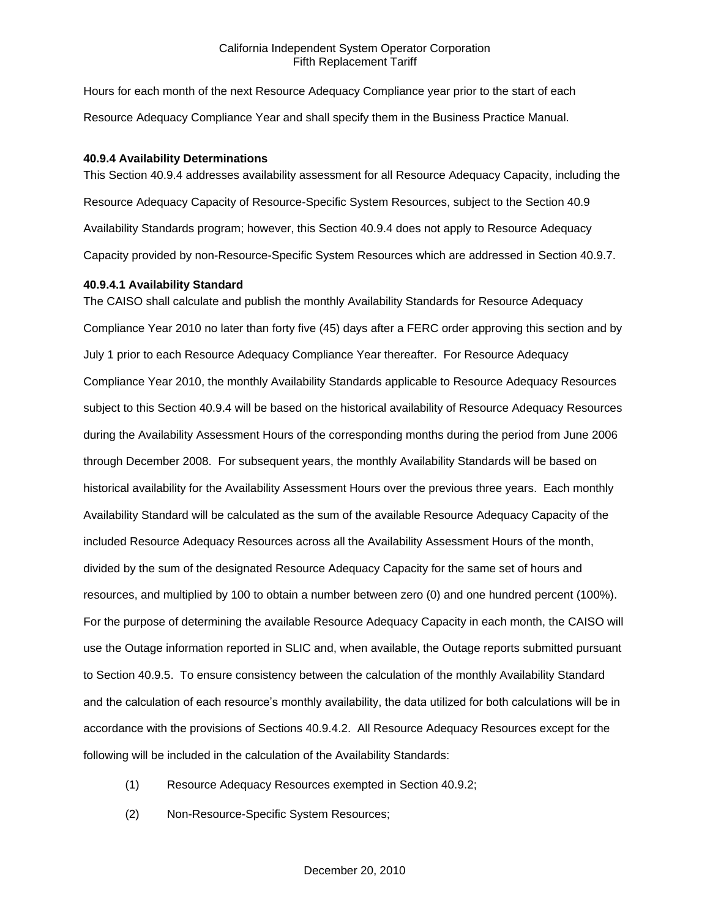Hours for each month of the next Resource Adequacy Compliance year prior to the start of each Resource Adequacy Compliance Year and shall specify them in the Business Practice Manual.

### 40.9.4 Availability Determinations

This Section 40.9.4 addresses availability assessment for all Resource Adequacy Capacity, including the Resource Adequacy Capacity of Resource-Specific System Resources, subject to the Section 40.9 Availability Standards program; however, this Section 40.9.4 does not apply to Resource Adequacy Capacity provided by non-Resource-Specific System Resources which are addressed in Section 40.9.7.

#### 40.9.4.1 Availability Standard

The CAISO shall calculate and publish the monthly Availability Standards for Resource Adequacy Compliance Year 2010 no later than forty five (45) days after a FERC order approving this section and by July 1 prior to each Resource Adequacy Compliance Year thereafter. For Resource Adequacy Compliance Year 2010, the monthly Availability Standards applicable to Resource Adequacy Resources subject to this Section 40.9.4 will be based on the historical availability of Resource Adequacy Resources during the Availability Assessment Hours of the corresponding months during the period from June 2006 through December 2008. For subsequent years, the monthly Availability Standards will be based on historical availability for the Availability Assessment Hours over the previous three years. Each monthly Availability Standard will be calculated as the sum of the available Resource Adequacy Capacity of the included Resource Adequacy Resources across all the Availability Assessment Hours of the month, divided by the sum of the designated Resource Adequacy Capacity for the same set of hours and resources, and multiplied by 100 to obtain a number between zero (0) and one hundred percent (100%). For the purpose of determining the available Resource Adequacy Capacity in each month, the CAISO will use the Outage information reported in SLIC and, when available, the Outage reports submitted pursuant to Section 40.9.5. To ensure consistency between the calculation of the monthly Availability Standard and the calculation of each resource's monthly availability, the data utilized for both calculations will be in accordance with the provisions of Sections 40.9.4.2. All Resource Adequacy Resources except for the following will be included in the calculation of the Availability Standards:

(1) Resource Adequacy Resources exempted in Section 40.9.2;

(2) Non-Resource-Specific System Resources;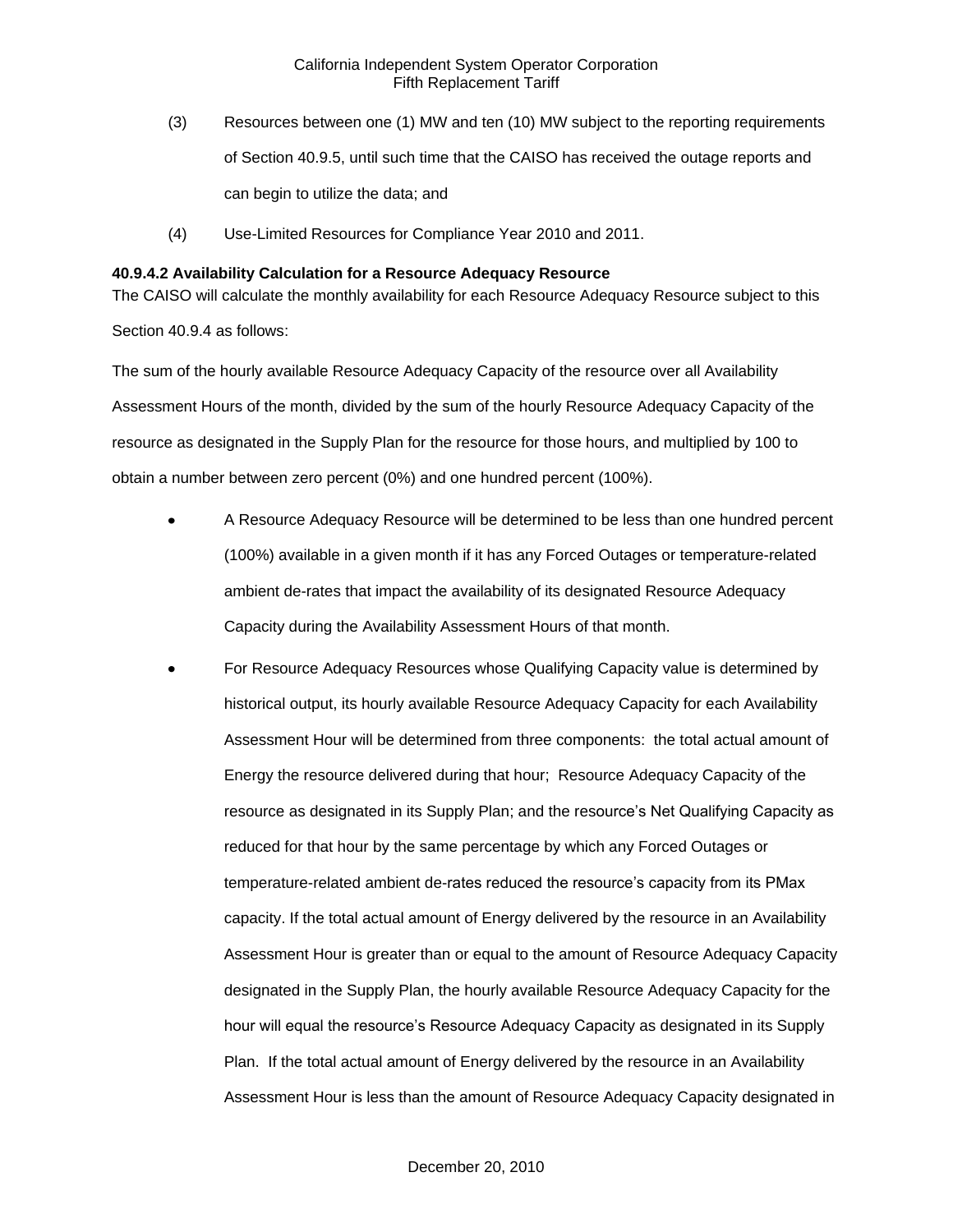(3) Resources between one (1) MW and ten (10) MW subject to the reporting requirements of Section 40.9.5, until such time that the CAISO has received the outage reports and can begin to utilize the data; and

(4) Use-Limited Resources for Compliance Year 2010 and 2011.

**40.9.4.2 Availability Calculation for a Resource Adequacy Resource**

The CAISO will calculate the monthly availability for each Resource Adequacy Resource subject to this Section 40.9.4 as follows:

The sum of the hourly available Resource Adequacy Capacity of the resource over all Availability Assessment Hours of the month, divided by the sum of the hourly Resource Adequacy Capacity of the resource as designated in the Supply Plan for the resource for those hours, and multiplied by 100 to obtain a number between zero percent (0%) and one hundred percent (100%).

- A Resource Adequacy Resource will be determined to be less than one hundred percent (100%) available in a given month if it has any Forced Outages or temperature-related ambient de-rates that impact the availability of its designated Resource Adequacy Capacity during the Availability Assessment Hours of that month.
- For Resource Adequacy Resources whose Qualifying Capacity value is determined by historical output, its hourly available Resource Adequacy Capacity for each Availability Assessment Hour will be determined from three components: the total actual amount of Energy the resource delivered during that hour; Resource Adequacy Capacity of the resource as designated in its Supply Plan; and the resource's Net Qualifying Capacity as reduced for that hour by the same percentage by which any Forced Outages or temperature-related ambient de-rates reduced the resource's capacity from its PMax capacity. If the total actual amount of Energy delivered by the resource in an Availability Assessment Hour is greater than or equal to the amount of Resource Adequacy Capacity designated in the Supply Plan, the hourly available Resource Adequacy Capacity for the hour will equal the resource's Resource Adequacy Capacity as designated in its Supply Plan. If the total actual amount of Energy delivered by the resource in an Availability Assessment Hour is less than the amount of Resource Adequacy Capacity designated in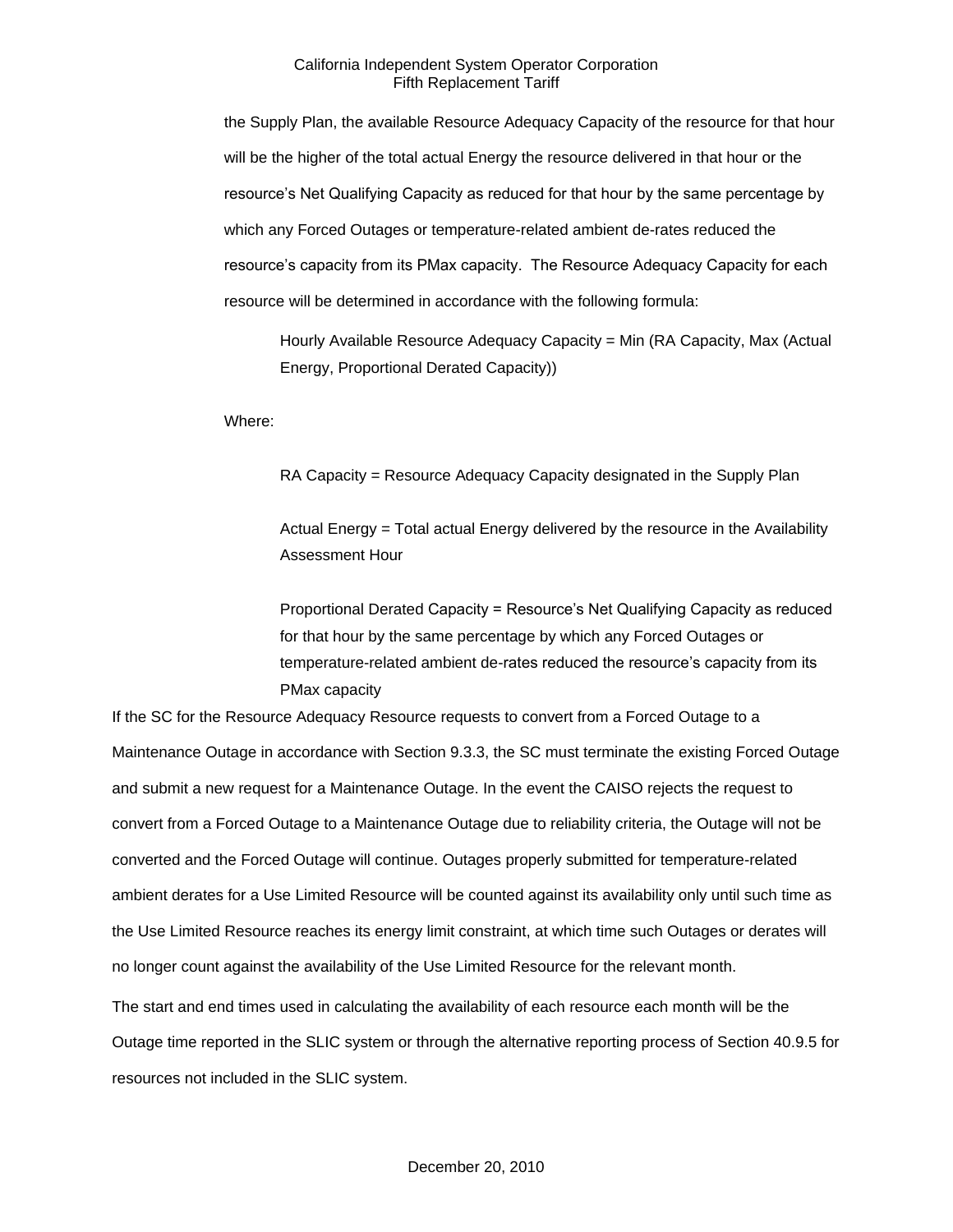the Supply Plan, the available Resource Adequacy Capacity of the resource for that hour will be the higher of the total actual Energy the resource delivered in that hour or the resource's Net Qualifying Capacity as reduced for that hour by the same percentage by which any Forced Outages or temperature-related ambient de-rates reduced the resource's capacity from its PMax capacity. The Resource Adequacy Capacity for each resource will be determined in accordance with the following formula:

> Hourly Available Resource Adequacy Capacity = Min (RA Capacity, Max (Actual Energy, Proportional Derated Capacity))

Where:

> RA Capacity = Resource Adequacy Capacity designated in the Supply Plan
>
> Actual Energy = Total actual Energy delivered by the resource in the Availability Assessment Hour
>
> Proportional Derated Capacity = Resource's Net Qualifying Capacity as reduced for that hour by the same percentage by which any Forced Outages or temperature-related ambient de-rates reduced the resource's capacity from its PMax capacity

If the SC for the Resource Adequacy Resource requests to convert from a Forced Outage to a Maintenance Outage in accordance with Section 9.3.3, the SC must terminate the existing Forced Outage and submit a new request for a Maintenance Outage. In the event the CAISO rejects the request to convert from a Forced Outage to a Maintenance Outage due to reliability criteria, the Outage will not be converted and the Forced Outage will continue. Outages properly submitted for temperature-related ambient derates for a Use Limited Resource will be counted against its availability only until such time as the Use Limited Resource reaches its energy limit constraint, at which time such Outages or derates will no longer count against the availability of the Use Limited Resource for the relevant month.

The start and end times used in calculating the availability of each resource each month will be the Outage time reported in the SLIC system or through the alternative reporting process of Section 40.9.5 for resources not included in the SLIC system.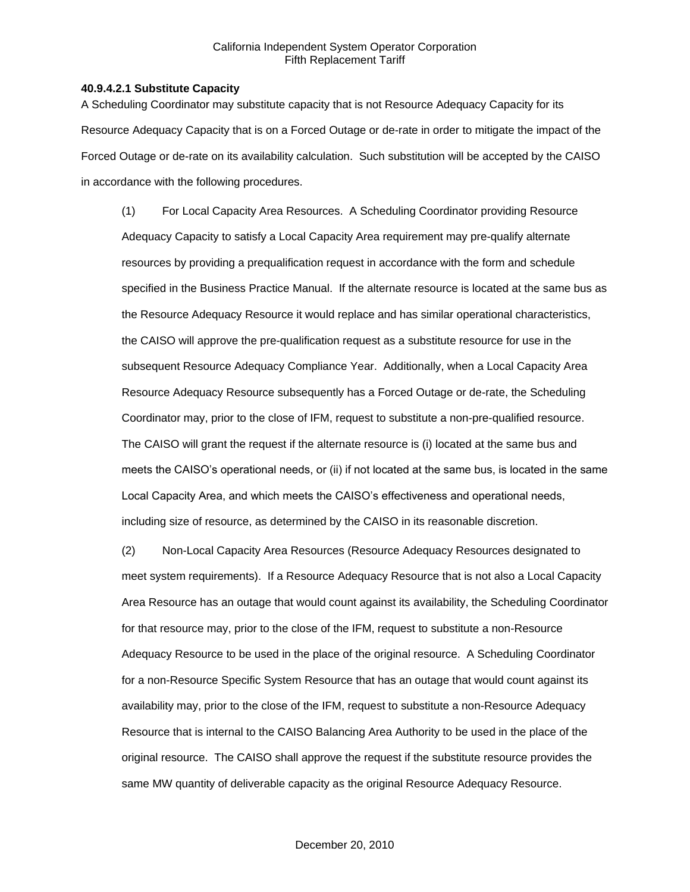**40.9.4.2.1 Substitute Capacity**

A Scheduling Coordinator may substitute capacity that is not Resource Adequacy Capacity for its Resource Adequacy Capacity that is on a Forced Outage or de-rate in order to mitigate the impact of the Forced Outage or de-rate on its availability calculation. Such substitution will be accepted by the CAISO in accordance with the following procedures.

(1) For Local Capacity Area Resources. A Scheduling Coordinator providing Resource Adequacy Capacity to satisfy a Local Capacity Area requirement may pre-qualify alternate resources by providing a prequalification request in accordance with the form and schedule specified in the Business Practice Manual. If the alternate resource is located at the same bus as the Resource Adequacy Resource it would replace and has similar operational characteristics, the CAISO will approve the pre-qualification request as a substitute resource for use in the subsequent Resource Adequacy Compliance Year. Additionally, when a Local Capacity Area Resource Adequacy Resource subsequently has a Forced Outage or de-rate, the Scheduling Coordinator may, prior to the close of IFM, request to substitute a non-pre-qualified resource. The CAISO will grant the request if the alternate resource is (i) located at the same bus and meets the CAISO's operational needs, or (ii) if not located at the same bus, is located in the same Local Capacity Area, and which meets the CAISO's effectiveness and operational needs, including size of resource, as determined by the CAISO in its reasonable discretion.

(2) Non-Local Capacity Area Resources (Resource Adequacy Resources designated to meet system requirements). If a Resource Adequacy Resource that is not also a Local Capacity Area Resource has an outage that would count against its availability, the Scheduling Coordinator for that resource may, prior to the close of the IFM, request to substitute a non-Resource Adequacy Resource to be used in the place of the original resource. A Scheduling Coordinator for a non-Resource Specific System Resource that has an outage that would count against its availability may, prior to the close of the IFM, request to substitute a non-Resource Adequacy Resource that is internal to the CAISO Balancing Area Authority to be used in the place of the original resource. The CAISO shall approve the request if the substitute resource provides the same MW quantity of deliverable capacity as the original Resource Adequacy Resource.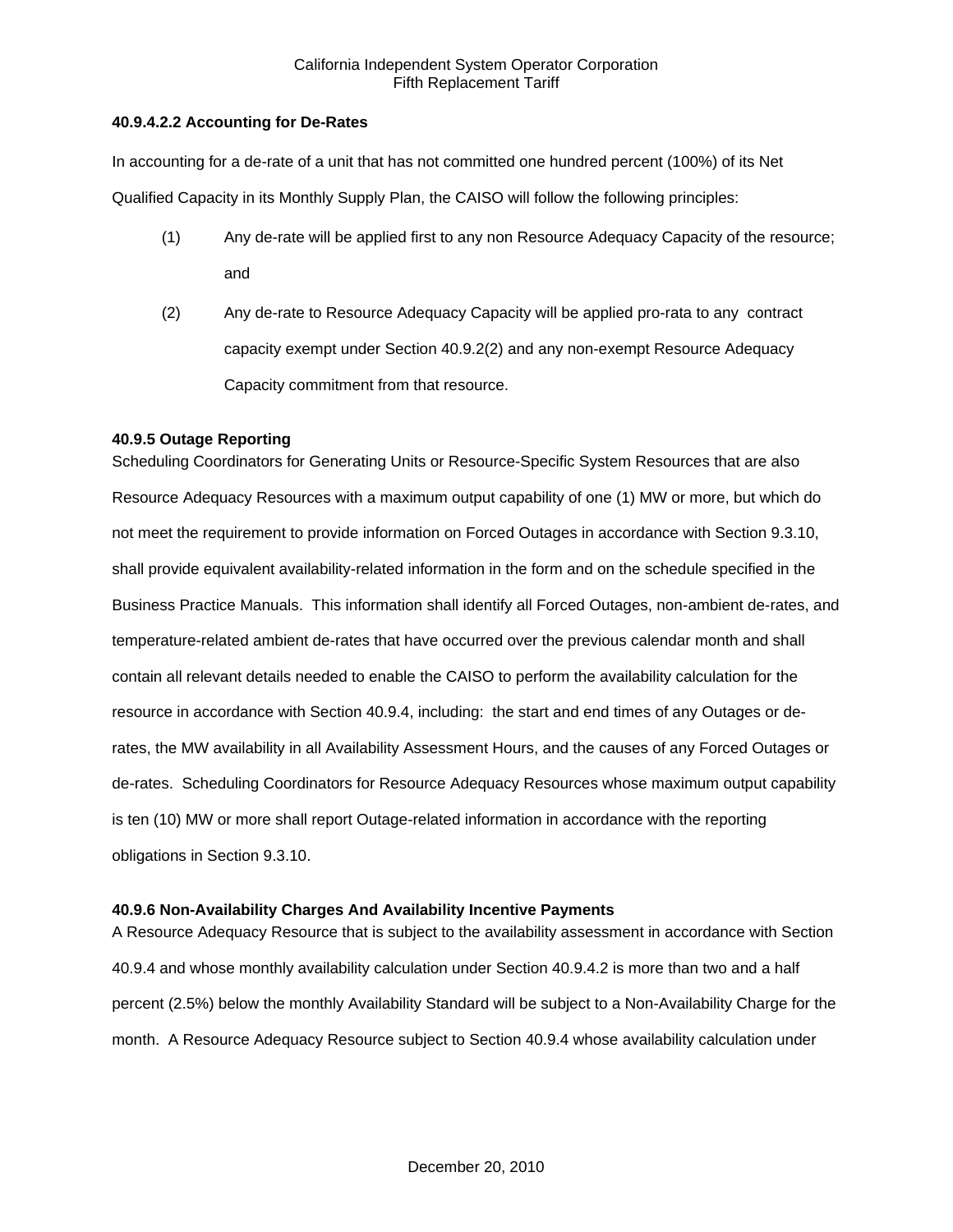**40.9.4.2.2 Accounting for De-Rates**

In accounting for a de-rate of a unit that has not committed one hundred percent (100%) of its Net Qualified Capacity in its Monthly Supply Plan, the CAISO will follow the following principles:

(1) Any de-rate will be applied first to any non Resource Adequacy Capacity of the resource; and

(2) Any de-rate to Resource Adequacy Capacity will be applied pro-rata to any contract capacity exempt under Section 40.9.2(2) and any non-exempt Resource Adequacy Capacity commitment from that resource.

**40.9.5 Outage Reporting**

Scheduling Coordinators for Generating Units or Resource-Specific System Resources that are also Resource Adequacy Resources with a maximum output capability of one (1) MW or more, but which do not meet the requirement to provide information on Forced Outages in accordance with Section 9.3.10, shall provide equivalent availability-related information in the form and on the schedule specified in the Business Practice Manuals. This information shall identify all Forced Outages, non-ambient de-rates, and temperature-related ambient de-rates that have occurred over the previous calendar month and shall contain all relevant details needed to enable the CAISO to perform the availability calculation for the resource in accordance with Section 40.9.4, including: the start and end times of any Outages or de-rates, the MW availability in all Availability Assessment Hours, and the causes of any Forced Outages or de-rates. Scheduling Coordinators for Resource Adequacy Resources whose maximum output capability is ten (10) MW or more shall report Outage-related information in accordance with the reporting obligations in Section 9.3.10.

**40.9.6 Non-Availability Charges And Availability Incentive Payments**

A Resource Adequacy Resource that is subject to the availability assessment in accordance with Section 40.9.4 and whose monthly availability calculation under Section 40.9.4.2 is more than two and a half percent (2.5%) below the monthly Availability Standard will be subject to a Non-Availability Charge for the month. A Resource Adequacy Resource subject to Section 40.9.4 whose availability calculation under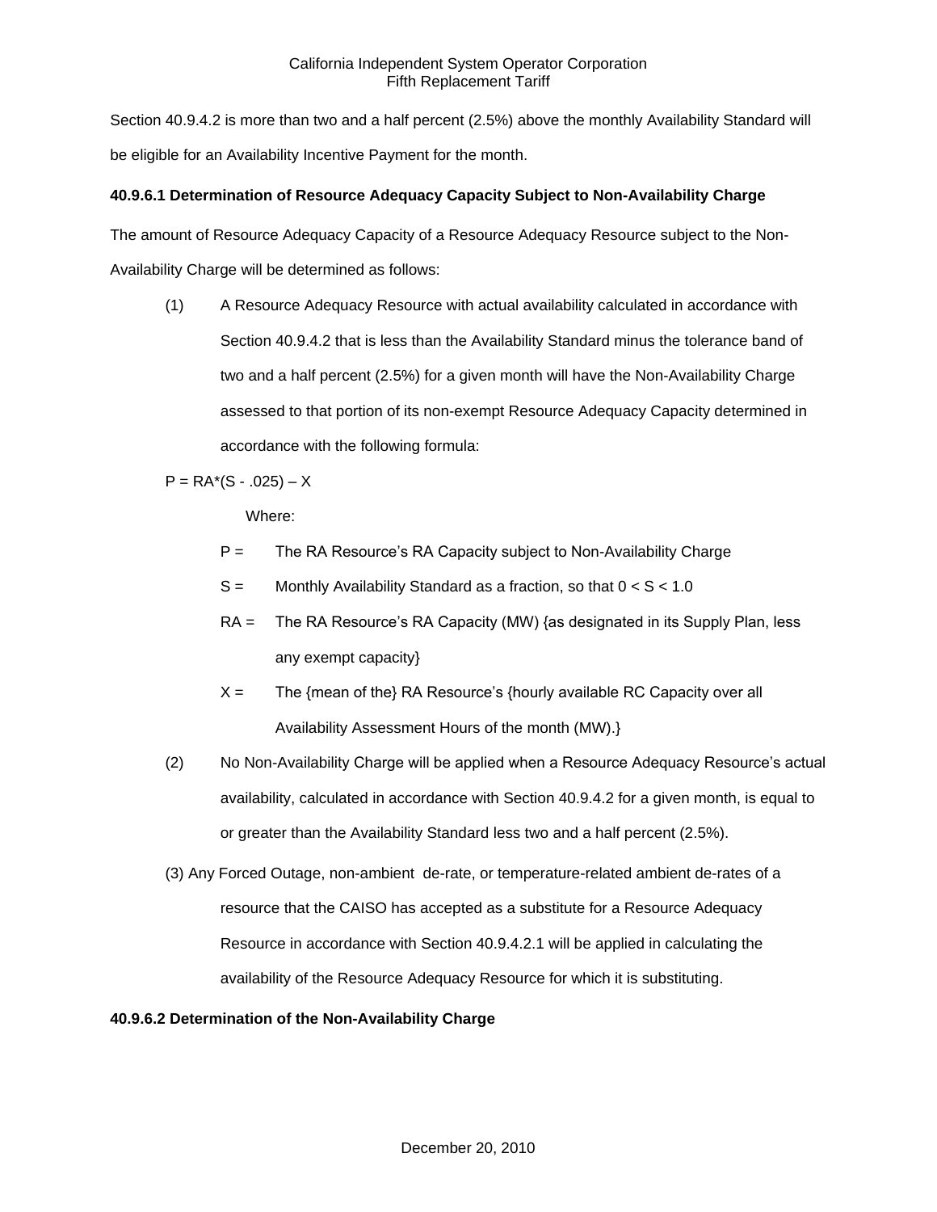Section 40.9.4.2 is more than two and a half percent (2.5%) above the monthly Availability Standard will be eligible for an Availability Incentive Payment for the month.

**40.9.6.1 Determination of Resource Adequacy Capacity Subject to Non-Availability Charge**

The amount of Resource Adequacy Capacity of a Resource Adequacy Resource subject to the Non-Availability Charge will be determined as follows:

(1) A Resource Adequacy Resource with actual availability calculated in accordance with Section 40.9.4.2 that is less than the Availability Standard minus the tolerance band of two and a half percent (2.5%) for a given month will have the Non-Availability Charge assessed to that portion of its non-exempt Resource Adequacy Capacity determined in accordance with the following formula:

$$P = RA*(S - .025) – X$$

Where:

P = The RA Resource's RA Capacity subject to Non-Availability Charge

S = Monthly Availability Standard as a fraction, so that $0 < S < 1.0$

RA = The RA Resource's RA Capacity (MW) {as designated in its Supply Plan, less any exempt capacity}

X = The {mean of the} RA Resource's {hourly available RC Capacity over all Availability Assessment Hours of the month (MW).}

(2) No Non-Availability Charge will be applied when a Resource Adequacy Resource's actual availability, calculated in accordance with Section 40.9.4.2 for a given month, is equal to or greater than the Availability Standard less two and a half percent (2.5%).

(3) Any Forced Outage, non-ambient de-rate, or temperature-related ambient de-rates of a resource that the CAISO has accepted as a substitute for a Resource Adequacy Resource in accordance with Section 40.9.4.2.1 will be applied in calculating the availability of the Resource Adequacy Resource for which it is substituting.

**40.9.6.2 Determination of the Non-Availability Charge**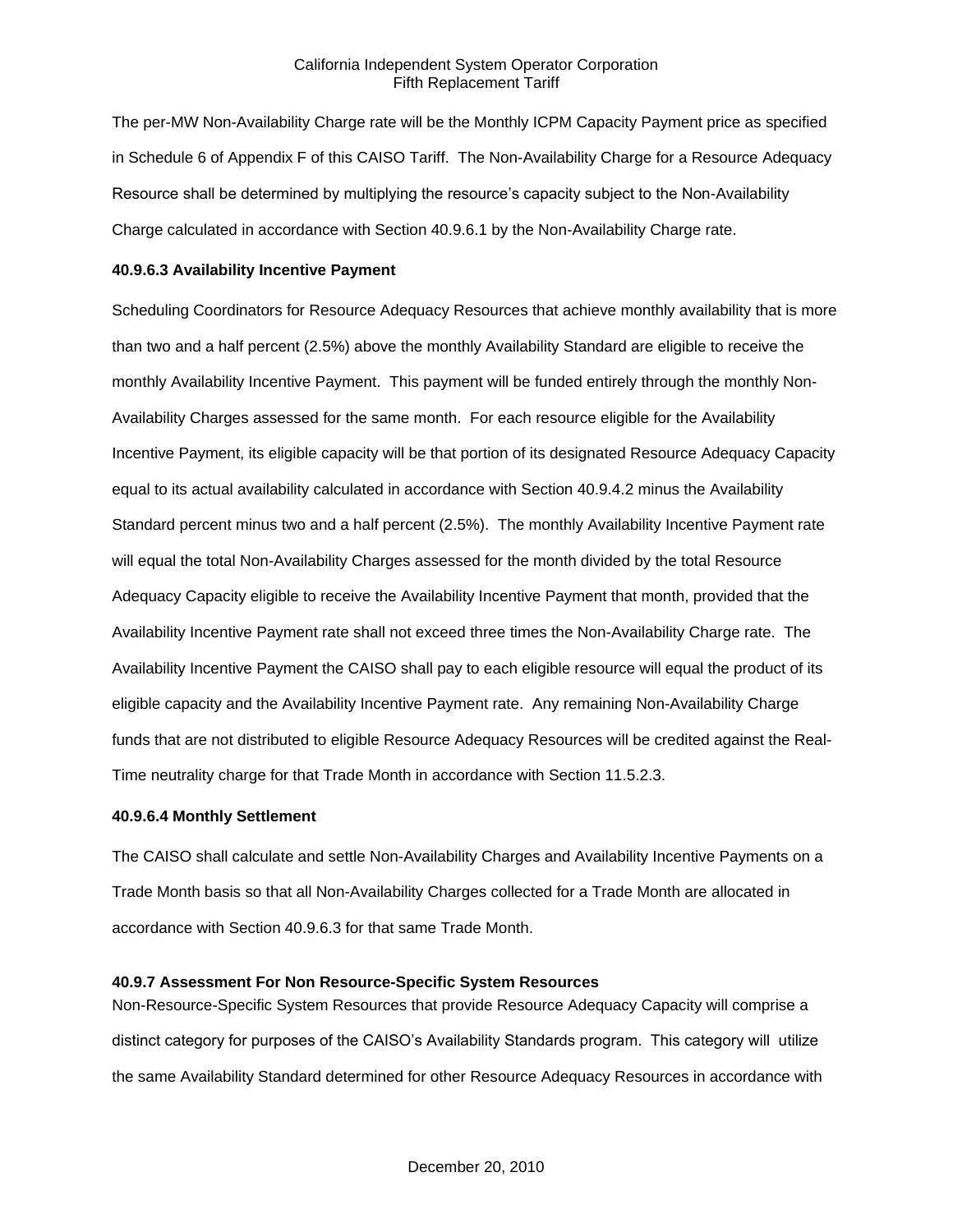The per-MW Non-Availability Charge rate will be the Monthly ICPM Capacity Payment price as specified in Schedule 6 of Appendix F of this CAISO Tariff. The Non-Availability Charge for a Resource Adequacy Resource shall be determined by multiplying the resource's capacity subject to the Non-Availability Charge calculated in accordance with Section 40.9.6.1 by the Non-Availability Charge rate.

**40.9.6.3 Availability Incentive Payment**

Scheduling Coordinators for Resource Adequacy Resources that achieve monthly availability that is more than two and a half percent (2.5%) above the monthly Availability Standard are eligible to receive the monthly Availability Incentive Payment. This payment will be funded entirely through the monthly Non-Availability Charges assessed for the same month. For each resource eligible for the Availability Incentive Payment, its eligible capacity will be that portion of its designated Resource Adequacy Capacity equal to its actual availability calculated in accordance with Section 40.9.4.2 minus the Availability Standard percent minus two and a half percent (2.5%). The monthly Availability Incentive Payment rate will equal the total Non-Availability Charges assessed for the month divided by the total Resource Adequacy Capacity eligible to receive the Availability Incentive Payment that month, provided that the Availability Incentive Payment rate shall not exceed three times the Non-Availability Charge rate. The Availability Incentive Payment the CAISO shall pay to each eligible resource will equal the product of its eligible capacity and the Availability Incentive Payment rate. Any remaining Non-Availability Charge funds that are not distributed to eligible Resource Adequacy Resources will be credited against the Real-Time neutrality charge for that Trade Month in accordance with Section 11.5.2.3.

**40.9.6.4 Monthly Settlement**

The CAISO shall calculate and settle Non-Availability Charges and Availability Incentive Payments on a Trade Month basis so that all Non-Availability Charges collected for a Trade Month are allocated in accordance with Section 40.9.6.3 for that same Trade Month.

**40.9.7 Assessment For Non Resource-Specific System Resources**

Non-Resource-Specific System Resources that provide Resource Adequacy Capacity will comprise a distinct category for purposes of the CAISO's Availability Standards program. This category will utilize the same Availability Standard determined for other Resource Adequacy Resources in accordance with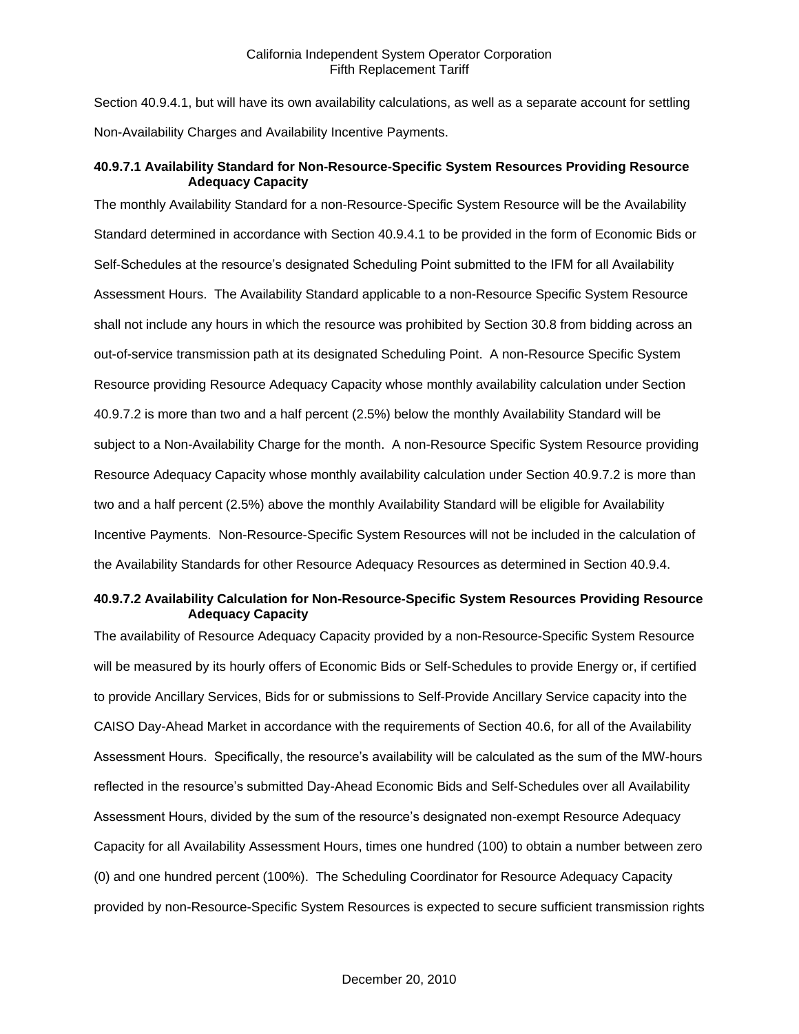Section 40.9.4.1, but will have its own availability calculations, as well as a separate account for settling Non-Availability Charges and Availability Incentive Payments.

**40.9.7.1 Availability Standard for Non-Resource-Specific System Resources Providing Resource Adequacy Capacity**

The monthly Availability Standard for a non-Resource-Specific System Resource will be the Availability Standard determined in accordance with Section 40.9.4.1 to be provided in the form of Economic Bids or Self-Schedules at the resource's designated Scheduling Point submitted to the IFM for all Availability Assessment Hours. The Availability Standard applicable to a non-Resource Specific System Resource shall not include any hours in which the resource was prohibited by Section 30.8 from bidding across an out-of-service transmission path at its designated Scheduling Point. A non-Resource Specific System Resource providing Resource Adequacy Capacity whose monthly availability calculation under Section 40.9.7.2 is more than two and a half percent (2.5%) below the monthly Availability Standard will be subject to a Non-Availability Charge for the month. A non-Resource Specific System Resource providing Resource Adequacy Capacity whose monthly availability calculation under Section 40.9.7.2 is more than two and a half percent (2.5%) above the monthly Availability Standard will be eligible for Availability Incentive Payments. Non-Resource-Specific System Resources will not be included in the calculation of the Availability Standards for other Resource Adequacy Resources as determined in Section 40.9.4.

**40.9.7.2 Availability Calculation for Non-Resource-Specific System Resources Providing Resource Adequacy Capacity**

The availability of Resource Adequacy Capacity provided by a non-Resource-Specific System Resource will be measured by its hourly offers of Economic Bids or Self-Schedules to provide Energy or, if certified to provide Ancillary Services, Bids for or submissions to Self-Provide Ancillary Service capacity into the CAISO Day-Ahead Market in accordance with the requirements of Section 40.6, for all of the Availability Assessment Hours. Specifically, the resource's availability will be calculated as the sum of the MW-hours reflected in the resource's submitted Day-Ahead Economic Bids and Self-Schedules over all Availability Assessment Hours, divided by the sum of the resource's designated non-exempt Resource Adequacy Capacity for all Availability Assessment Hours, times one hundred (100) to obtain a number between zero (0) and one hundred percent (100%). The Scheduling Coordinator for Resource Adequacy Capacity provided by non-Resource-Specific System Resources is expected to secure sufficient transmission rights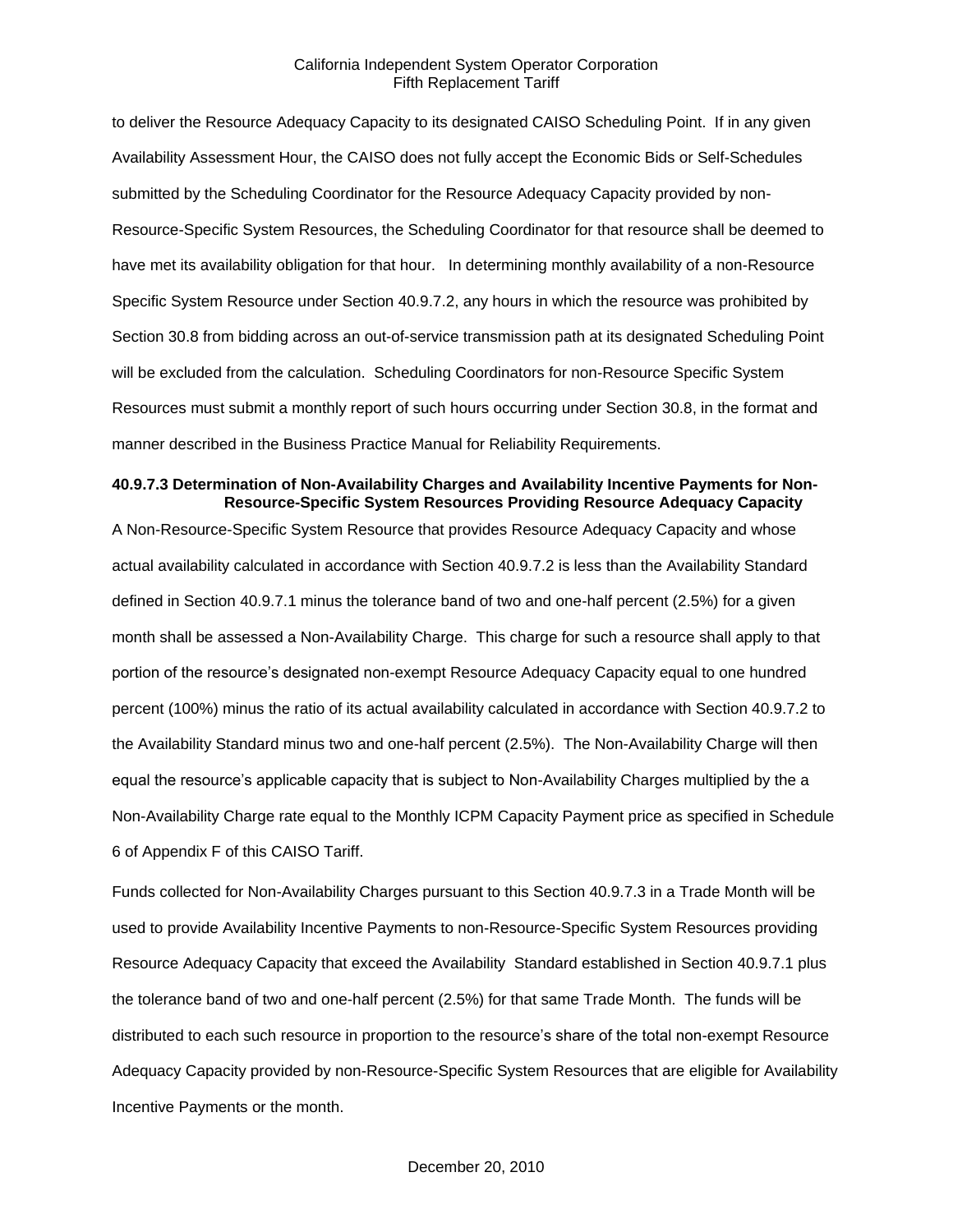to deliver the Resource Adequacy Capacity to its designated CAISO Scheduling Point. If in any given Availability Assessment Hour, the CAISO does not fully accept the Economic Bids or Self-Schedules submitted by the Scheduling Coordinator for the Resource Adequacy Capacity provided by non-Resource-Specific System Resources, the Scheduling Coordinator for that resource shall be deemed to have met its availability obligation for that hour. In determining monthly availability of a non-Resource Specific System Resource under Section 40.9.7.2, any hours in which the resource was prohibited by Section 30.8 from bidding across an out-of-service transmission path at its designated Scheduling Point will be excluded from the calculation. Scheduling Coordinators for non-Resource Specific System Resources must submit a monthly report of such hours occurring under Section 30.8, in the format and manner described in the Business Practice Manual for Reliability Requirements.

**40.9.7.3 Determination of Non-Availability Charges and Availability Incentive Payments for Non-Resource-Specific System Resources Providing Resource Adequacy Capacity**

A Non-Resource-Specific System Resource that provides Resource Adequacy Capacity and whose actual availability calculated in accordance with Section 40.9.7.2 is less than the Availability Standard defined in Section 40.9.7.1 minus the tolerance band of two and one-half percent (2.5%) for a given month shall be assessed a Non-Availability Charge. This charge for such a resource shall apply to that portion of the resource's designated non-exempt Resource Adequacy Capacity equal to one hundred percent (100%) minus the ratio of its actual availability calculated in accordance with Section 40.9.7.2 to the Availability Standard minus two and one-half percent (2.5%). The Non-Availability Charge will then equal the resource's applicable capacity that is subject to Non-Availability Charges multiplied by the a Non-Availability Charge rate equal to the Monthly ICPM Capacity Payment price as specified in Schedule 6 of Appendix F of this CAISO Tariff.

Funds collected for Non-Availability Charges pursuant to this Section 40.9.7.3 in a Trade Month will be used to provide Availability Incentive Payments to non-Resource-Specific System Resources providing Resource Adequacy Capacity that exceed the Availability Standard established in Section 40.9.7.1 plus the tolerance band of two and one-half percent (2.5%) for that same Trade Month. The funds will be distributed to each such resource in proportion to the resource's share of the total non-exempt Resource Adequacy Capacity provided by non-Resource-Specific System Resources that are eligible for Availability Incentive Payments or the month.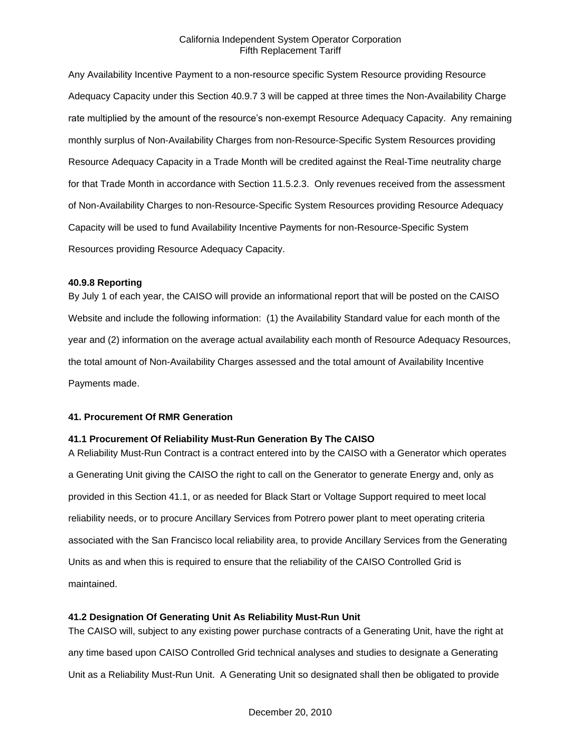Any Availability Incentive Payment to a non-resource specific System Resource providing Resource Adequacy Capacity under this Section 40.9.7 3 will be capped at three times the Non-Availability Charge rate multiplied by the amount of the resource's non-exempt Resource Adequacy Capacity. Any remaining monthly surplus of Non-Availability Charges from non-Resource-Specific System Resources providing Resource Adequacy Capacity in a Trade Month will be credited against the Real-Time neutrality charge for that Trade Month in accordance with Section 11.5.2.3. Only revenues received from the assessment of Non-Availability Charges to non-Resource-Specific System Resources providing Resource Adequacy Capacity will be used to fund Availability Incentive Payments for non-Resource-Specific System Resources providing Resource Adequacy Capacity.

**40.9.8 Reporting**

By July 1 of each year, the CAISO will provide an informational report that will be posted on the CAISO Website and include the following information: (1) the Availability Standard value for each month of the year and (2) information on the average actual availability each month of Resource Adequacy Resources, the total amount of Non-Availability Charges assessed and the total amount of Availability Incentive Payments made.

**41. Procurement Of RMR Generation**

**41.1 Procurement Of Reliability Must-Run Generation By The CAISO**

A Reliability Must-Run Contract is a contract entered into by the CAISO with a Generator which operates a Generating Unit giving the CAISO the right to call on the Generator to generate Energy and, only as provided in this Section 41.1, or as needed for Black Start or Voltage Support required to meet local reliability needs, or to procure Ancillary Services from Potrero power plant to meet operating criteria associated with the San Francisco local reliability area, to provide Ancillary Services from the Generating Units as and when this is required to ensure that the reliability of the CAISO Controlled Grid is maintained.

**41.2 Designation Of Generating Unit As Reliability Must-Run Unit**

The CAISO will, subject to any existing power purchase contracts of a Generating Unit, have the right at any time based upon CAISO Controlled Grid technical analyses and studies to designate a Generating Unit as a Reliability Must-Run Unit. A Generating Unit so designated shall then be obligated to provide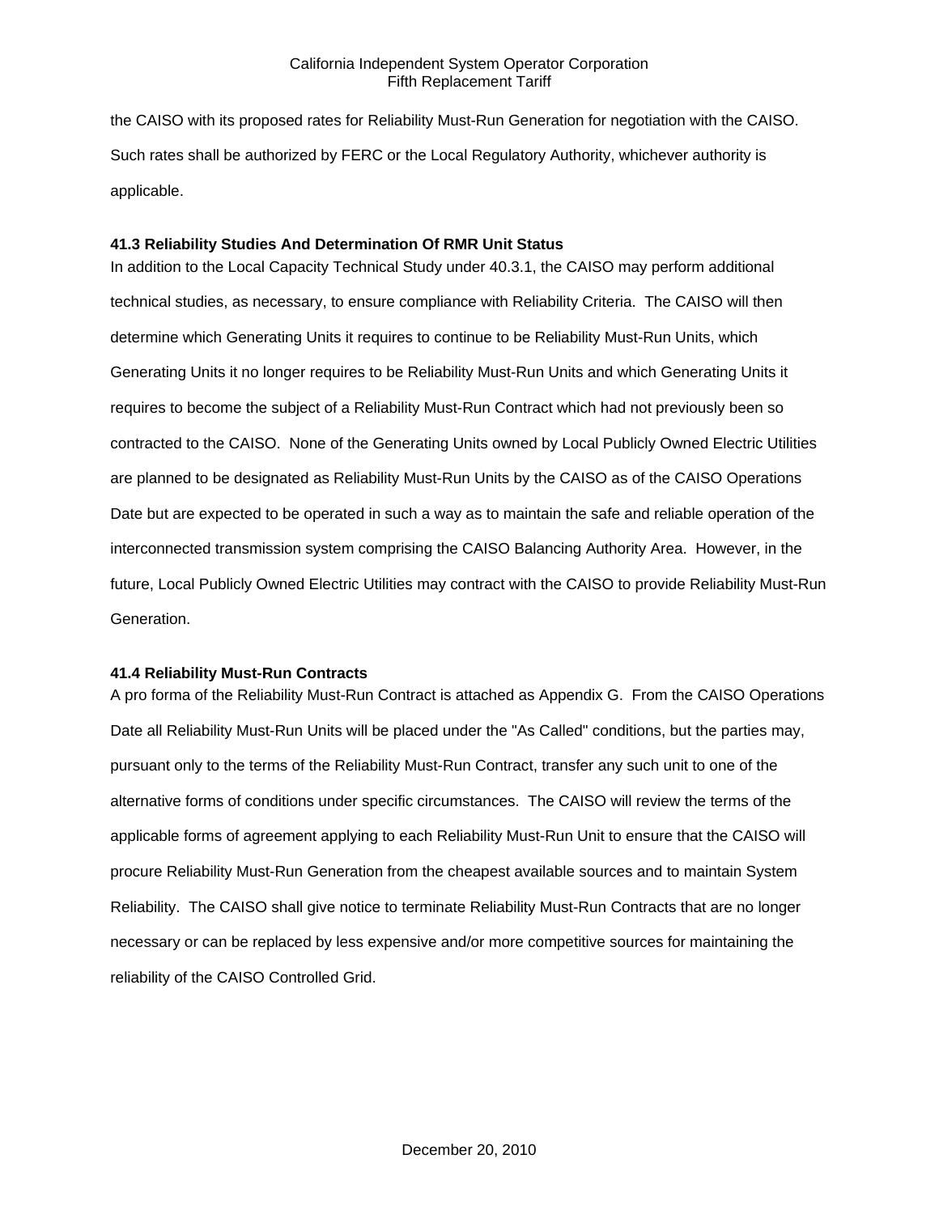the CAISO with its proposed rates for Reliability Must-Run Generation for negotiation with the CAISO. Such rates shall be authorized by FERC or the Local Regulatory Authority, whichever authority is applicable.

**41.3 Reliability Studies And Determination Of RMR Unit Status**

In addition to the Local Capacity Technical Study under 40.3.1, the CAISO may perform additional technical studies, as necessary, to ensure compliance with Reliability Criteria. The CAISO will then determine which Generating Units it requires to continue to be Reliability Must-Run Units, which Generating Units it no longer requires to be Reliability Must-Run Units and which Generating Units it requires to become the subject of a Reliability Must-Run Contract which had not previously been so contracted to the CAISO. None of the Generating Units owned by Local Publicly Owned Electric Utilities are planned to be designated as Reliability Must-Run Units by the CAISO as of the CAISO Operations Date but are expected to be operated in such a way as to maintain the safe and reliable operation of the interconnected transmission system comprising the CAISO Balancing Authority Area. However, in the future, Local Publicly Owned Electric Utilities may contract with the CAISO to provide Reliability Must-Run Generation.

**41.4 Reliability Must-Run Contracts**

A pro forma of the Reliability Must-Run Contract is attached as Appendix G. From the CAISO Operations Date all Reliability Must-Run Units will be placed under the "As Called" conditions, but the parties may, pursuant only to the terms of the Reliability Must-Run Contract, transfer any such unit to one of the alternative forms of conditions under specific circumstances. The CAISO will review the terms of the applicable forms of agreement applying to each Reliability Must-Run Unit to ensure that the CAISO will procure Reliability Must-Run Generation from the cheapest available sources and to maintain System Reliability. The CAISO shall give notice to terminate Reliability Must-Run Contracts that are no longer necessary or can be replaced by less expensive and/or more competitive sources for maintaining the reliability of the CAISO Controlled Grid.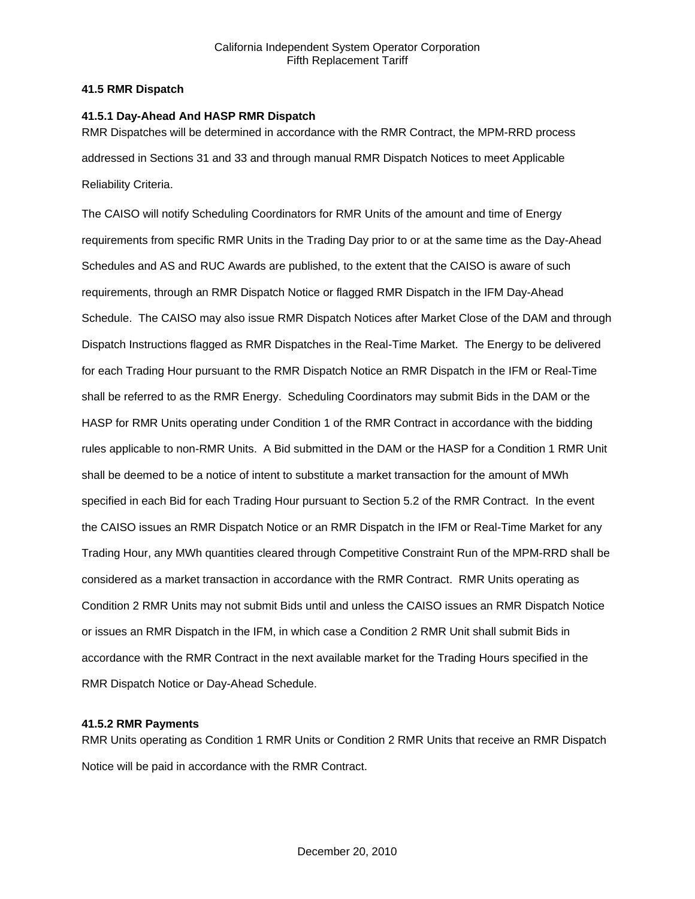### 41.5 RMR Dispatch

#### 41.5.1 Day-Ahead And HASP RMR Dispatch

RMR Dispatches will be determined in accordance with the RMR Contract, the MPM-RRD process addressed in Sections 31 and 33 and through manual RMR Dispatch Notices to meet Applicable Reliability Criteria.

The CAISO will notify Scheduling Coordinators for RMR Units of the amount and time of Energy requirements from specific RMR Units in the Trading Day prior to or at the same time as the Day-Ahead Schedules and AS and RUC Awards are published, to the extent that the CAISO is aware of such requirements, through an RMR Dispatch Notice or flagged RMR Dispatch in the IFM Day-Ahead Schedule. The CAISO may also issue RMR Dispatch Notices after Market Close of the DAM and through Dispatch Instructions flagged as RMR Dispatches in the Real-Time Market. The Energy to be delivered for each Trading Hour pursuant to the RMR Dispatch Notice an RMR Dispatch in the IFM or Real-Time shall be referred to as the RMR Energy. Scheduling Coordinators may submit Bids in the DAM or the HASP for RMR Units operating under Condition 1 of the RMR Contract in accordance with the bidding rules applicable to non-RMR Units. A Bid submitted in the DAM or the HASP for a Condition 1 RMR Unit shall be deemed to be a notice of intent to substitute a market transaction for the amount of MWh specified in each Bid for each Trading Hour pursuant to Section 5.2 of the RMR Contract. In the event the CAISO issues an RMR Dispatch Notice or an RMR Dispatch in the IFM or Real-Time Market for any Trading Hour, any MWh quantities cleared through Competitive Constraint Run of the MPM-RRD shall be considered as a market transaction in accordance with the RMR Contract. RMR Units operating as Condition 2 RMR Units may not submit Bids until and unless the CAISO issues an RMR Dispatch Notice or issues an RMR Dispatch in the IFM, in which case a Condition 2 RMR Unit shall submit Bids in accordance with the RMR Contract in the next available market for the Trading Hours specified in the RMR Dispatch Notice or Day-Ahead Schedule.

#### 41.5.2 RMR Payments

RMR Units operating as Condition 1 RMR Units or Condition 2 RMR Units that receive an RMR Dispatch Notice will be paid in accordance with the RMR Contract.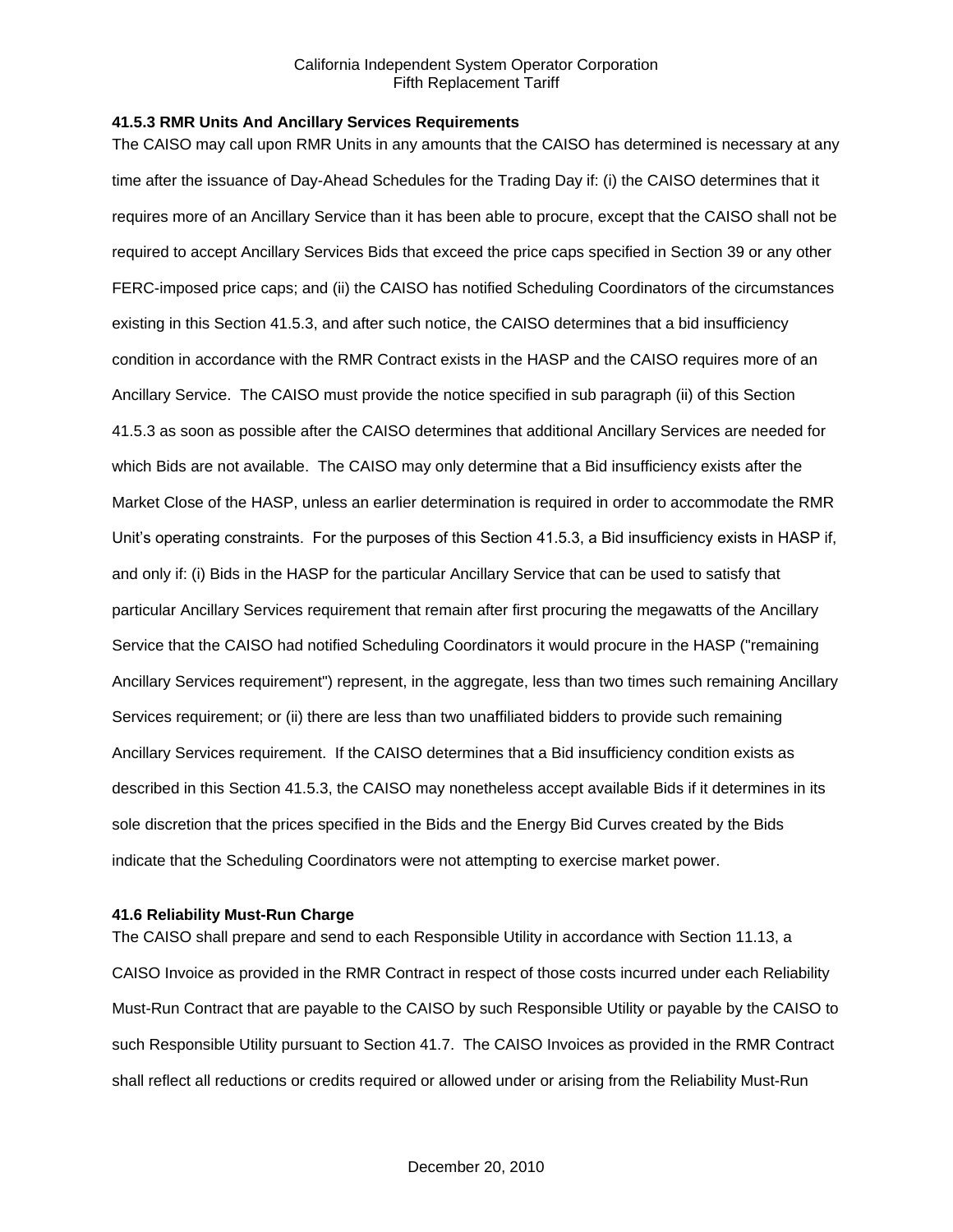### 41.5.3 RMR Units And Ancillary Services Requirements

The CAISO may call upon RMR Units in any amounts that the CAISO has determined is necessary at any time after the issuance of Day-Ahead Schedules for the Trading Day if: (i) the CAISO determines that it requires more of an Ancillary Service than it has been able to procure, except that the CAISO shall not be required to accept Ancillary Services Bids that exceed the price caps specified in Section 39 or any other FERC-imposed price caps; and (ii) the CAISO has notified Scheduling Coordinators of the circumstances existing in this Section 41.5.3, and after such notice, the CAISO determines that a bid insufficiency condition in accordance with the RMR Contract exists in the HASP and the CAISO requires more of an Ancillary Service. The CAISO must provide the notice specified in sub paragraph (ii) of this Section 41.5.3 as soon as possible after the CAISO determines that additional Ancillary Services are needed for which Bids are not available. The CAISO may only determine that a Bid insufficiency exists after the Market Close of the HASP, unless an earlier determination is required in order to accommodate the RMR Unit's operating constraints. For the purposes of this Section 41.5.3, a Bid insufficiency exists in HASP if, and only if: (i) Bids in the HASP for the particular Ancillary Service that can be used to satisfy that particular Ancillary Services requirement that remain after first procuring the megawatts of the Ancillary Service that the CAISO had notified Scheduling Coordinators it would procure in the HASP ("remaining Ancillary Services requirement") represent, in the aggregate, less than two times such remaining Ancillary Services requirement; or (ii) there are less than two unaffiliated bidders to provide such remaining Ancillary Services requirement. If the CAISO determines that a Bid insufficiency condition exists as described in this Section 41.5.3, the CAISO may nonetheless accept available Bids if it determines in its sole discretion that the prices specified in the Bids and the Energy Bid Curves created by the Bids indicate that the Scheduling Coordinators were not attempting to exercise market power.

### 41.6 Reliability Must-Run Charge

The CAISO shall prepare and send to each Responsible Utility in accordance with Section 11.13, a CAISO Invoice as provided in the RMR Contract in respect of those costs incurred under each Reliability Must-Run Contract that are payable to the CAISO by such Responsible Utility or payable by the CAISO to such Responsible Utility pursuant to Section 41.7. The CAISO Invoices as provided in the RMR Contract shall reflect all reductions or credits required or allowed under or arising from the Reliability Must-Run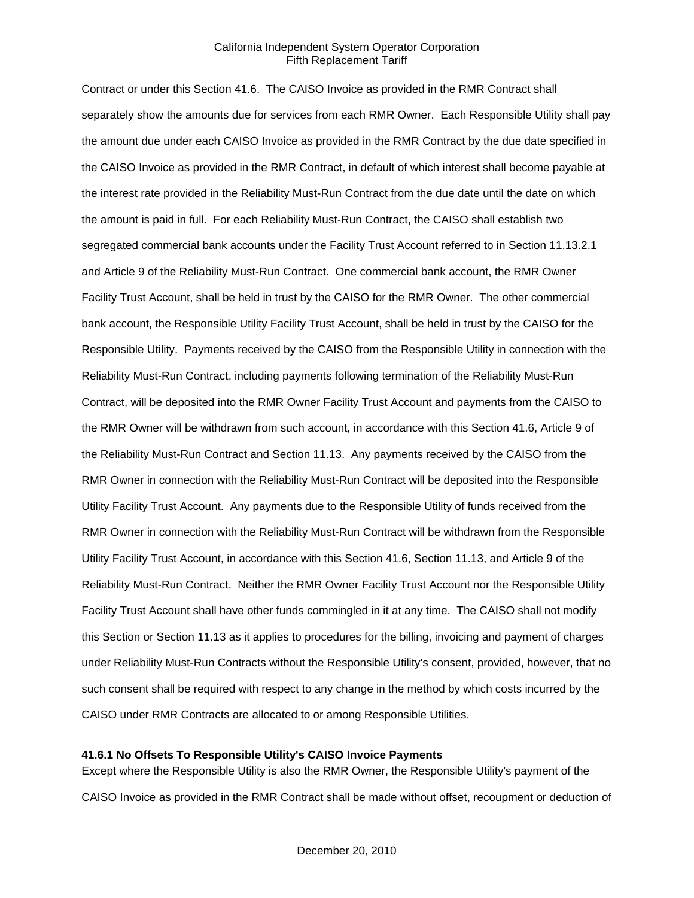Contract or under this Section 41.6. The CAISO Invoice as provided in the RMR Contract shall separately show the amounts due for services from each RMR Owner. Each Responsible Utility shall pay the amount due under each CAISO Invoice as provided in the RMR Contract by the due date specified in the CAISO Invoice as provided in the RMR Contract, in default of which interest shall become payable at the interest rate provided in the Reliability Must-Run Contract from the due date until the date on which the amount is paid in full. For each Reliability Must-Run Contract, the CAISO shall establish two segregated commercial bank accounts under the Facility Trust Account referred to in Section 11.13.2.1 and Article 9 of the Reliability Must-Run Contract. One commercial bank account, the RMR Owner Facility Trust Account, shall be held in trust by the CAISO for the RMR Owner. The other commercial bank account, the Responsible Utility Facility Trust Account, shall be held in trust by the CAISO for the Responsible Utility. Payments received by the CAISO from the Responsible Utility in connection with the Reliability Must-Run Contract, including payments following termination of the Reliability Must-Run Contract, will be deposited into the RMR Owner Facility Trust Account and payments from the CAISO to the RMR Owner will be withdrawn from such account, in accordance with this Section 41.6, Article 9 of the Reliability Must-Run Contract and Section 11.13. Any payments received by the CAISO from the RMR Owner in connection with the Reliability Must-Run Contract will be deposited into the Responsible Utility Facility Trust Account. Any payments due to the Responsible Utility of funds received from the RMR Owner in connection with the Reliability Must-Run Contract will be withdrawn from the Responsible Utility Facility Trust Account, in accordance with this Section 41.6, Section 11.13, and Article 9 of the Reliability Must-Run Contract. Neither the RMR Owner Facility Trust Account nor the Responsible Utility Facility Trust Account shall have other funds commingled in it at any time. The CAISO shall not modify this Section or Section 11.13 as it applies to procedures for the billing, invoicing and payment of charges under Reliability Must-Run Contracts without the Responsible Utility's consent, provided, however, that no such consent shall be required with respect to any change in the method by which costs incurred by the CAISO under RMR Contracts are allocated to or among Responsible Utilities.

**41.6.1 No Offsets To Responsible Utility's CAISO Invoice Payments**

Except where the Responsible Utility is also the RMR Owner, the Responsible Utility's payment of the CAISO Invoice as provided in the RMR Contract shall be made without offset, recoupment or deduction of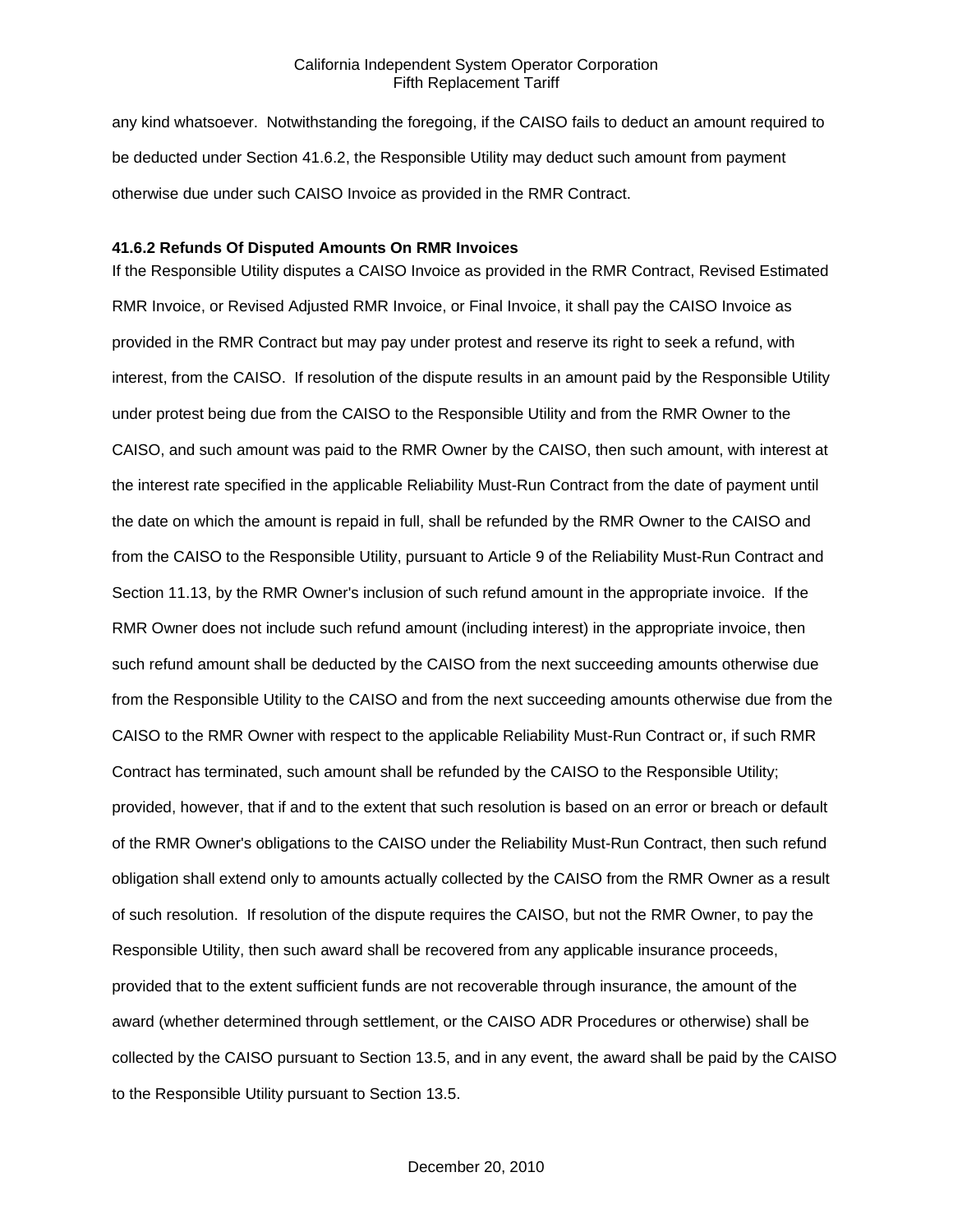any kind whatsoever. Notwithstanding the foregoing, if the CAISO fails to deduct an amount required to be deducted under Section 41.6.2, the Responsible Utility may deduct such amount from payment otherwise due under such CAISO Invoice as provided in the RMR Contract.

### 41.6.2 Refunds Of Disputed Amounts On RMR Invoices

If the Responsible Utility disputes a CAISO Invoice as provided in the RMR Contract, Revised Estimated RMR Invoice, or Revised Adjusted RMR Invoice, or Final Invoice, it shall pay the CAISO Invoice as provided in the RMR Contract but may pay under protest and reserve its right to seek a refund, with interest, from the CAISO. If resolution of the dispute results in an amount paid by the Responsible Utility under protest being due from the CAISO to the Responsible Utility and from the RMR Owner to the CAISO, and such amount was paid to the RMR Owner by the CAISO, then such amount, with interest at the interest rate specified in the applicable Reliability Must-Run Contract from the date of payment until the date on which the amount is repaid in full, shall be refunded by the RMR Owner to the CAISO and from the CAISO to the Responsible Utility, pursuant to Article 9 of the Reliability Must-Run Contract and Section 11.13, by the RMR Owner's inclusion of such refund amount in the appropriate invoice. If the RMR Owner does not include such refund amount (including interest) in the appropriate invoice, then such refund amount shall be deducted by the CAISO from the next succeeding amounts otherwise due from the Responsible Utility to the CAISO and from the next succeeding amounts otherwise due from the CAISO to the RMR Owner with respect to the applicable Reliability Must-Run Contract or, if such RMR Contract has terminated, such amount shall be refunded by the CAISO to the Responsible Utility; provided, however, that if and to the extent that such resolution is based on an error or breach or default of the RMR Owner's obligations to the CAISO under the Reliability Must-Run Contract, then such refund obligation shall extend only to amounts actually collected by the CAISO from the RMR Owner as a result of such resolution. If resolution of the dispute requires the CAISO, but not the RMR Owner, to pay the Responsible Utility, then such award shall be recovered from any applicable insurance proceeds, provided that to the extent sufficient funds are not recoverable through insurance, the amount of the award (whether determined through settlement, or the CAISO ADR Procedures or otherwise) shall be collected by the CAISO pursuant to Section 13.5, and in any event, the award shall be paid by the CAISO to the Responsible Utility pursuant to Section 13.5.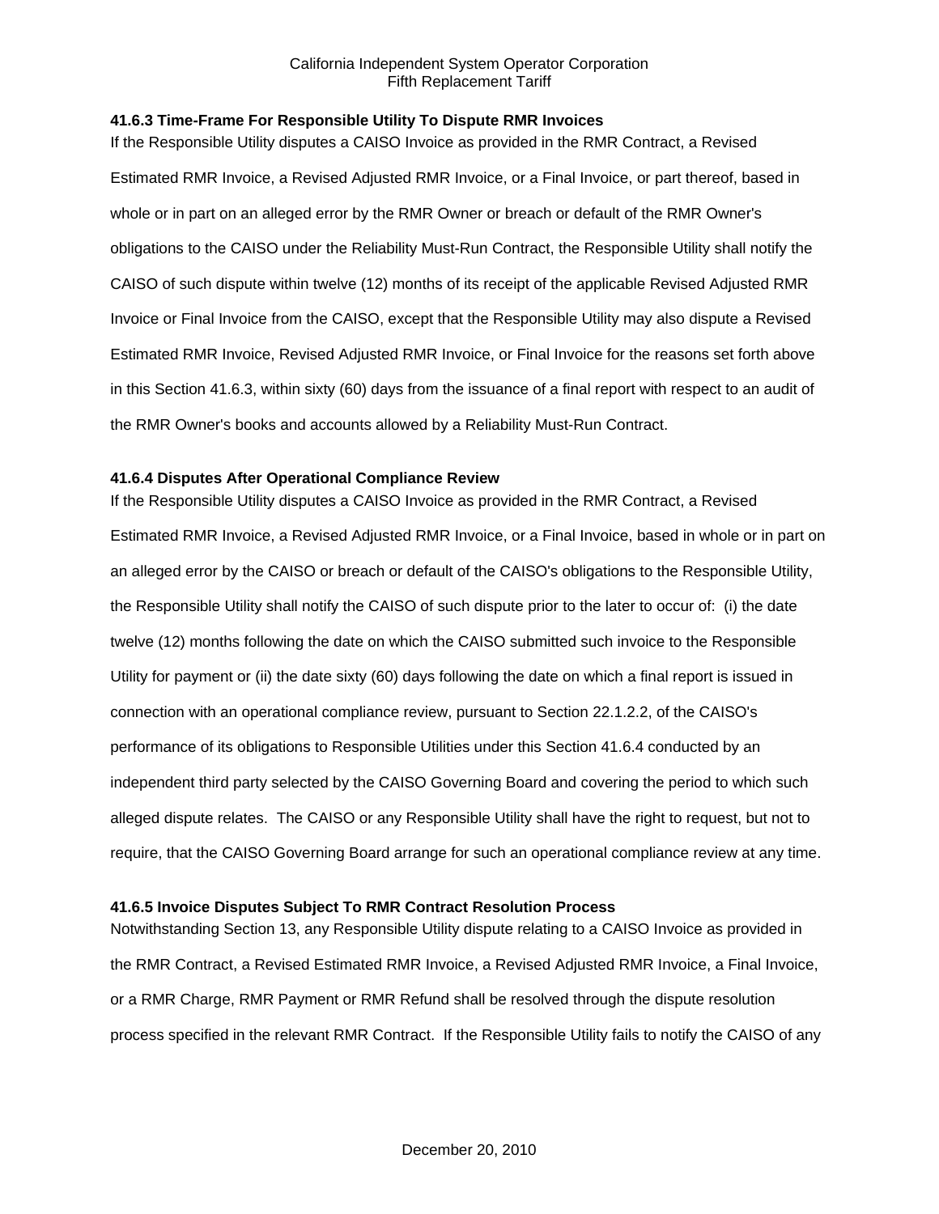### 41.6.3 Time-Frame For Responsible Utility To Dispute RMR Invoices

If the Responsible Utility disputes a CAISO Invoice as provided in the RMR Contract, a Revised Estimated RMR Invoice, a Revised Adjusted RMR Invoice, or a Final Invoice, or part thereof, based in whole or in part on an alleged error by the RMR Owner or breach or default of the RMR Owner's obligations to the CAISO under the Reliability Must-Run Contract, the Responsible Utility shall notify the CAISO of such dispute within twelve (12) months of its receipt of the applicable Revised Adjusted RMR Invoice or Final Invoice from the CAISO, except that the Responsible Utility may also dispute a Revised Estimated RMR Invoice, Revised Adjusted RMR Invoice, or Final Invoice for the reasons set forth above in this Section 41.6.3, within sixty (60) days from the issuance of a final report with respect to an audit of the RMR Owner's books and accounts allowed by a Reliability Must-Run Contract.

### 41.6.4 Disputes After Operational Compliance Review

If the Responsible Utility disputes a CAISO Invoice as provided in the RMR Contract, a Revised Estimated RMR Invoice, a Revised Adjusted RMR Invoice, or a Final Invoice, based in whole or in part on an alleged error by the CAISO or breach or default of the CAISO's obligations to the Responsible Utility, the Responsible Utility shall notify the CAISO of such dispute prior to the later to occur of: (i) the date twelve (12) months following the date on which the CAISO submitted such invoice to the Responsible Utility for payment or (ii) the date sixty (60) days following the date on which a final report is issued in connection with an operational compliance review, pursuant to Section 22.1.2.2, of the CAISO's performance of its obligations to Responsible Utilities under this Section 41.6.4 conducted by an independent third party selected by the CAISO Governing Board and covering the period to which such alleged dispute relates. The CAISO or any Responsible Utility shall have the right to request, but not to require, that the CAISO Governing Board arrange for such an operational compliance review at any time.

### 41.6.5 Invoice Disputes Subject To RMR Contract Resolution Process

Notwithstanding Section 13, any Responsible Utility dispute relating to a CAISO Invoice as provided in the RMR Contract, a Revised Estimated RMR Invoice, a Revised Adjusted RMR Invoice, a Final Invoice, or a RMR Charge, RMR Payment or RMR Refund shall be resolved through the dispute resolution process specified in the relevant RMR Contract. If the Responsible Utility fails to notify the CAISO of any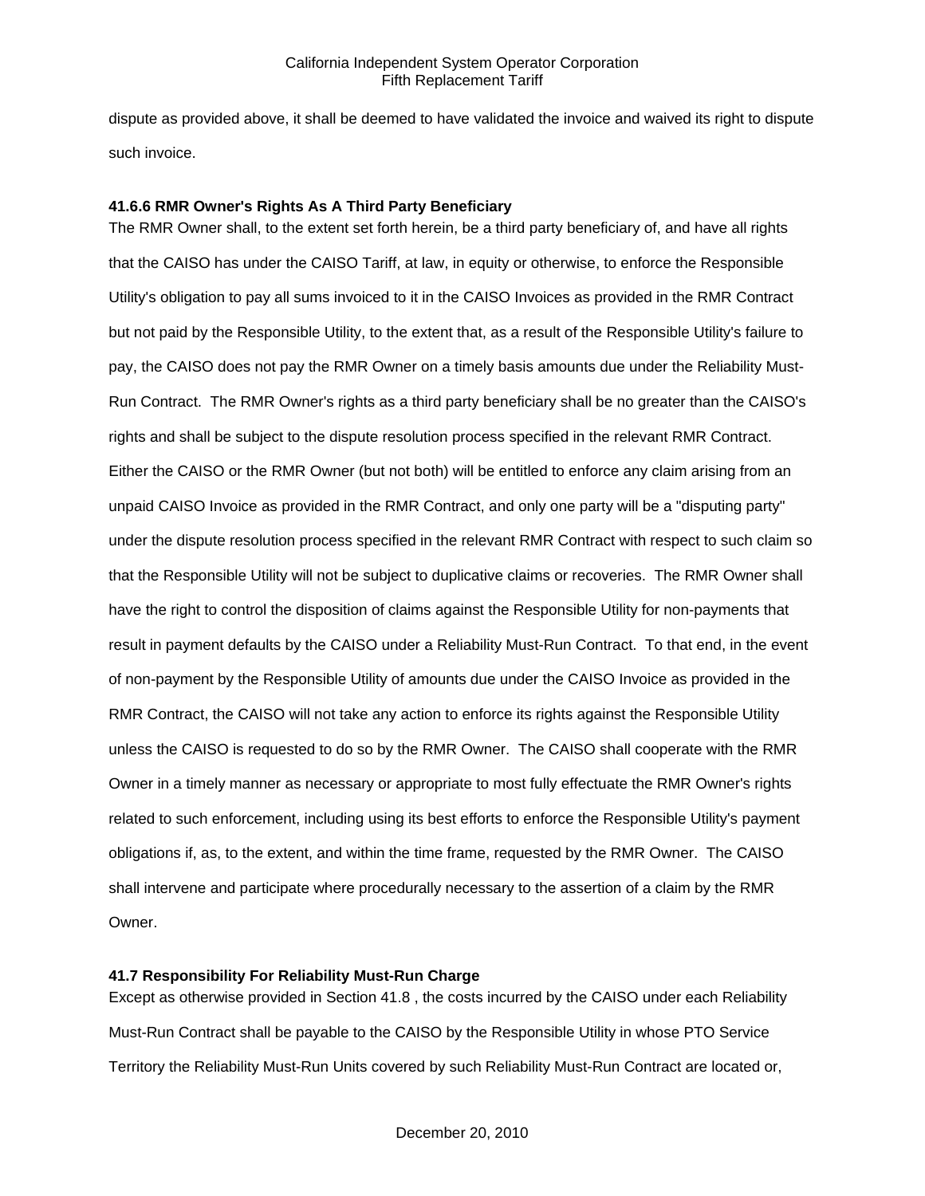dispute as provided above, it shall be deemed to have validated the invoice and waived its right to dispute such invoice.

### 41.6.6 RMR Owner's Rights As A Third Party Beneficiary

The RMR Owner shall, to the extent set forth herein, be a third party beneficiary of, and have all rights that the CAISO has under the CAISO Tariff, at law, in equity or otherwise, to enforce the Responsible Utility's obligation to pay all sums invoiced to it in the CAISO Invoices as provided in the RMR Contract but not paid by the Responsible Utility, to the extent that, as a result of the Responsible Utility's failure to pay, the CAISO does not pay the RMR Owner on a timely basis amounts due under the Reliability Must-Run Contract. The RMR Owner's rights as a third party beneficiary shall be no greater than the CAISO's rights and shall be subject to the dispute resolution process specified in the relevant RMR Contract. Either the CAISO or the RMR Owner (but not both) will be entitled to enforce any claim arising from an unpaid CAISO Invoice as provided in the RMR Contract, and only one party will be a "disputing party" under the dispute resolution process specified in the relevant RMR Contract with respect to such claim so that the Responsible Utility will not be subject to duplicative claims or recoveries. The RMR Owner shall have the right to control the disposition of claims against the Responsible Utility for non-payments that result in payment defaults by the CAISO under a Reliability Must-Run Contract. To that end, in the event of non-payment by the Responsible Utility of amounts due under the CAISO Invoice as provided in the RMR Contract, the CAISO will not take any action to enforce its rights against the Responsible Utility unless the CAISO is requested to do so by the RMR Owner. The CAISO shall cooperate with the RMR Owner in a timely manner as necessary or appropriate to most fully effectuate the RMR Owner's rights related to such enforcement, including using its best efforts to enforce the Responsible Utility's payment obligations if, as, to the extent, and within the time frame, requested by the RMR Owner. The CAISO shall intervene and participate where procedurally necessary to the assertion of a claim by the RMR Owner.

## 41.7 Responsibility For Reliability Must-Run Charge

Except as otherwise provided in Section 41.8 , the costs incurred by the CAISO under each Reliability Must-Run Contract shall be payable to the CAISO by the Responsible Utility in whose PTO Service Territory the Reliability Must-Run Units covered by such Reliability Must-Run Contract are located or,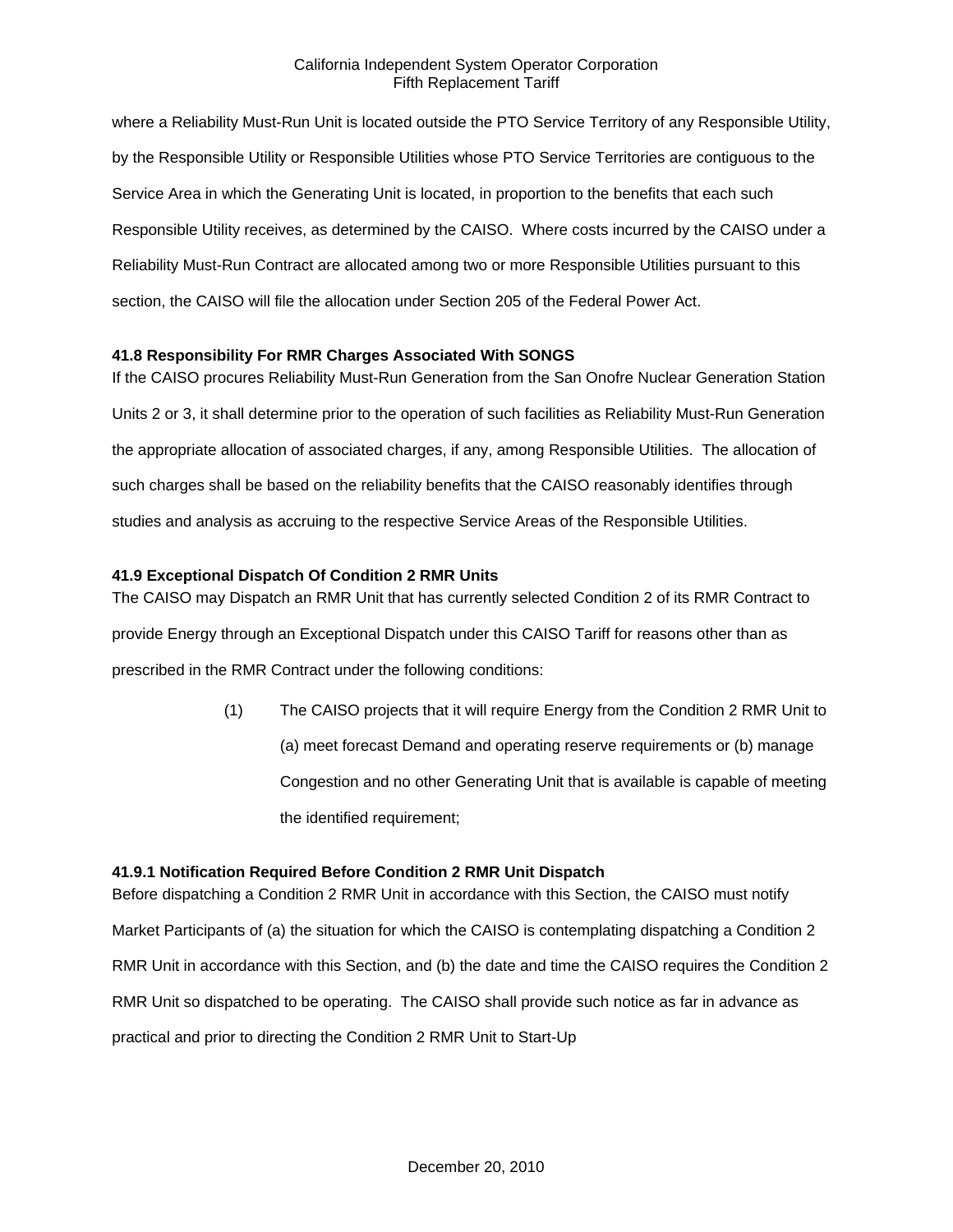where a Reliability Must-Run Unit is located outside the PTO Service Territory of any Responsible Utility, by the Responsible Utility or Responsible Utilities whose PTO Service Territories are contiguous to the Service Area in which the Generating Unit is located, in proportion to the benefits that each such Responsible Utility receives, as determined by the CAISO. Where costs incurred by the CAISO under a Reliability Must-Run Contract are allocated among two or more Responsible Utilities pursuant to this section, the CAISO will file the allocation under Section 205 of the Federal Power Act.

### 41.8 Responsibility For RMR Charges Associated With SONGS

If the CAISO procures Reliability Must-Run Generation from the San Onofre Nuclear Generation Station Units 2 or 3, it shall determine prior to the operation of such facilities as Reliability Must-Run Generation the appropriate allocation of associated charges, if any, among Responsible Utilities. The allocation of such charges shall be based on the reliability benefits that the CAISO reasonably identifies through studies and analysis as accruing to the respective Service Areas of the Responsible Utilities.

### 41.9 Exceptional Dispatch Of Condition 2 RMR Units

The CAISO may Dispatch an RMR Unit that has currently selected Condition 2 of its RMR Contract to provide Energy through an Exceptional Dispatch under this CAISO Tariff for reasons other than as prescribed in the RMR Contract under the following conditions:

(1) The CAISO projects that it will require Energy from the Condition 2 RMR Unit to (a) meet forecast Demand and operating reserve requirements or (b) manage Congestion and no other Generating Unit that is available is capable of meeting the identified requirement;

#### 41.9.1 Notification Required Before Condition 2 RMR Unit Dispatch

Before dispatching a Condition 2 RMR Unit in accordance with this Section, the CAISO must notify Market Participants of (a) the situation for which the CAISO is contemplating dispatching a Condition 2 RMR Unit in accordance with this Section, and (b) the date and time the CAISO requires the Condition 2 RMR Unit so dispatched to be operating. The CAISO shall provide such notice as far in advance as practical and prior to directing the Condition 2 RMR Unit to Start-Up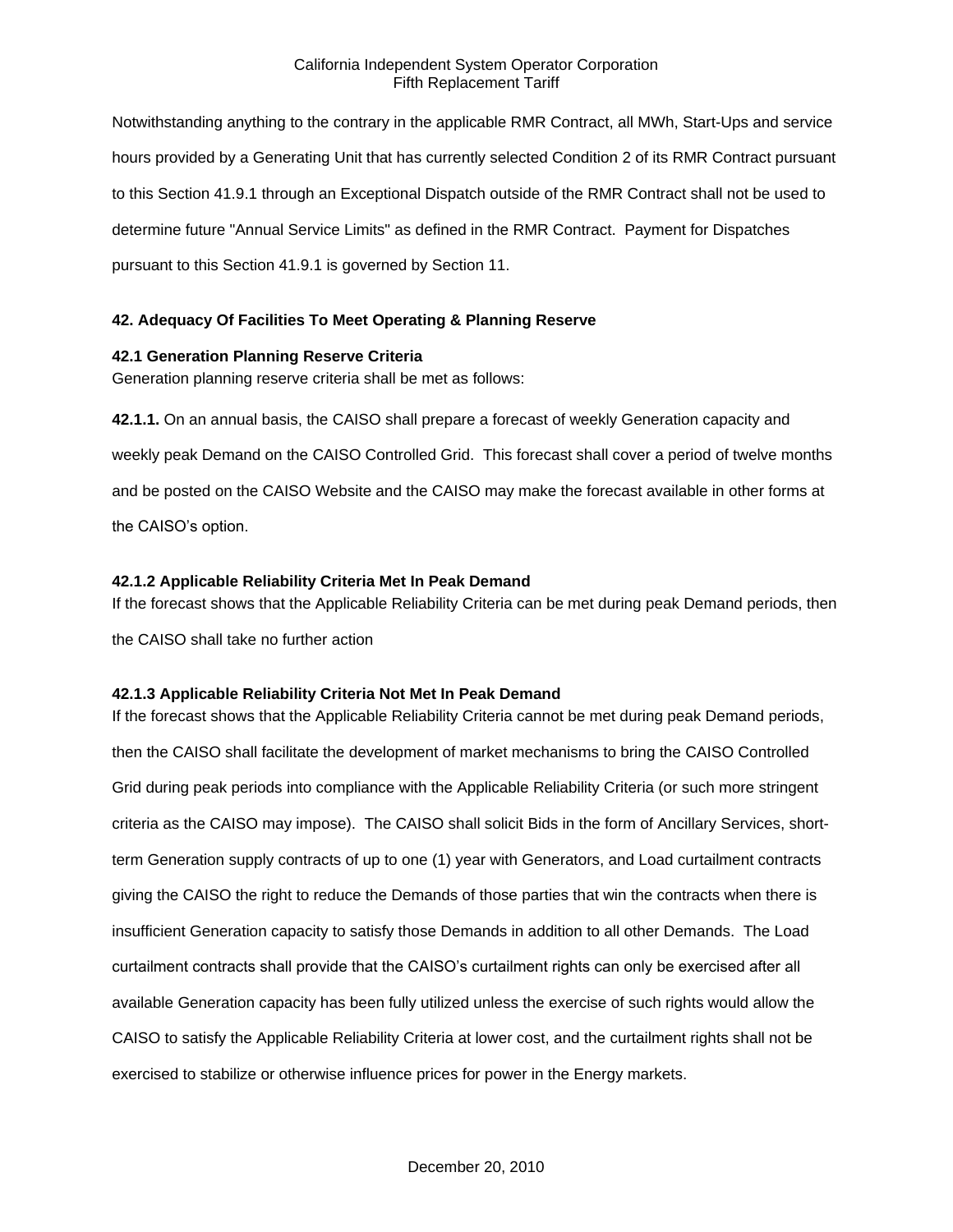Notwithstanding anything to the contrary in the applicable RMR Contract, all MWh, Start-Ups and service hours provided by a Generating Unit that has currently selected Condition 2 of its RMR Contract pursuant to this Section 41.9.1 through an Exceptional Dispatch outside of the RMR Contract shall not be used to determine future "Annual Service Limits" as defined in the RMR Contract. Payment for Dispatches pursuant to this Section 41.9.1 is governed by Section 11.

## 42. Adequacy Of Facilities To Meet Operating & Planning Reserve

### 42.1 Generation Planning Reserve Criteria

Generation planning reserve criteria shall be met as follows:

**42.1.1.** On an annual basis, the CAISO shall prepare a forecast of weekly Generation capacity and weekly peak Demand on the CAISO Controlled Grid. This forecast shall cover a period of twelve months and be posted on the CAISO Website and the CAISO may make the forecast available in other forms at the CAISO's option.

### 42.1.2 Applicable Reliability Criteria Met In Peak Demand

If the forecast shows that the Applicable Reliability Criteria can be met during peak Demand periods, then the CAISO shall take no further action

### 42.1.3 Applicable Reliability Criteria Not Met In Peak Demand

If the forecast shows that the Applicable Reliability Criteria cannot be met during peak Demand periods, then the CAISO shall facilitate the development of market mechanisms to bring the CAISO Controlled Grid during peak periods into compliance with the Applicable Reliability Criteria (or such more stringent criteria as the CAISO may impose). The CAISO shall solicit Bids in the form of Ancillary Services, short-term Generation supply contracts of up to one (1) year with Generators, and Load curtailment contracts giving the CAISO the right to reduce the Demands of those parties that win the contracts when there is insufficient Generation capacity to satisfy those Demands in addition to all other Demands. The Load curtailment contracts shall provide that the CAISO's curtailment rights can only be exercised after all available Generation capacity has been fully utilized unless the exercise of such rights would allow the CAISO to satisfy the Applicable Reliability Criteria at lower cost, and the curtailment rights shall not be exercised to stabilize or otherwise influence prices for power in the Energy markets.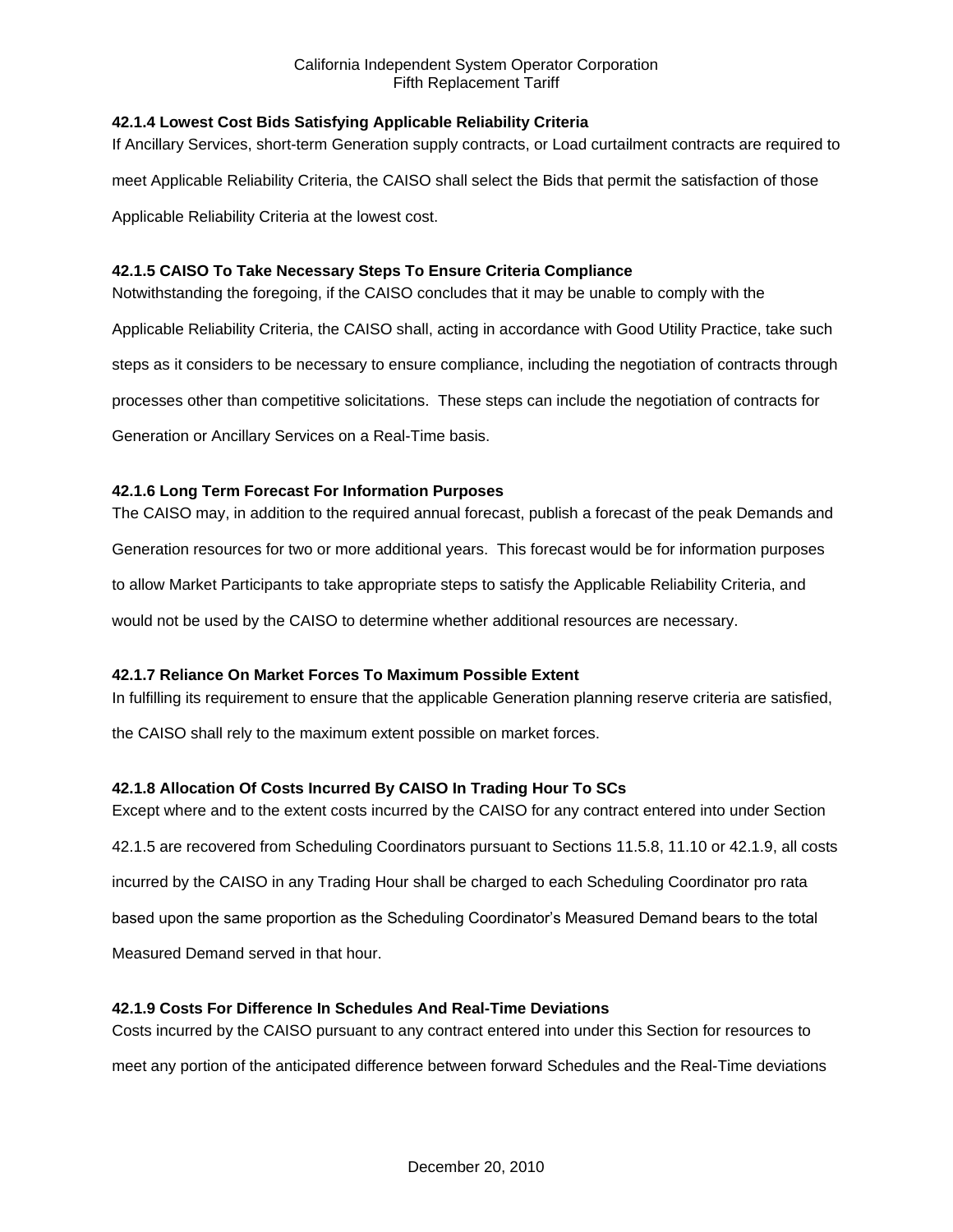### 42.1.4 Lowest Cost Bids Satisfying Applicable Reliability Criteria

If Ancillary Services, short-term Generation supply contracts, or Load curtailment contracts are required to meet Applicable Reliability Criteria, the CAISO shall select the Bids that permit the satisfaction of those Applicable Reliability Criteria at the lowest cost.

### 42.1.5 CAISO To Take Necessary Steps To Ensure Criteria Compliance

Notwithstanding the foregoing, if the CAISO concludes that it may be unable to comply with the Applicable Reliability Criteria, the CAISO shall, acting in accordance with Good Utility Practice, take such steps as it considers to be necessary to ensure compliance, including the negotiation of contracts through processes other than competitive solicitations. These steps can include the negotiation of contracts for Generation or Ancillary Services on a Real-Time basis.

### 42.1.6 Long Term Forecast For Information Purposes

The CAISO may, in addition to the required annual forecast, publish a forecast of the peak Demands and Generation resources for two or more additional years. This forecast would be for information purposes to allow Market Participants to take appropriate steps to satisfy the Applicable Reliability Criteria, and would not be used by the CAISO to determine whether additional resources are necessary.

### 42.1.7 Reliance On Market Forces To Maximum Possible Extent

In fulfilling its requirement to ensure that the applicable Generation planning reserve criteria are satisfied, the CAISO shall rely to the maximum extent possible on market forces.

### 42.1.8 Allocation Of Costs Incurred By CAISO In Trading Hour To SCs

Except where and to the extent costs incurred by the CAISO for any contract entered into under Section 42.1.5 are recovered from Scheduling Coordinators pursuant to Sections 11.5.8, 11.10 or 42.1.9, all costs incurred by the CAISO in any Trading Hour shall be charged to each Scheduling Coordinator pro rata based upon the same proportion as the Scheduling Coordinator's Measured Demand bears to the total Measured Demand served in that hour.

### 42.1.9 Costs For Difference In Schedules And Real-Time Deviations

Costs incurred by the CAISO pursuant to any contract entered into under this Section for resources to meet any portion of the anticipated difference between forward Schedules and the Real-Time deviations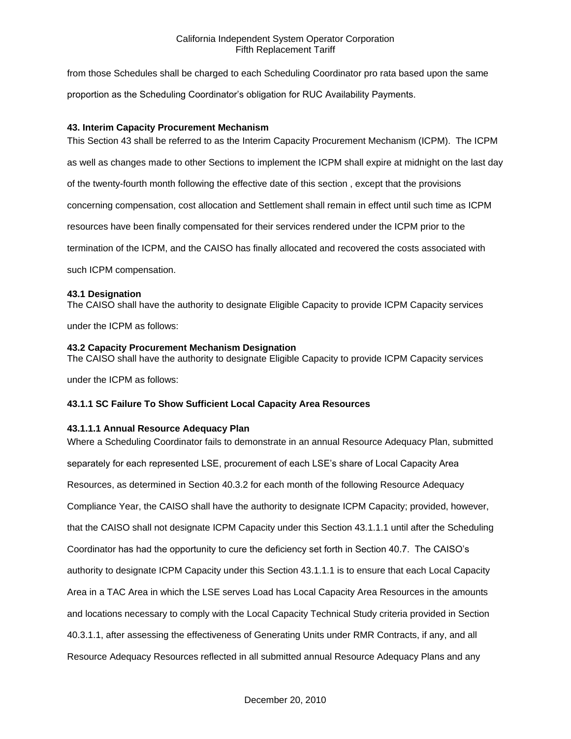from those Schedules shall be charged to each Scheduling Coordinator pro rata based upon the same proportion as the Scheduling Coordinator's obligation for RUC Availability Payments.

## 43. Interim Capacity Procurement Mechanism

This Section 43 shall be referred to as the Interim Capacity Procurement Mechanism (ICPM). The ICPM as well as changes made to other Sections to implement the ICPM shall expire at midnight on the last day of the twenty-fourth month following the effective date of this section , except that the provisions concerning compensation, cost allocation and Settlement shall remain in effect until such time as ICPM resources have been finally compensated for their services rendered under the ICPM prior to the termination of the ICPM, and the CAISO has finally allocated and recovered the costs associated with such ICPM compensation.

### 43.1 Designation

The CAISO shall have the authority to designate Eligible Capacity to provide ICPM Capacity services under the ICPM as follows:

### 43.2 Capacity Procurement Mechanism Designation

The CAISO shall have the authority to designate Eligible Capacity to provide ICPM Capacity services under the ICPM as follows:

#### 43.1.1 SC Failure To Show Sufficient Local Capacity Area Resources

#### 43.1.1.1 Annual Resource Adequacy Plan

Where a Scheduling Coordinator fails to demonstrate in an annual Resource Adequacy Plan, submitted separately for each represented LSE, procurement of each LSE's share of Local Capacity Area Resources, as determined in Section 40.3.2 for each month of the following Resource Adequacy Compliance Year, the CAISO shall have the authority to designate ICPM Capacity; provided, however, that the CAISO shall not designate ICPM Capacity under this Section 43.1.1.1 until after the Scheduling Coordinator has had the opportunity to cure the deficiency set forth in Section 40.7. The CAISO's authority to designate ICPM Capacity under this Section 43.1.1.1 is to ensure that each Local Capacity Area in a TAC Area in which the LSE serves Load has Local Capacity Area Resources in the amounts and locations necessary to comply with the Local Capacity Technical Study criteria provided in Section 40.3.1.1, after assessing the effectiveness of Generating Units under RMR Contracts, if any, and all Resource Adequacy Resources reflected in all submitted annual Resource Adequacy Plans and any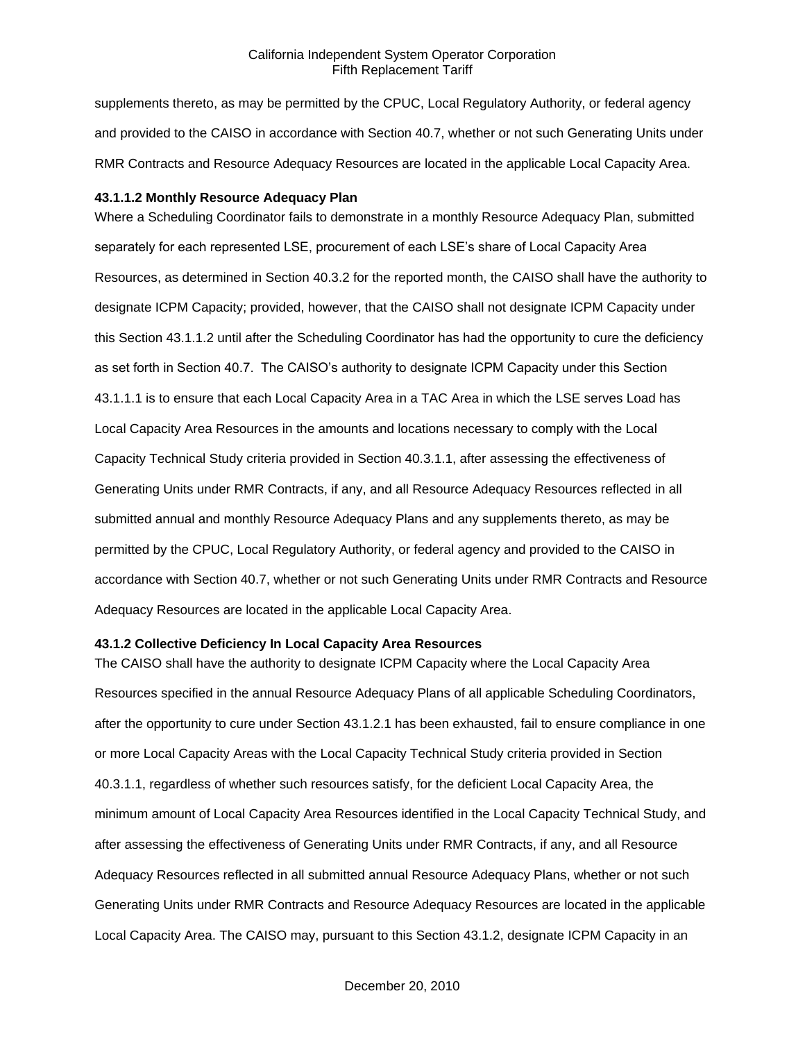supplements thereto, as may be permitted by the CPUC, Local Regulatory Authority, or federal agency and provided to the CAISO in accordance with Section 40.7, whether or not such Generating Units under RMR Contracts and Resource Adequacy Resources are located in the applicable Local Capacity Area.

**43.1.1.2 Monthly Resource Adequacy Plan**

Where a Scheduling Coordinator fails to demonstrate in a monthly Resource Adequacy Plan, submitted separately for each represented LSE, procurement of each LSE's share of Local Capacity Area Resources, as determined in Section 40.3.2 for the reported month, the CAISO shall have the authority to designate ICPM Capacity; provided, however, that the CAISO shall not designate ICPM Capacity under this Section 43.1.1.2 until after the Scheduling Coordinator has had the opportunity to cure the deficiency as set forth in Section 40.7. The CAISO's authority to designate ICPM Capacity under this Section 43.1.1.1 is to ensure that each Local Capacity Area in a TAC Area in which the LSE serves Load has Local Capacity Area Resources in the amounts and locations necessary to comply with the Local Capacity Technical Study criteria provided in Section 40.3.1.1, after assessing the effectiveness of Generating Units under RMR Contracts, if any, and all Resource Adequacy Resources reflected in all submitted annual and monthly Resource Adequacy Plans and any supplements thereto, as may be permitted by the CPUC, Local Regulatory Authority, or federal agency and provided to the CAISO in accordance with Section 40.7, whether or not such Generating Units under RMR Contracts and Resource Adequacy Resources are located in the applicable Local Capacity Area.

**43.1.2 Collective Deficiency In Local Capacity Area Resources**

The CAISO shall have the authority to designate ICPM Capacity where the Local Capacity Area Resources specified in the annual Resource Adequacy Plans of all applicable Scheduling Coordinators, after the opportunity to cure under Section 43.1.2.1 has been exhausted, fail to ensure compliance in one or more Local Capacity Areas with the Local Capacity Technical Study criteria provided in Section 40.3.1.1, regardless of whether such resources satisfy, for the deficient Local Capacity Area, the minimum amount of Local Capacity Area Resources identified in the Local Capacity Technical Study, and after assessing the effectiveness of Generating Units under RMR Contracts, if any, and all Resource Adequacy Resources reflected in all submitted annual Resource Adequacy Plans, whether or not such Generating Units under RMR Contracts and Resource Adequacy Resources are located in the applicable Local Capacity Area. The CAISO may, pursuant to this Section 43.1.2, designate ICPM Capacity in an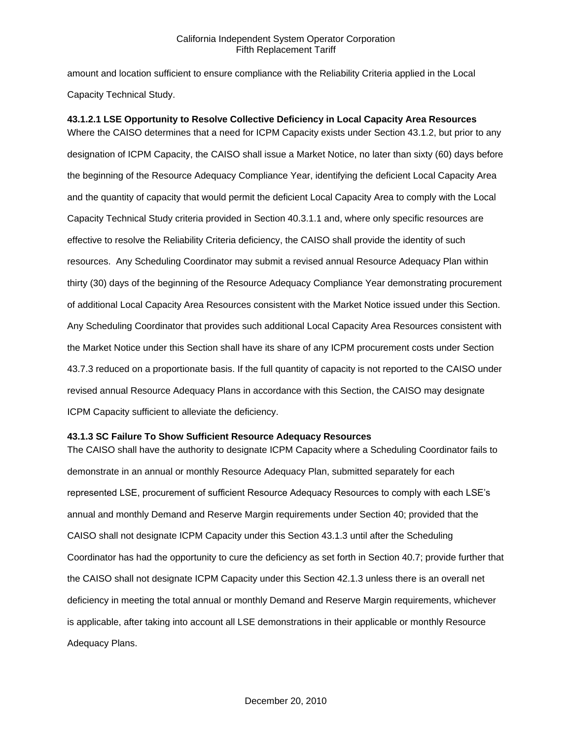amount and location sufficient to ensure compliance with the Reliability Criteria applied in the Local Capacity Technical Study.

**43.1.2.1 LSE Opportunity to Resolve Collective Deficiency in Local Capacity Area Resources**

Where the CAISO determines that a need for ICPM Capacity exists under Section 43.1.2, but prior to any designation of ICPM Capacity, the CAISO shall issue a Market Notice, no later than sixty (60) days before the beginning of the Resource Adequacy Compliance Year, identifying the deficient Local Capacity Area and the quantity of capacity that would permit the deficient Local Capacity Area to comply with the Local Capacity Technical Study criteria provided in Section 40.3.1.1 and, where only specific resources are effective to resolve the Reliability Criteria deficiency, the CAISO shall provide the identity of such resources. Any Scheduling Coordinator may submit a revised annual Resource Adequacy Plan within thirty (30) days of the beginning of the Resource Adequacy Compliance Year demonstrating procurement of additional Local Capacity Area Resources consistent with the Market Notice issued under this Section. Any Scheduling Coordinator that provides such additional Local Capacity Area Resources consistent with the Market Notice under this Section shall have its share of any ICPM procurement costs under Section 43.7.3 reduced on a proportionate basis. If the full quantity of capacity is not reported to the CAISO under revised annual Resource Adequacy Plans in accordance with this Section, the CAISO may designate ICPM Capacity sufficient to alleviate the deficiency.

**43.1.3 SC Failure To Show Sufficient Resource Adequacy Resources**

The CAISO shall have the authority to designate ICPM Capacity where a Scheduling Coordinator fails to demonstrate in an annual or monthly Resource Adequacy Plan, submitted separately for each represented LSE, procurement of sufficient Resource Adequacy Resources to comply with each LSE's annual and monthly Demand and Reserve Margin requirements under Section 40; provided that the CAISO shall not designate ICPM Capacity under this Section 43.1.3 until after the Scheduling Coordinator has had the opportunity to cure the deficiency as set forth in Section 40.7; provide further that the CAISO shall not designate ICPM Capacity under this Section 42.1.3 unless there is an overall net deficiency in meeting the total annual or monthly Demand and Reserve Margin requirements, whichever is applicable, after taking into account all LSE demonstrations in their applicable or monthly Resource Adequacy Plans.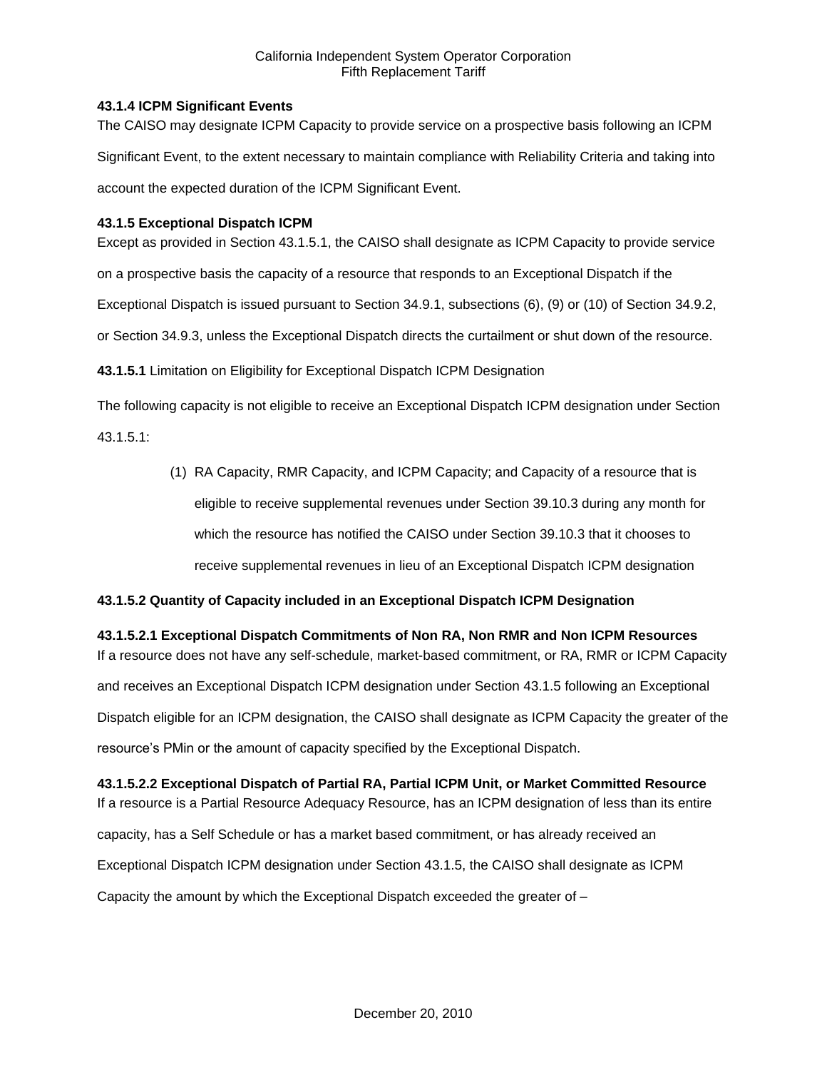**43.1.4 ICPM Significant Events**

The CAISO may designate ICPM Capacity to provide service on a prospective basis following an ICPM Significant Event, to the extent necessary to maintain compliance with Reliability Criteria and taking into account the expected duration of the ICPM Significant Event.

**43.1.5 Exceptional Dispatch ICPM**

Except as provided in Section 43.1.5.1, the CAISO shall designate as ICPM Capacity to provide service on a prospective basis the capacity of a resource that responds to an Exceptional Dispatch if the Exceptional Dispatch is issued pursuant to Section 34.9.1, subsections (6), (9) or (10) of Section 34.9.2, or Section 34.9.3, unless the Exceptional Dispatch directs the curtailment or shut down of the resource.

**43.1.5.1** Limitation on Eligibility for Exceptional Dispatch ICPM Designation

The following capacity is not eligible to receive an Exceptional Dispatch ICPM designation under Section 43.1.5.1:

(1) RA Capacity, RMR Capacity, and ICPM Capacity; and Capacity of a resource that is eligible to receive supplemental revenues under Section 39.10.3 during any month for which the resource has notified the CAISO under Section 39.10.3 that it chooses to receive supplemental revenues in lieu of an Exceptional Dispatch ICPM designation

**43.1.5.2 Quantity of Capacity included in an Exceptional Dispatch ICPM Designation**

**43.1.5.2.1 Exceptional Dispatch Commitments of Non RA, Non RMR and Non ICPM Resources**

If a resource does not have any self-schedule, market-based commitment, or RA, RMR or ICPM Capacity and receives an Exceptional Dispatch ICPM designation under Section 43.1.5 following an Exceptional Dispatch eligible for an ICPM designation, the CAISO shall designate as ICPM Capacity the greater of the resource's PMin or the amount of capacity specified by the Exceptional Dispatch.

**43.1.5.2.2 Exceptional Dispatch of Partial RA, Partial ICPM Unit, or Market Committed Resource**

If a resource is a Partial Resource Adequacy Resource, has an ICPM designation of less than its entire capacity, has a Self Schedule or has a market based commitment, or has already received an Exceptional Dispatch ICPM designation under Section 43.1.5, the CAISO shall designate as ICPM Capacity the amount by which the Exceptional Dispatch exceeded the greater of –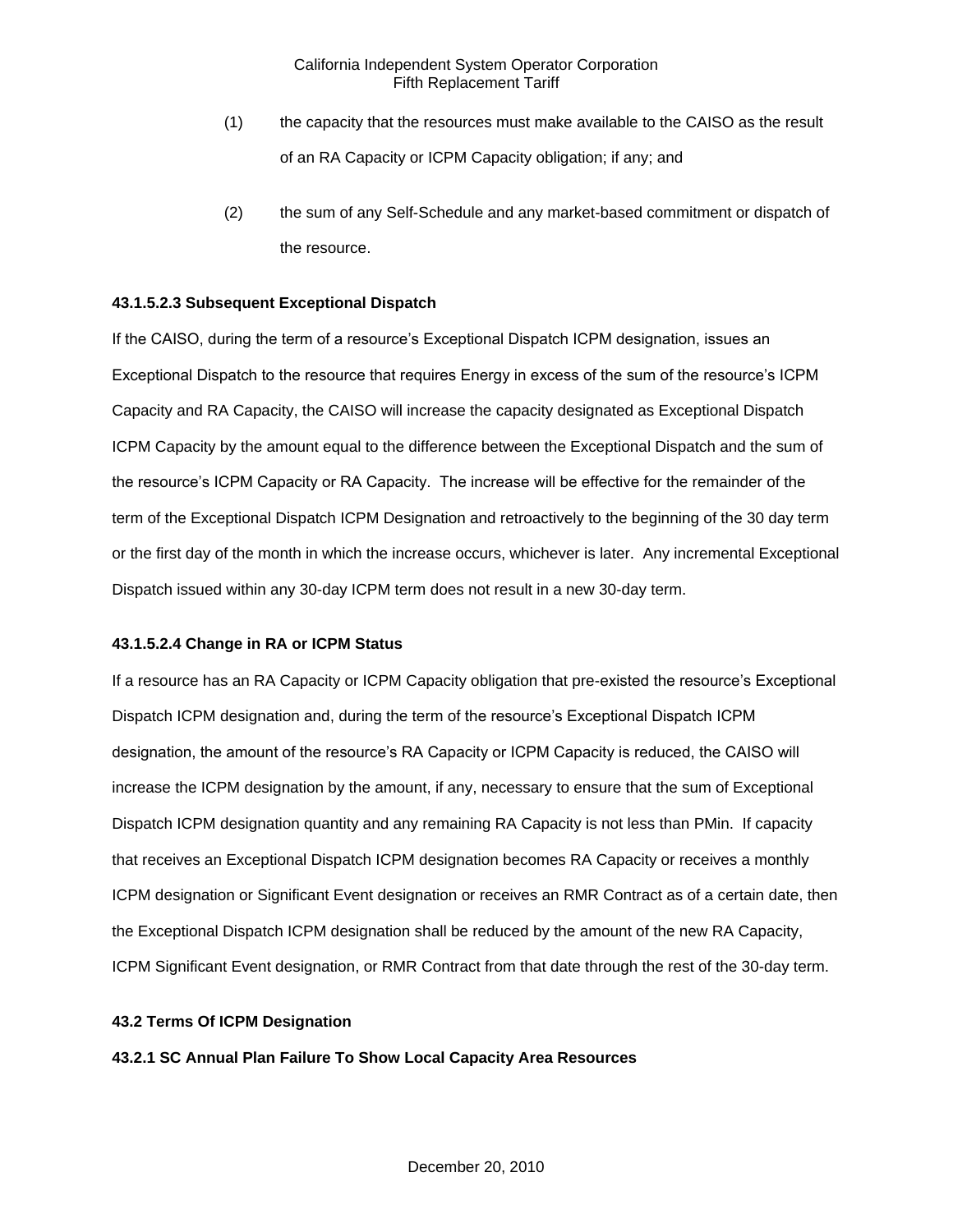(1) the capacity that the resources must make available to the CAISO as the result of an RA Capacity or ICPM Capacity obligation; if any; and

(2) the sum of any Self-Schedule and any market-based commitment or dispatch of the resource.

**43.1.5.2.3 Subsequent Exceptional Dispatch**

If the CAISO, during the term of a resource's Exceptional Dispatch ICPM designation, issues an Exceptional Dispatch to the resource that requires Energy in excess of the sum of the resource's ICPM Capacity and RA Capacity, the CAISO will increase the capacity designated as Exceptional Dispatch ICPM Capacity by the amount equal to the difference between the Exceptional Dispatch and the sum of the resource's ICPM Capacity or RA Capacity. The increase will be effective for the remainder of the term of the Exceptional Dispatch ICPM Designation and retroactively to the beginning of the 30 day term or the first day of the month in which the increase occurs, whichever is later. Any incremental Exceptional Dispatch issued within any 30-day ICPM term does not result in a new 30-day term.

**43.1.5.2.4 Change in RA or ICPM Status**

If a resource has an RA Capacity or ICPM Capacity obligation that pre-existed the resource's Exceptional Dispatch ICPM designation and, during the term of the resource's Exceptional Dispatch ICPM designation, the amount of the resource's RA Capacity or ICPM Capacity is reduced, the CAISO will increase the ICPM designation by the amount, if any, necessary to ensure that the sum of Exceptional Dispatch ICPM designation quantity and any remaining RA Capacity is not less than PMin. If capacity that receives an Exceptional Dispatch ICPM designation becomes RA Capacity or receives a monthly ICPM designation or Significant Event designation or receives an RMR Contract as of a certain date, then the Exceptional Dispatch ICPM designation shall be reduced by the amount of the new RA Capacity, ICPM Significant Event designation, or RMR Contract from that date through the rest of the 30-day term.

**43.2 Terms Of ICPM Designation**

**43.2.1 SC Annual Plan Failure To Show Local Capacity Area Resources**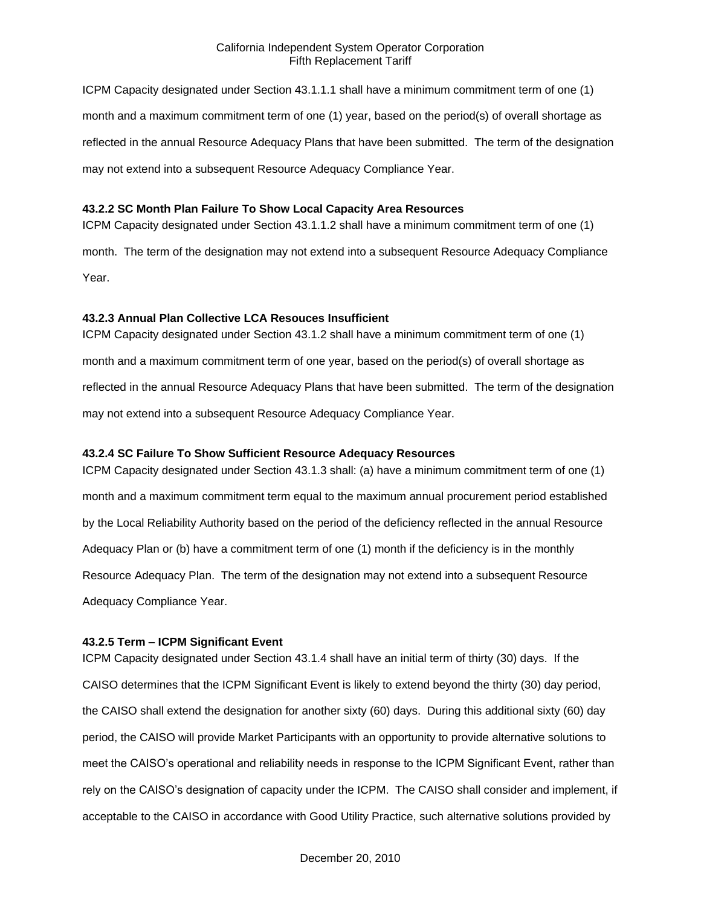ICPM Capacity designated under Section 43.1.1.1 shall have a minimum commitment term of one (1) month and a maximum commitment term of one (1) year, based on the period(s) of overall shortage as reflected in the annual Resource Adequacy Plans that have been submitted. The term of the designation may not extend into a subsequent Resource Adequacy Compliance Year.

**43.2.2 SC Month Plan Failure To Show Local Capacity Area Resources**

ICPM Capacity designated under Section 43.1.1.2 shall have a minimum commitment term of one (1) month. The term of the designation may not extend into a subsequent Resource Adequacy Compliance Year.

**43.2.3 Annual Plan Collective LCA Resouces Insufficient**

ICPM Capacity designated under Section 43.1.2 shall have a minimum commitment term of one (1) month and a maximum commitment term of one year, based on the period(s) of overall shortage as reflected in the annual Resource Adequacy Plans that have been submitted. The term of the designation may not extend into a subsequent Resource Adequacy Compliance Year.

**43.2.4 SC Failure To Show Sufficient Resource Adequacy Resources**

ICPM Capacity designated under Section 43.1.3 shall: (a) have a minimum commitment term of one (1) month and a maximum commitment term equal to the maximum annual procurement period established by the Local Reliability Authority based on the period of the deficiency reflected in the annual Resource Adequacy Plan or (b) have a commitment term of one (1) month if the deficiency is in the monthly Resource Adequacy Plan. The term of the designation may not extend into a subsequent Resource Adequacy Compliance Year.

**43.2.5 Term – ICPM Significant Event**

ICPM Capacity designated under Section 43.1.4 shall have an initial term of thirty (30) days. If the CAISO determines that the ICPM Significant Event is likely to extend beyond the thirty (30) day period, the CAISO shall extend the designation for another sixty (60) days. During this additional sixty (60) day period, the CAISO will provide Market Participants with an opportunity to provide alternative solutions to meet the CAISO's operational and reliability needs in response to the ICPM Significant Event, rather than rely on the CAISO's designation of capacity under the ICPM. The CAISO shall consider and implement, if acceptable to the CAISO in accordance with Good Utility Practice, such alternative solutions provided by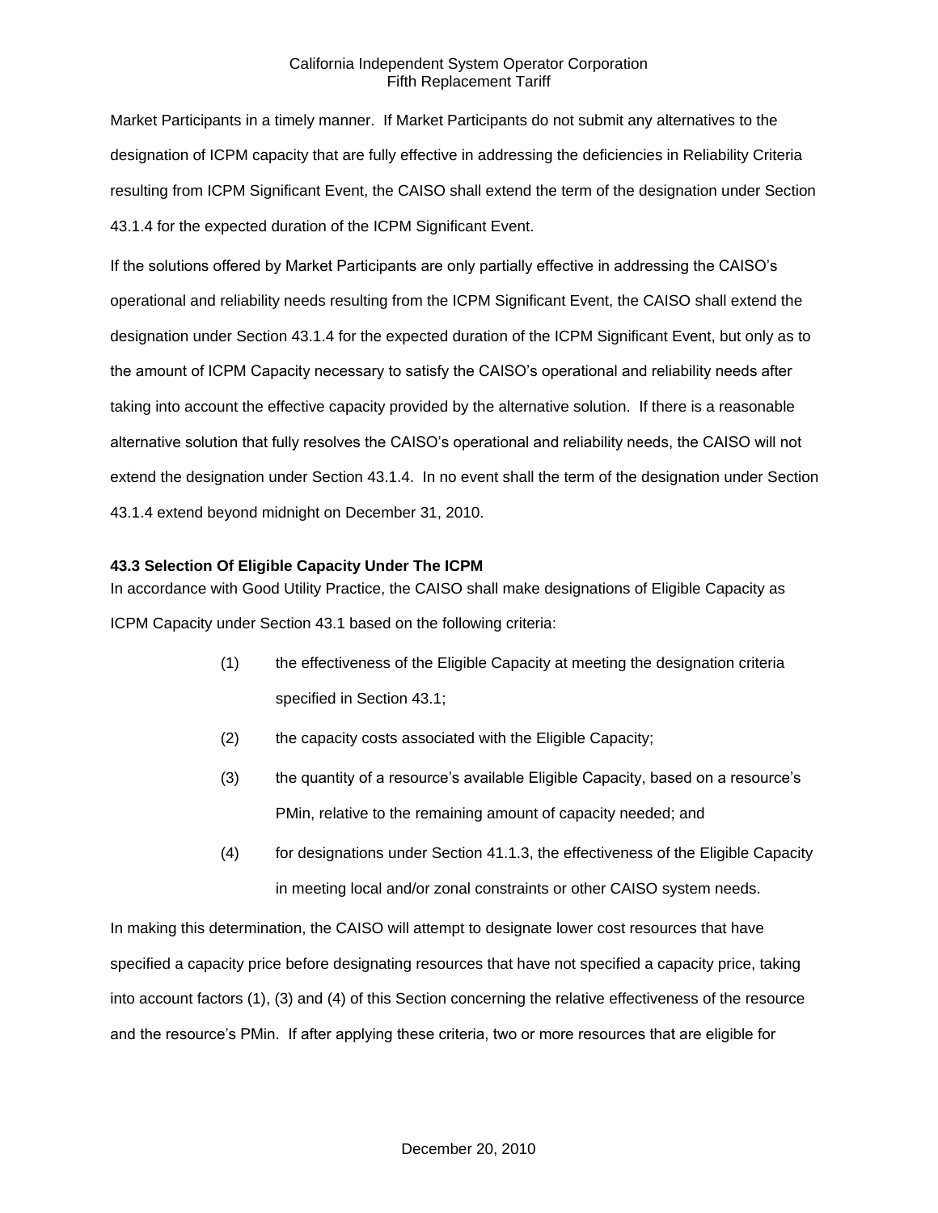Market Participants in a timely manner. If Market Participants do not submit any alternatives to the designation of ICPM capacity that are fully effective in addressing the deficiencies in Reliability Criteria resulting from ICPM Significant Event, the CAISO shall extend the term of the designation under Section 43.1.4 for the expected duration of the ICPM Significant Event.

If the solutions offered by Market Participants are only partially effective in addressing the CAISO's operational and reliability needs resulting from the ICPM Significant Event, the CAISO shall extend the designation under Section 43.1.4 for the expected duration of the ICPM Significant Event, but only as to the amount of ICPM Capacity necessary to satisfy the CAISO's operational and reliability needs after taking into account the effective capacity provided by the alternative solution. If there is a reasonable alternative solution that fully resolves the CAISO's operational and reliability needs, the CAISO will not extend the designation under Section 43.1.4. In no event shall the term of the designation under Section 43.1.4 extend beyond midnight on December 31, 2010.

**43.3 Selection Of Eligible Capacity Under The ICPM**

In accordance with Good Utility Practice, the CAISO shall make designations of Eligible Capacity as ICPM Capacity under Section 43.1 based on the following criteria:

(1) the effectiveness of the Eligible Capacity at meeting the designation criteria specified in Section 43.1;

(2) the capacity costs associated with the Eligible Capacity;

(3) the quantity of a resource's available Eligible Capacity, based on a resource's PMin, relative to the remaining amount of capacity needed; and

(4) for designations under Section 41.1.3, the effectiveness of the Eligible Capacity in meeting local and/or zonal constraints or other CAISO system needs.

In making this determination, the CAISO will attempt to designate lower cost resources that have specified a capacity price before designating resources that have not specified a capacity price, taking into account factors (1), (3) and (4) of this Section concerning the relative effectiveness of the resource and the resource's PMin. If after applying these criteria, two or more resources that are eligible for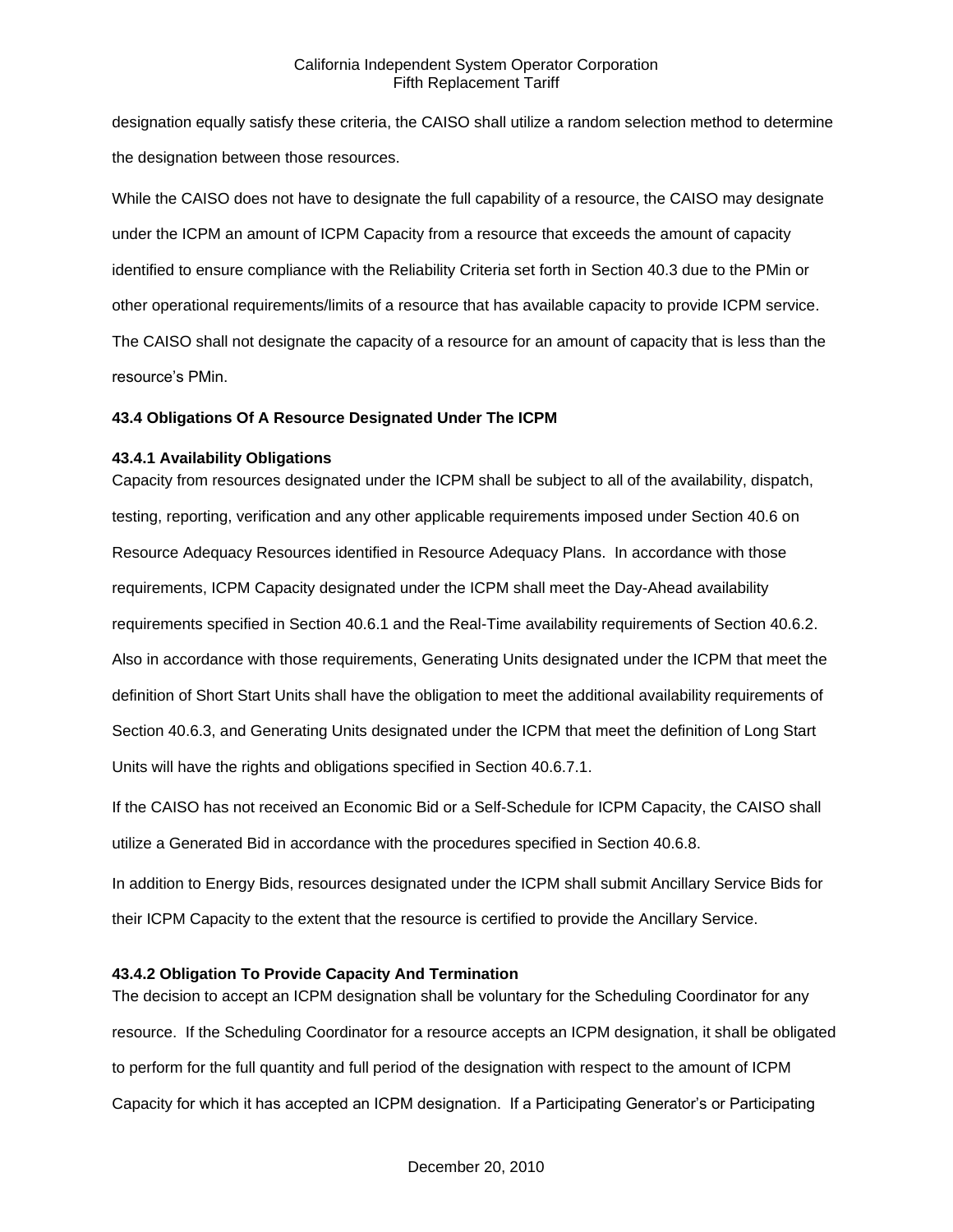designation equally satisfy these criteria, the CAISO shall utilize a random selection method to determine the designation between those resources.

While the CAISO does not have to designate the full capability of a resource, the CAISO may designate under the ICPM an amount of ICPM Capacity from a resource that exceeds the amount of capacity identified to ensure compliance with the Reliability Criteria set forth in Section 40.3 due to the PMin or other operational requirements/limits of a resource that has available capacity to provide ICPM service. The CAISO shall not designate the capacity of a resource for an amount of capacity that is less than the resource's PMin.

### 43.4 Obligations Of A Resource Designated Under The ICPM

#### 43.4.1 Availability Obligations

Capacity from resources designated under the ICPM shall be subject to all of the availability, dispatch, testing, reporting, verification and any other applicable requirements imposed under Section 40.6 on Resource Adequacy Resources identified in Resource Adequacy Plans. In accordance with those requirements, ICPM Capacity designated under the ICPM shall meet the Day-Ahead availability requirements specified in Section 40.6.1 and the Real-Time availability requirements of Section 40.6.2. Also in accordance with those requirements, Generating Units designated under the ICPM that meet the definition of Short Start Units shall have the obligation to meet the additional availability requirements of Section 40.6.3, and Generating Units designated under the ICPM that meet the definition of Long Start Units will have the rights and obligations specified in Section 40.6.7.1.

If the CAISO has not received an Economic Bid or a Self-Schedule for ICPM Capacity, the CAISO shall utilize a Generated Bid in accordance with the procedures specified in Section 40.6.8.

In addition to Energy Bids, resources designated under the ICPM shall submit Ancillary Service Bids for their ICPM Capacity to the extent that the resource is certified to provide the Ancillary Service.

#### 43.4.2 Obligation To Provide Capacity And Termination

The decision to accept an ICPM designation shall be voluntary for the Scheduling Coordinator for any resource. If the Scheduling Coordinator for a resource accepts an ICPM designation, it shall be obligated to perform for the full quantity and full period of the designation with respect to the amount of ICPM Capacity for which it has accepted an ICPM designation. If a Participating Generator's or Participating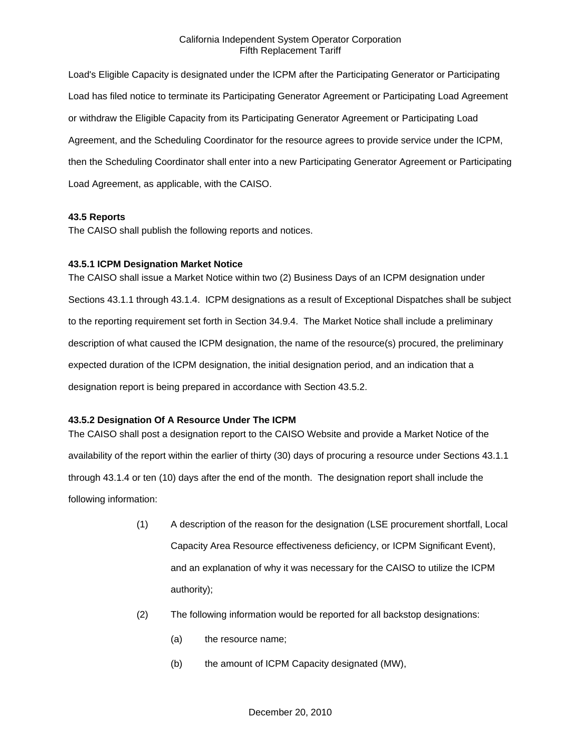Load's Eligible Capacity is designated under the ICPM after the Participating Generator or Participating Load has filed notice to terminate its Participating Generator Agreement or Participating Load Agreement or withdraw the Eligible Capacity from its Participating Generator Agreement or Participating Load Agreement, and the Scheduling Coordinator for the resource agrees to provide service under the ICPM, then the Scheduling Coordinator shall enter into a new Participating Generator Agreement or Participating Load Agreement, as applicable, with the CAISO.

**43.5 Reports**

The CAISO shall publish the following reports and notices.

**43.5.1 ICPM Designation Market Notice**

The CAISO shall issue a Market Notice within two (2) Business Days of an ICPM designation under Sections 43.1.1 through 43.1.4. ICPM designations as a result of Exceptional Dispatches shall be subject to the reporting requirement set forth in Section 34.9.4. The Market Notice shall include a preliminary description of what caused the ICPM designation, the name of the resource(s) procured, the preliminary expected duration of the ICPM designation, the initial designation period, and an indication that a designation report is being prepared in accordance with Section 43.5.2.

**43.5.2 Designation Of A Resource Under The ICPM**

The CAISO shall post a designation report to the CAISO Website and provide a Market Notice of the availability of the report within the earlier of thirty (30) days of procuring a resource under Sections 43.1.1 through 43.1.4 or ten (10) days after the end of the month. The designation report shall include the following information:

(1) A description of the reason for the designation (LSE procurement shortfall, Local Capacity Area Resource effectiveness deficiency, or ICPM Significant Event), and an explanation of why it was necessary for the CAISO to utilize the ICPM authority);

(2) The following information would be reported for all backstop designations:

(a) the resource name;

(b) the amount of ICPM Capacity designated (MW),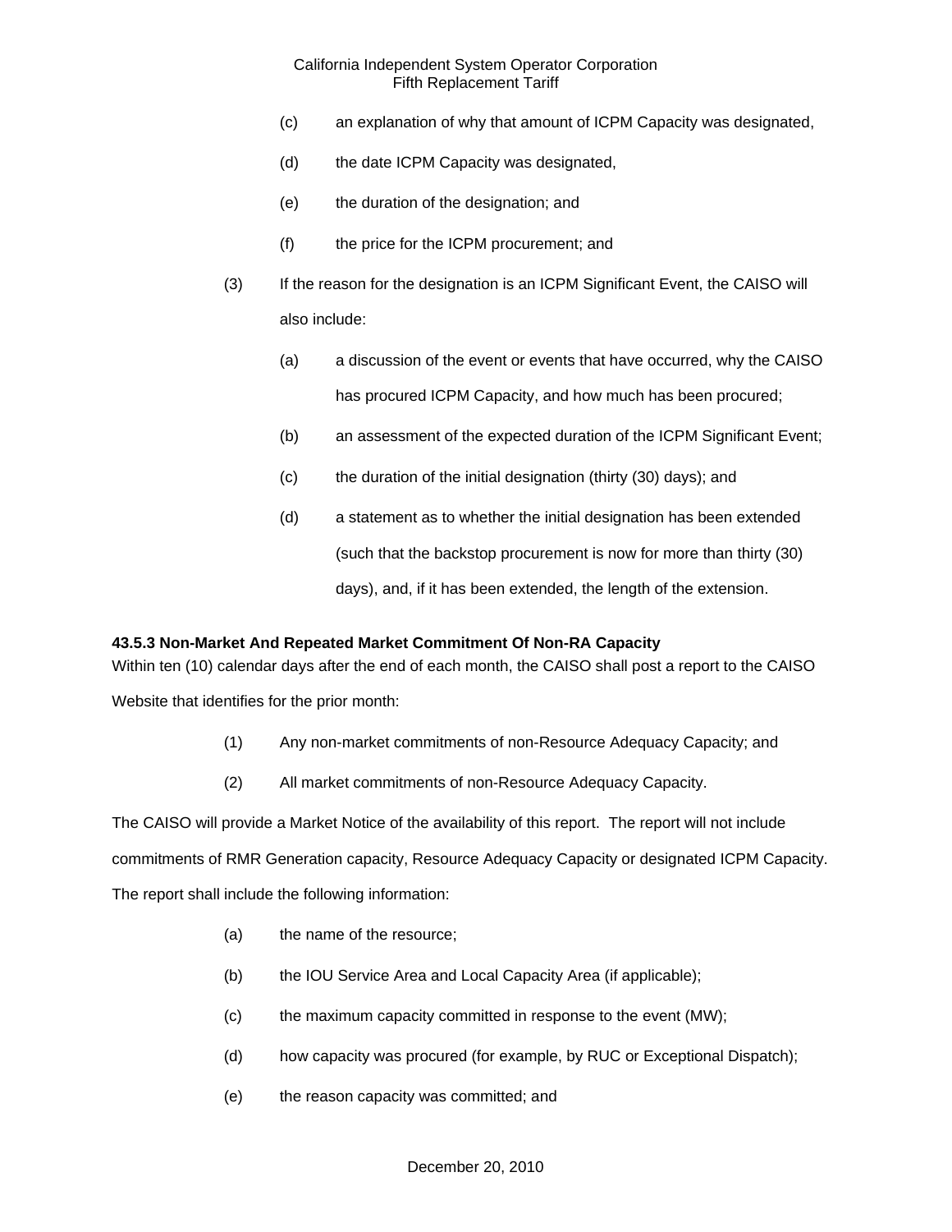(c) an explanation of why that amount of ICPM Capacity was designated,

(d) the date ICPM Capacity was designated,

(e) the duration of the designation; and

(f) the price for the ICPM procurement; and

(3) If the reason for the designation is an ICPM Significant Event, the CAISO will also include:

(a) a discussion of the event or events that have occurred, why the CAISO has procured ICPM Capacity, and how much has been procured;

(b) an assessment of the expected duration of the ICPM Significant Event;

(c) the duration of the initial designation (thirty (30) days); and

(d) a statement as to whether the initial designation has been extended (such that the backstop procurement is now for more than thirty (30) days), and, if it has been extended, the length of the extension.

**43.5.3 Non-Market And Repeated Market Commitment Of Non-RA Capacity**

Within ten (10) calendar days after the end of each month, the CAISO shall post a report to the CAISO Website that identifies for the prior month:

(1) Any non-market commitments of non-Resource Adequacy Capacity; and

(2) All market commitments of non-Resource Adequacy Capacity.

The CAISO will provide a Market Notice of the availability of this report. The report will not include commitments of RMR Generation capacity, Resource Adequacy Capacity or designated ICPM Capacity. The report shall include the following information:

(a) the name of the resource;

(b) the IOU Service Area and Local Capacity Area (if applicable);

(c) the maximum capacity committed in response to the event (MW);

(d) how capacity was procured (for example, by RUC or Exceptional Dispatch);

(e) the reason capacity was committed; and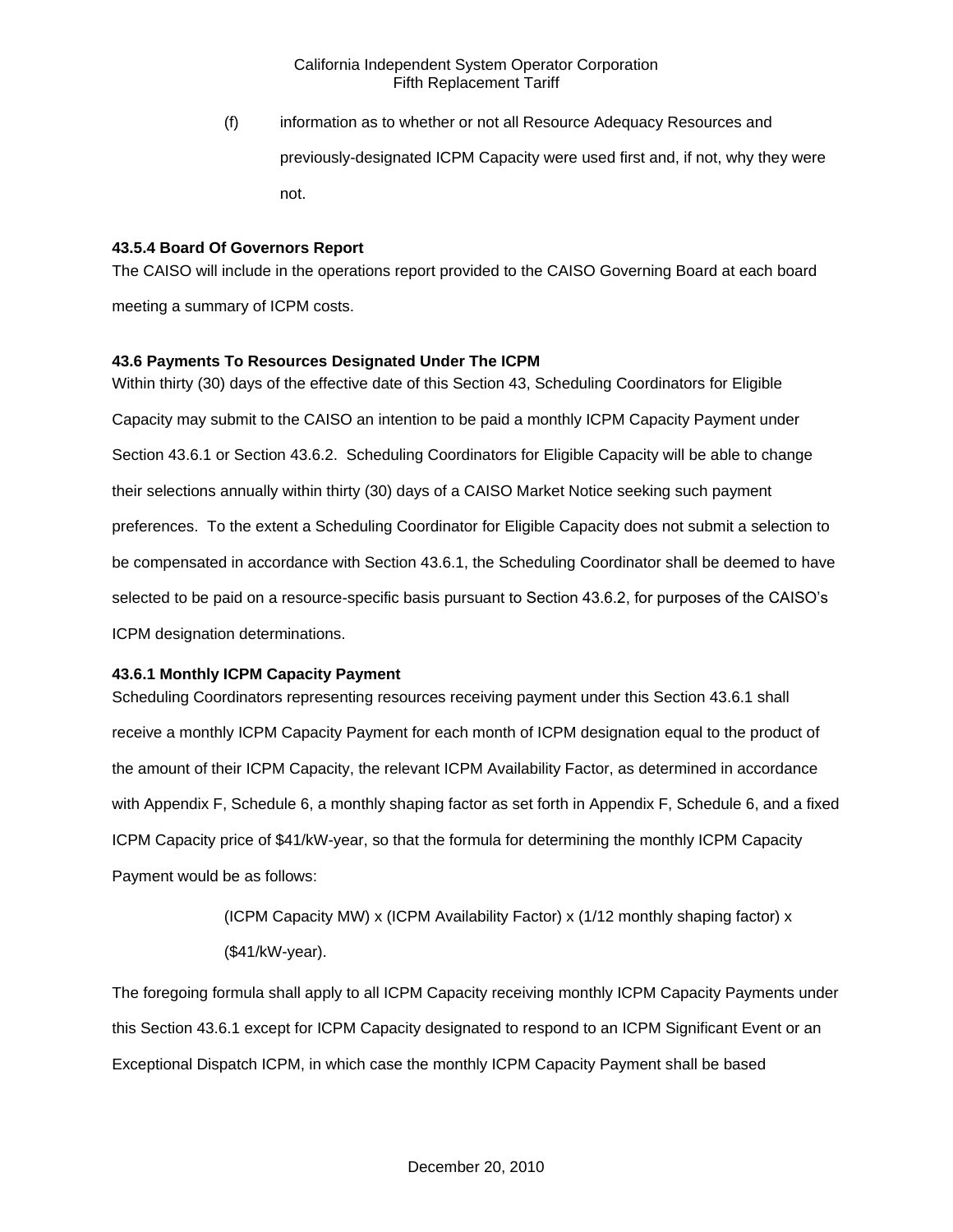(f) information as to whether or not all Resource Adequacy Resources and previously-designated ICPM Capacity were used first and, if not, why they were not.

**43.5.4 Board Of Governors Report**

The CAISO will include in the operations report provided to the CAISO Governing Board at each board meeting a summary of ICPM costs.

**43.6 Payments To Resources Designated Under The ICPM**

Within thirty (30) days of the effective date of this Section 43, Scheduling Coordinators for Eligible Capacity may submit to the CAISO an intention to be paid a monthly ICPM Capacity Payment under Section 43.6.1 or Section 43.6.2. Scheduling Coordinators for Eligible Capacity will be able to change their selections annually within thirty (30) days of a CAISO Market Notice seeking such payment preferences. To the extent a Scheduling Coordinator for Eligible Capacity does not submit a selection to be compensated in accordance with Section 43.6.1, the Scheduling Coordinator shall be deemed to have selected to be paid on a resource-specific basis pursuant to Section 43.6.2, for purposes of the CAISO's ICPM designation determinations.

**43.6.1 Monthly ICPM Capacity Payment**

Scheduling Coordinators representing resources receiving payment under this Section 43.6.1 shall receive a monthly ICPM Capacity Payment for each month of ICPM designation equal to the product of the amount of their ICPM Capacity, the relevant ICPM Availability Factor, as determined in accordance with Appendix F, Schedule 6, a monthly shaping factor as set forth in Appendix F, Schedule 6, and a fixed ICPM Capacity price of $41/kW-year, so that the formula for determining the monthly ICPM Capacity Payment would be as follows:

(ICPM Capacity MW) x (ICPM Availability Factor) x (1/12 monthly shaping factor) x ($41/kW-year).

The foregoing formula shall apply to all ICPM Capacity receiving monthly ICPM Capacity Payments under this Section 43.6.1 except for ICPM Capacity designated to respond to an ICPM Significant Event or an Exceptional Dispatch ICPM, in which case the monthly ICPM Capacity Payment shall be based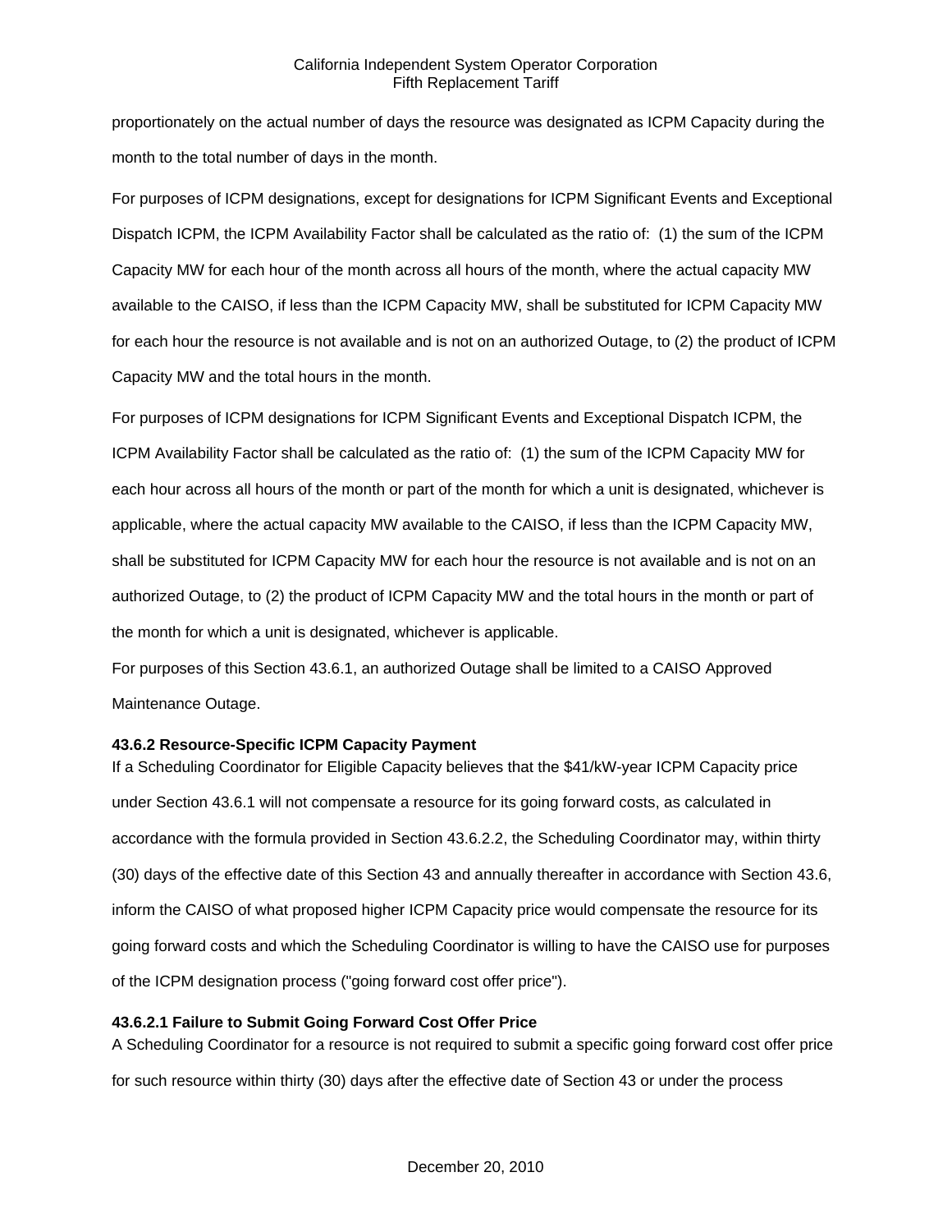proportionately on the actual number of days the resource was designated as ICPM Capacity during the month to the total number of days in the month.

For purposes of ICPM designations, except for designations for ICPM Significant Events and Exceptional Dispatch ICPM, the ICPM Availability Factor shall be calculated as the ratio of: (1) the sum of the ICPM Capacity MW for each hour of the month across all hours of the month, where the actual capacity MW available to the CAISO, if less than the ICPM Capacity MW, shall be substituted for ICPM Capacity MW for each hour the resource is not available and is not on an authorized Outage, to (2) the product of ICPM Capacity MW and the total hours in the month.

For purposes of ICPM designations for ICPM Significant Events and Exceptional Dispatch ICPM, the ICPM Availability Factor shall be calculated as the ratio of: (1) the sum of the ICPM Capacity MW for each hour across all hours of the month or part of the month for which a unit is designated, whichever is applicable, where the actual capacity MW available to the CAISO, if less than the ICPM Capacity MW, shall be substituted for ICPM Capacity MW for each hour the resource is not available and is not on an authorized Outage, to (2) the product of ICPM Capacity MW and the total hours in the month or part of the month for which a unit is designated, whichever is applicable.

For purposes of this Section 43.6.1, an authorized Outage shall be limited to a CAISO Approved Maintenance Outage.

**43.6.2 Resource-Specific ICPM Capacity Payment**

If a Scheduling Coordinator for Eligible Capacity believes that the $41/kW-year ICPM Capacity price under Section 43.6.1 will not compensate a resource for its going forward costs, as calculated in accordance with the formula provided in Section 43.6.2.2, the Scheduling Coordinator may, within thirty (30) days of the effective date of this Section 43 and annually thereafter in accordance with Section 43.6, inform the CAISO of what proposed higher ICPM Capacity price would compensate the resource for its going forward costs and which the Scheduling Coordinator is willing to have the CAISO use for purposes of the ICPM designation process ("going forward cost offer price").

**43.6.2.1 Failure to Submit Going Forward Cost Offer Price**

A Scheduling Coordinator for a resource is not required to submit a specific going forward cost offer price for such resource within thirty (30) days after the effective date of Section 43 or under the process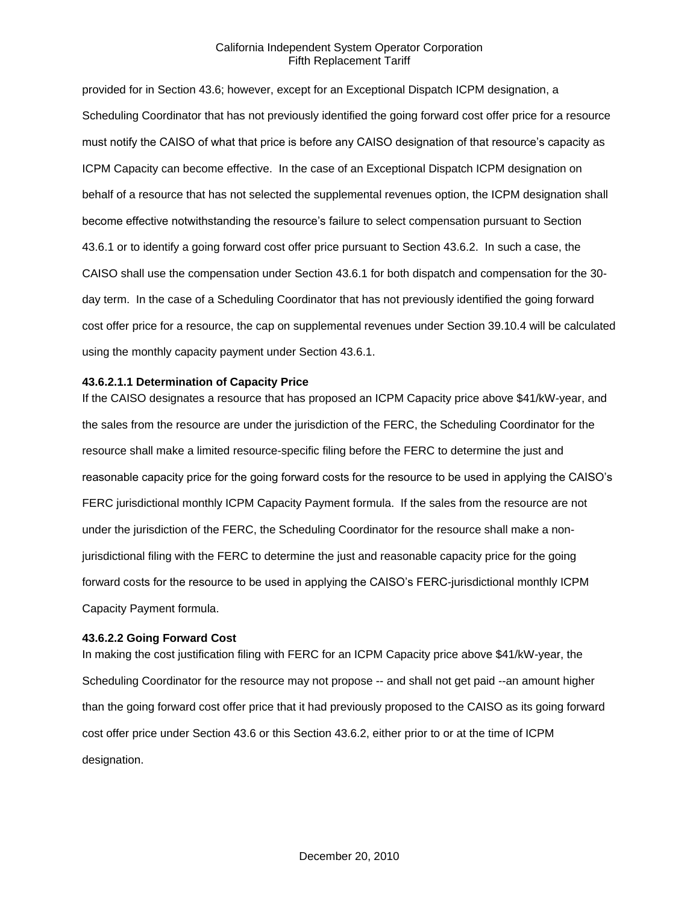provided for in Section 43.6; however, except for an Exceptional Dispatch ICPM designation, a Scheduling Coordinator that has not previously identified the going forward cost offer price for a resource must notify the CAISO of what that price is before any CAISO designation of that resource's capacity as ICPM Capacity can become effective. In the case of an Exceptional Dispatch ICPM designation on behalf of a resource that has not selected the supplemental revenues option, the ICPM designation shall become effective notwithstanding the resource's failure to select compensation pursuant to Section 43.6.1 or to identify a going forward cost offer price pursuant to Section 43.6.2. In such a case, the CAISO shall use the compensation under Section 43.6.1 for both dispatch and compensation for the 30-day term. In the case of a Scheduling Coordinator that has not previously identified the going forward cost offer price for a resource, the cap on supplemental revenues under Section 39.10.4 will be calculated using the monthly capacity payment under Section 43.6.1.

**43.6.2.1.1 Determination of Capacity Price**

If the CAISO designates a resource that has proposed an ICPM Capacity price above $41/kW-year, and the sales from the resource are under the jurisdiction of the FERC, the Scheduling Coordinator for the resource shall make a limited resource-specific filing before the FERC to determine the just and reasonable capacity price for the going forward costs for the resource to be used in applying the CAISO's FERC jurisdictional monthly ICPM Capacity Payment formula. If the sales from the resource are not under the jurisdiction of the FERC, the Scheduling Coordinator for the resource shall make a non-jurisdictional filing with the FERC to determine the just and reasonable capacity price for the going forward costs for the resource to be used in applying the CAISO's FERC-jurisdictional monthly ICPM Capacity Payment formula.

**43.6.2.2 Going Forward Cost**

In making the cost justification filing with FERC for an ICPM Capacity price above $41/kW-year, the Scheduling Coordinator for the resource may not propose -- and shall not get paid --an amount higher than the going forward cost offer price that it had previously proposed to the CAISO as its going forward cost offer price under Section 43.6 or this Section 43.6.2, either prior to or at the time of ICPM designation.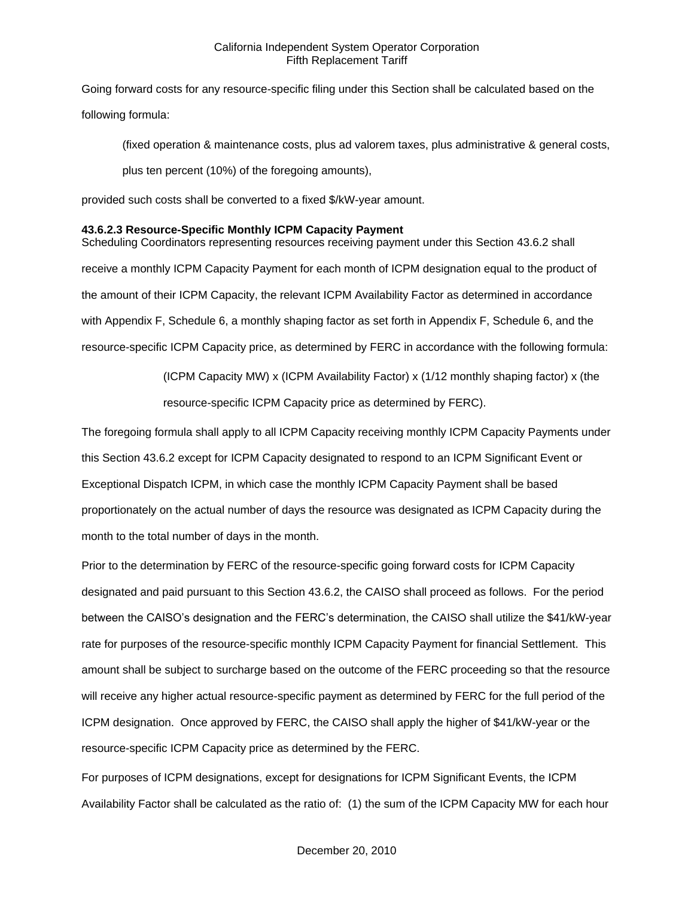Going forward costs for any resource-specific filing under this Section shall be calculated based on the following formula:

> (fixed operation & maintenance costs, plus ad valorem taxes, plus administrative & general costs, plus ten percent (10%) of the foregoing amounts),

provided such costs shall be converted to a fixed $/kW-year amount.

**43.6.2.3 Resource-Specific Monthly ICPM Capacity Payment**

Scheduling Coordinators representing resources receiving payment under this Section 43.6.2 shall receive a monthly ICPM Capacity Payment for each month of ICPM designation equal to the product of the amount of their ICPM Capacity, the relevant ICPM Availability Factor as determined in accordance with Appendix F, Schedule 6, a monthly shaping factor as set forth in Appendix F, Schedule 6, and the resource-specific ICPM Capacity price, as determined by FERC in accordance with the following formula:

> (ICPM Capacity MW) x (ICPM Availability Factor) x (1/12 monthly shaping factor) x (the resource-specific ICPM Capacity price as determined by FERC).

The foregoing formula shall apply to all ICPM Capacity receiving monthly ICPM Capacity Payments under this Section 43.6.2 except for ICPM Capacity designated to respond to an ICPM Significant Event or Exceptional Dispatch ICPM, in which case the monthly ICPM Capacity Payment shall be based proportionately on the actual number of days the resource was designated as ICPM Capacity during the month to the total number of days in the month.

Prior to the determination by FERC of the resource-specific going forward costs for ICPM Capacity designated and paid pursuant to this Section 43.6.2, the CAISO shall proceed as follows. For the period between the CAISO's designation and the FERC's determination, the CAISO shall utilize the $41/kW-year rate for purposes of the resource-specific monthly ICPM Capacity Payment for financial Settlement. This amount shall be subject to surcharge based on the outcome of the FERC proceeding so that the resource will receive any higher actual resource-specific payment as determined by FERC for the full period of the ICPM designation. Once approved by FERC, the CAISO shall apply the higher of $41/kW-year or the resource-specific ICPM Capacity price as determined by the FERC.

For purposes of ICPM designations, except for designations for ICPM Significant Events, the ICPM Availability Factor shall be calculated as the ratio of: (1) the sum of the ICPM Capacity MW for each hour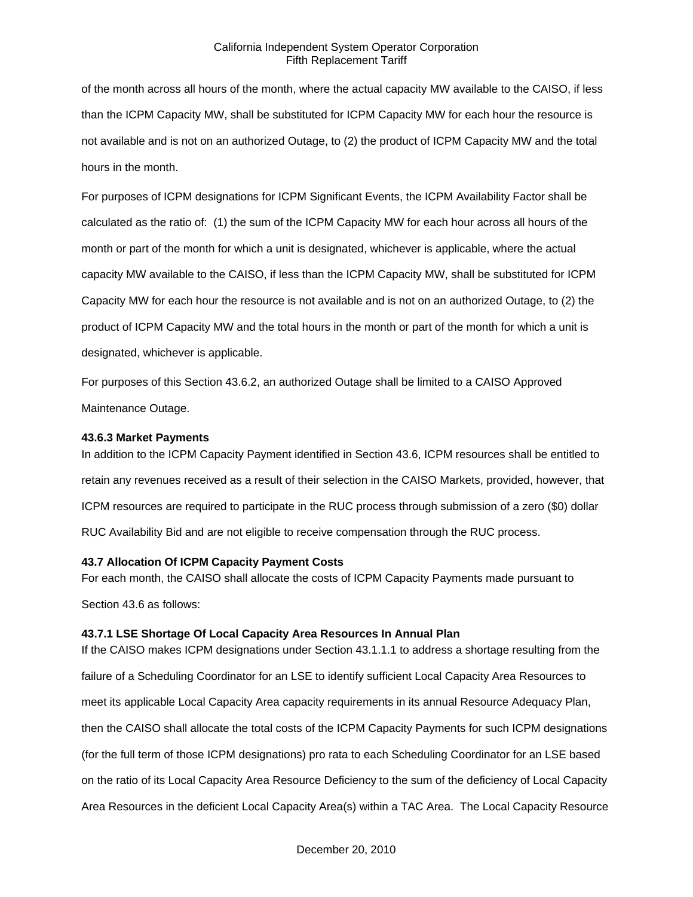of the month across all hours of the month, where the actual capacity MW available to the CAISO, if less than the ICPM Capacity MW, shall be substituted for ICPM Capacity MW for each hour the resource is not available and is not on an authorized Outage, to (2) the product of ICPM Capacity MW and the total hours in the month.

For purposes of ICPM designations for ICPM Significant Events, the ICPM Availability Factor shall be calculated as the ratio of: (1) the sum of the ICPM Capacity MW for each hour across all hours of the month or part of the month for which a unit is designated, whichever is applicable, where the actual capacity MW available to the CAISO, if less than the ICPM Capacity MW, shall be substituted for ICPM Capacity MW for each hour the resource is not available and is not on an authorized Outage, to (2) the product of ICPM Capacity MW and the total hours in the month or part of the month for which a unit is designated, whichever is applicable.

For purposes of this Section 43.6.2, an authorized Outage shall be limited to a CAISO Approved Maintenance Outage.

### 43.6.3 Market Payments

In addition to the ICPM Capacity Payment identified in Section 43.6, ICPM resources shall be entitled to retain any revenues received as a result of their selection in the CAISO Markets, provided, however, that ICPM resources are required to participate in the RUC process through submission of a zero ($0) dollar RUC Availability Bid and are not eligible to receive compensation through the RUC process.

## 43.7 Allocation Of ICPM Capacity Payment Costs

For each month, the CAISO shall allocate the costs of ICPM Capacity Payments made pursuant to Section 43.6 as follows:

### 43.7.1 LSE Shortage Of Local Capacity Area Resources In Annual Plan

If the CAISO makes ICPM designations under Section 43.1.1.1 to address a shortage resulting from the failure of a Scheduling Coordinator for an LSE to identify sufficient Local Capacity Area Resources to meet its applicable Local Capacity Area capacity requirements in its annual Resource Adequacy Plan, then the CAISO shall allocate the total costs of the ICPM Capacity Payments for such ICPM designations (for the full term of those ICPM designations) pro rata to each Scheduling Coordinator for an LSE based on the ratio of its Local Capacity Area Resource Deficiency to the sum of the deficiency of Local Capacity Area Resources in the deficient Local Capacity Area(s) within a TAC Area. The Local Capacity Resource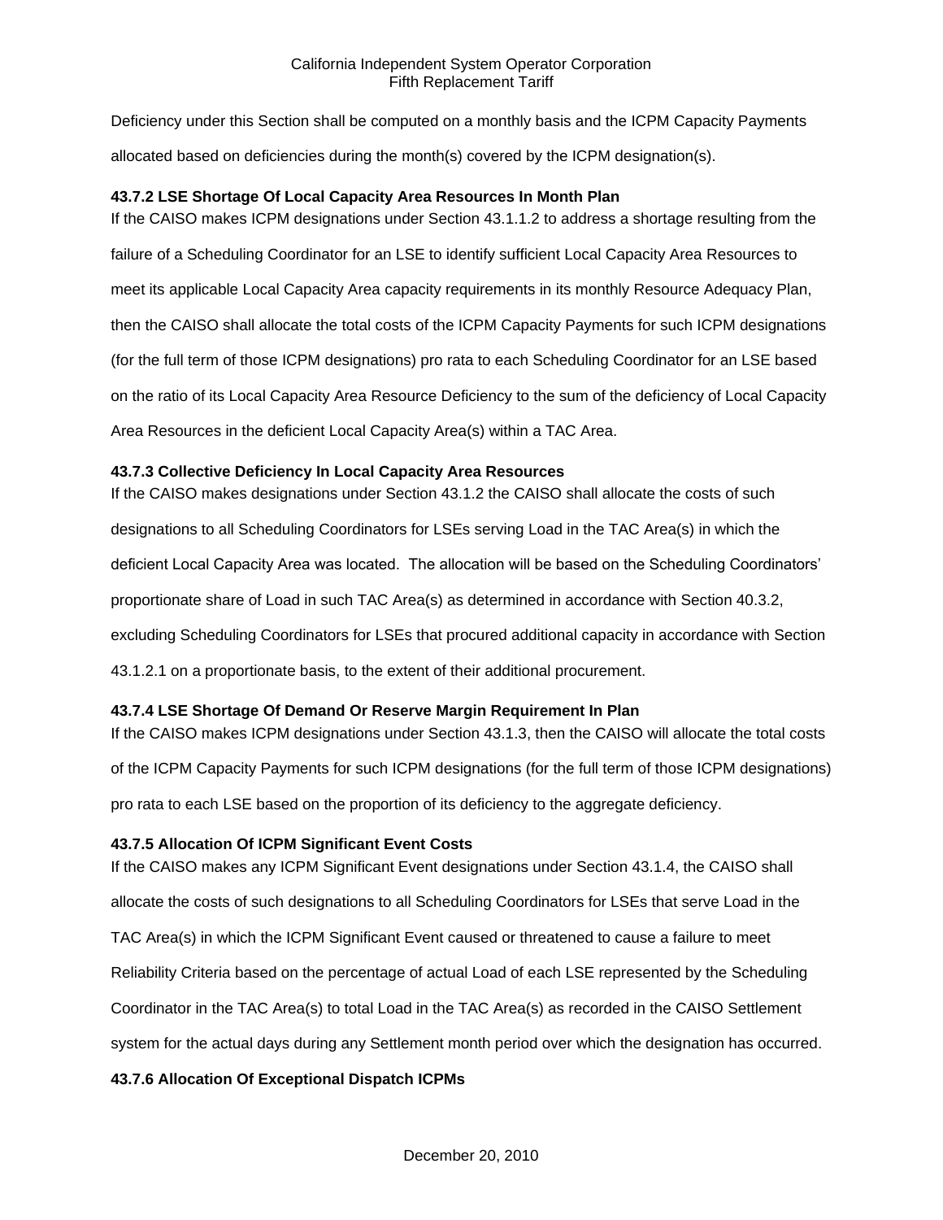Deficiency under this Section shall be computed on a monthly basis and the ICPM Capacity Payments allocated based on deficiencies during the month(s) covered by the ICPM designation(s).

### 43.7.2 LSE Shortage Of Local Capacity Area Resources In Month Plan

If the CAISO makes ICPM designations under Section 43.1.1.2 to address a shortage resulting from the failure of a Scheduling Coordinator for an LSE to identify sufficient Local Capacity Area Resources to meet its applicable Local Capacity Area capacity requirements in its monthly Resource Adequacy Plan, then the CAISO shall allocate the total costs of the ICPM Capacity Payments for such ICPM designations (for the full term of those ICPM designations) pro rata to each Scheduling Coordinator for an LSE based on the ratio of its Local Capacity Area Resource Deficiency to the sum of the deficiency of Local Capacity Area Resources in the deficient Local Capacity Area(s) within a TAC Area.

### 43.7.3 Collective Deficiency In Local Capacity Area Resources

If the CAISO makes designations under Section 43.1.2 the CAISO shall allocate the costs of such designations to all Scheduling Coordinators for LSEs serving Load in the TAC Area(s) in which the deficient Local Capacity Area was located. The allocation will be based on the Scheduling Coordinators' proportionate share of Load in such TAC Area(s) as determined in accordance with Section 40.3.2, excluding Scheduling Coordinators for LSEs that procured additional capacity in accordance with Section 43.1.2.1 on a proportionate basis, to the extent of their additional procurement.

### 43.7.4 LSE Shortage Of Demand Or Reserve Margin Requirement In Plan

If the CAISO makes ICPM designations under Section 43.1.3, then the CAISO will allocate the total costs of the ICPM Capacity Payments for such ICPM designations (for the full term of those ICPM designations) pro rata to each LSE based on the proportion of its deficiency to the aggregate deficiency.

### 43.7.5 Allocation Of ICPM Significant Event Costs

If the CAISO makes any ICPM Significant Event designations under Section 43.1.4, the CAISO shall allocate the costs of such designations to all Scheduling Coordinators for LSEs that serve Load in the TAC Area(s) in which the ICPM Significant Event caused or threatened to cause a failure to meet Reliability Criteria based on the percentage of actual Load of each LSE represented by the Scheduling Coordinator in the TAC Area(s) to total Load in the TAC Area(s) as recorded in the CAISO Settlement system for the actual days during any Settlement month period over which the designation has occurred.

### 43.7.6 Allocation Of Exceptional Dispatch ICPMs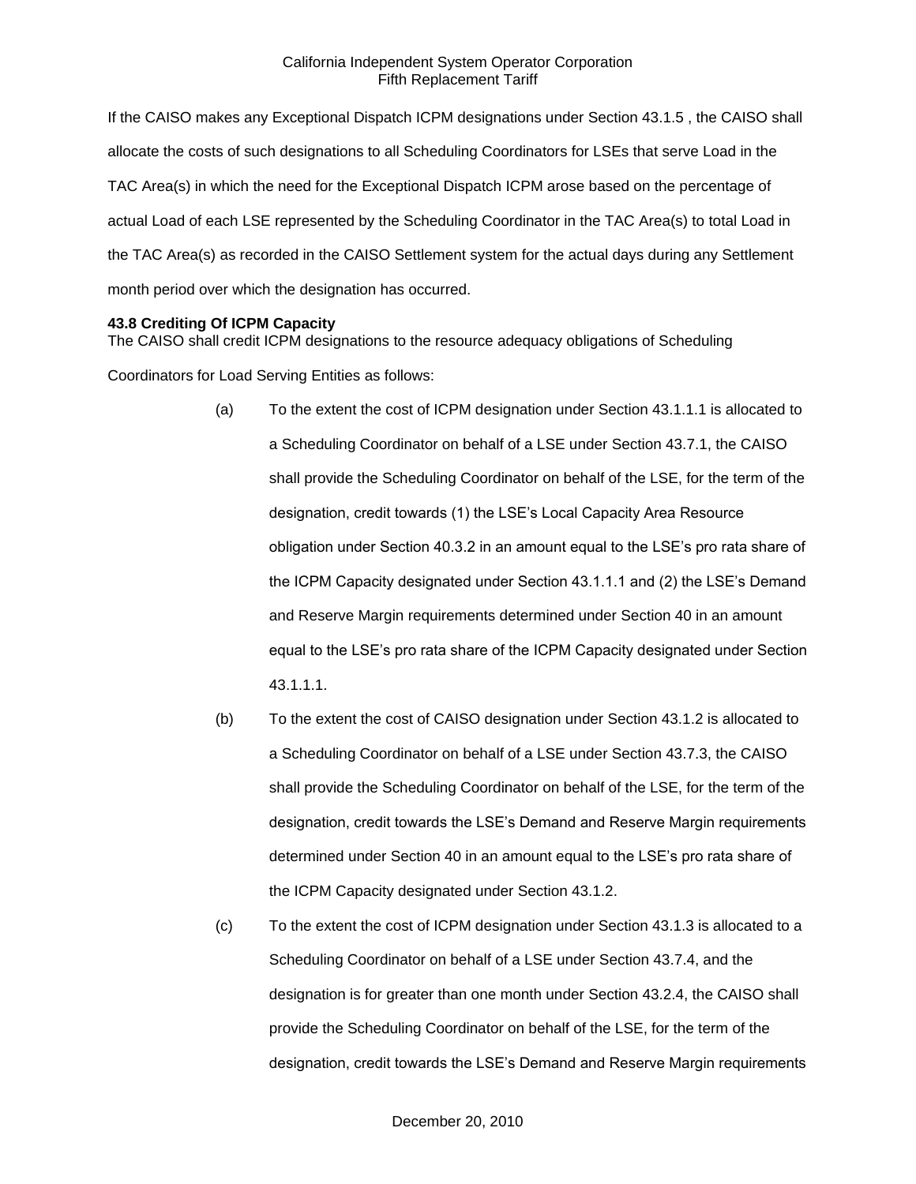If the CAISO makes any Exceptional Dispatch ICPM designations under Section 43.1.5 , the CAISO shall allocate the costs of such designations to all Scheduling Coordinators for LSEs that serve Load in the TAC Area(s) in which the need for the Exceptional Dispatch ICPM arose based on the percentage of actual Load of each LSE represented by the Scheduling Coordinator in the TAC Area(s) to total Load in the TAC Area(s) as recorded in the CAISO Settlement system for the actual days during any Settlement month period over which the designation has occurred.

**43.8 Crediting Of ICPM Capacity**

The CAISO shall credit ICPM designations to the resource adequacy obligations of Scheduling Coordinators for Load Serving Entities as follows:

(a) To the extent the cost of ICPM designation under Section 43.1.1.1 is allocated to a Scheduling Coordinator on behalf of a LSE under Section 43.7.1, the CAISO shall provide the Scheduling Coordinator on behalf of the LSE, for the term of the designation, credit towards (1) the LSE's Local Capacity Area Resource obligation under Section 40.3.2 in an amount equal to the LSE's pro rata share of the ICPM Capacity designated under Section 43.1.1.1 and (2) the LSE's Demand and Reserve Margin requirements determined under Section 40 in an amount equal to the LSE's pro rata share of the ICPM Capacity designated under Section 43.1.1.1.

(b) To the extent the cost of CAISO designation under Section 43.1.2 is allocated to a Scheduling Coordinator on behalf of a LSE under Section 43.7.3, the CAISO shall provide the Scheduling Coordinator on behalf of the LSE, for the term of the designation, credit towards the LSE's Demand and Reserve Margin requirements determined under Section 40 in an amount equal to the LSE's pro rata share of the ICPM Capacity designated under Section 43.1.2.

(c) To the extent the cost of ICPM designation under Section 43.1.3 is allocated to a Scheduling Coordinator on behalf of a LSE under Section 43.7.4, and the designation is for greater than one month under Section 43.2.4, the CAISO shall provide the Scheduling Coordinator on behalf of the LSE, for the term of the designation, credit towards the LSE's Demand and Reserve Margin requirements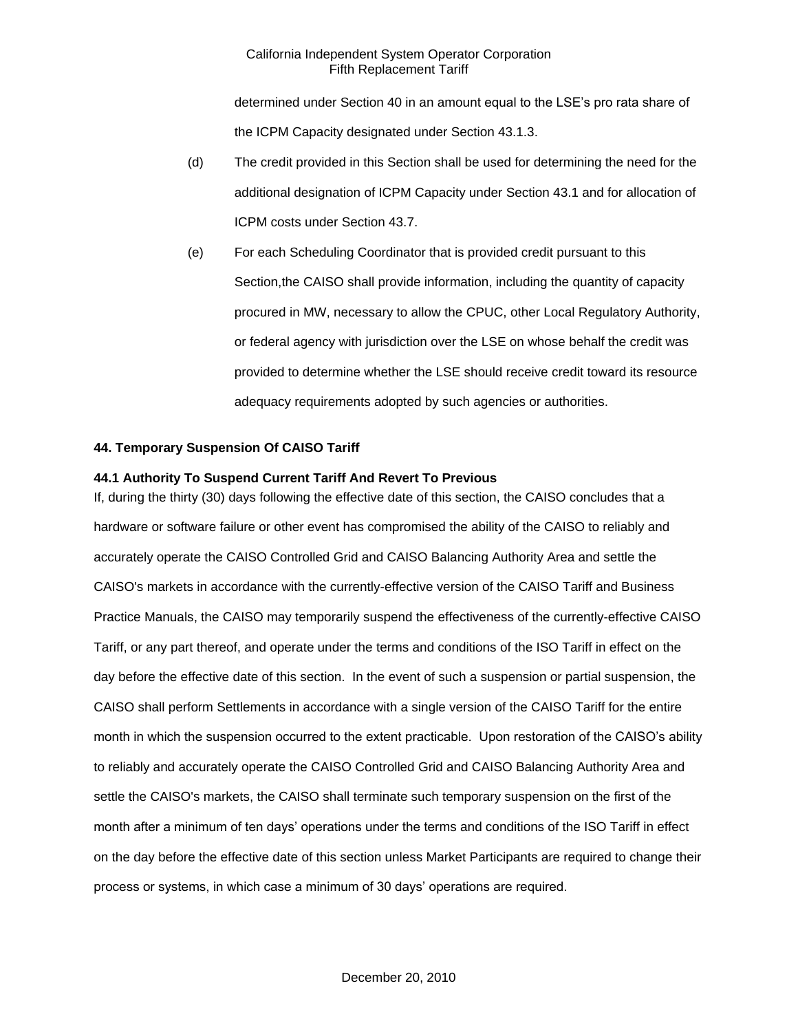determined under Section 40 in an amount equal to the LSE's pro rata share of the ICPM Capacity designated under Section 43.1.3.

(d) The credit provided in this Section shall be used for determining the need for the additional designation of ICPM Capacity under Section 43.1 and for allocation of ICPM costs under Section 43.7.

(e) For each Scheduling Coordinator that is provided credit pursuant to this Section,the CAISO shall provide information, including the quantity of capacity procured in MW, necessary to allow the CPUC, other Local Regulatory Authority, or federal agency with jurisdiction over the LSE on whose behalf the credit was provided to determine whether the LSE should receive credit toward its resource adequacy requirements adopted by such agencies or authorities.

**44. Temporary Suspension Of CAISO Tariff**

**44.1 Authority To Suspend Current Tariff And Revert To Previous**

If, during the thirty (30) days following the effective date of this section, the CAISO concludes that a hardware or software failure or other event has compromised the ability of the CAISO to reliably and accurately operate the CAISO Controlled Grid and CAISO Balancing Authority Area and settle the CAISO's markets in accordance with the currently-effective version of the CAISO Tariff and Business Practice Manuals, the CAISO may temporarily suspend the effectiveness of the currently-effective CAISO Tariff, or any part thereof, and operate under the terms and conditions of the ISO Tariff in effect on the day before the effective date of this section. In the event of such a suspension or partial suspension, the CAISO shall perform Settlements in accordance with a single version of the CAISO Tariff for the entire month in which the suspension occurred to the extent practicable. Upon restoration of the CAISO's ability to reliably and accurately operate the CAISO Controlled Grid and CAISO Balancing Authority Area and settle the CAISO's markets, the CAISO shall terminate such temporary suspension on the first of the month after a minimum of ten days' operations under the terms and conditions of the ISO Tariff in effect on the day before the effective date of this section unless Market Participants are required to change their process or systems, in which case a minimum of 30 days' operations are required.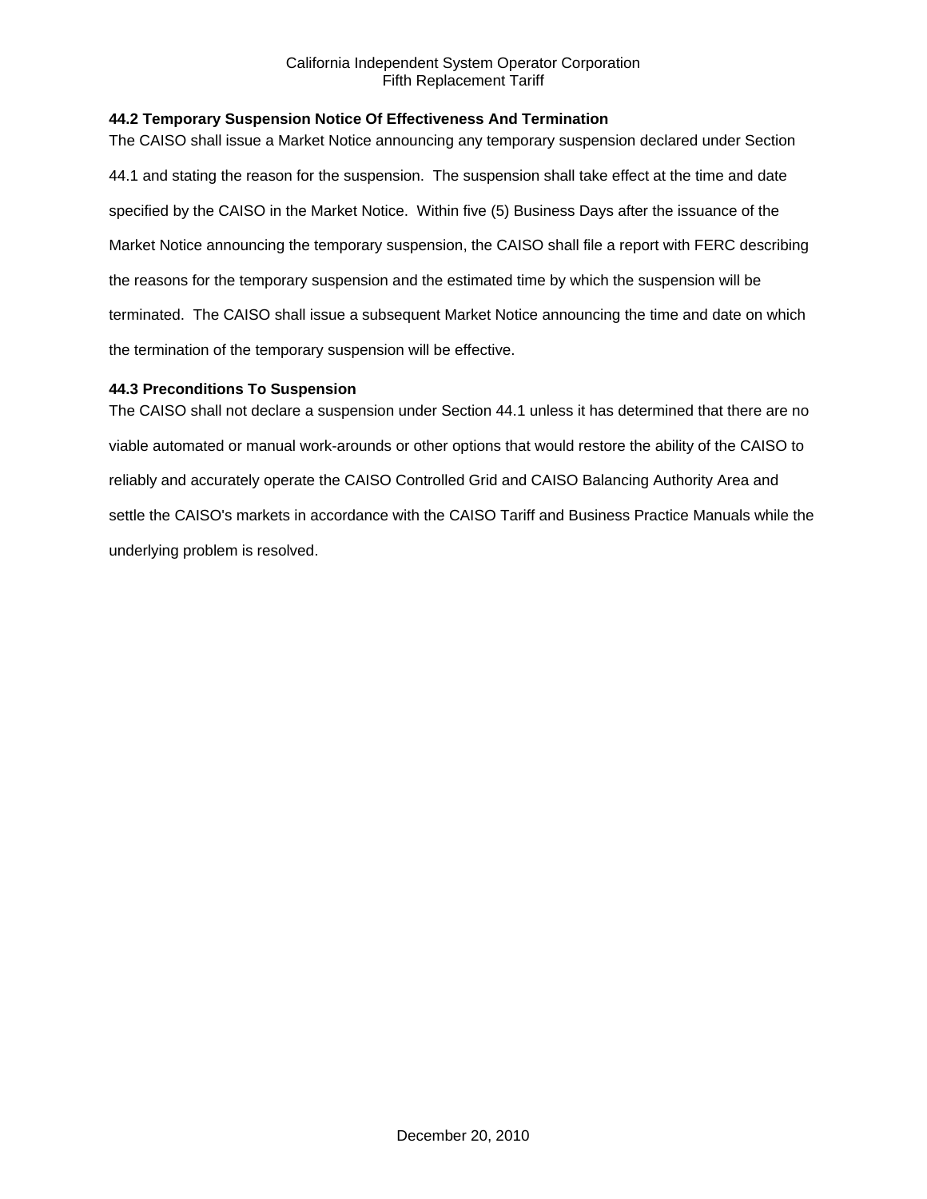### 44.2 Temporary Suspension Notice Of Effectiveness And Termination

The CAISO shall issue a Market Notice announcing any temporary suspension declared under Section 44.1 and stating the reason for the suspension. The suspension shall take effect at the time and date specified by the CAISO in the Market Notice. Within five (5) Business Days after the issuance of the Market Notice announcing the temporary suspension, the CAISO shall file a report with FERC describing the reasons for the temporary suspension and the estimated time by which the suspension will be terminated. The CAISO shall issue a subsequent Market Notice announcing the time and date on which the termination of the temporary suspension will be effective.

### 44.3 Preconditions To Suspension

The CAISO shall not declare a suspension under Section 44.1 unless it has determined that there are no viable automated or manual work-arounds or other options that would restore the ability of the CAISO to reliably and accurately operate the CAISO Controlled Grid and CAISO Balancing Authority Area and settle the CAISO's markets in accordance with the CAISO Tariff and Business Practice Manuals while the underlying problem is resolved.